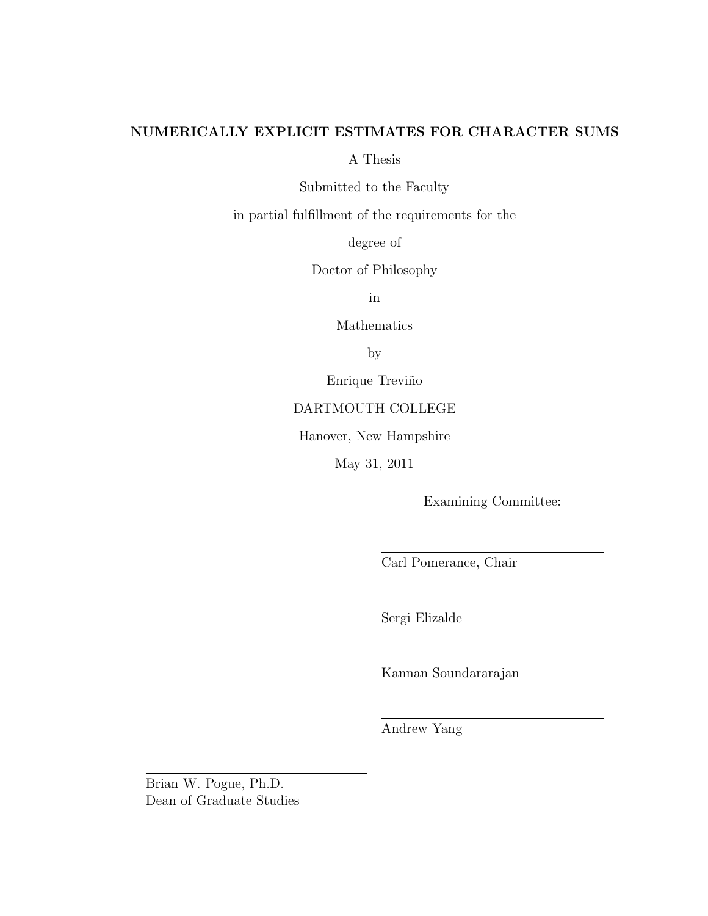# NUMERICALLY EXPLICIT ESTIMATES FOR CHARACTER SUMS

A Thesis

Submitted to the Faculty

in partial fulfillment of the requirements for the

degree of

Doctor of Philosophy

in

Mathematics

by

Enrique Treviño

DARTMOUTH COLLEGE

Hanover, New Hampshire

May 31, 2011

Examining Committee:

Carl Pomerance, Chair

Sergi Elizalde

Kannan Soundararajan

Andrew Yang

Brian W. Pogue, Ph.D.
Dean of Graduate Studies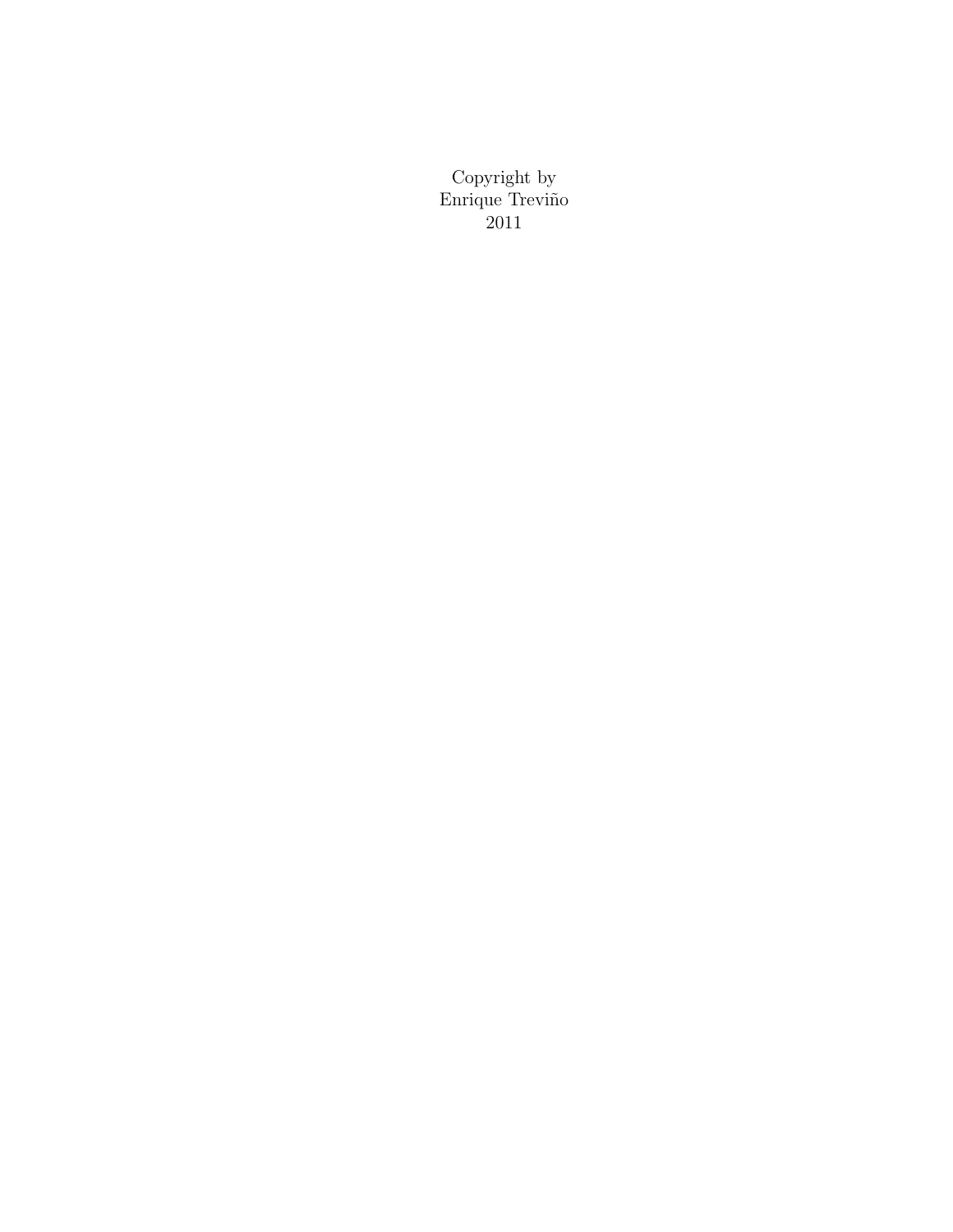Copyright by
Enrique Treviño
2011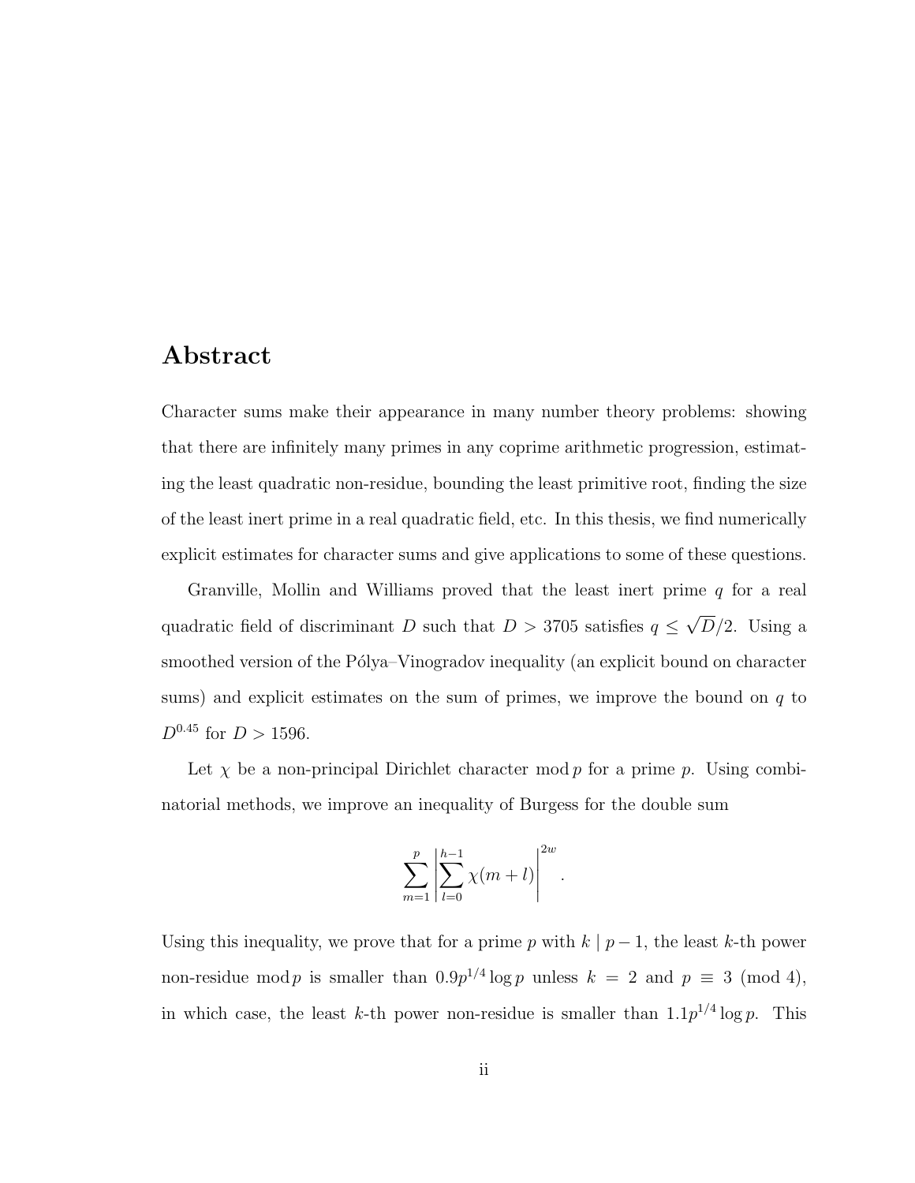# Abstract

Character sums make their appearance in many number theory problems: showing that there are infinitely many primes in any coprime arithmetic progression, estimating the least quadratic non-residue, bounding the least primitive root, finding the size of the least inert prime in a real quadratic field, etc. In this thesis, we find numerically explicit estimates for character sums and give applications to some of these questions.

Granville, Mollin and Williams proved that the least inert prime $q$ for a real quadratic field of discriminant $D$ such that $D > 3705$ satisfies $q \leq \sqrt{D}/2$. Using a smoothed version of the Pólya–Vinogradov inequality (an explicit bound on character sums) and explicit estimates on the sum of primes, we improve the bound on $q$ to $D^{0.45}$ for $D > 1596$.

Let $\chi$ be a non-principal Dirichlet character mod $p$ for a prime $p$. Using combinatorial methods, we improve an inequality of Burgess for the double sum

$$\sum_{m=1}^{p} \left| \sum_{l=0}^{h-1} \chi(m+l) \right|^{2w}.$$

Using this inequality, we prove that for a prime $p$ with $k \mid p-1$, the least $k$-th power non-residue mod $p$ is smaller than $0.9p^{1/4} \log p$ unless $k = 2$ and $p \equiv 3 \pmod 4$, in which case, the least $k$-th power non-residue is smaller than $1.1p^{1/4} \log p$. This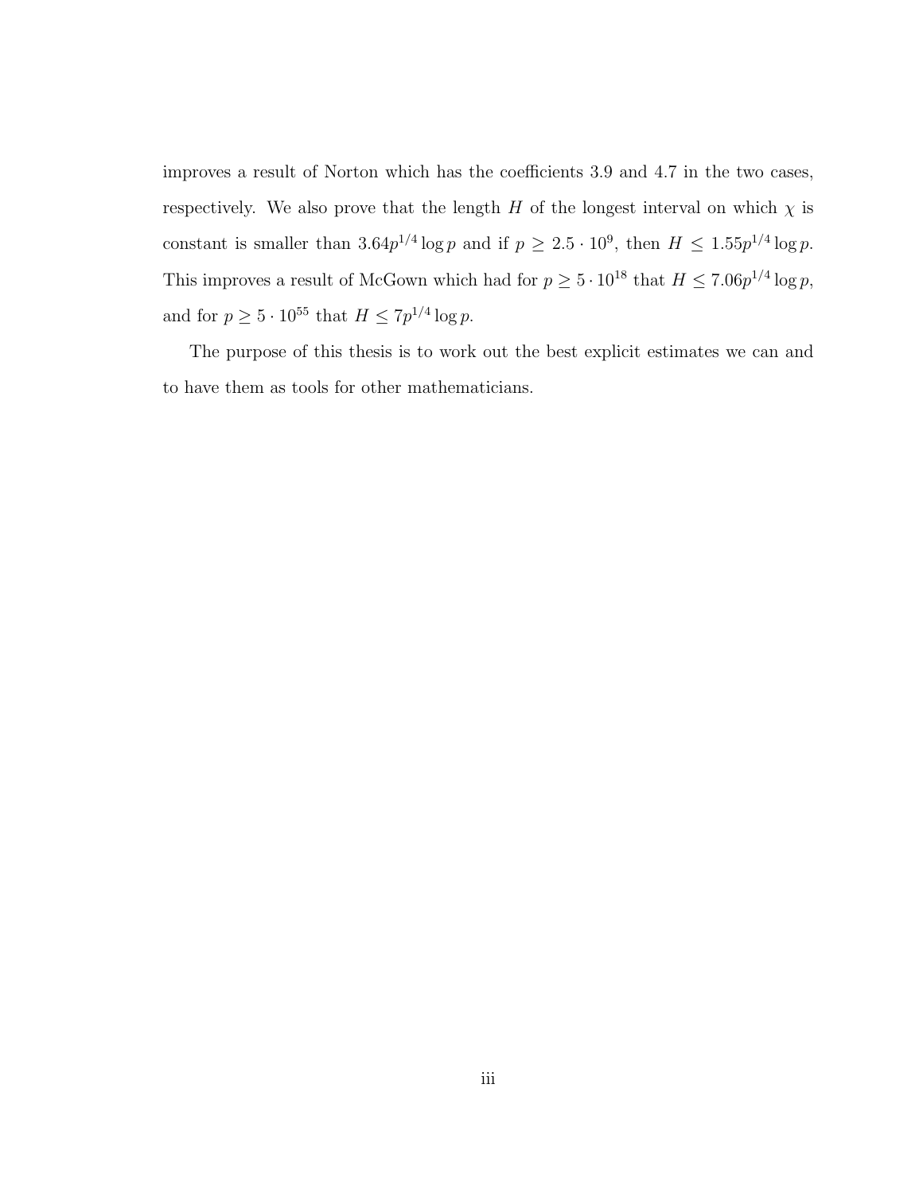improves a result of Norton which has the coefficients 3.9 and 4.7 in the two cases, respectively. We also prove that the length $H$ of the longest interval on which $\chi$ is constant is smaller than $3.64p^{1/4}\log p$ and if $p \geq 2.5 \cdot 10^9$, then $H \leq 1.55p^{1/4}\log p$. This improves a result of McGown which had for $p \geq 5 \cdot 10^{18}$ that $H \leq 7.06p^{1/4}\log p$, and for $p \geq 5 \cdot 10^{55}$ that $H \leq 7p^{1/4}\log p$.

The purpose of this thesis is to work out the best explicit estimates we can and to have them as tools for other mathematicians.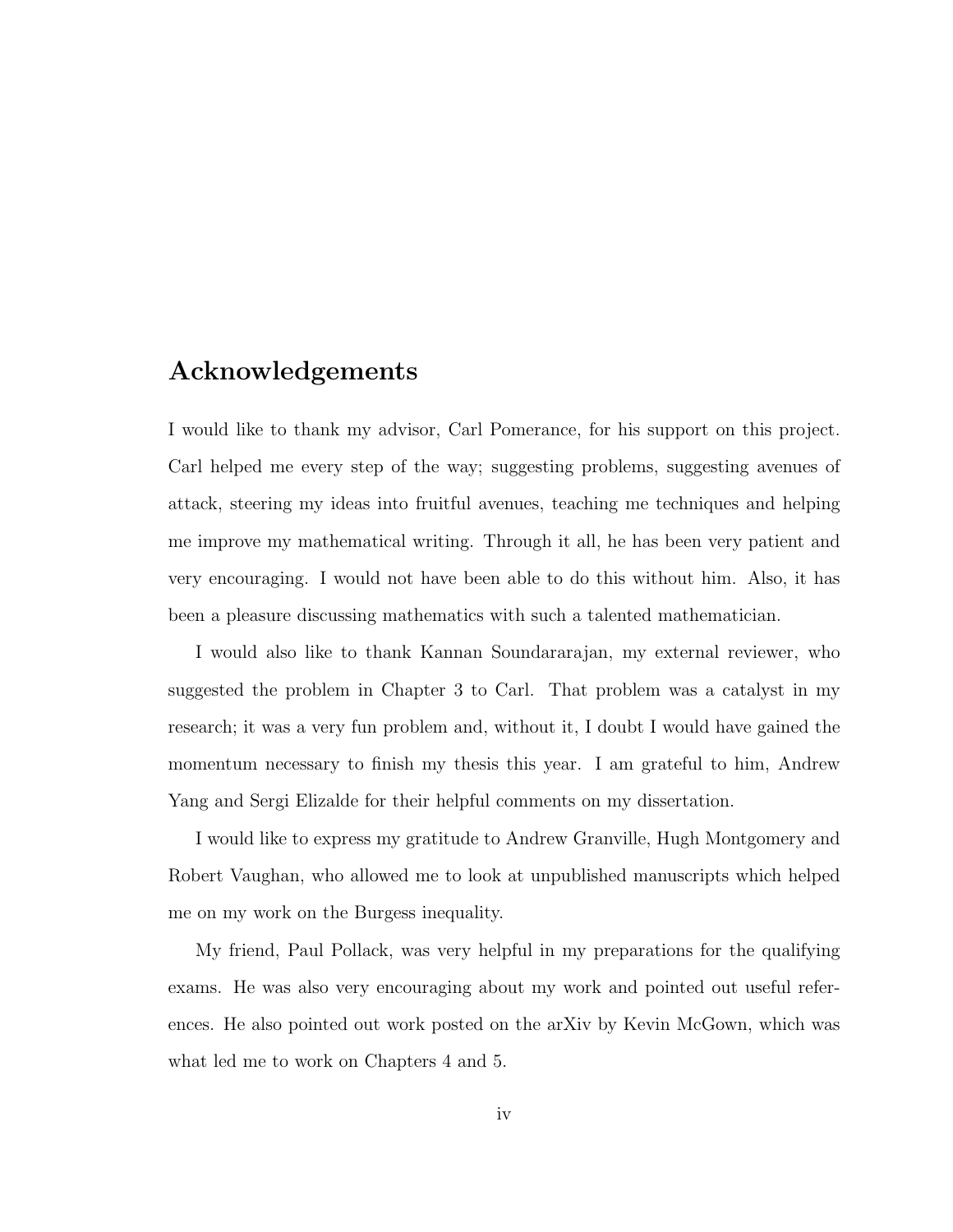# Acknowledgements

I would like to thank my advisor, Carl Pomerance, for his support on this project. Carl helped me every step of the way; suggesting problems, suggesting avenues of attack, steering my ideas into fruitful avenues, teaching me techniques and helping me improve my mathematical writing. Through it all, he has been very patient and very encouraging. I would not have been able to do this without him. Also, it has been a pleasure discussing mathematics with such a talented mathematician.

I would also like to thank Kannan Soundararajan, my external reviewer, who suggested the problem in Chapter 3 to Carl. That problem was a catalyst in my research; it was a very fun problem and, without it, I doubt I would have gained the momentum necessary to finish my thesis this year. I am grateful to him, Andrew Yang and Sergi Elizalde for their helpful comments on my dissertation.

I would like to express my gratitude to Andrew Granville, Hugh Montgomery and Robert Vaughan, who allowed me to look at unpublished manuscripts which helped me on my work on the Burgess inequality.

My friend, Paul Pollack, was very helpful in my preparations for the qualifying exams. He was also very encouraging about my work and pointed out useful references. He also pointed out work posted on the arXiv by Kevin McGown, which was what led me to work on Chapters 4 and 5.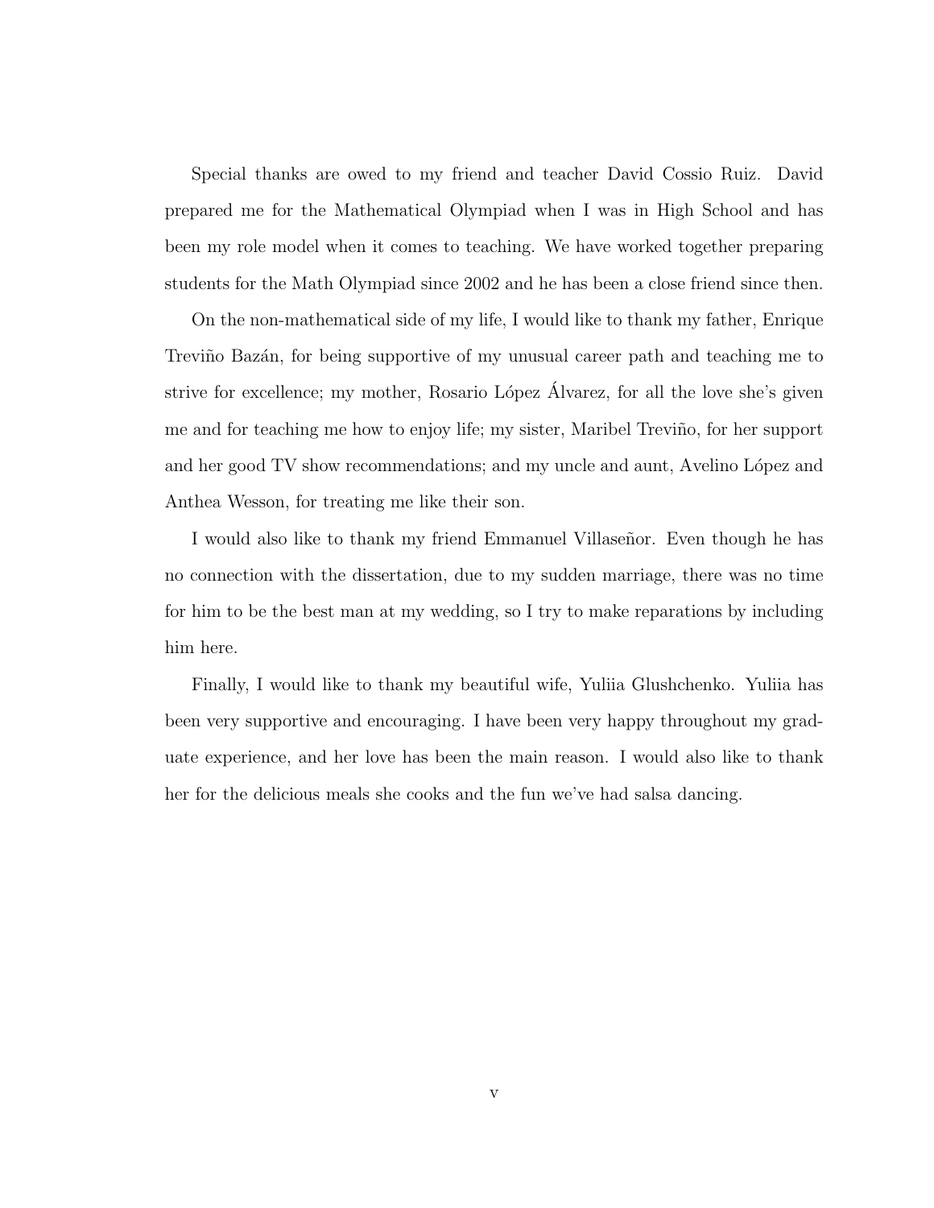Special thanks are owed to my friend and teacher David Cossio Ruiz. David prepared me for the Mathematical Olympiad when I was in High School and has been my role model when it comes to teaching. We have worked together preparing students for the Math Olympiad since 2002 and he has been a close friend since then.

On the non-mathematical side of my life, I would like to thank my father, Enrique Treviño Bazán, for being supportive of my unusual career path and teaching me to strive for excellence; my mother, Rosario López Álvarez, for all the love she's given me and for teaching me how to enjoy life; my sister, Maribel Treviño, for her support and her good TV show recommendations; and my uncle and aunt, Avelino López and Anthea Wesson, for treating me like their son.

I would also like to thank my friend Emmanuel Villaseñor. Even though he has no connection with the dissertation, due to my sudden marriage, there was no time for him to be the best man at my wedding, so I try to make reparations by including him here.

Finally, I would like to thank my beautiful wife, Yuliia Glushchenko. Yuliia has been very supportive and encouraging. I have been very happy throughout my graduate experience, and her love has been the main reason. I would also like to thank her for the delicious meals she cooks and the fun we've had salsa dancing.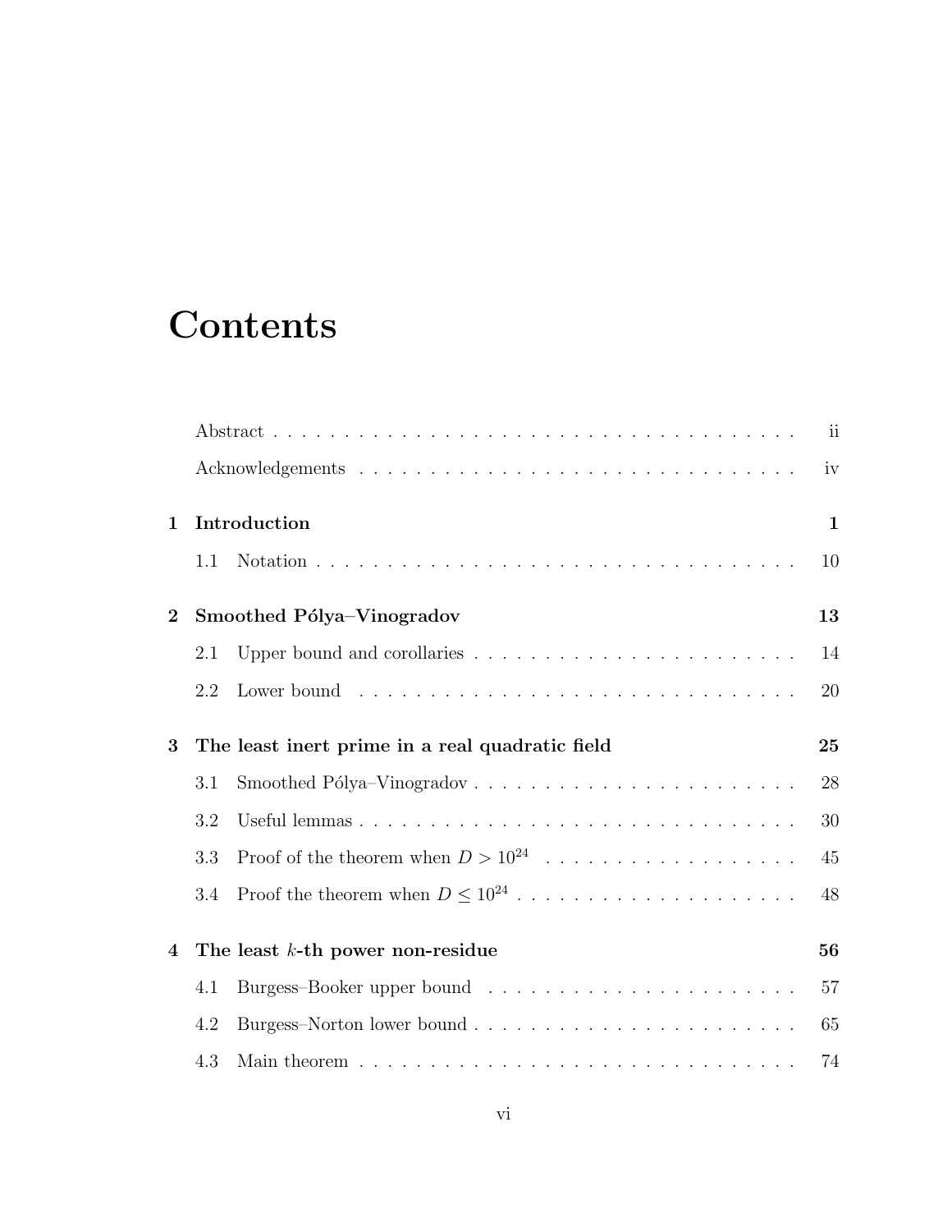# Contents

Abstract . . . . . . . . . . . . . . . . . . . . . . . . . . . . . . . . . . . . . . . ii

Acknowledgements . . . . . . . . . . . . . . . . . . . . . . . . . . . . . . . iv

**1 Introduction** **1**

1.1 Notation . . . . . . . . . . . . . . . . . . . . . . . . . . . . . . . . . . . 10

**2 Smoothed Pólya–Vinogradov** **13**

2.1 Upper bound and corollaries . . . . . . . . . . . . . . . . . . . . . . . . 14

2.2 Lower bound . . . . . . . . . . . . . . . . . . . . . . . . . . . . . . . . . 20

**3 The least inert prime in a real quadratic field** **25**

3.1 Smoothed Pólya–Vinogradov . . . . . . . . . . . . . . . . . . . . . . . . 28

3.2 Useful lemmas . . . . . . . . . . . . . . . . . . . . . . . . . . . . . . . . 30

3.3 Proof of the theorem when $D > 10^{24}$ . . . . . . . . . . . . . . . . . . . 45

3.4 Proof the theorem when $D \leq 10^{24}$ . . . . . . . . . . . . . . . . . . . . 48

**4 The least $k$-th power non-residue** **56**

4.1 Burgess–Booker upper bound . . . . . . . . . . . . . . . . . . . . . . . 57

4.2 Burgess–Norton lower bound . . . . . . . . . . . . . . . . . . . . . . . 65

4.3 Main theorem . . . . . . . . . . . . . . . . . . . . . . . . . . . . . . . . 74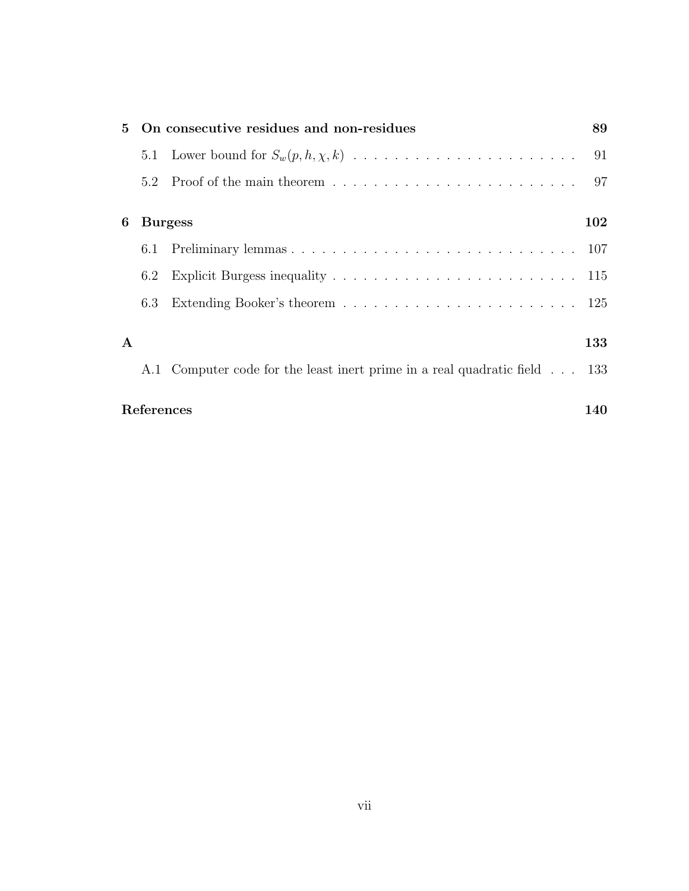**5 On consecutive residues and non-residues** **89**

5.1 Lower bound for $S_w(p, h, \chi, k)$ . . . . . . . . . . . . . . . . . . . . . . 91

5.2 Proof of the main theorem . . . . . . . . . . . . . . . . . . . . . . . . 97

**6 Burgess** **102**

6.1 Preliminary lemmas . . . . . . . . . . . . . . . . . . . . . . . . . . . . 107

6.2 Explicit Burgess inequality . . . . . . . . . . . . . . . . . . . . . . . . 115

6.3 Extending Booker's theorem . . . . . . . . . . . . . . . . . . . . . . . 125

**A** **133**

A.1 Computer code for the least inert prime in a real quadratic field . . . 133

**References** **140**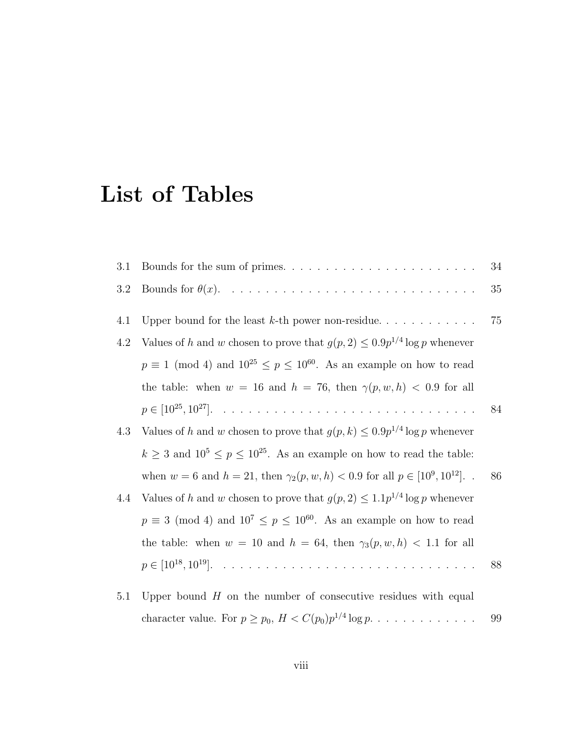# List of Tables

3.1 Bounds for the sum of primes. . . . . . . . . . . . . . . . . . . . . . . 34

3.2 Bounds for $\theta(x)$. . . . . . . . . . . . . . . . . . . . . . . . . . . . . 35

4.1 Upper bound for the least $k$-th power non-residue. . . . . . . . . . . . 75

4.2 Values of $h$ and $w$ chosen to prove that $g(p, 2) \leq 0.9p^{1/4} \log p$ whenever $p \equiv 1 \pmod 4$ and $10^{25} \leq p \leq 10^{60}$. As an example on how to read the table: when $w = 16$ and $h = 76$, then $\gamma(p, w, h) < 0.9$ for all $p \in [10^{25}, 10^{27}]$. . . . . . . . . . . . . . . . . . . . . . . . . . . . . . 84

4.3 Values of $h$ and $w$ chosen to prove that $g(p, k) \leq 0.9p^{1/4} \log p$ whenever $k \geq 3$ and $10^5 \leq p \leq 10^{25}$. As an example on how to read the table: when $w = 6$ and $h = 21$, then $\gamma_2(p, w, h) < 0.9$ for all $p \in [10^9, 10^{12}]$. . . 86

4.4 Values of $h$ and $w$ chosen to prove that $g(p, 2) \leq 1.1p^{1/4} \log p$ whenever $p \equiv 3 \pmod 4$ and $10^7 \leq p \leq 10^{60}$. As an example on how to read the table: when $w = 10$ and $h = 64$, then $\gamma_3(p, w, h) < 1.1$ for all $p \in [10^{18}, 10^{19}]$. . . . . . . . . . . . . . . . . . . . . . . . . . . . . . 88

5.1 Upper bound $H$ on the number of consecutive residues with equal character value. For $p \geq p_0$, $H < C(p_0)p^{1/4} \log p$. . . . . . . . . . . . 99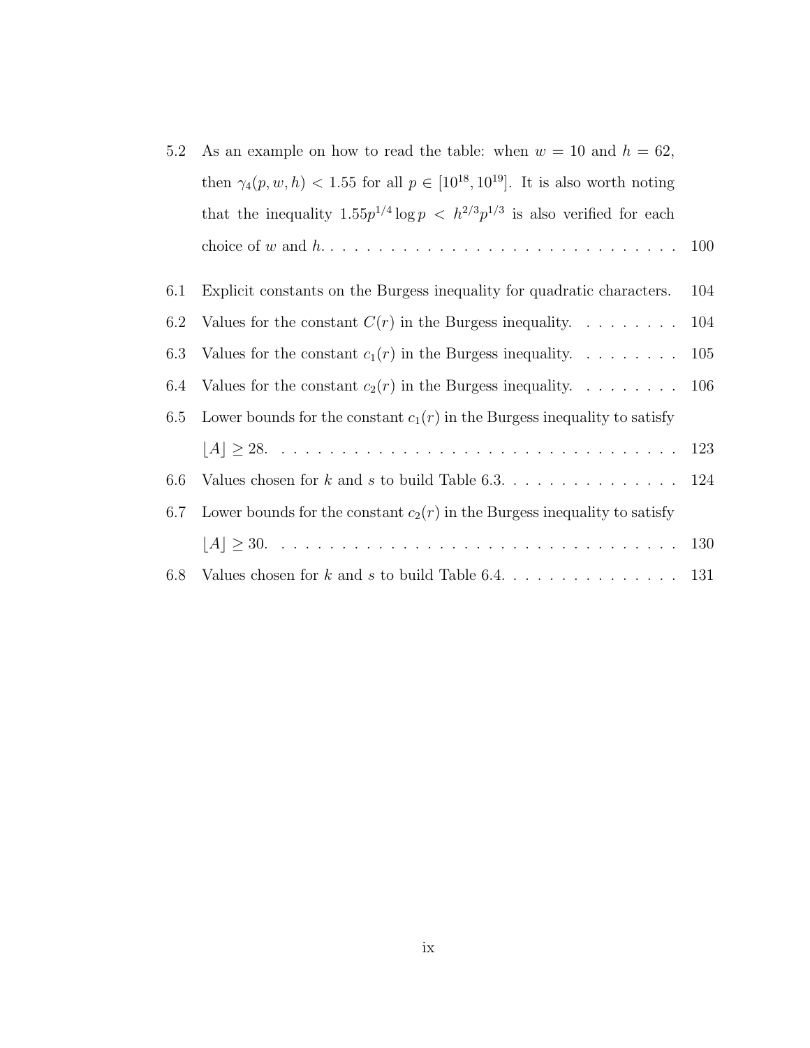5.2 As an example on how to read the table: when $w = 10$ and $h = 62$, then $\gamma_4(p, w, h) < 1.55$ for all $p \in [10^{18}, 10^{19}]$. It is also worth noting that the inequality $1.55p^{1/4} \log p < h^{2/3}p^{1/3}$ is also verified for each choice of $w$ and $h$. . . . . . . . . . . . . . . . . . . . . . . . . . . . . . 100

6.1 Explicit constants on the Burgess inequality for quadratic characters. 104

6.2 Values for the constant $C(r)$ in the Burgess inequality. . . . . . . . . 104

6.3 Values for the constant $c_1(r)$ in the Burgess inequality. . . . . . . . . 105

6.4 Values for the constant $c_2(r)$ in the Burgess inequality. . . . . . . . . 106

6.5 Lower bounds for the constant $c_1(r)$ in the Burgess inequality to satisfy $\lfloor A \rfloor \geq 28$. . . . . . . . . . . . . . . . . . . . . . . . . . . . . . . . . . . 123

6.6 Values chosen for $k$ and $s$ to build Table 6.3. . . . . . . . . . . . . . . 124

6.7 Lower bounds for the constant $c_2(r)$ in the Burgess inequality to satisfy $\lfloor A \rfloor \geq 30$. . . . . . . . . . . . . . . . . . . . . . . . . . . . . . . . . . . 130

6.8 Values chosen for $k$ and $s$ to build Table 6.4. . . . . . . . . . . . . . . 131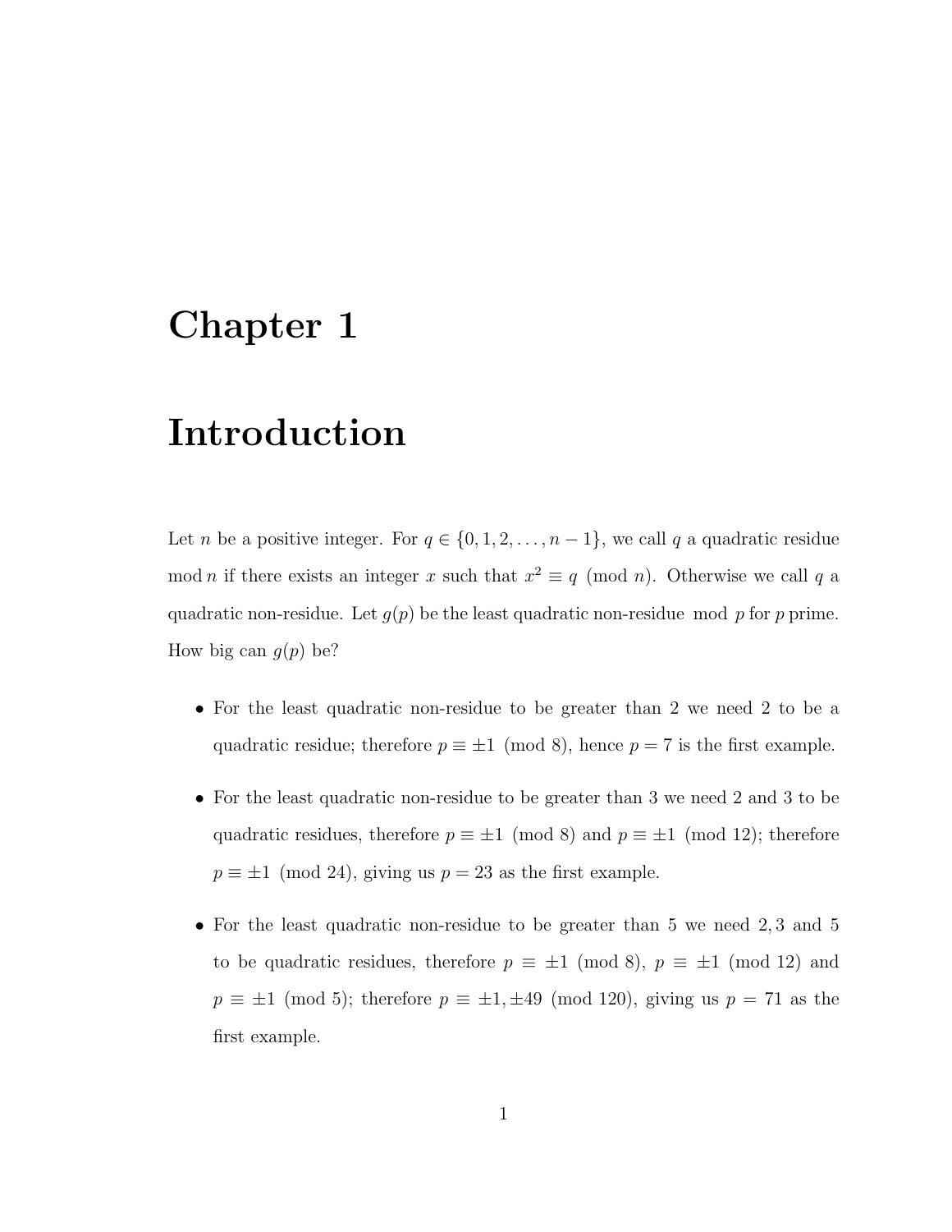# Chapter 1

# Introduction

Let $n$ be a positive integer. For $q \in \{0, 1, 2, \ldots, n-1\}$, we call $q$ a quadratic residue $\bmod\, n$ if there exists an integer $x$ such that $x^2 \equiv q \pmod{n}$. Otherwise we call $q$ a quadratic non-residue. Let $g(p)$ be the least quadratic non-residue $\bmod\ p$ for $p$ prime. How big can $g(p)$ be?

- For the least quadratic non-residue to be greater than 2 we need 2 to be a quadratic residue; therefore $p \equiv \pm 1 \pmod{8}$, hence $p = 7$ is the first example.
- For the least quadratic non-residue to be greater than 3 we need 2 and 3 to be quadratic residues, therefore $p \equiv \pm 1 \pmod{8}$ and $p \equiv \pm 1 \pmod{12}$; therefore $p \equiv \pm 1 \pmod{24}$, giving us $p = 23$ as the first example.
- For the least quadratic non-residue to be greater than 5 we need $2, 3$ and 5 to be quadratic residues, therefore $p \equiv \pm 1 \pmod{8}$, $p \equiv \pm 1 \pmod{12}$ and $p \equiv \pm 1 \pmod{5}$; therefore $p \equiv \pm 1, \pm 49 \pmod{120}$, giving us $p = 71$ as the first example.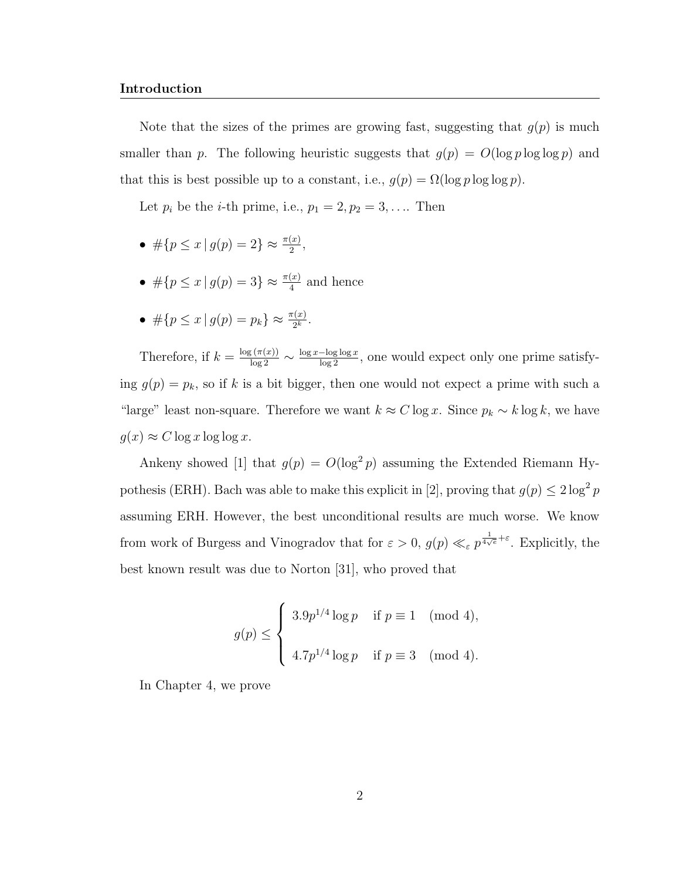Note that the sizes of the primes are growing fast, suggesting that $g(p)$ is much smaller than $p$. The following heuristic suggests that $g(p) = O(\log p \log\log p)$ and that this is best possible up to a constant, i.e., $g(p) = \Omega(\log p \log\log p)$.

Let $p_i$ be the $i$-th prime, i.e., $p_1 = 2, p_2 = 3, \ldots$. Then

- $\#\{p \le x \mid g(p) = 2\} \approx \frac{\pi(x)}{2}$,
- $\#\{p \le x \mid g(p) = 3\} \approx \frac{\pi(x)}{4}$ and hence
- $\#\{p \le x \mid g(p) = p_k\} \approx \frac{\pi(x)}{2^k}$.

Therefore, if $k = \frac{\log(\pi(x))}{\log 2} \sim \frac{\log x - \log\log x}{\log 2}$, one would expect only one prime satisfying $g(p) = p_k$, so if $k$ is a bit bigger, then one would not expect a prime with such a "large" least non-square. Therefore we want $k \approx C \log x$. Since $p_k \sim k \log k$, we have $g(x) \approx C \log x \log\log x$.

Ankeny showed [1] that $g(p) = O(\log^2 p)$ assuming the Extended Riemann Hypothesis (ERH). Bach was able to make this explicit in [2], proving that $g(p) \le 2\log^2 p$ assuming ERH. However, the best unconditional results are much worse. We know from work of Burgess and Vinogradov that for $\varepsilon > 0$, $g(p) \ll_\varepsilon p^{\frac{1}{4\sqrt{e}}+\varepsilon}$. Explicitly, the best known result was due to Norton [31], who proved that

$$g(p) \le \begin{cases} 3.9p^{1/4}\log p & \text{if } p \equiv 1 \pmod 4, \\ 4.7p^{1/4}\log p & \text{if } p \equiv 3 \pmod 4. \end{cases}$$

In Chapter 4, we prove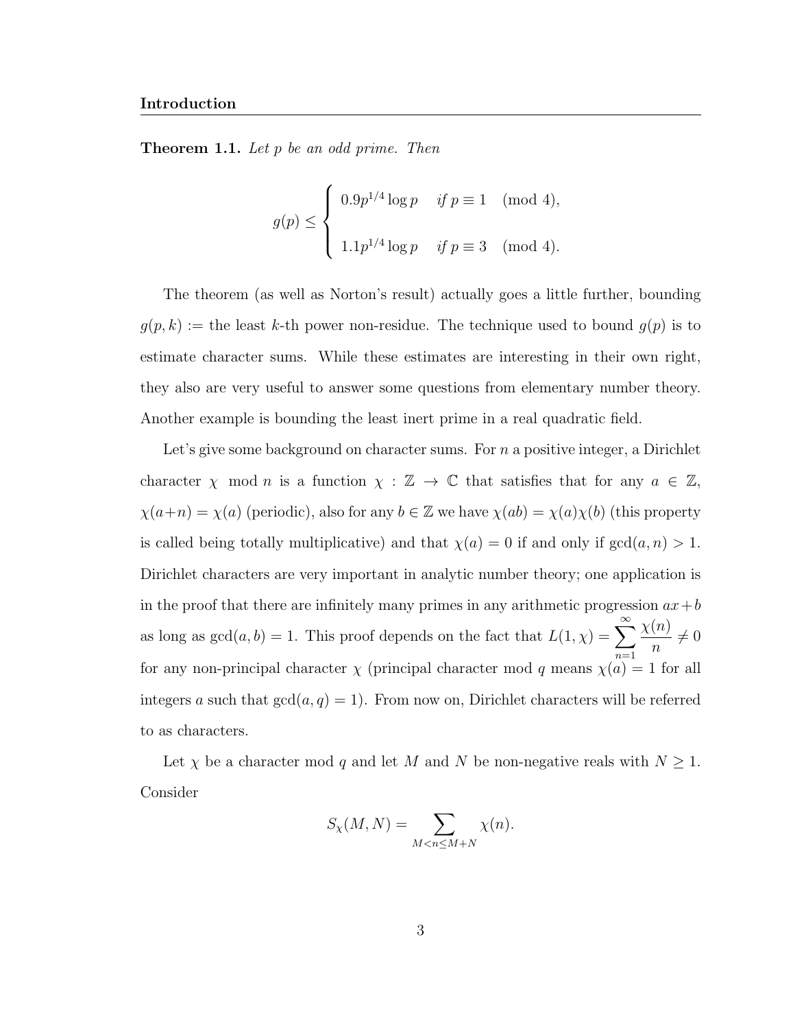**Theorem 1.1.** *Let $p$ be an odd prime. Then*

$$g(p) \leq \begin{cases} 0.9p^{1/4}\log p & \text{if } p \equiv 1 \pmod 4, \\ \\ 1.1p^{1/4}\log p & \text{if } p \equiv 3 \pmod 4. \end{cases}$$

The theorem (as well as Norton's result) actually goes a little further, bounding $g(p, k) :=$ the least $k$-th power non-residue. The technique used to bound $g(p)$ is to estimate character sums. While these estimates are interesting in their own right, they also are very useful to answer some questions from elementary number theory. Another example is bounding the least inert prime in a real quadratic field.

Let's give some background on character sums. For $n$ a positive integer, a Dirichlet character $\chi \mod n$ is a function $\chi : \mathbb{Z} \to \mathbb{C}$ that satisfies that for any $a \in \mathbb{Z}$, $\chi(a+n) = \chi(a)$ (periodic), also for any $b \in \mathbb{Z}$ we have $\chi(ab) = \chi(a)\chi(b)$ (this property is called being totally multiplicative) and that $\chi(a) = 0$ if and only if $\gcd(a, n) > 1$. Dirichlet characters are very important in analytic number theory; one application is in the proof that there are infinitely many primes in any arithmetic progression $ax+b$ as long as $\gcd(a, b) = 1$. This proof depends on the fact that $L(1, \chi) = \displaystyle\sum_{n=1}^{\infty} \frac{\chi(n)}{n} \neq 0$ for any non-principal character $\chi$ (principal character mod $q$ means $\chi(a) = 1$ for all integers $a$ such that $\gcd(a, q) = 1$). From now on, Dirichlet characters will be referred to as characters.

Let $\chi$ be a character mod $q$ and let $M$ and $N$ be non-negative reals with $N \geq 1$. Consider

$$S_\chi(M, N) = \sum_{M<n\leq M+N} \chi(n).$$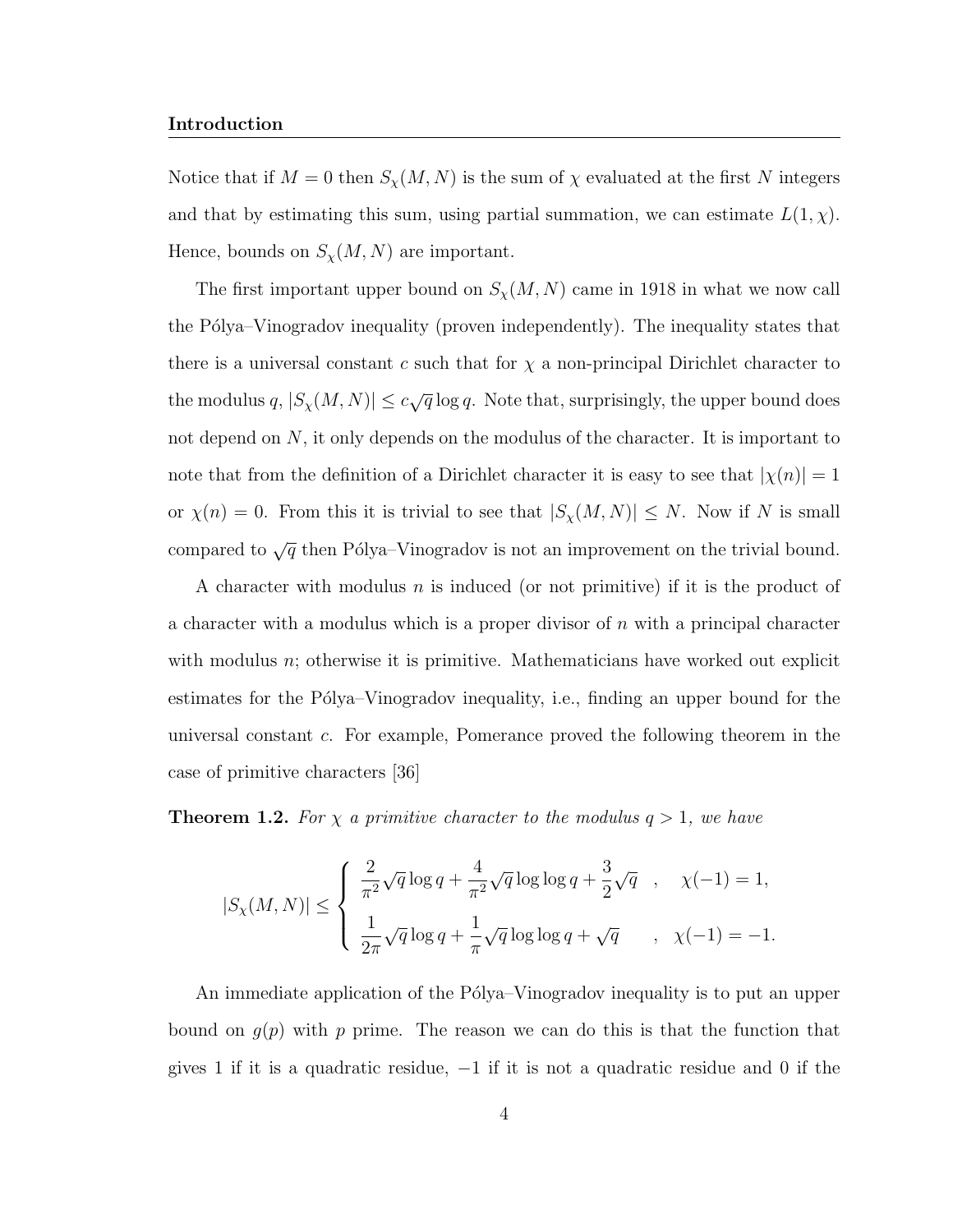Notice that if $M = 0$ then $S_\chi(M, N)$ is the sum of $\chi$ evaluated at the first $N$ integers and that by estimating this sum, using partial summation, we can estimate $L(1, \chi)$. Hence, bounds on $S_\chi(M, N)$ are important.

The first important upper bound on $S_\chi(M, N)$ came in 1918 in what we now call the Pólya–Vinogradov inequality (proven independently). The inequality states that there is a universal constant $c$ such that for $\chi$ a non-principal Dirichlet character to the modulus $q$, $|S_\chi(M, N)| \leq c\sqrt{q}\log q$. Note that, surprisingly, the upper bound does not depend on $N$, it only depends on the modulus of the character. It is important to note that from the definition of a Dirichlet character it is easy to see that $|\chi(n)| = 1$ or $\chi(n) = 0$. From this it is trivial to see that $|S_\chi(M, N)| \leq N$. Now if $N$ is small compared to $\sqrt{q}$ then Pólya–Vinogradov is not an improvement on the trivial bound.

A character with modulus $n$ is induced (or not primitive) if it is the product of a character with a modulus which is a proper divisor of $n$ with a principal character with modulus $n$; otherwise it is primitive. Mathematicians have worked out explicit estimates for the Pólya–Vinogradov inequality, i.e., finding an upper bound for the universal constant $c$. For example, Pomerance proved the following theorem in the case of primitive characters [36]

**Theorem 1.2.** *For $\chi$ a primitive character to the modulus $q > 1$, we have*

$$|S_\chi(M, N)| \leq \begin{cases} \dfrac{2}{\pi^2}\sqrt{q}\log q + \dfrac{4}{\pi^2}\sqrt{q}\log\log q + \dfrac{3}{2}\sqrt{q} \quad , \quad \chi(-1) = 1, \\[2ex] \dfrac{1}{2\pi}\sqrt{q}\log q + \dfrac{1}{\pi}\sqrt{q}\log\log q + \sqrt{q} \quad\quad , \quad \chi(-1) = -1. \end{cases}$$

An immediate application of the Pólya–Vinogradov inequality is to put an upper bound on $g(p)$ with $p$ prime. The reason we can do this is that the function that gives 1 if it is a quadratic residue, $-1$ if it is not a quadratic residue and 0 if the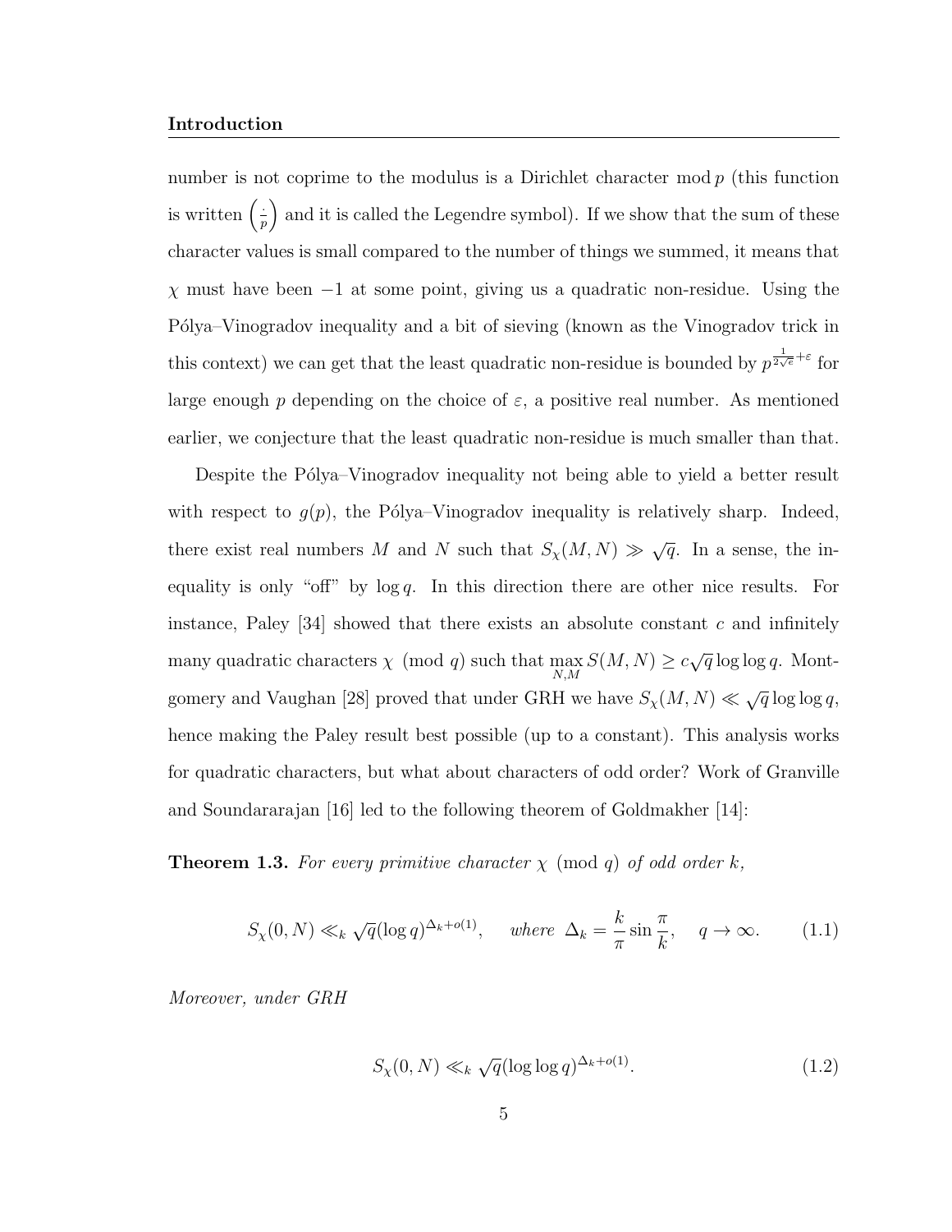number is not coprime to the modulus is a Dirichlet character mod $p$ (this function is written $\left(\frac{\cdot}{p}\right)$ and it is called the Legendre symbol). If we show that the sum of these character values is small compared to the number of things we summed, it means that $\chi$ must have been $-1$ at some point, giving us a quadratic non-residue. Using the Pólya–Vinogradov inequality and a bit of sieving (known as the Vinogradov trick in this context) we can get that the least quadratic non-residue is bounded by $p^{\frac{1}{2\sqrt{e}}+\varepsilon}$ for large enough $p$ depending on the choice of $\varepsilon$, a positive real number. As mentioned earlier, we conjecture that the least quadratic non-residue is much smaller than that.

Despite the Pólya–Vinogradov inequality not being able to yield a better result with respect to $g(p)$, the Pólya–Vinogradov inequality is relatively sharp. Indeed, there exist real numbers $M$ and $N$ such that $S_\chi(M,N) \gg \sqrt{q}$. In a sense, the inequality is only "off" by $\log q$. In this direction there are other nice results. For instance, Paley [34] showed that there exists an absolute constant $c$ and infinitely many quadratic characters $\chi \pmod q$ such that $\max_{N,M} S(M,N) \geq c\sqrt{q}\log\log q$. Montgomery and Vaughan [28] proved that under GRH we have $S_\chi(M,N) \ll \sqrt{q}\log\log q$, hence making the Paley result best possible (up to a constant). This analysis works for quadratic characters, but what about characters of odd order? Work of Granville and Soundararajan [16] led to the following theorem of Goldmakher [14]:

**Theorem 1.3.** *For every primitive character $\chi \pmod q$ of odd order $k$,*

$$S_\chi(0,N) \ll_k \sqrt{q}(\log q)^{\Delta_k+o(1)}, \quad \text{where } \Delta_k = \frac{k}{\pi}\sin\frac{\pi}{k}, \quad q \to \infty. \tag{1.1}$$

*Moreover, under GRH*

$$S_\chi(0,N) \ll_k \sqrt{q}(\log\log q)^{\Delta_k+o(1)}. \tag{1.2}$$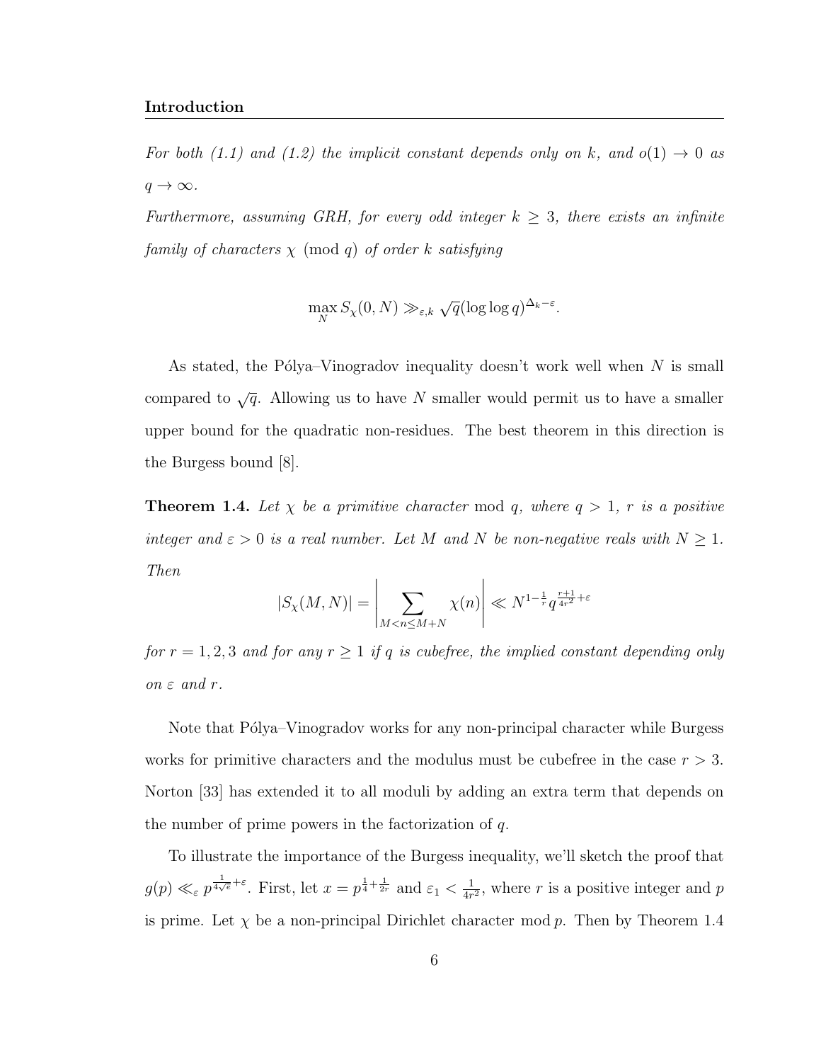*For both (1.1) and (1.2) the implicit constant depends only on $k$, and $o(1) \to 0$ as $q \to \infty$.*

*Furthermore, assuming GRH, for every odd integer $k \geq 3$, there exists an infinite family of characters $\chi \pmod q$ of order $k$ satisfying*

$$\max_N S_\chi(0, N) \gg_{\varepsilon,k} \sqrt{q}(\log\log q)^{\Delta_k - \varepsilon}.$$

As stated, the Pólya–Vinogradov inequality doesn't work well when $N$ is small compared to $\sqrt{q}$. Allowing us to have $N$ smaller would permit us to have a smaller upper bound for the quadratic non-residues. The best theorem in this direction is the Burgess bound [8].

**Theorem 1.4.** *Let $\chi$ be a primitive character* mod $q$*, where $q > 1$, $r$ is a positive integer and $\varepsilon > 0$ is a real number. Let $M$ and $N$ be non-negative reals with $N \geq 1$. Then*

$$|S_\chi(M, N)| = \left| \sum_{M < n \leq M+N} \chi(n) \right| \ll N^{1-\frac{1}{r}} q^{\frac{r+1}{4r^2}+\varepsilon}$$

*for $r = 1, 2, 3$ and for any $r \geq 1$ if $q$ is cubefree, the implied constant depending only on $\varepsilon$ and $r$.*

Note that Pólya–Vinogradov works for any non-principal character while Burgess works for primitive characters and the modulus must be cubefree in the case $r > 3$. Norton [33] has extended it to all moduli by adding an extra term that depends on the number of prime powers in the factorization of $q$.

To illustrate the importance of the Burgess inequality, we'll sketch the proof that $g(p) \ll_\varepsilon p^{\frac{1}{4\sqrt{e}}+\varepsilon}$. First, let $x = p^{\frac{1}{4}+\frac{1}{2r}}$ and $\varepsilon_1 < \frac{1}{4r^2}$, where $r$ is a positive integer and $p$ is prime. Let $\chi$ be a non-principal Dirichlet character mod $p$. Then by Theorem 1.4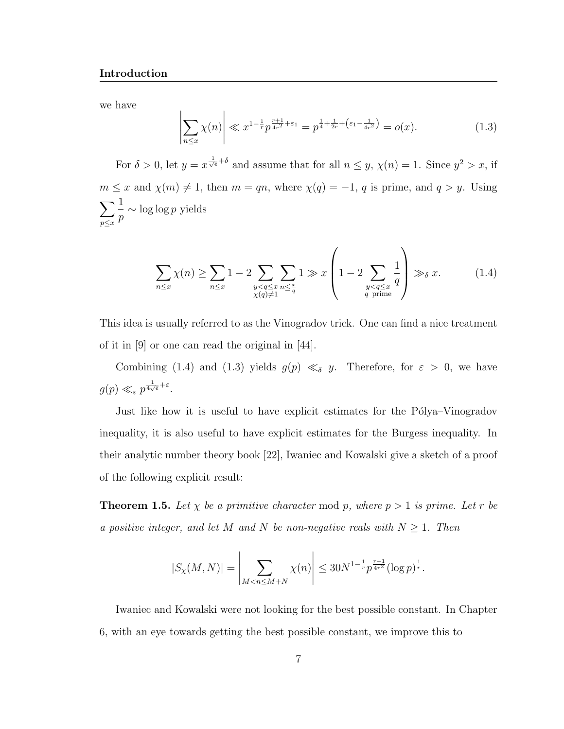we have

$$\left|\sum_{n\le x}\chi(n)\right| \ll x^{1-\frac{1}{r}}p^{\frac{r+1}{4r^2}+\varepsilon_1} = p^{\frac{1}{4}+\frac{1}{2r}+\left(\varepsilon_1-\frac{1}{4r^2}\right)} = o(x). \tag{1.3}$$

For $\delta > 0$, let $y = x^{\frac{1}{\sqrt{e}}+\delta}$ and assume that for all $n \le y$, $\chi(n) = 1$. Since $y^2 > x$, if $m \le x$ and $\chi(m) \ne 1$, then $m = qn$, where $\chi(q) = -1$, $q$ is prime, and $q > y$. Using $\displaystyle\sum_{p\le x}\frac{1}{p} \sim \log\log p$ yields

$$\sum_{n\le x}\chi(n) \ge \sum_{n\le x} 1 - 2\sum_{\substack{y<q\le x\\ \chi(q)\ne 1}}\sum_{n\le \frac{x}{q}} 1 \gg x\left(1 - 2\sum_{\substack{y<q\le x\\ q \text{ prime}}}\frac{1}{q}\right) \gg_\delta x. \tag{1.4}$$

This idea is usually referred to as the Vinogradov trick. One can find a nice treatment of it in [9] or one can read the original in [44].

Combining (1.4) and (1.3) yields $g(p) \ll_\delta y$. Therefore, for $\varepsilon > 0$, we have $g(p) \ll_\varepsilon p^{\frac{1}{4\sqrt{e}}+\varepsilon}$.

Just like how it is useful to have explicit estimates for the Pólya–Vinogradov inequality, it is also useful to have explicit estimates for the Burgess inequality. In their analytic number theory book [22], Iwaniec and Kowalski give a sketch of a proof of the following explicit result:

**Theorem 1.5.** *Let $\chi$ be a primitive character* mod $p$*, where $p > 1$ is prime. Let $r$ be a positive integer, and let $M$ and $N$ be non-negative reals with $N \ge 1$. Then*

$$|S_\chi(M,N)| = \left|\sum_{M<n\le M+N}\chi(n)\right| \le 30N^{1-\frac{1}{r}}p^{\frac{r+1}{4r^2}}(\log p)^{\frac{1}{r}}.$$

Iwaniec and Kowalski were not looking for the best possible constant. In Chapter 6, with an eye towards getting the best possible constant, we improve this to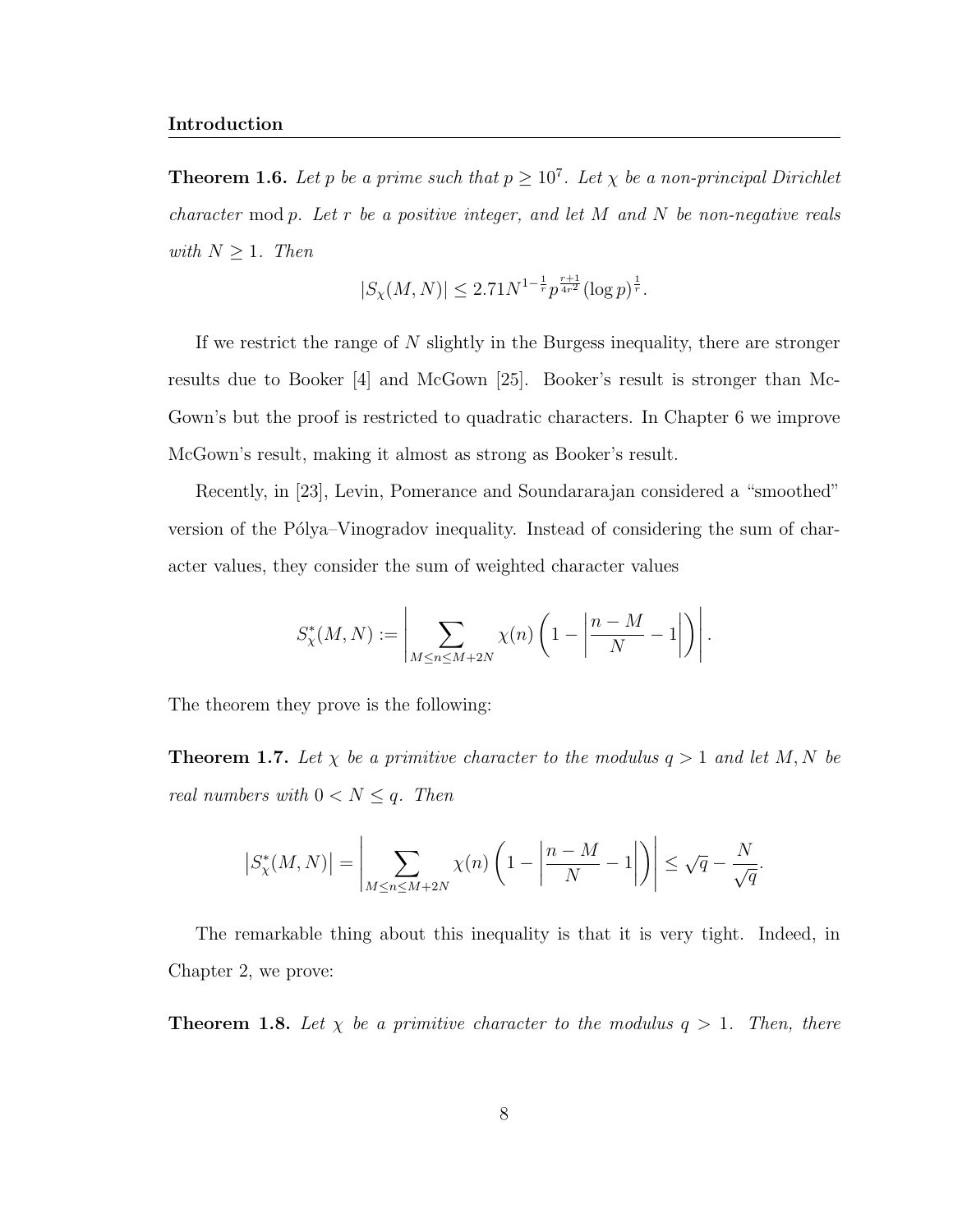**Theorem 1.6.** *Let $p$ be a prime such that $p \geq 10^7$. Let $\chi$ be a non-principal Dirichlet character* mod $p$. *Let $r$ be a positive integer, and let $M$ and $N$ be non-negative reals with $N \geq 1$. Then*

$$|S_\chi(M, N)| \leq 2.71 N^{1-\frac{1}{r}} p^{\frac{r+1}{4r^2}} (\log p)^{\frac{1}{r}}.$$

If we restrict the range of $N$ slightly in the Burgess inequality, there are stronger results due to Booker [4] and McGown [25]. Booker's result is stronger than McGown's but the proof is restricted to quadratic characters. In Chapter 6 we improve McGown's result, making it almost as strong as Booker's result.

Recently, in [23], Levin, Pomerance and Soundararajan considered a "smoothed" version of the Pólya–Vinogradov inequality. Instead of considering the sum of character values, they consider the sum of weighted character values

$$S^*_\chi(M, N) := \left| \sum_{M \leq n \leq M+2N} \chi(n) \left(1 - \left|\frac{n - M}{N} - 1\right|\right) \right|.$$

The theorem they prove is the following:

**Theorem 1.7.** *Let $\chi$ be a primitive character to the modulus $q > 1$ and let $M, N$ be real numbers with $0 < N \leq q$. Then*

$$\left|S^*_\chi(M, N)\right| = \left| \sum_{M \leq n \leq M+2N} \chi(n) \left(1 - \left|\frac{n - M}{N} - 1\right|\right) \right| \leq \sqrt{q} - \frac{N}{\sqrt{q}}.$$

The remarkable thing about this inequality is that it is very tight. Indeed, in Chapter 2, we prove:

**Theorem 1.8.** *Let $\chi$ be a primitive character to the modulus $q > 1$. Then, there*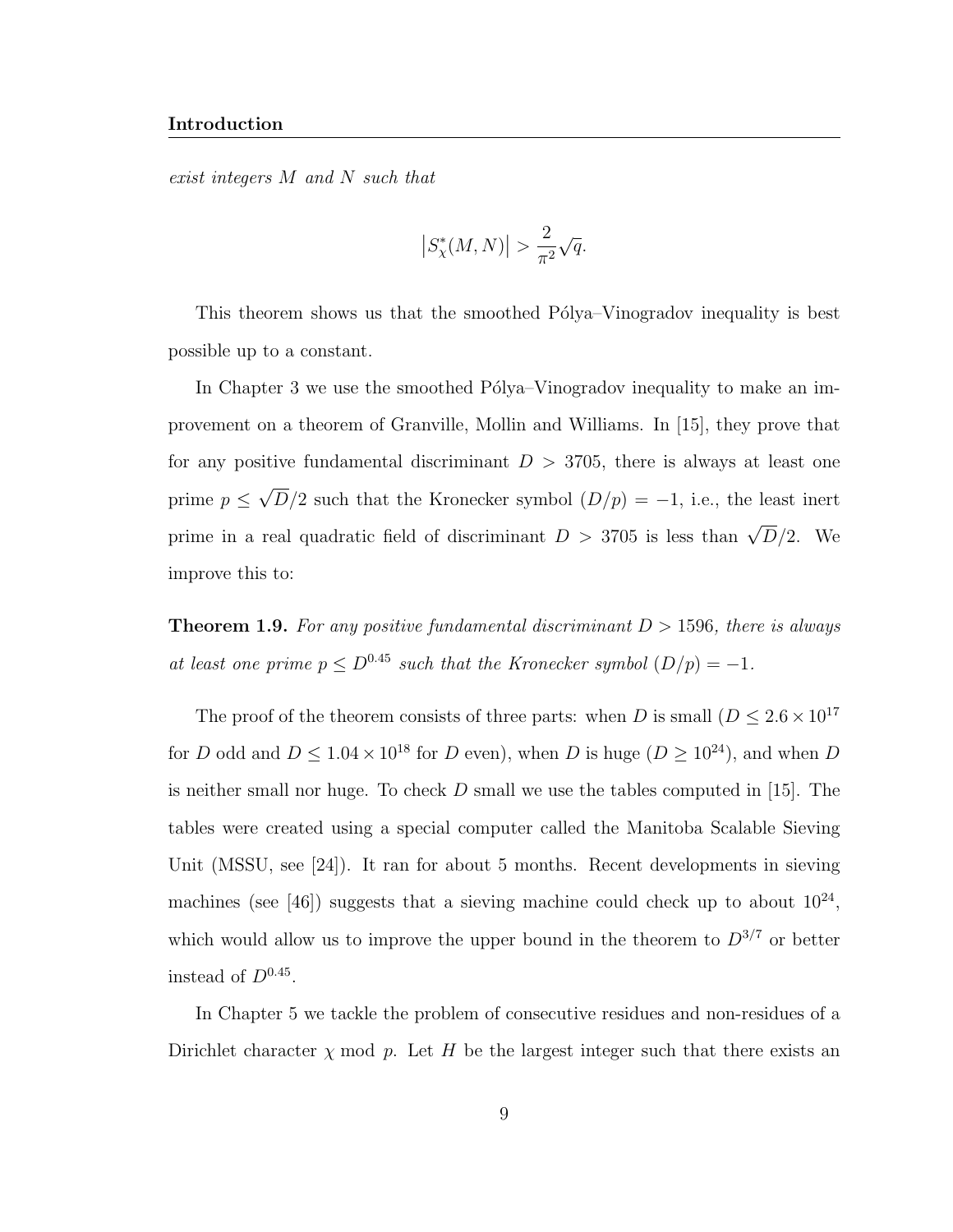*exist integers $M$ and $N$ such that*

$$\left|S_\chi^*(M,N)\right| > \frac{2}{\pi^2}\sqrt{q}.$$

This theorem shows us that the smoothed Pólya–Vinogradov inequality is best possible up to a constant.

In Chapter 3 we use the smoothed Pólya–Vinogradov inequality to make an improvement on a theorem of Granville, Mollin and Williams. In [15], they prove that for any positive fundamental discriminant $D > 3705$, there is always at least one prime $p \leq \sqrt{D}/2$ such that the Kronecker symbol $(D/p) = -1$, i.e., the least inert prime in a real quadratic field of discriminant $D > 3705$ is less than $\sqrt{D}/2$. We improve this to:

**Theorem 1.9.** *For any positive fundamental discriminant $D > 1596$, there is always at least one prime $p \leq D^{0.45}$ such that the Kronecker symbol $(D/p) = -1$.*

The proof of the theorem consists of three parts: when $D$ is small ($D \leq 2.6 \times 10^{17}$ for $D$ odd and $D \leq 1.04 \times 10^{18}$ for $D$ even), when $D$ is huge ($D \geq 10^{24}$), and when $D$ is neither small nor huge. To check $D$ small we use the tables computed in [15]. The tables were created using a special computer called the Manitoba Scalable Sieving Unit (MSSU, see [24]). It ran for about 5 months. Recent developments in sieving machines (see [46]) suggests that a sieving machine could check up to about $10^{24}$, which would allow us to improve the upper bound in the theorem to $D^{3/7}$ or better instead of $D^{0.45}$.

In Chapter 5 we tackle the problem of consecutive residues and non-residues of a Dirichlet character $\chi$ mod $p$. Let $H$ be the largest integer such that there exists an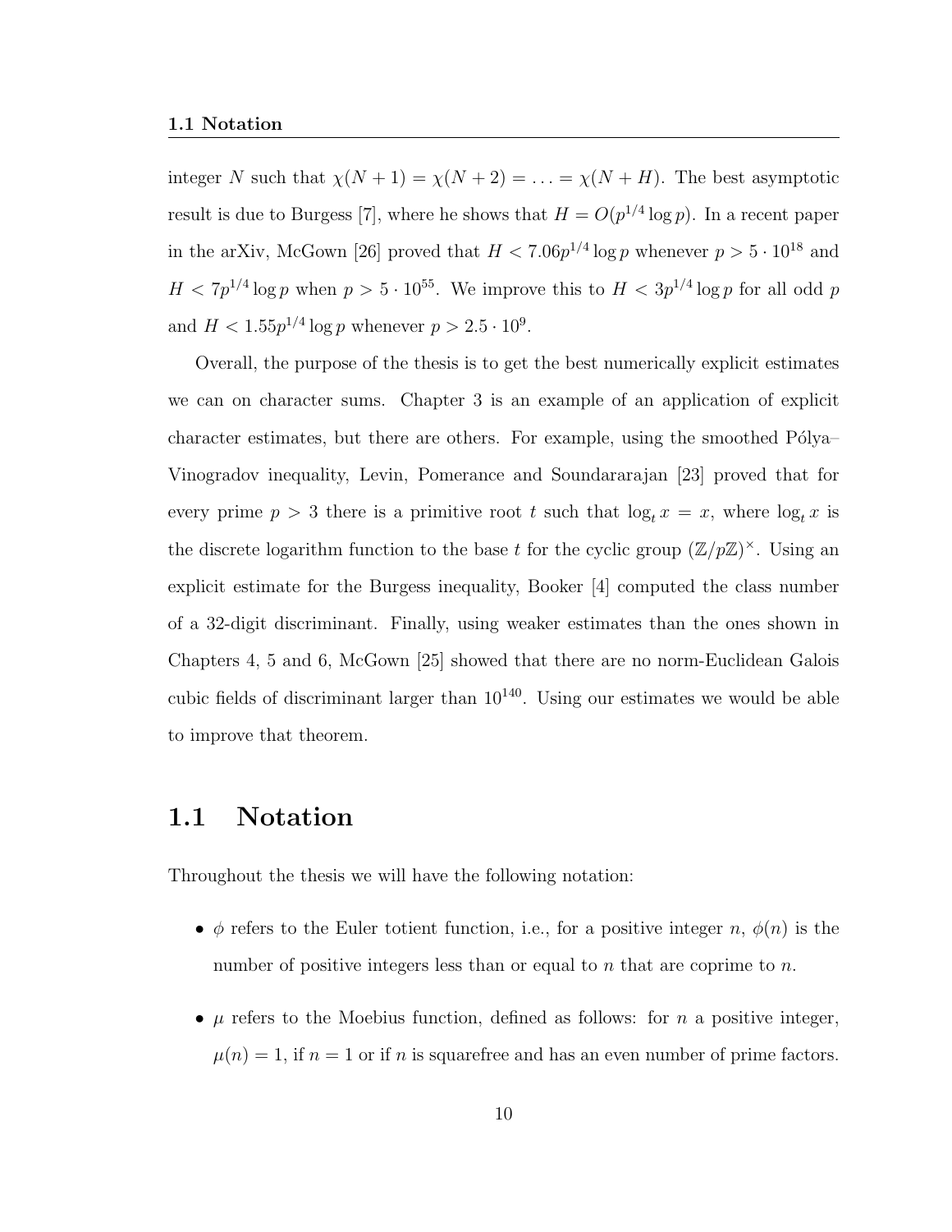integer $N$ such that $\chi(N+1) = \chi(N+2) = \ldots = \chi(N+H)$. The best asymptotic result is due to Burgess [7], where he shows that $H = O(p^{1/4} \log p)$. In a recent paper in the arXiv, McGown [26] proved that $H < 7.06p^{1/4} \log p$ whenever $p > 5 \cdot 10^{18}$ and $H < 7p^{1/4} \log p$ when $p > 5 \cdot 10^{55}$. We improve this to $H < 3p^{1/4} \log p$ for all odd $p$ and $H < 1.55p^{1/4} \log p$ whenever $p > 2.5 \cdot 10^{9}$.

Overall, the purpose of the thesis is to get the best numerically explicit estimates we can on character sums. Chapter 3 is an example of an application of explicit character estimates, but there are others. For example, using the smoothed Pólya–Vinogradov inequality, Levin, Pomerance and Soundararajan [23] proved that for every prime $p > 3$ there is a primitive root $t$ such that $\log_t x = x$, where $\log_t x$ is the discrete logarithm function to the base $t$ for the cyclic group $(\mathbb{Z}/p\mathbb{Z})^{\times}$. Using an explicit estimate for the Burgess inequality, Booker [4] computed the class number of a 32-digit discriminant. Finally, using weaker estimates than the ones shown in Chapters 4, 5 and 6, McGown [25] showed that there are no norm-Euclidean Galois cubic fields of discriminant larger than $10^{140}$. Using our estimates we would be able to improve that theorem.

## 1.1 Notation

Throughout the thesis we will have the following notation:

- $\phi$ refers to the Euler totient function, i.e., for a positive integer $n$, $\phi(n)$ is the number of positive integers less than or equal to $n$ that are coprime to $n$.
- $\mu$ refers to the Moebius function, defined as follows: for $n$ a positive integer, $\mu(n) = 1$, if $n = 1$ or if $n$ is squarefree and has an even number of prime factors.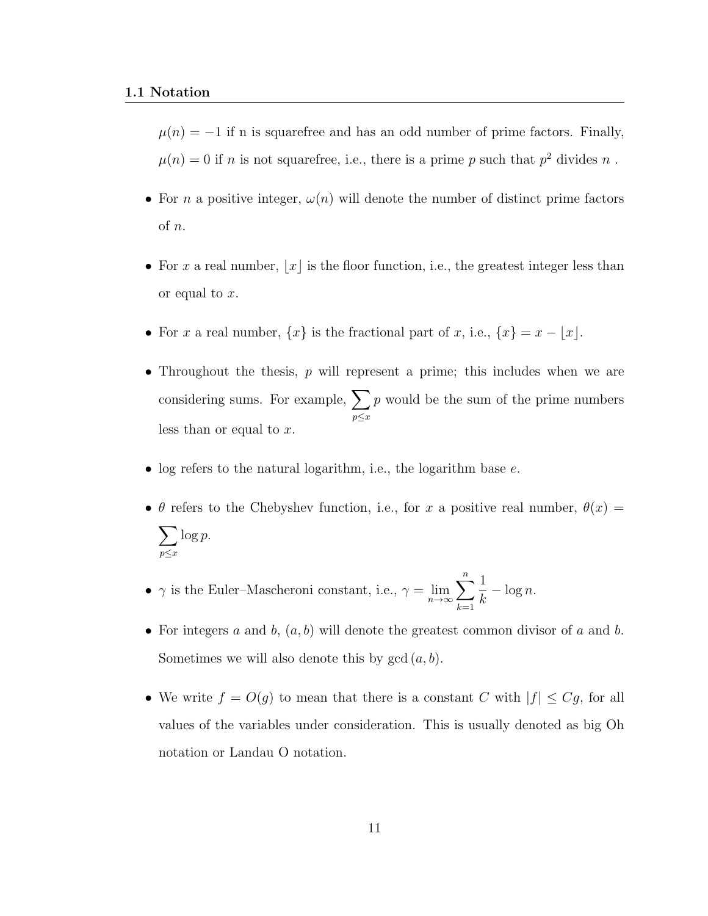$\mu(n) = -1$ if n is squarefree and has an odd number of prime factors. Finally, $\mu(n) = 0$ if $n$ is not squarefree, i.e., there is a prime $p$ such that $p^2$ divides $n$ .

- For $n$ a positive integer, $\omega(n)$ will denote the number of distinct prime factors of $n$.

- For $x$ a real number, $\lfloor x \rfloor$ is the floor function, i.e., the greatest integer less than or equal to $x$.

- For $x$ a real number, $\{x\}$ is the fractional part of $x$, i.e., $\{x\} = x - \lfloor x \rfloor$.

- Throughout the thesis, $p$ will represent a prime; this includes when we are considering sums. For example, $\displaystyle\sum_{p \leq x} p$ would be the sum of the prime numbers less than or equal to $x$.

- log refers to the natural logarithm, i.e., the logarithm base $e$.

- $\theta$ refers to the Chebyshev function, i.e., for $x$ a positive real number, $\theta(x) = \displaystyle\sum_{p \leq x} \log p$.

- $\gamma$ is the Euler–Mascheroni constant, i.e., $\gamma = \displaystyle\lim_{n \to \infty} \sum_{k=1}^{n} \frac{1}{k} - \log n$.

- For integers $a$ and $b$, $(a, b)$ will denote the greatest common divisor of $a$ and $b$. Sometimes we will also denote this by $\gcd(a, b)$.

- We write $f = O(g)$ to mean that there is a constant $C$ with $|f| \leq Cg$, for all values of the variables under consideration. This is usually denoted as big Oh notation or Landau O notation.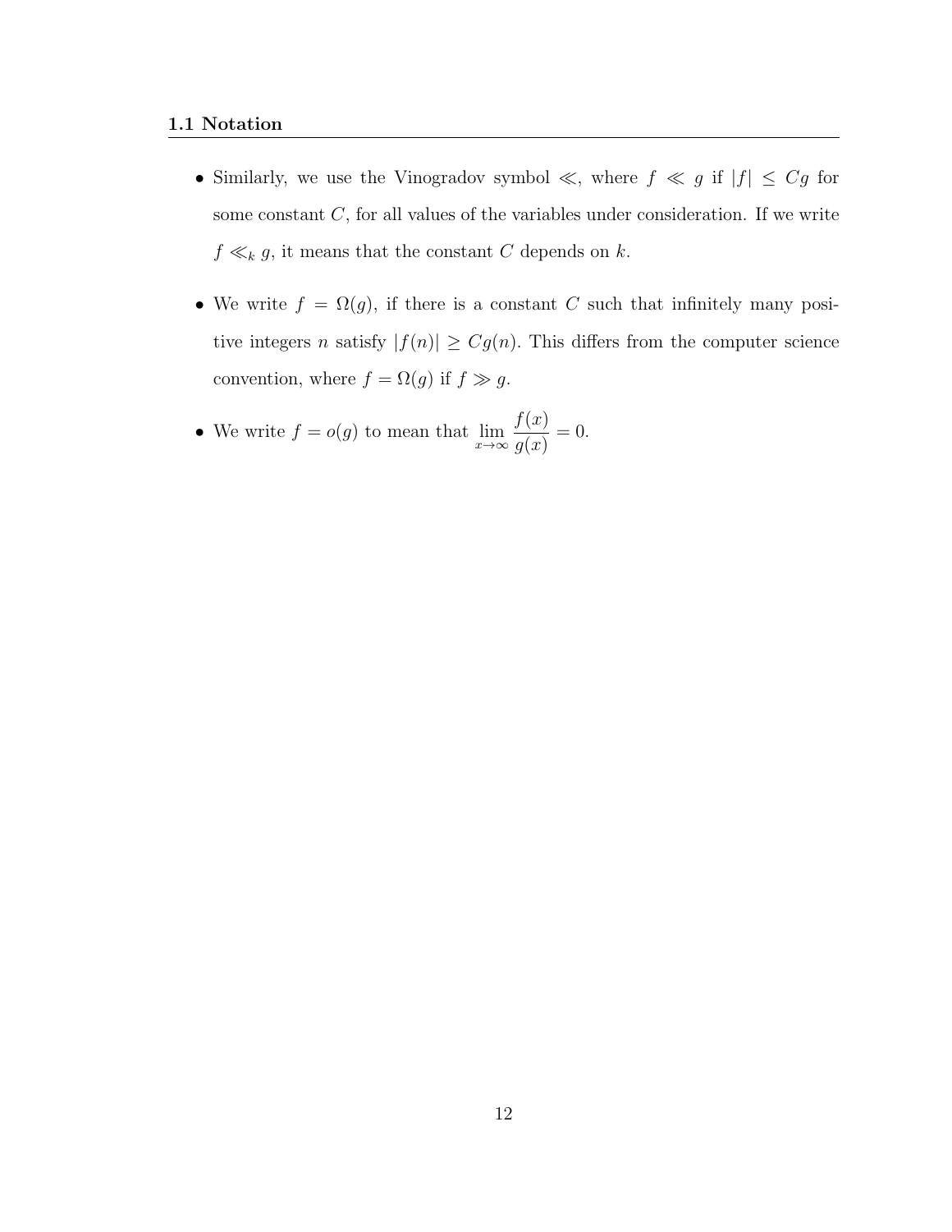## 1.1 Notation

- Similarly, we use the Vinogradov symbol $\ll$, where $f \ll g$ if $|f| \leq Cg$ for some constant $C$, for all values of the variables under consideration. If we write $f \ll_k g$, it means that the constant $C$ depends on $k$.

- We write $f = \Omega(g)$, if there is a constant $C$ such that infinitely many positive integers $n$ satisfy $|f(n)| \geq Cg(n)$. This differs from the computer science convention, where $f = \Omega(g)$ if $f \gg g$.

- We write $f = o(g)$ to mean that $\lim\limits_{x \to \infty} \dfrac{f(x)}{g(x)} = 0$.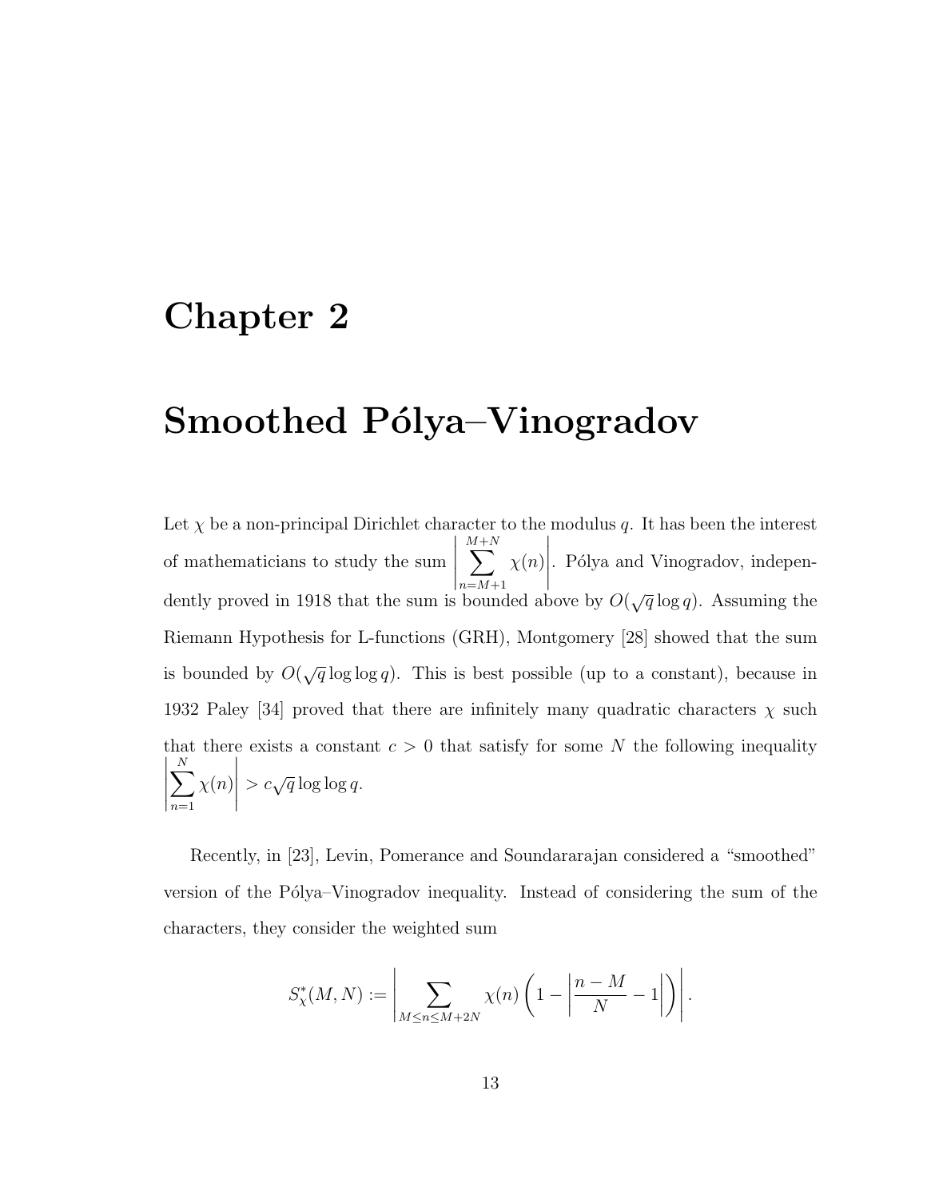# Chapter 2

# Smoothed Pólya–Vinogradov

Let $\chi$ be a non-principal Dirichlet character to the modulus $q$. It has been the interest of mathematicians to study the sum $\left|\sum_{n=M+1}^{M+N} \chi(n)\right|$. Pólya and Vinogradov, independently proved in 1918 that the sum is bounded above by $O(\sqrt{q}\log q)$. Assuming the Riemann Hypothesis for L-functions (GRH), Montgomery [28] showed that the sum is bounded by $O(\sqrt{q}\log\log q)$. This is best possible (up to a constant), because in 1932 Paley [34] proved that there are infinitely many quadratic characters $\chi$ such that there exists a constant $c > 0$ that satisfy for some $N$ the following inequality $\left|\sum_{n=1}^{N} \chi(n)\right| > c\sqrt{q}\log\log q$.

Recently, in [23], Levin, Pomerance and Soundararajan considered a "smoothed" version of the Pólya–Vinogradov inequality. Instead of considering the sum of the characters, they consider the weighted sum

$$S_\chi^*(M,N) := \left|\sum_{M\le n\le M+2N} \chi(n)\left(1-\left|\frac{n-M}{N}-1\right|\right)\right|.$$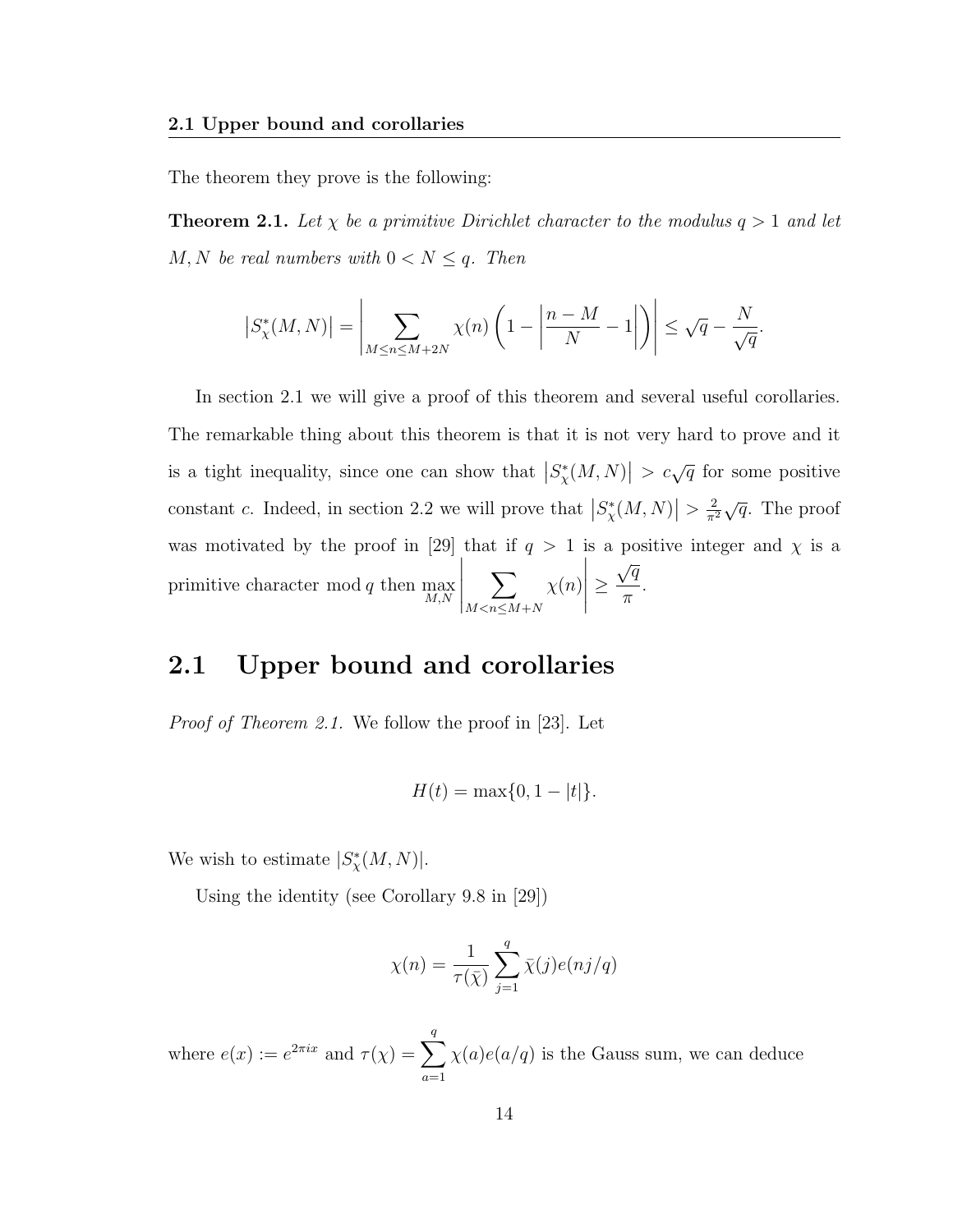The theorem they prove is the following:

**Theorem 2.1.** *Let $\chi$ be a primitive Dirichlet character to the modulus $q > 1$ and let $M, N$ be real numbers with $0 < N \leq q$. Then*

$$\left|S_\chi^*(M,N)\right| = \left|\sum_{M \leq n \leq M+2N} \chi(n)\left(1 - \left|\frac{n-M}{N} - 1\right|\right)\right| \leq \sqrt{q} - \frac{N}{\sqrt{q}}.$$

In section 2.1 we will give a proof of this theorem and several useful corollaries. The remarkable thing about this theorem is that it is not very hard to prove and it is a tight inequality, since one can show that $\left|S_\chi^*(M,N)\right| > c\sqrt{q}$ for some positive constant $c$. Indeed, in section 2.2 we will prove that $\left|S_\chi^*(M,N)\right| > \frac{2}{\pi^2}\sqrt{q}$. The proof was motivated by the proof in [29] that if $q > 1$ is a positive integer and $\chi$ is a primitive character mod $q$ then $\max\limits_{M,N}\left|\sum_{M<n\leq M+N} \chi(n)\right| \geq \frac{\sqrt{q}}{\pi}$.

## 2.1 Upper bound and corollaries

*Proof of Theorem 2.1.* We follow the proof in [23]. Let

$$H(t) = \max\{0, 1 - |t|\}.$$

We wish to estimate $|S_\chi^*(M,N)|$.

Using the identity (see Corollary 9.8 in [29])

$$\chi(n) = \frac{1}{\tau(\bar{\chi})}\sum_{j=1}^{q} \bar{\chi}(j)e(nj/q)$$

where $e(x) := e^{2\pi i x}$ and $\tau(\chi) = \sum_{a=1}^{q} \chi(a)e(a/q)$ is the Gauss sum, we can deduce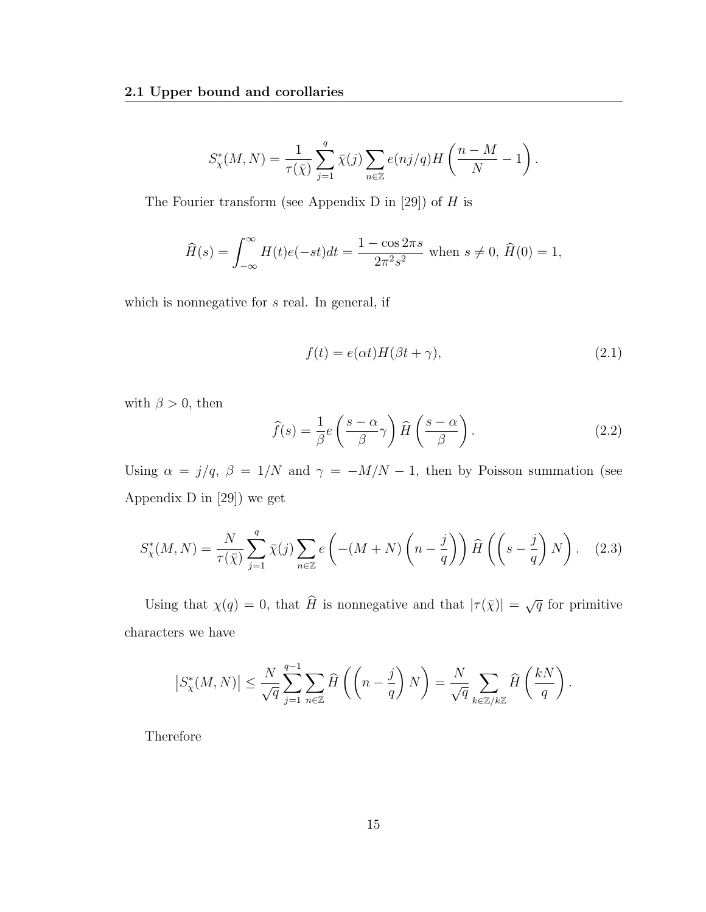$$S^*_\chi(M,N) = \frac{1}{\tau(\bar{\chi})} \sum_{j=1}^{q} \bar{\chi}(j) \sum_{n \in \mathbb{Z}} e(nj/q) H\left(\frac{n-M}{N} - 1\right).$$

The Fourier transform (see Appendix D in [29]) of $H$ is

$$\widehat{H}(s) = \int_{-\infty}^{\infty} H(t) e(-st) dt = \frac{1 - \cos 2\pi s}{2\pi^2 s^2} \text{ when } s \neq 0, \, \widehat{H}(0) = 1,$$

which is nonnegative for $s$ real. In general, if

$$f(t) = e(\alpha t) H(\beta t + \gamma), \tag{2.1}$$

with $\beta > 0$, then

$$\widehat{f}(s) = \frac{1}{\beta} e\left(\frac{s-\alpha}{\beta} \gamma\right) \widehat{H}\left(\frac{s-\alpha}{\beta}\right). \tag{2.2}$$

Using $\alpha = j/q$, $\beta = 1/N$ and $\gamma = -M/N - 1$, then by Poisson summation (see Appendix D in [29]) we get

$$S^*_\chi(M,N) = \frac{N}{\tau(\bar{\chi})} \sum_{j=1}^{q} \bar{\chi}(j) \sum_{n \in \mathbb{Z}} e\left(-(M+N)\left(n - \frac{j}{q}\right)\right) \widehat{H}\left(\left(s - \frac{j}{q}\right) N\right). \tag{2.3}$$

Using that $\chi(q) = 0$, that $\widehat{H}$ is nonnegative and that $|\tau(\bar{\chi})| = \sqrt{q}$ for primitive characters we have

$$\left|S^*_\chi(M,N)\right| \leq \frac{N}{\sqrt{q}} \sum_{j=1}^{q-1} \sum_{n \in \mathbb{Z}} \widehat{H}\left(\left(n - \frac{j}{q}\right) N\right) = \frac{N}{\sqrt{q}} \sum_{k \in \mathbb{Z}/k\mathbb{Z}} \widehat{H}\left(\frac{kN}{q}\right).$$

Therefore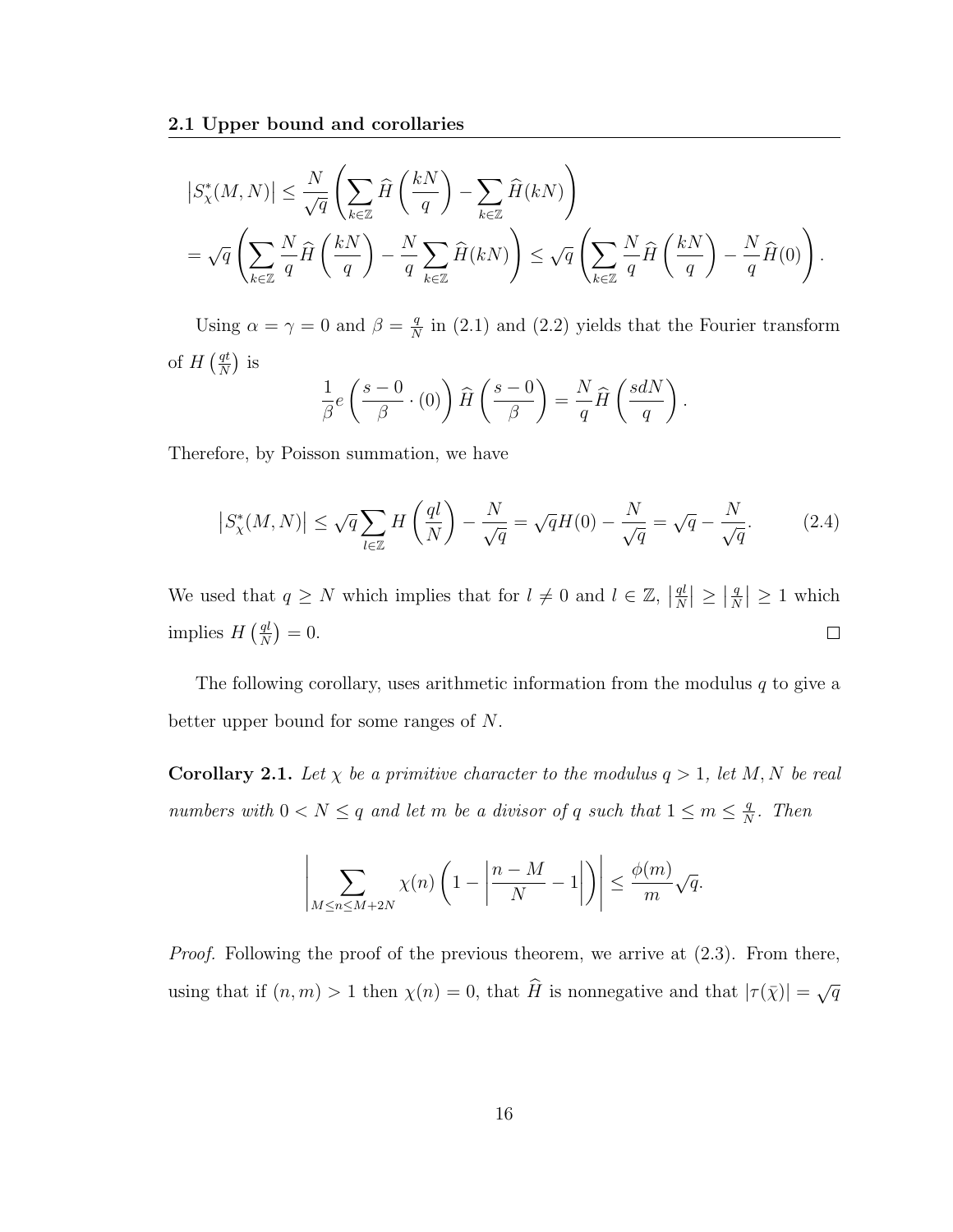$$
\begin{aligned}
\left|S^*_\chi(M,N)\right| &\leq \frac{N}{\sqrt{q}}\left(\sum_{k\in\mathbb{Z}} \widehat{H}\left(\frac{kN}{q}\right) - \sum_{k\in\mathbb{Z}} \widehat{H}(kN)\right) \\
&= \sqrt{q}\left(\sum_{k\in\mathbb{Z}} \frac{N}{q}\widehat{H}\left(\frac{kN}{q}\right) - \frac{N}{q}\sum_{k\in\mathbb{Z}} \widehat{H}(kN)\right) \leq \sqrt{q}\left(\sum_{k\in\mathbb{Z}} \frac{N}{q}\widehat{H}\left(\frac{kN}{q}\right) - \frac{N}{q}\widehat{H}(0)\right).
\end{aligned}
$$

Using $\alpha = \gamma = 0$ and $\beta = \frac{q}{N}$ in (2.1) and (2.2) yields that the Fourier transform of $H\left(\frac{qt}{N}\right)$ is

$$
\frac{1}{\beta}e\left(\frac{s-0}{\beta}\cdot(0)\right)\widehat{H}\left(\frac{s-0}{\beta}\right) = \frac{N}{q}\widehat{H}\left(\frac{sdN}{q}\right).
$$

Therefore, by Poisson summation, we have

$$
\left|S^*_\chi(M,N)\right| \leq \sqrt{q}\sum_{l\in\mathbb{Z}} H\left(\frac{ql}{N}\right) - \frac{N}{\sqrt{q}} = \sqrt{q}H(0) - \frac{N}{\sqrt{q}} = \sqrt{q} - \frac{N}{\sqrt{q}}. \tag{2.4}
$$

We used that $q \geq N$ which implies that for $l \neq 0$ and $l \in \mathbb{Z}$, $\left|\frac{ql}{N}\right| \geq \left|\frac{q}{N}\right| \geq 1$ which implies $H\left(\frac{ql}{N}\right) = 0$. □

The following corollary, uses arithmetic information from the modulus $q$ to give a better upper bound for some ranges of $N$.

**Corollary 2.1.** *Let $\chi$ be a primitive character to the modulus $q > 1$, let $M, N$ be real numbers with $0 < N \leq q$ and let $m$ be a divisor of $q$ such that $1 \leq m \leq \frac{q}{N}$. Then*

$$
\left|\sum_{M\leq n\leq M+2N} \chi(n)\left(1 - \left|\frac{n-M}{N} - 1\right|\right)\right| \leq \frac{\phi(m)}{m}\sqrt{q}.
$$

*Proof.* Following the proof of the previous theorem, we arrive at (2.3). From there, using that if $(n,m) > 1$ then $\chi(n) = 0$, that $\widehat{H}$ is nonnegative and that $|\tau(\bar{\chi})| = \sqrt{q}$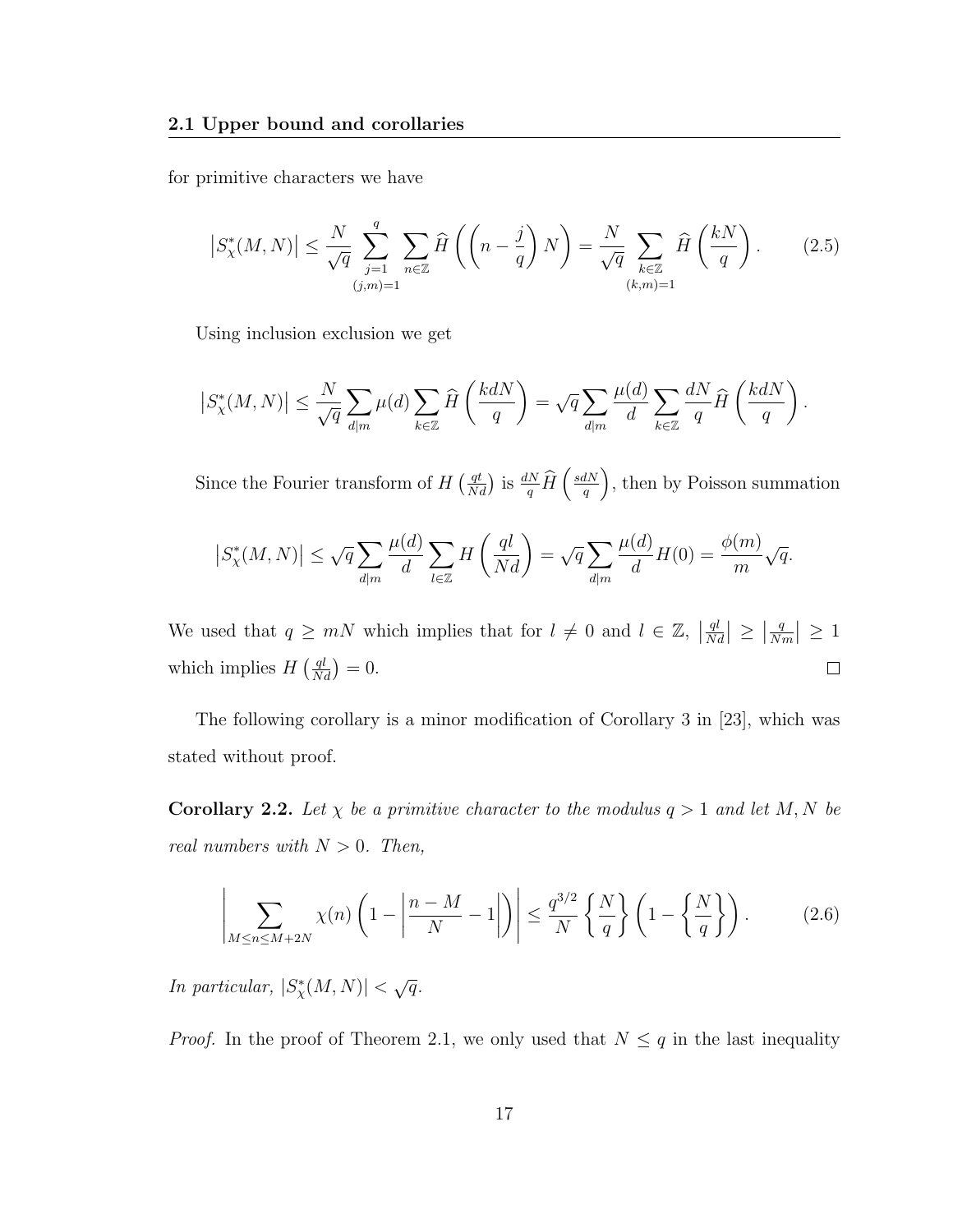for primitive characters we have

$$\left|S_\chi^*(M,N)\right| \le \frac{N}{\sqrt{q}} \sum_{\substack{j=1\\(j,m)=1}}^{q} \sum_{n\in\mathbb{Z}} \widehat{H}\left(\left(n-\frac{j}{q}\right)N\right) = \frac{N}{\sqrt{q}} \sum_{\substack{k\in\mathbb{Z}\\(k,m)=1}} \widehat{H}\left(\frac{kN}{q}\right). \tag{2.5}$$

Using inclusion exclusion we get

$$\left|S_\chi^*(M,N)\right| \le \frac{N}{\sqrt{q}} \sum_{d|m} \mu(d) \sum_{k\in\mathbb{Z}} \widehat{H}\left(\frac{kdN}{q}\right) = \sqrt{q} \sum_{d|m} \frac{\mu(d)}{d} \sum_{k\in\mathbb{Z}} \frac{dN}{q} \widehat{H}\left(\frac{kdN}{q}\right).$$

Since the Fourier transform of $H\left(\frac{qt}{Nd}\right)$ is $\frac{dN}{q}\widehat{H}\left(\frac{sdN}{q}\right)$, then by Poisson summation

$$\left|S_\chi^*(M,N)\right| \le \sqrt{q} \sum_{d|m} \frac{\mu(d)}{d} \sum_{l\in\mathbb{Z}} H\left(\frac{ql}{Nd}\right) = \sqrt{q} \sum_{d|m} \frac{\mu(d)}{d} H(0) = \frac{\phi(m)}{m}\sqrt{q}.$$

We used that $q \ge mN$ which implies that for $l \ne 0$ and $l \in \mathbb{Z}$, $\left|\frac{ql}{Nd}\right| \ge \left|\frac{q}{Nm}\right| \ge 1$ which implies $H\left(\frac{ql}{Nd}\right) = 0$. $\square$

The following corollary is a minor modification of Corollary 3 in [23], which was stated without proof.

**Corollary 2.2.** *Let $\chi$ be a primitive character to the modulus $q > 1$ and let $M, N$ be real numbers with $N > 0$. Then,*

$$\left|\sum_{M\le n\le M+2N} \chi(n)\left(1-\left|\frac{n-M}{N}-1\right|\right)\right| \le \frac{q^{3/2}}{N}\left\{\frac{N}{q}\right\}\left(1-\left\{\frac{N}{q}\right\}\right). \tag{2.6}$$

*In particular, $|S_\chi^*(M,N)| < \sqrt{q}$.*

*Proof.* In the proof of Theorem 2.1, we only used that $N \le q$ in the last inequality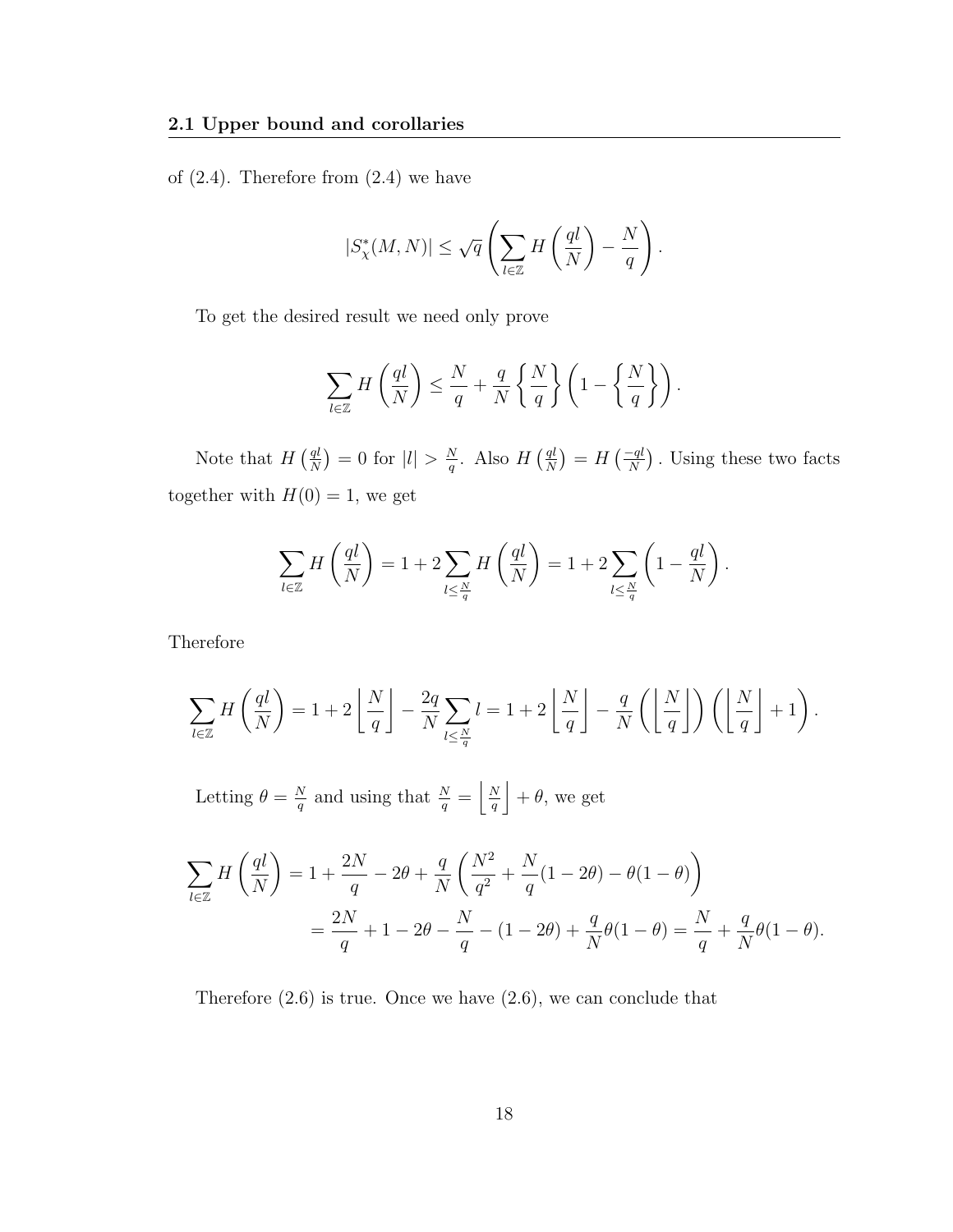of (2.4). Therefore from (2.4) we have

$$|S^*_\chi(M,N)| \leq \sqrt{q}\left(\sum_{l\in\mathbb{Z}} H\left(\frac{ql}{N}\right) - \frac{N}{q}\right).$$

To get the desired result we need only prove

$$\sum_{l\in\mathbb{Z}} H\left(\frac{ql}{N}\right) \leq \frac{N}{q} + \frac{q}{N}\left\{\frac{N}{q}\right\}\left(1-\left\{\frac{N}{q}\right\}\right).$$

Note that $H\left(\frac{ql}{N}\right) = 0$ for $|l| > \frac{N}{q}$. Also $H\left(\frac{ql}{N}\right) = H\left(\frac{-ql}{N}\right)$. Using these two facts together with $H(0) = 1$, we get

$$\sum_{l\in\mathbb{Z}} H\left(\frac{ql}{N}\right) = 1 + 2\sum_{l\leq\frac{N}{q}} H\left(\frac{ql}{N}\right) = 1 + 2\sum_{l\leq\frac{N}{q}}\left(1 - \frac{ql}{N}\right).$$

Therefore

$$\sum_{l\in\mathbb{Z}} H\left(\frac{ql}{N}\right) = 1 + 2\left\lfloor\frac{N}{q}\right\rfloor - \frac{2q}{N}\sum_{l\leq\frac{N}{q}} l = 1 + 2\left\lfloor\frac{N}{q}\right\rfloor - \frac{q}{N}\left(\left\lfloor\frac{N}{q}\right\rfloor\right)\left(\left\lfloor\frac{N}{q}\right\rfloor + 1\right).$$

Letting $\theta = \frac{N}{q}$ and using that $\frac{N}{q} = \left\lfloor\frac{N}{q}\right\rfloor + \theta$, we get

$$\begin{aligned}
\sum_{l\in\mathbb{Z}} H\left(\frac{ql}{N}\right) &= 1 + \frac{2N}{q} - 2\theta + \frac{q}{N}\left(\frac{N^2}{q^2} + \frac{N}{q}(1-2\theta) - \theta(1-\theta)\right) \\
&= \frac{2N}{q} + 1 - 2\theta - \frac{N}{q} - (1-2\theta) + \frac{q}{N}\theta(1-\theta) = \frac{N}{q} + \frac{q}{N}\theta(1-\theta).
\end{aligned}$$

Therefore (2.6) is true. Once we have (2.6), we can conclude that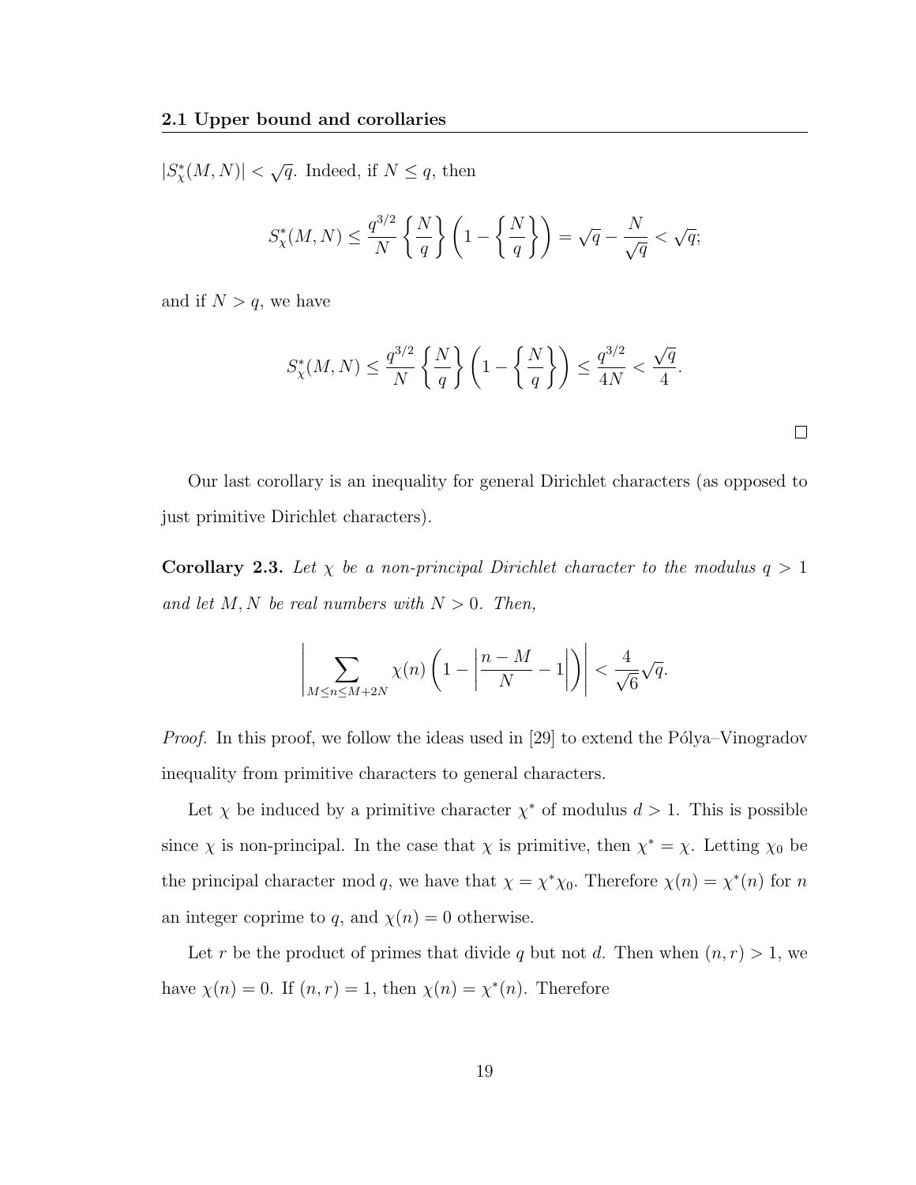$|S^*_\chi(M,N)| < \sqrt{q}$. Indeed, if $N \leq q$, then

$$S^*_\chi(M,N) \leq \frac{q^{3/2}}{N}\left\{\frac{N}{q}\right\}\left(1-\left\{\frac{N}{q}\right\}\right) = \sqrt{q} - \frac{N}{\sqrt{q}} < \sqrt{q};$$

and if $N > q$, we have

$$S^*_\chi(M,N) \leq \frac{q^{3/2}}{N}\left\{\frac{N}{q}\right\}\left(1-\left\{\frac{N}{q}\right\}\right) \leq \frac{q^{3/2}}{4N} < \frac{\sqrt{q}}{4}.$$

□

Our last corollary is an inequality for general Dirichlet characters (as opposed to just primitive Dirichlet characters).

**Corollary 2.3.** *Let $\chi$ be a non-principal Dirichlet character to the modulus $q > 1$ and let $M, N$ be real numbers with $N > 0$. Then,*

$$\left|\sum_{M \leq n \leq M+2N} \chi(n)\left(1 - \left|\frac{n-M}{N} - 1\right|\right)\right| < \frac{4}{\sqrt{6}}\sqrt{q}.$$

*Proof.* In this proof, we follow the ideas used in [29] to extend the Pólya–Vinogradov inequality from primitive characters to general characters.

Let $\chi$ be induced by a primitive character $\chi^*$ of modulus $d > 1$. This is possible since $\chi$ is non-principal. In the case that $\chi$ is primitive, then $\chi^* = \chi$. Letting $\chi_0$ be the principal character mod $q$, we have that $\chi = \chi^*\chi_0$. Therefore $\chi(n) = \chi^*(n)$ for $n$ an integer coprime to $q$, and $\chi(n) = 0$ otherwise.

Let $r$ be the product of primes that divide $q$ but not $d$. Then when $(n, r) > 1$, we have $\chi(n) = 0$. If $(n, r) = 1$, then $\chi(n) = \chi^*(n)$. Therefore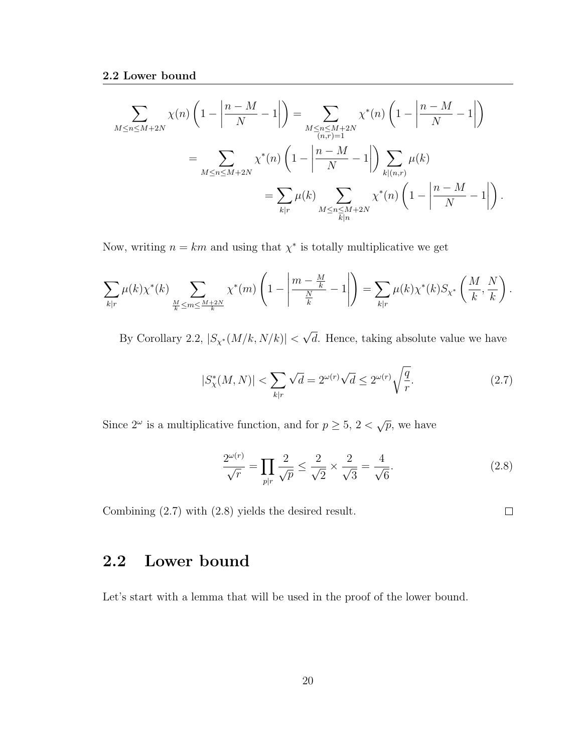$$\sum_{M\le n\le M+2N} \chi(n)\left(1-\left|\frac{n-M}{N}-1\right|\right) = \sum_{\substack{M\le n\le M+2N\\ (n,r)=1}} \chi^*(n)\left(1-\left|\frac{n-M}{N}-1\right|\right)$$

$$= \sum_{M\le n\le M+2N} \chi^*(n)\left(1-\left|\frac{n-M}{N}-1\right|\right)\sum_{k|(n,r)}\mu(k)$$

$$= \sum_{k|r}\mu(k)\sum_{\substack{M\le n\le M+2N\\ k|n}} \chi^*(n)\left(1-\left|\frac{n-M}{N}-1\right|\right).$$

Now, writing $n = km$ and using that $\chi^*$ is totally multiplicative we get

$$\sum_{k|r}\mu(k)\chi^*(k)\sum_{\frac{M}{k}\le m\le \frac{M+2N}{k}} \chi^*(m)\left(1-\left|\frac{m-\frac{M}{k}}{\frac{N}{k}}-1\right|\right) = \sum_{k|r}\mu(k)\chi^*(k)S_{\chi^*}\left(\frac{M}{k},\frac{N}{k}\right).$$

By Corollary 2.2, $|S_{\chi^*}(M/k, N/k)| < \sqrt{d}$. Hence, taking absolute value we have

$$|S^*_{\chi}(M,N)| < \sum_{k|r}\sqrt{d} = 2^{\omega(r)}\sqrt{d} \le 2^{\omega(r)}\sqrt{\frac{q}{r}}. \tag{2.7}$$

Since $2^{\omega}$ is a multiplicative function, and for $p \ge 5$, $2 < \sqrt{p}$, we have

$$\frac{2^{\omega(r)}}{\sqrt{r}} = \prod_{p|r}\frac{2}{\sqrt{p}} \le \frac{2}{\sqrt{2}} \times \frac{2}{\sqrt{3}} = \frac{4}{\sqrt{6}}. \tag{2.8}$$

Combining (2.7) with (2.8) yields the desired result. □

## 2.2 Lower bound

Let's start with a lemma that will be used in the proof of the lower bound.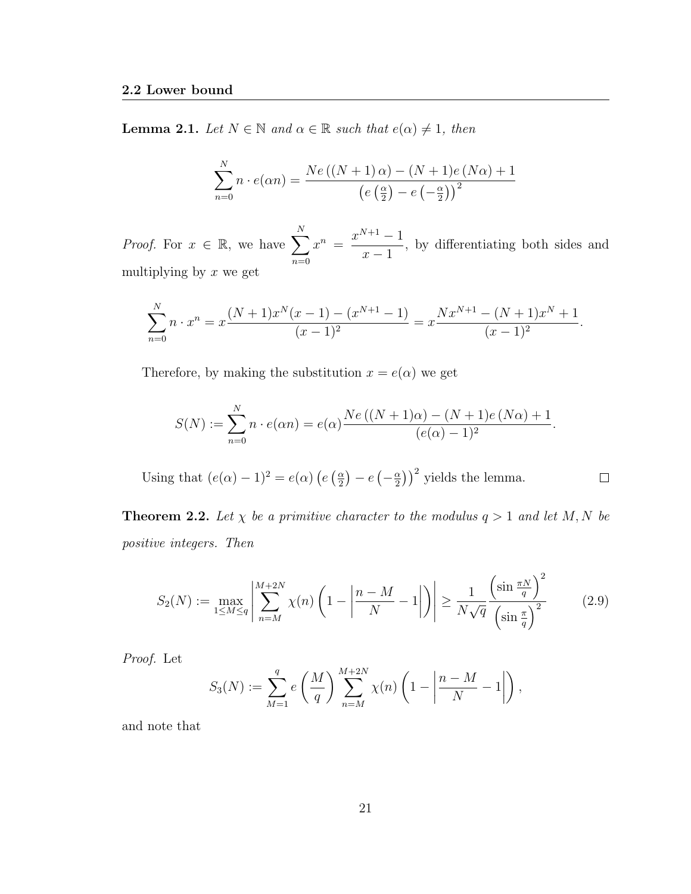## 2.2 Lower bound

**Lemma 2.1.** *Let $N \in \mathbb{N}$ and $\alpha \in \mathbb{R}$ such that $e(\alpha) \neq 1$, then*

$$\sum_{n=0}^{N} n \cdot e(\alpha n) = \frac{Ne\left((N+1)\,\alpha\right) - (N+1)e\left(N\alpha\right) + 1}{\left(e\left(\frac{\alpha}{2}\right) - e\left(-\frac{\alpha}{2}\right)\right)^2}$$

*Proof.* For $x \in \mathbb{R}$, we have $\sum_{n=0}^{N} x^n = \dfrac{x^{N+1}-1}{x-1}$, by differentiating both sides and multiplying by $x$ we get

$$\sum_{n=0}^{N} n \cdot x^n = x\frac{(N+1)x^N(x-1) - (x^{N+1}-1)}{(x-1)^2} = x\frac{Nx^{N+1} - (N+1)x^N + 1}{(x-1)^2}.$$

Therefore, by making the substitution $x = e(\alpha)$ we get

$$S(N) := \sum_{n=0}^{N} n \cdot e(\alpha n) = e(\alpha)\frac{Ne\left((N+1)\alpha\right) - (N+1)e\left(N\alpha\right) + 1}{(e(\alpha)-1)^2}.$$

Using that $(e(\alpha)-1)^2 = e(\alpha)\left(e\left(\frac{\alpha}{2}\right) - e\left(-\frac{\alpha}{2}\right)\right)^2$ yields the lemma. $\square$

**Theorem 2.2.** *Let $\chi$ be a primitive character to the modulus $q > 1$ and let $M, N$ be positive integers. Then*

$$S_2(N) := \max_{1 \leq M \leq q} \left| \sum_{n=M}^{M+2N} \chi(n)\left(1 - \left|\frac{n-M}{N} - 1\right|\right)\right| \geq \frac{1}{N\sqrt{q}} \frac{\left(\sin \frac{\pi N}{q}\right)^2}{\left(\sin \frac{\pi}{q}\right)^2} \tag{2.9}$$

*Proof.* Let

$$S_3(N) := \sum_{M=1}^{q} e\left(\frac{M}{q}\right) \sum_{n=M}^{M+2N} \chi(n)\left(1 - \left|\frac{n-M}{N} - 1\right|\right),$$

and note that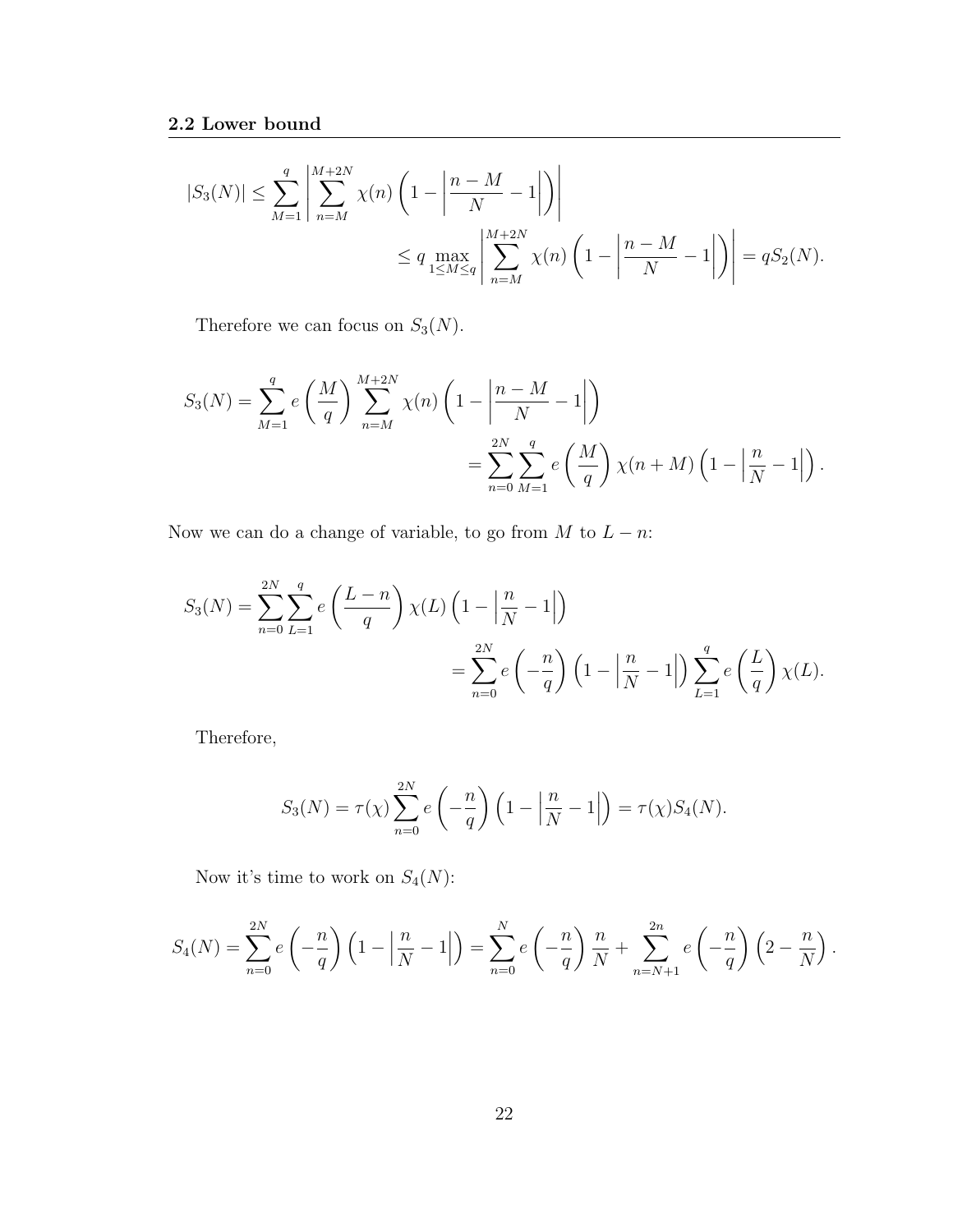## 2.2 Lower bound

$$|S_3(N)| \leq \sum_{M=1}^{q} \left| \sum_{n=M}^{M+2N} \chi(n) \left(1 - \left|\frac{n-M}{N} - 1\right|\right) \right|$$
$$\leq q \max_{1 \leq M \leq q} \left| \sum_{n=M}^{M+2N} \chi(n) \left(1 - \left|\frac{n-M}{N} - 1\right|\right) \right| = qS_2(N).$$

Therefore we can focus on $S_3(N)$.

$$S_3(N) = \sum_{M=1}^{q} e\left(\frac{M}{q}\right) \sum_{n=M}^{M+2N} \chi(n) \left(1 - \left|\frac{n-M}{N} - 1\right|\right)$$
$$= \sum_{n=0}^{2N} \sum_{M=1}^{q} e\left(\frac{M}{q}\right) \chi(n+M) \left(1 - \left|\frac{n}{N} - 1\right|\right).$$

Now we can do a change of variable, to go from $M$ to $L - n$:

$$S_3(N) = \sum_{n=0}^{2N} \sum_{L=1}^{q} e\left(\frac{L-n}{q}\right) \chi(L) \left(1 - \left|\frac{n}{N} - 1\right|\right)$$
$$= \sum_{n=0}^{2N} e\left(-\frac{n}{q}\right) \left(1 - \left|\frac{n}{N} - 1\right|\right) \sum_{L=1}^{q} e\left(\frac{L}{q}\right) \chi(L).$$

Therefore,

$$S_3(N) = \tau(\chi) \sum_{n=0}^{2N} e\left(-\frac{n}{q}\right) \left(1 - \left|\frac{n}{N} - 1\right|\right) = \tau(\chi) S_4(N).$$

Now it's time to work on $S_4(N)$:

$$S_4(N) = \sum_{n=0}^{2N} e\left(-\frac{n}{q}\right) \left(1 - \left|\frac{n}{N} - 1\right|\right) = \sum_{n=0}^{N} e\left(-\frac{n}{q}\right) \frac{n}{N} + \sum_{n=N+1}^{2n} e\left(-\frac{n}{q}\right) \left(2 - \frac{n}{N}\right).$$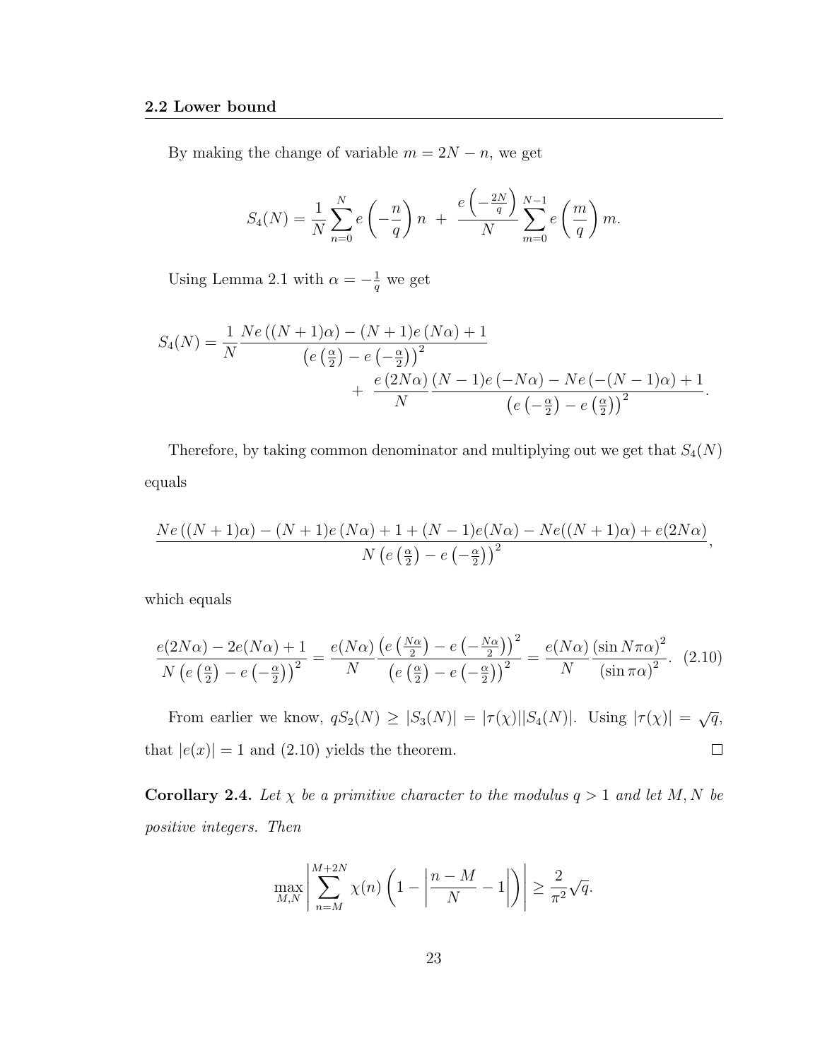### 2.2 Lower bound

By making the change of variable $m = 2N - n$, we get

$$S_4(N) = \frac{1}{N}\sum_{n=0}^{N} e\left(-\frac{n}{q}\right) n \; + \; \frac{e\left(-\frac{2N}{q}\right)}{N}\sum_{m=0}^{N-1} e\left(\frac{m}{q}\right) m.$$

Using Lemma 2.1 with $\alpha = -\frac{1}{q}$ we get

$$S_4(N) = \frac{1}{N}\frac{Ne\left((N+1)\alpha\right) - (N+1)e\left(N\alpha\right) + 1}{\left(e\left(\frac{\alpha}{2}\right) - e\left(-\frac{\alpha}{2}\right)\right)^2} \\ + \; \frac{e\left(2N\alpha\right)}{N}\frac{(N-1)e\left(-N\alpha\right) - Ne\left(-(N-1)\alpha\right) + 1}{\left(e\left(-\frac{\alpha}{2}\right) - e\left(\frac{\alpha}{2}\right)\right)^2}.$$

Therefore, by taking common denominator and multiplying out we get that $S_4(N)$ equals

$$\frac{Ne\left((N+1)\alpha\right) - (N+1)e\left(N\alpha\right) + 1 + (N-1)e(N\alpha) - Ne((N+1)\alpha) + e(2N\alpha)}{N\left(e\left(\frac{\alpha}{2}\right) - e\left(-\frac{\alpha}{2}\right)\right)^2},$$

which equals

$$\frac{e(2N\alpha) - 2e(N\alpha) + 1}{N\left(e\left(\frac{\alpha}{2}\right) - e\left(-\frac{\alpha}{2}\right)\right)^2} = \frac{e(N\alpha)}{N}\frac{\left(e\left(\frac{N\alpha}{2}\right) - e\left(-\frac{N\alpha}{2}\right)\right)^2}{\left(e\left(\frac{\alpha}{2}\right) - e\left(-\frac{\alpha}{2}\right)\right)^2} = \frac{e(N\alpha)}{N}\frac{\left(\sin N\pi\alpha\right)^2}{\left(\sin \pi\alpha\right)^2}. \quad (2.10)$$

From earlier we know, $qS_2(N) \geq |S_3(N)| = |\tau(\chi)||S_4(N)|$. Using $|\tau(\chi)| = \sqrt{q}$, that $|e(x)| = 1$ and (2.10) yields the theorem. $\square$

**Corollary 2.4.** *Let $\chi$ be a primitive character to the modulus $q > 1$ and let $M, N$ be positive integers. Then*

$$\max_{M,N}\left|\sum_{n=M}^{M+2N} \chi(n)\left(1 - \left|\frac{n-M}{N} - 1\right|\right)\right| \geq \frac{2}{\pi^2}\sqrt{q}.$$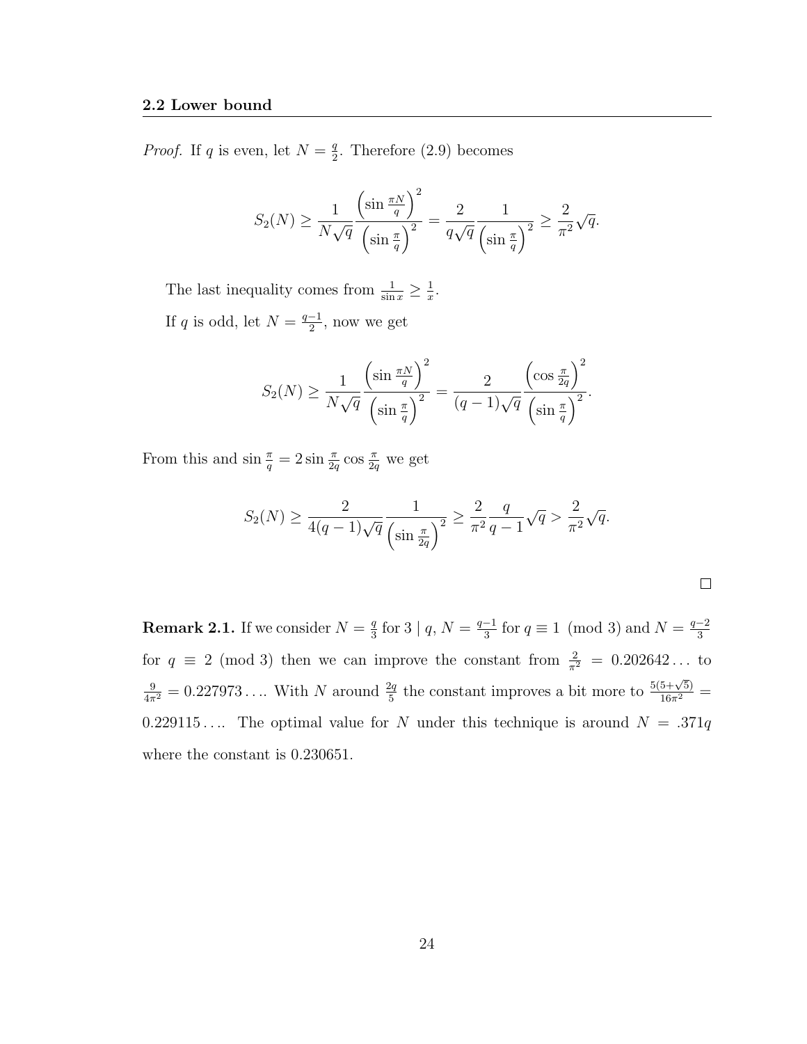*Proof.* If $q$ is even, let $N = \frac{q}{2}$. Therefore (2.9) becomes

$$S_2(N) \geq \frac{1}{N\sqrt{q}} \frac{\left(\sin \frac{\pi N}{q}\right)^2}{\left(\sin \frac{\pi}{q}\right)^2} = \frac{2}{q\sqrt{q}} \frac{1}{\left(\sin \frac{\pi}{q}\right)^2} \geq \frac{2}{\pi^2}\sqrt{q}.$$

The last inequality comes from $\frac{1}{\sin x} \geq \frac{1}{x}$.

If $q$ is odd, let $N = \frac{q-1}{2}$, now we get

$$S_2(N) \geq \frac{1}{N\sqrt{q}} \frac{\left(\sin \frac{\pi N}{q}\right)^2}{\left(\sin \frac{\pi}{q}\right)^2} = \frac{2}{(q-1)\sqrt{q}} \frac{\left(\cos \frac{\pi}{2q}\right)^2}{\left(\sin \frac{\pi}{q}\right)^2}.$$

From this and $\sin \frac{\pi}{q} = 2 \sin \frac{\pi}{2q} \cos \frac{\pi}{2q}$ we get

$$S_2(N) \geq \frac{2}{4(q-1)\sqrt{q}} \frac{1}{\left(\sin \frac{\pi}{2q}\right)^2} \geq \frac{2}{\pi^2} \frac{q}{q-1}\sqrt{q} > \frac{2}{\pi^2}\sqrt{q}.$$

□

**Remark 2.1.** If we consider $N = \frac{q}{3}$ for $3 \mid q$, $N = \frac{q-1}{3}$ for $q \equiv 1 \pmod 3$ and $N = \frac{q-2}{3}$ for $q \equiv 2 \pmod 3$ then we can improve the constant from $\frac{2}{\pi^2} = 0.202642\ldots$ to $\frac{9}{4\pi^2} = 0.227973\ldots$. With $N$ around $\frac{2q}{5}$ the constant improves a bit more to $\frac{5(5+\sqrt{5})}{16\pi^2} = 0.229115\ldots$. The optimal value for $N$ under this technique is around $N = .371q$ where the constant is 0.230651.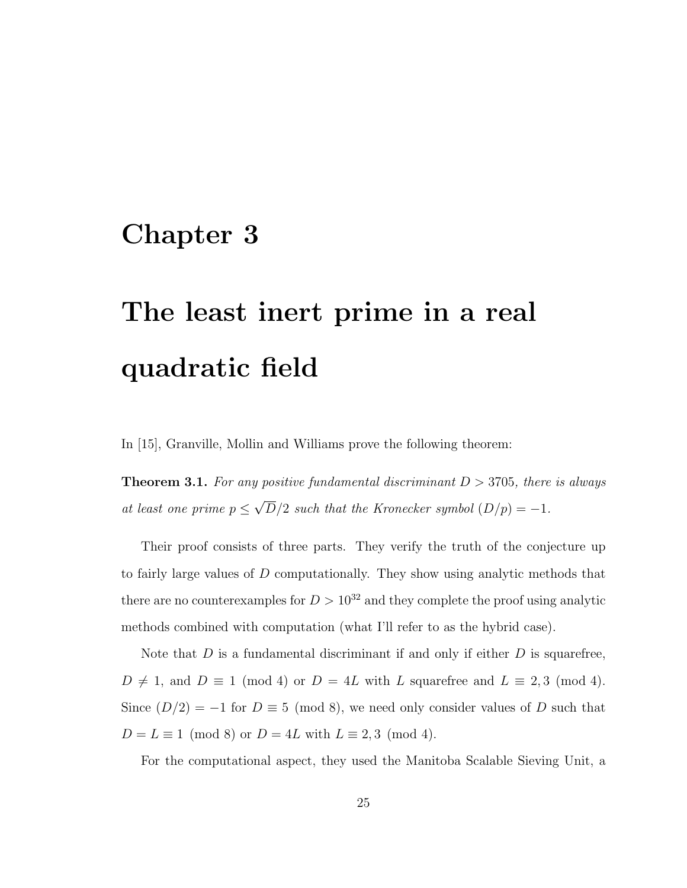# Chapter 3

# The least inert prime in a real quadratic field

In [15], Granville, Mollin and Williams prove the following theorem:

**Theorem 3.1.** *For any positive fundamental discriminant $D > 3705$, there is always at least one prime $p \leq \sqrt{D}/2$ such that the Kronecker symbol $(D/p) = -1$.*

Their proof consists of three parts. They verify the truth of the conjecture up to fairly large values of $D$ computationally. They show using analytic methods that there are no counterexamples for $D > 10^{32}$ and they complete the proof using analytic methods combined with computation (what I'll refer to as the hybrid case).

Note that $D$ is a fundamental discriminant if and only if either $D$ is squarefree, $D \neq 1$, and $D \equiv 1 \pmod 4$ or $D = 4L$ with $L$ squarefree and $L \equiv 2, 3 \pmod 4$. Since $(D/2) = -1$ for $D \equiv 5 \pmod 8$, we need only consider values of $D$ such that $D = L \equiv 1 \pmod 8$ or $D = 4L$ with $L \equiv 2, 3 \pmod 4$.

For the computational aspect, they used the Manitoba Scalable Sieving Unit, a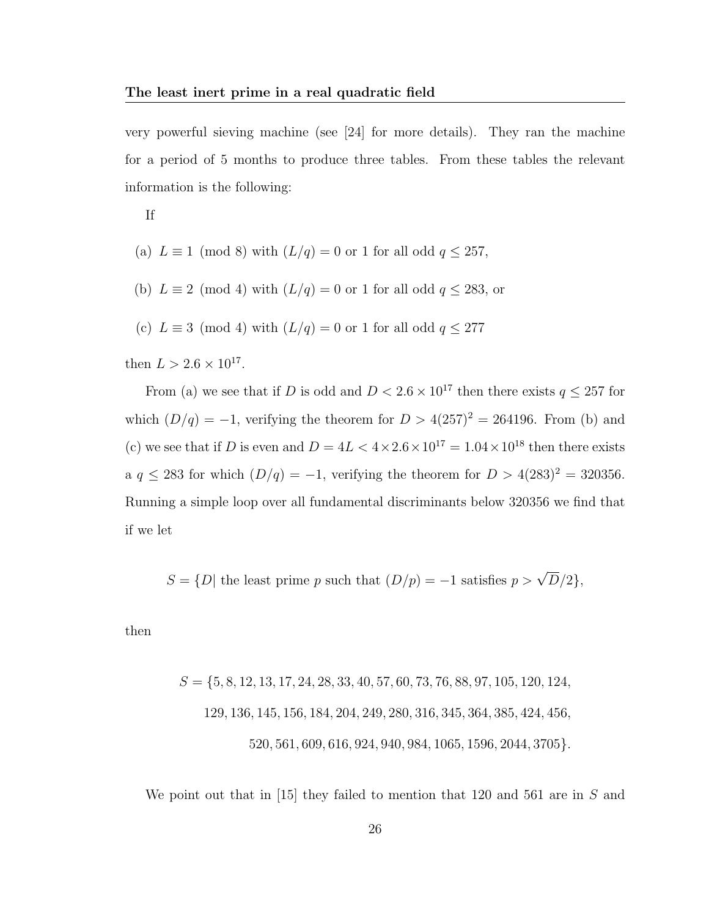very powerful sieving machine (see [24] for more details). They ran the machine for a period of 5 months to produce three tables. From these tables the relevant information is the following:

If

(a) $L \equiv 1 \pmod 8$ with $(L/q) = 0$ or $1$ for all odd $q \leq 257$,

(b) $L \equiv 2 \pmod 4$ with $(L/q) = 0$ or $1$ for all odd $q \leq 283$, or

(c) $L \equiv 3 \pmod 4$ with $(L/q) = 0$ or $1$ for all odd $q \leq 277$

then $L > 2.6 \times 10^{17}$.

From (a) we see that if $D$ is odd and $D < 2.6 \times 10^{17}$ then there exists $q \leq 257$ for which $(D/q) = -1$, verifying the theorem for $D > 4(257)^2 = 264196$. From (b) and (c) we see that if $D$ is even and $D = 4L < 4 \times 2.6 \times 10^{17} = 1.04 \times 10^{18}$ then there exists a $q \leq 283$ for which $(D/q) = -1$, verifying the theorem for $D > 4(283)^2 = 320356$. Running a simple loop over all fundamental discriminants below 320356 we find that if we let

$$S = \{D | \text{ the least prime } p \text{ such that } (D/p) = -1 \text{ satisfies } p > \sqrt{D}/2\},$$

then

$$\begin{aligned} S = \{&5, 8, 12, 13, 17, 24, 28, 33, 40, 57, 60, 73, 76, 88, 97, 105, 120, 124, \\ &129, 136, 145, 156, 184, 204, 249, 280, 316, 345, 364, 385, 424, 456, \\ &520, 561, 609, 616, 924, 940, 984, 1065, 1596, 2044, 3705\}. \end{aligned}$$

We point out that in [15] they failed to mention that 120 and 561 are in $S$ and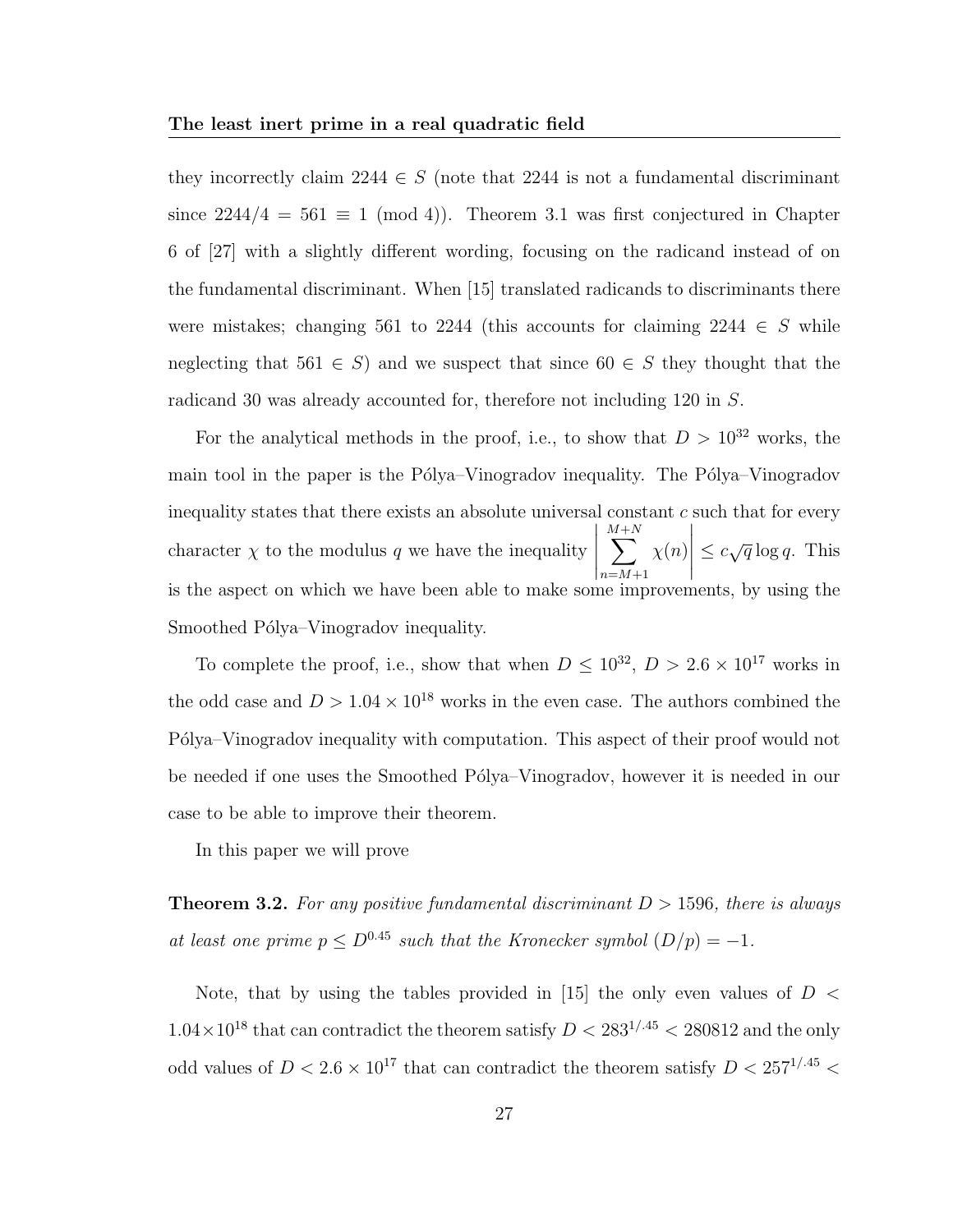they incorrectly claim $2244 \in S$ (note that 2244 is not a fundamental discriminant since $2244/4 = 561 \equiv 1 \pmod 4$)). Theorem 3.1 was first conjectured in Chapter 6 of [27] with a slightly different wording, focusing on the radicand instead of on the fundamental discriminant. When [15] translated radicands to discriminants there were mistakes; changing 561 to 2244 (this accounts for claiming $2244 \in S$ while neglecting that $561 \in S$) and we suspect that since $60 \in S$ they thought that the radicand 30 was already accounted for, therefore not including 120 in $S$.

For the analytical methods in the proof, i.e., to show that $D > 10^{32}$ works, the main tool in the paper is the Pólya–Vinogradov inequality. The Pólya–Vinogradov inequality states that there exists an absolute universal constant $c$ such that for every character $\chi$ to the modulus $q$ we have the inequality $\left|\sum_{n=M+1}^{M+N} \chi(n)\right| \leq c\sqrt{q}\log q$. This is the aspect on which we have been able to make some improvements, by using the Smoothed Pólya–Vinogradov inequality.

To complete the proof, i.e., show that when $D \leq 10^{32}$, $D > 2.6 \times 10^{17}$ works in the odd case and $D > 1.04 \times 10^{18}$ works in the even case. The authors combined the Pólya–Vinogradov inequality with computation. This aspect of their proof would not be needed if one uses the Smoothed Pólya–Vinogradov, however it is needed in our case to be able to improve their theorem.

In this paper we will prove

**Theorem 3.2.** *For any positive fundamental discriminant $D > 1596$, there is always at least one prime $p \leq D^{0.45}$ such that the Kronecker symbol $(D/p) = -1$.*

Note, that by using the tables provided in [15] the only even values of $D < 1.04 \times 10^{18}$ that can contradict the theorem satisfy $D < 283^{1/.45} < 280812$ and the only odd values of $D < 2.6 \times 10^{17}$ that can contradict the theorem satisfy $D < 257^{1/.45} <$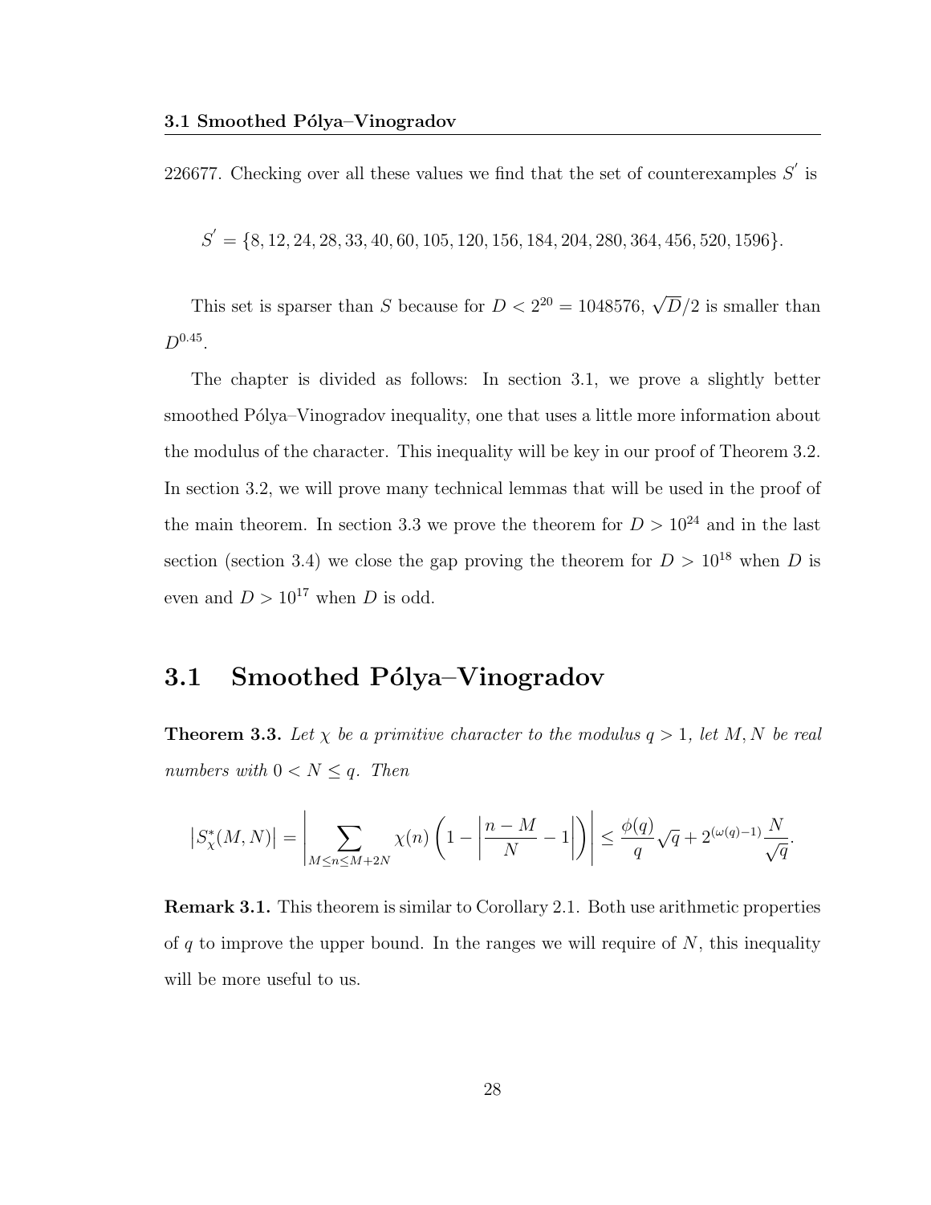226677. Checking over all these values we find that the set of counterexamples $S^{'}$ is

$$S^{'} = \{8, 12, 24, 28, 33, 40, 60, 105, 120, 156, 184, 204, 280, 364, 456, 520, 1596\}.$$

This set is sparser than $S$ because for $D < 2^{20} = 1048576$, $\sqrt{D}/2$ is smaller than $D^{0.45}$.

The chapter is divided as follows: In section 3.1, we prove a slightly better smoothed Pólya–Vinogradov inequality, one that uses a little more information about the modulus of the character. This inequality will be key in our proof of Theorem 3.2. In section 3.2, we will prove many technical lemmas that will be used in the proof of the main theorem. In section 3.3 we prove the theorem for $D > 10^{24}$ and in the last section (section 3.4) we close the gap proving the theorem for $D > 10^{18}$ when $D$ is even and $D > 10^{17}$ when $D$ is odd.

## 3.1 Smoothed Pólya–Vinogradov

**Theorem 3.3.** *Let $\chi$ be a primitive character to the modulus $q > 1$, let $M, N$ be real numbers with $0 < N \leq q$. Then*

$$\left|S^{*}_{\chi}(M, N)\right| = \left|\sum_{M \leq n \leq M+2N} \chi(n)\left(1 - \left|\frac{n-M}{N} - 1\right|\right)\right| \leq \frac{\phi(q)}{q}\sqrt{q} + 2^{(\omega(q)-1)}\frac{N}{\sqrt{q}}.$$

**Remark 3.1.** This theorem is similar to Corollary 2.1. Both use arithmetic properties of $q$ to improve the upper bound. In the ranges we will require of $N$, this inequality will be more useful to us.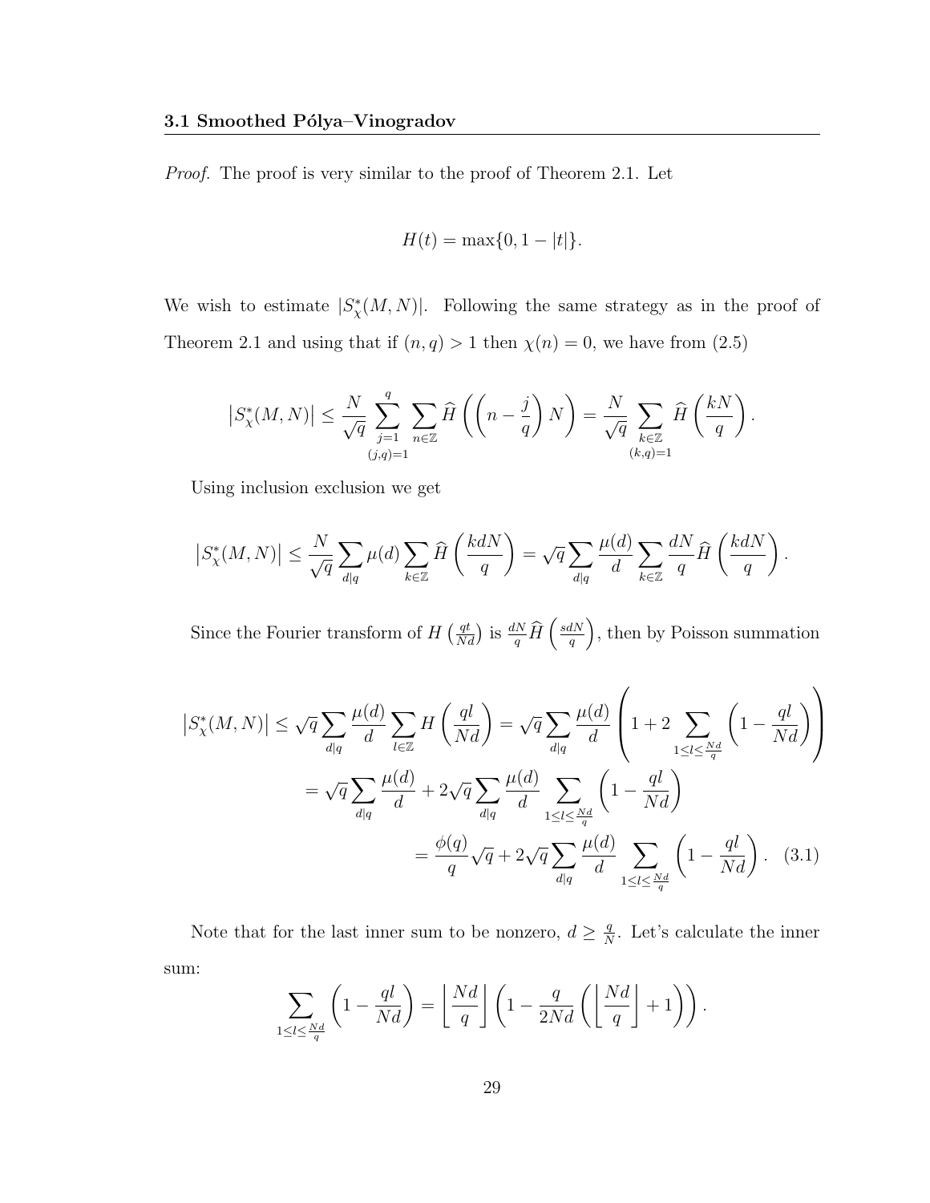*Proof.* The proof is very similar to the proof of Theorem 2.1. Let

$$H(t) = \max\{0, 1 - |t|\}.$$

We wish to estimate $|S_\chi^*(M, N)|$. Following the same strategy as in the proof of Theorem 2.1 and using that if $(n, q) > 1$ then $\chi(n) = 0$, we have from (2.5)

$$\left|S_\chi^*(M, N)\right| \leq \frac{N}{\sqrt{q}} \sum_{\substack{j=1 \\ (j,q)=1}}^{q} \sum_{n \in \mathbb{Z}} \widehat{H}\left(\left(n - \frac{j}{q}\right) N\right) = \frac{N}{\sqrt{q}} \sum_{\substack{k \in \mathbb{Z} \\ (k,q)=1}} \widehat{H}\left(\frac{kN}{q}\right).$$

Using inclusion exclusion we get

$$\left|S_\chi^*(M, N)\right| \leq \frac{N}{\sqrt{q}} \sum_{d|q} \mu(d) \sum_{k \in \mathbb{Z}} \widehat{H}\left(\frac{kdN}{q}\right) = \sqrt{q} \sum_{d|q} \frac{\mu(d)}{d} \sum_{k \in \mathbb{Z}} \frac{dN}{q} \widehat{H}\left(\frac{kdN}{q}\right).$$

Since the Fourier transform of $H\left(\frac{qt}{Nd}\right)$ is $\frac{dN}{q}\widehat{H}\left(\frac{sdN}{q}\right)$, then by Poisson summation

$$\begin{aligned}
\left|S_\chi^*(M, N)\right| \leq \sqrt{q} \sum_{d|q} \frac{\mu(d)}{d} \sum_{l \in \mathbb{Z}} H\left(\frac{ql}{Nd}\right) &= \sqrt{q} \sum_{d|q} \frac{\mu(d)}{d} \left(1 + 2 \sum_{1 \leq l \leq \frac{Nd}{q}} \left(1 - \frac{ql}{Nd}\right)\right) \\
&= \sqrt{q} \sum_{d|q} \frac{\mu(d)}{d} + 2\sqrt{q} \sum_{d|q} \frac{\mu(d)}{d} \sum_{1 \leq l \leq \frac{Nd}{q}} \left(1 - \frac{ql}{Nd}\right) \\
&= \frac{\phi(q)}{q}\sqrt{q} + 2\sqrt{q} \sum_{d|q} \frac{\mu(d)}{d} \sum_{1 \leq l \leq \frac{Nd}{q}} \left(1 - \frac{ql}{Nd}\right). \quad (3.1)
\end{aligned}$$

Note that for the last inner sum to be nonzero, $d \geq \frac{q}{N}$. Let's calculate the inner sum:

$$\sum_{1 \leq l \leq \frac{Nd}{q}} \left(1 - \frac{ql}{Nd}\right) = \left\lfloor \frac{Nd}{q} \right\rfloor \left(1 - \frac{q}{2Nd}\left(\left\lfloor \frac{Nd}{q} \right\rfloor + 1\right)\right).$$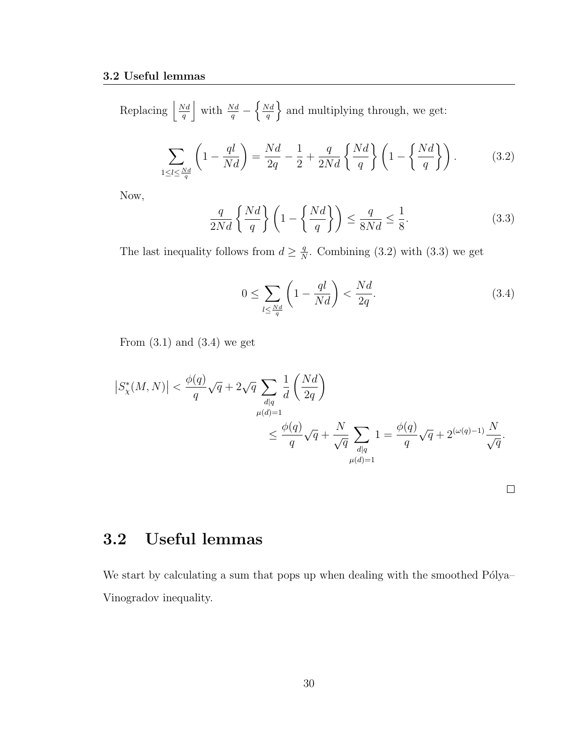Replacing $\left\lfloor \frac{Nd}{q} \right\rfloor$ with $\frac{Nd}{q} - \left\{ \frac{Nd}{q} \right\}$ and multiplying through, we get:

$$\sum_{1 \leq l \leq \frac{Nd}{q}} \left(1 - \frac{ql}{Nd}\right) = \frac{Nd}{2q} - \frac{1}{2} + \frac{q}{2Nd} \left\{ \frac{Nd}{q} \right\} \left(1 - \left\{ \frac{Nd}{q} \right\}\right). \tag{3.2}$$

Now,

$$\frac{q}{2Nd} \left\{ \frac{Nd}{q} \right\} \left(1 - \left\{ \frac{Nd}{q} \right\}\right) \leq \frac{q}{8Nd} \leq \frac{1}{8}. \tag{3.3}$$

The last inequality follows from $d \geq \frac{q}{N}$. Combining (3.2) with (3.3) we get

$$0 \leq \sum_{l \leq \frac{Nd}{q}} \left(1 - \frac{ql}{Nd}\right) < \frac{Nd}{2q}. \tag{3.4}$$

From (3.1) and (3.4) we get

$$\begin{aligned}
\left|S_\chi^*(M,N)\right| &< \frac{\phi(q)}{q}\sqrt{q} + 2\sqrt{q} \sum_{\substack{d|q \\ \mu(d)=1}} \frac{1}{d} \left(\frac{Nd}{2q}\right) \\
&\leq \frac{\phi(q)}{q}\sqrt{q} + \frac{N}{\sqrt{q}} \sum_{\substack{d|q \\ \mu(d)=1}} 1 = \frac{\phi(q)}{q}\sqrt{q} + 2^{(\omega(q)-1)} \frac{N}{\sqrt{q}}.
\end{aligned}$$

□

## 3.2 Useful lemmas

We start by calculating a sum that pops up when dealing with the smoothed Pólya–Vinogradov inequality.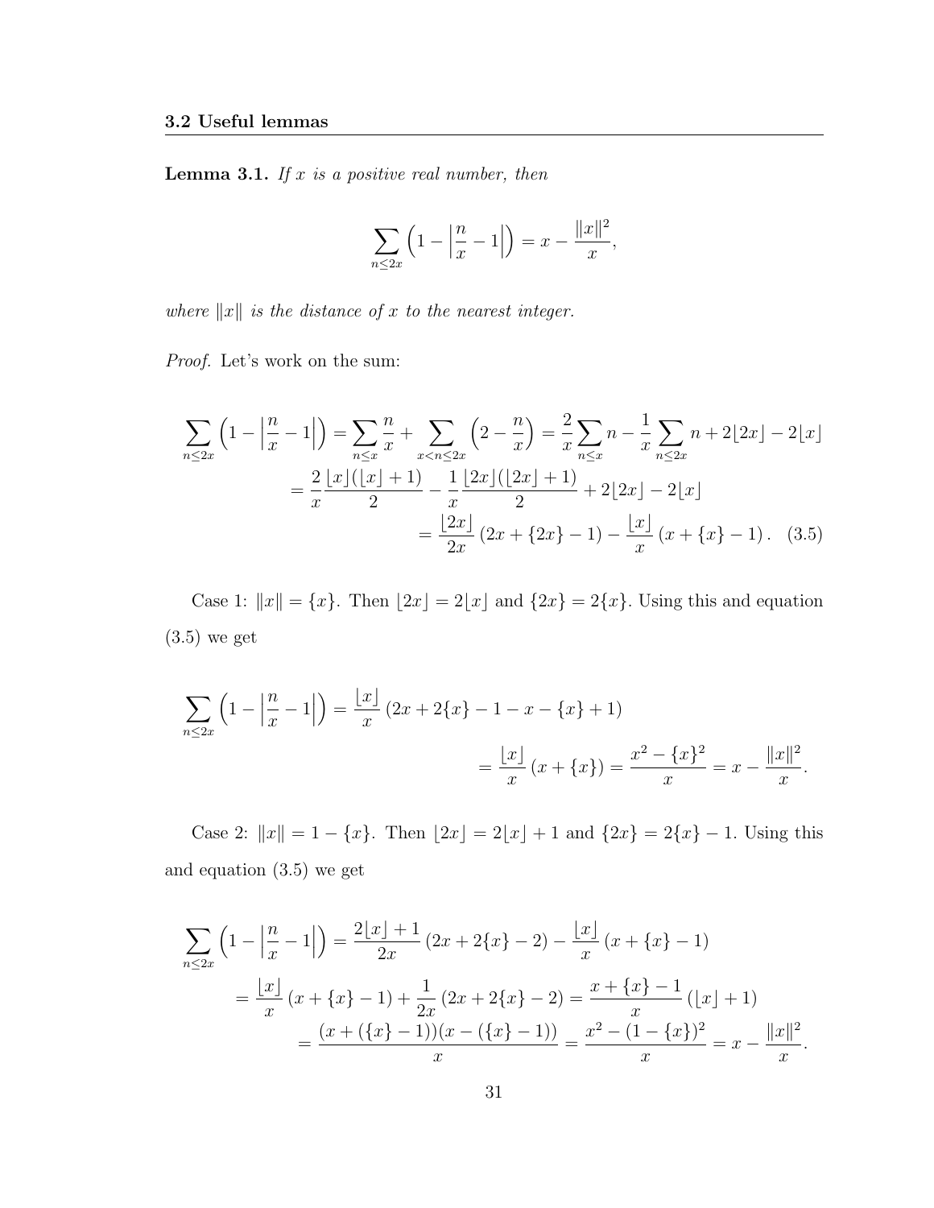### 3.2 Useful lemmas

**Lemma 3.1.** *If $x$ is a positive real number, then*

$$\sum_{n\leq 2x}\left(1-\left|\frac{n}{x}-1\right|\right)=x-\frac{\|x\|^2}{x},$$

*where $\|x\|$ is the distance of $x$ to the nearest integer.*

*Proof.* Let's work on the sum:

$$\begin{aligned}
\sum_{n\leq 2x}\left(1-\left|\frac{n}{x}-1\right|\right)&=\sum_{n\leq x}\frac{n}{x}+\sum_{x<n\leq 2x}\left(2-\frac{n}{x}\right)=\frac{2}{x}\sum_{n\leq x}n-\frac{1}{x}\sum_{n\leq 2x}n+2\lfloor 2x\rfloor-2\lfloor x\rfloor\\
&=\frac{2}{x}\frac{\lfloor x\rfloor(\lfloor x\rfloor+1)}{2}-\frac{1}{x}\frac{\lfloor 2x\rfloor(\lfloor 2x\rfloor+1)}{2}+2\lfloor 2x\rfloor-2\lfloor x\rfloor\\
&=\frac{\lfloor 2x\rfloor}{2x}\left(2x+\{2x\}-1\right)-\frac{\lfloor x\rfloor}{x}\left(x+\{x\}-1\right). \quad (3.5)
\end{aligned}$$

Case 1: $\|x\|=\{x\}$. Then $\lfloor 2x\rfloor=2\lfloor x\rfloor$ and $\{2x\}=2\{x\}$. Using this and equation (3.5) we get

$$\begin{aligned}
\sum_{n\leq 2x}\left(1-\left|\frac{n}{x}-1\right|\right)&=\frac{\lfloor x\rfloor}{x}\left(2x+2\{x\}-1-x-\{x\}+1\right)\\
&=\frac{\lfloor x\rfloor}{x}\left(x+\{x\}\right)=\frac{x^2-\{x\}^2}{x}=x-\frac{\|x\|^2}{x}.
\end{aligned}$$

Case 2: $\|x\|=1-\{x\}$. Then $\lfloor 2x\rfloor=2\lfloor x\rfloor+1$ and $\{2x\}=2\{x\}-1$. Using this and equation (3.5) we get

$$\begin{aligned}
\sum_{n\leq 2x}\left(1-\left|\frac{n}{x}-1\right|\right)&=\frac{2\lfloor x\rfloor+1}{2x}\left(2x+2\{x\}-2\right)-\frac{\lfloor x\rfloor}{x}\left(x+\{x\}-1\right)\\
&=\frac{\lfloor x\rfloor}{x}\left(x+\{x\}-1\right)+\frac{1}{2x}\left(2x+2\{x\}-2\right)=\frac{x+\{x\}-1}{x}\left(\lfloor x\rfloor+1\right)\\
&=\frac{(x+(\{x\}-1))(x-(\{x\}-1))}{x}=\frac{x^2-(1-\{x\})^2}{x}=x-\frac{\|x\|^2}{x}.
\end{aligned}$$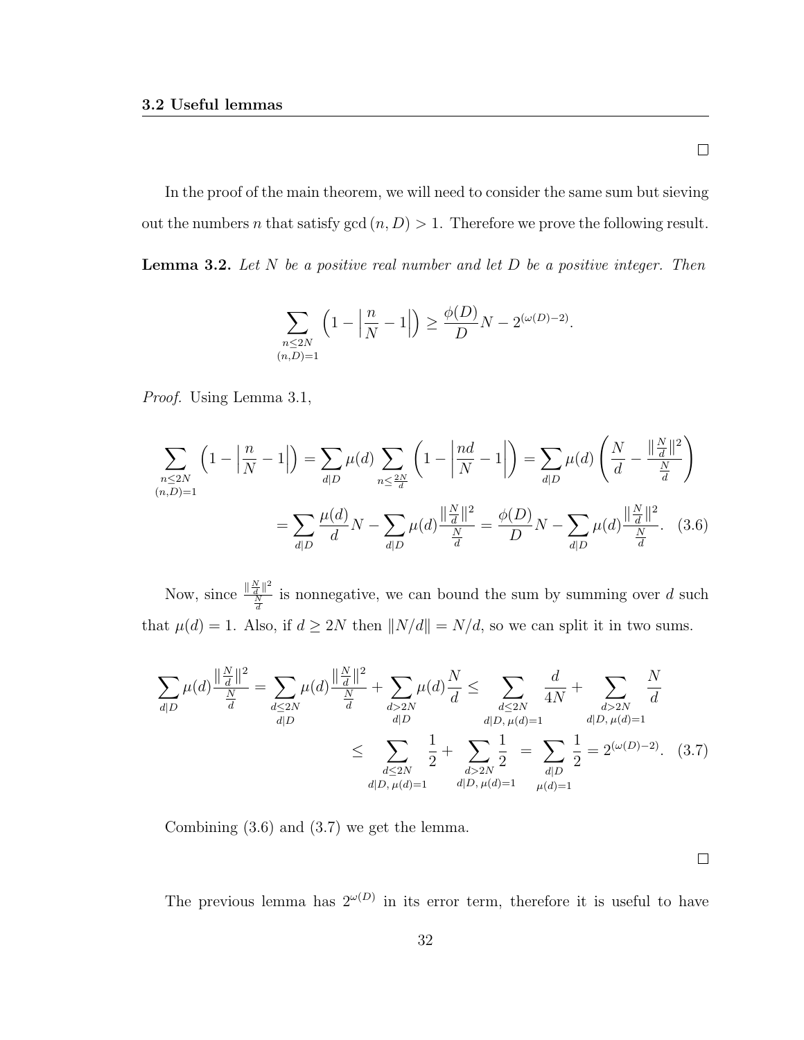□

In the proof of the main theorem, we will need to consider the same sum but sieving out the numbers $n$ that satisfy $\gcd(n, D) > 1$. Therefore we prove the following result.

**Lemma 3.2.** *Let $N$ be a positive real number and let $D$ be a positive integer. Then*

$$\sum_{\substack{n \leq 2N \\ (n,D)=1}} \left(1 - \left|\frac{n}{N} - 1\right|\right) \geq \frac{\phi(D)}{D} N - 2^{(\omega(D)-2)}.$$

*Proof.* Using Lemma 3.1,

$$\sum_{\substack{n \leq 2N \\ (n,D)=1}} \left(1 - \left|\frac{n}{N} - 1\right|\right) = \sum_{d|D} \mu(d) \sum_{n \leq \frac{2N}{d}} \left(1 - \left|\frac{nd}{N} - 1\right|\right) = \sum_{d|D} \mu(d) \left(\frac{N}{d} - \frac{\|\frac{N}{d}\|^2}{\frac{N}{d}}\right)$$

$$= \sum_{d|D} \frac{\mu(d)}{d} N - \sum_{d|D} \mu(d) \frac{\|\frac{N}{d}\|^2}{\frac{N}{d}} = \frac{\phi(D)}{D} N - \sum_{d|D} \mu(d) \frac{\|\frac{N}{d}\|^2}{\frac{N}{d}}. \quad (3.6)$$

Now, since $\frac{\|\frac{N}{d}\|^2}{\frac{N}{d}}$ is nonnegative, we can bound the sum by summing over $d$ such that $\mu(d) = 1$. Also, if $d \geq 2N$ then $\|N/d\| = N/d$, so we can split it in two sums.

$$\sum_{d|D} \mu(d) \frac{\|\frac{N}{d}\|^2}{\frac{N}{d}} = \sum_{\substack{d \leq 2N \\ d|D}} \mu(d) \frac{\|\frac{N}{d}\|^2}{\frac{N}{d}} + \sum_{\substack{d > 2N \\ d|D}} \mu(d) \frac{N}{d} \leq \sum_{\substack{d \leq 2N \\ d|D,\, \mu(d)=1}} \frac{d}{4N} + \sum_{\substack{d > 2N \\ d|D,\, \mu(d)=1}} \frac{N}{d}$$

$$\leq \sum_{\substack{d \leq 2N \\ d|D,\, \mu(d)=1}} \frac{1}{2} + \sum_{\substack{d > 2N \\ d|D,\, \mu(d)=1}} \frac{1}{2} = \sum_{\substack{d|D \\ \mu(d)=1}} \frac{1}{2} = 2^{(\omega(D)-2)}. \quad (3.7)$$

Combining (3.6) and (3.7) we get the lemma.

□

The previous lemma has $2^{\omega(D)}$ in its error term, therefore it is useful to have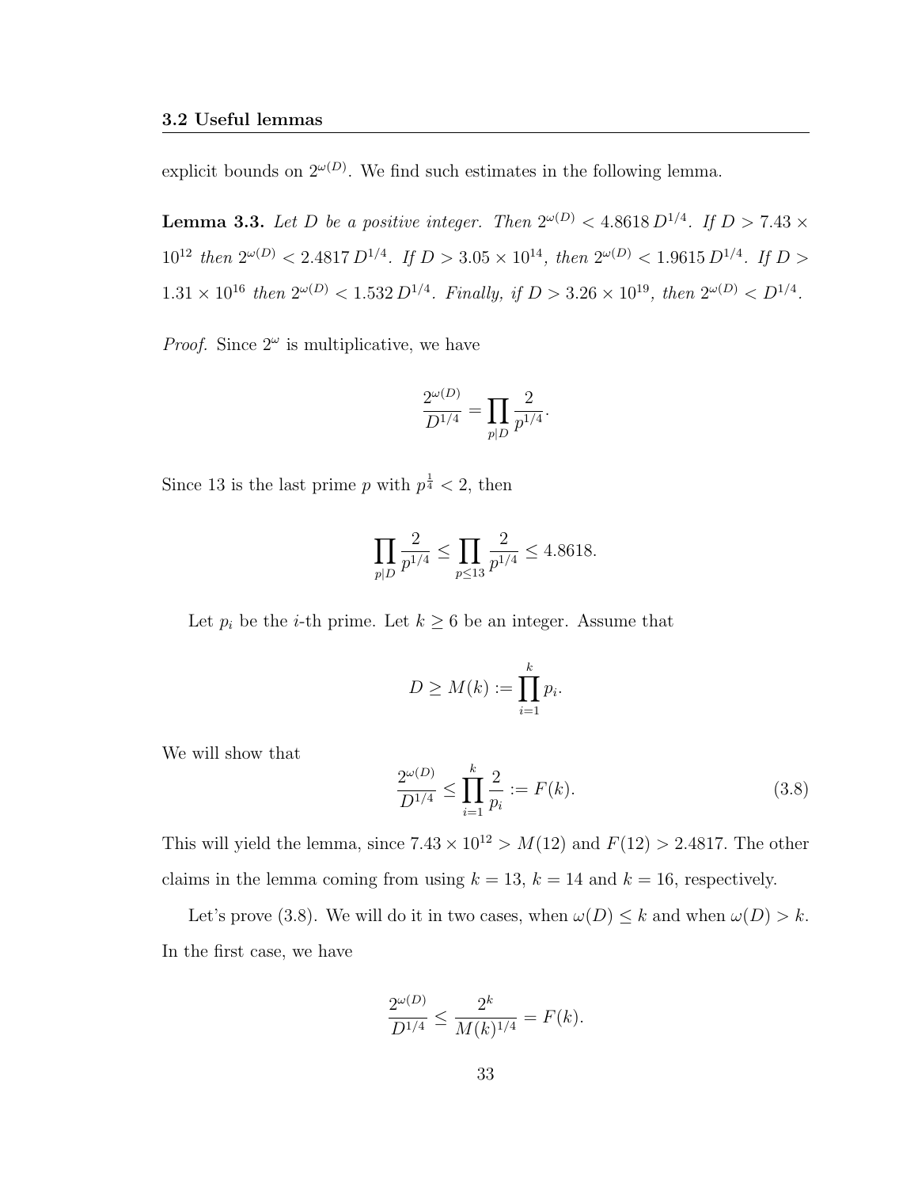explicit bounds on $2^{\omega(D)}$. We find such estimates in the following lemma.

**Lemma 3.3.** *Let $D$ be a positive integer. Then $2^{\omega(D)} < 4.8618\, D^{1/4}$. If $D > 7.43 \times 10^{12}$ then $2^{\omega(D)} < 2.4817\, D^{1/4}$. If $D > 3.05 \times 10^{14}$, then $2^{\omega(D)} < 1.9615\, D^{1/4}$. If $D > 1.31 \times 10^{16}$ then $2^{\omega(D)} < 1.532\, D^{1/4}$. Finally, if $D > 3.26 \times 10^{19}$, then $2^{\omega(D)} < D^{1/4}$.*

*Proof.* Since $2^{\omega}$ is multiplicative, we have

$$\frac{2^{\omega(D)}}{D^{1/4}} = \prod_{p|D} \frac{2}{p^{1/4}}.$$

Since 13 is the last prime $p$ with $p^{\frac{1}{4}} < 2$, then

$$\prod_{p|D} \frac{2}{p^{1/4}} \leq \prod_{p \leq 13} \frac{2}{p^{1/4}} \leq 4.8618.$$

Let $p_i$ be the $i$-th prime. Let $k \geq 6$ be an integer. Assume that

$$D \geq M(k) := \prod_{i=1}^{k} p_i.$$

We will show that

$$\frac{2^{\omega(D)}}{D^{1/4}} \leq \prod_{i=1}^{k} \frac{2}{p_i} := F(k). \tag{3.8}$$

This will yield the lemma, since $7.43 \times 10^{12} > M(12)$ and $F(12) > 2.4817$. The other claims in the lemma coming from using $k = 13$, $k = 14$ and $k = 16$, respectively.

Let's prove (3.8). We will do it in two cases, when $\omega(D) \leq k$ and when $\omega(D) > k$. In the first case, we have

$$\frac{2^{\omega(D)}}{D^{1/4}} \leq \frac{2^k}{M(k)^{1/4}} = F(k).$$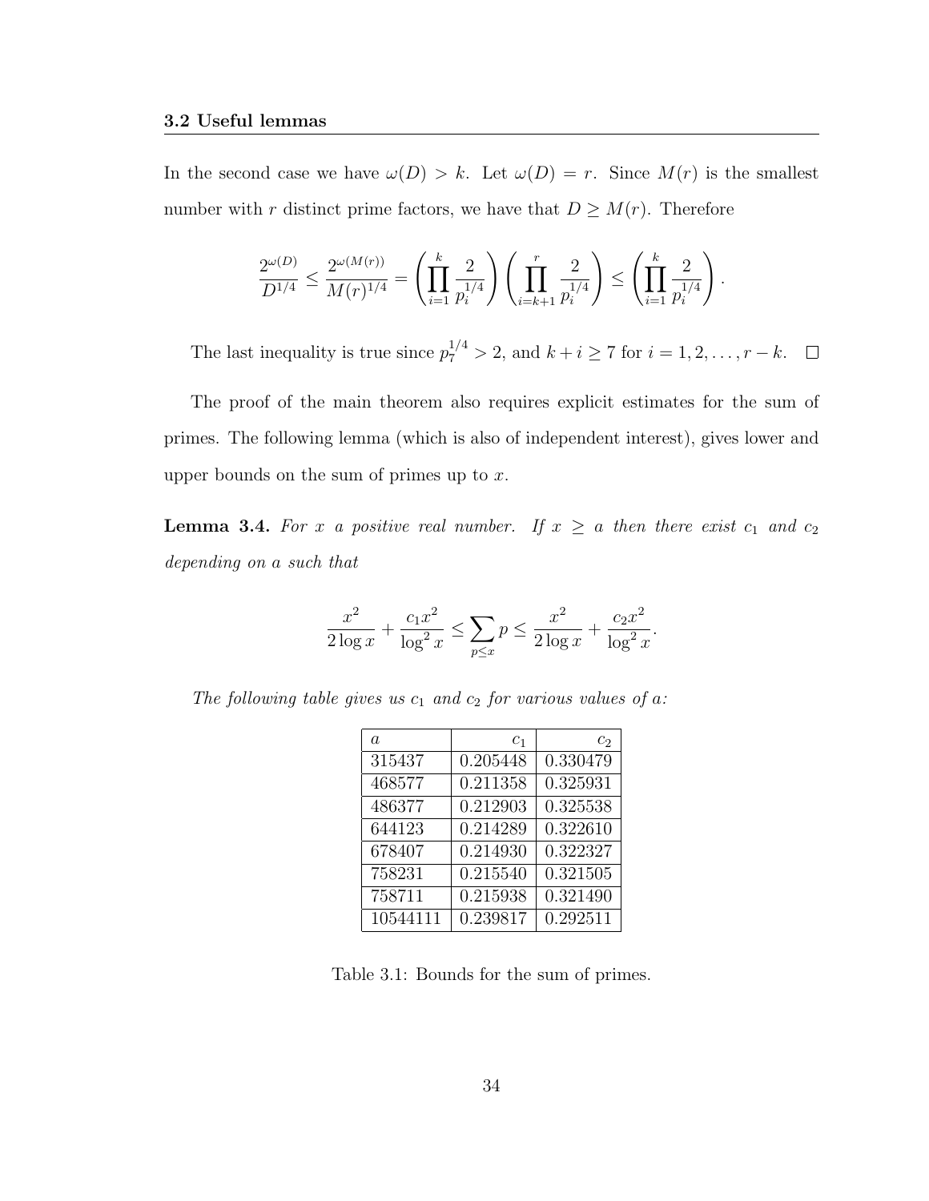In the second case we have $\omega(D) > k$. Let $\omega(D) = r$. Since $M(r)$ is the smallest number with $r$ distinct prime factors, we have that $D \geq M(r)$. Therefore

$$\frac{2^{\omega(D)}}{D^{1/4}} \leq \frac{2^{\omega(M(r))}}{M(r)^{1/4}} = \left(\prod_{i=1}^{k} \frac{2}{p_i^{1/4}}\right)\left(\prod_{i=k+1}^{r} \frac{2}{p_i^{1/4}}\right) \leq \left(\prod_{i=1}^{k} \frac{2}{p_i^{1/4}}\right).$$

The last inequality is true since $p_7^{1/4} > 2$, and $k + i \geq 7$ for $i = 1, 2, \ldots, r - k$. $\square$

The proof of the main theorem also requires explicit estimates for the sum of primes. The following lemma (which is also of independent interest), gives lower and upper bounds on the sum of primes up to $x$.

**Lemma 3.4.** *For $x$ a positive real number. If $x \geq a$ then there exist $c_1$ and $c_2$ depending on $a$ such that*

$$\frac{x^2}{2\log x} + \frac{c_1 x^2}{\log^2 x} \leq \sum_{p \leq x} p \leq \frac{x^2}{2\log x} + \frac{c_2 x^2}{\log^2 x}.$$

*The following table gives us $c_1$ and $c_2$ for various values of $a$:*

| $a$ | $c_1$ | $c_2$ |
|---|---|---|
| 315437 | 0.205448 | 0.330479 |
| 468577 | 0.211358 | 0.325931 |
| 486377 | 0.212903 | 0.325538 |
| 644123 | 0.214289 | 0.322610 |
| 678407 | 0.214930 | 0.322327 |
| 758231 | 0.215540 | 0.321505 |
| 758711 | 0.215938 | 0.321490 |
| 10544111 | 0.239817 | 0.292511 |

Table 3.1: Bounds for the sum of primes.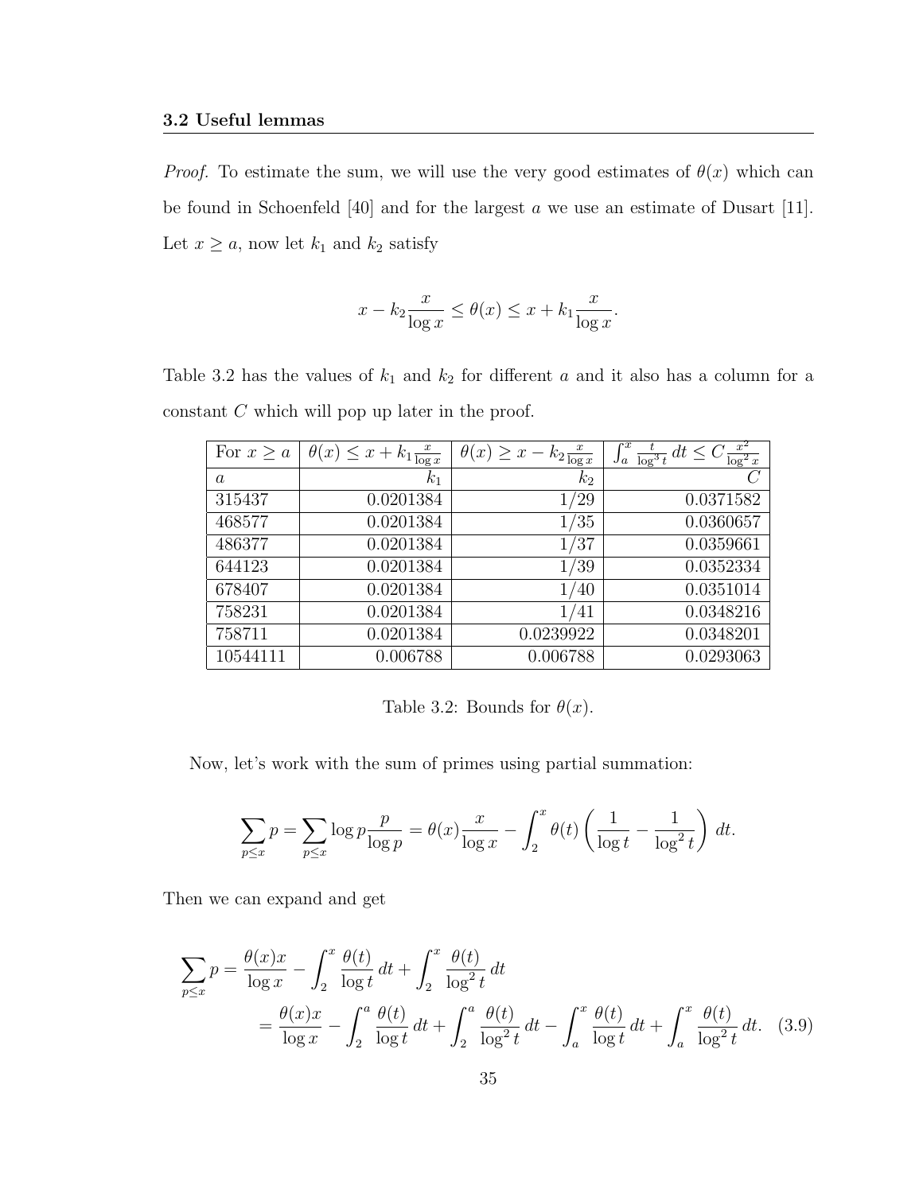*Proof.* To estimate the sum, we will use the very good estimates of $\theta(x)$ which can be found in Schoenfeld [40] and for the largest $a$ we use an estimate of Dusart [11]. Let $x \geq a$, now let $k_1$ and $k_2$ satisfy

$$x - k_2 \frac{x}{\log x} \leq \theta(x) \leq x + k_1 \frac{x}{\log x}.$$

Table 3.2 has the values of $k_1$ and $k_2$ for different $a$ and it also has a column for a constant $C$ which will pop up later in the proof.

| For $x \geq a$ | $\theta(x) \leq x + k_1 \frac{x}{\log x}$ | $\theta(x) \geq x - k_2 \frac{x}{\log x}$ | $\int_a^x \frac{t}{\log^3 t}\, dt \leq C \frac{x^2}{\log^2 x}$ |
|---|---|---|---|
| $a$ | $k_1$ | $k_2$ | $C$ |
| 315437 | 0.0201384 | 1/29 | 0.0371582 |
| 468577 | 0.0201384 | 1/35 | 0.0360657 |
| 486377 | 0.0201384 | 1/37 | 0.0359661 |
| 644123 | 0.0201384 | 1/39 | 0.0352334 |
| 678407 | 0.0201384 | 1/40 | 0.0351014 |
| 758231 | 0.0201384 | 1/41 | 0.0348216 |
| 758711 | 0.0201384 | 0.0239922 | 0.0348201 |
| 10544111 | 0.006788 | 0.006788 | 0.0293063 |

Table 3.2: Bounds for $\theta(x)$.

Now, let's work with the sum of primes using partial summation:

$$\sum_{p \leq x} p = \sum_{p \leq x} \log p \frac{p}{\log p} = \theta(x) \frac{x}{\log x} - \int_2^x \theta(t) \left( \frac{1}{\log t} - \frac{1}{\log^2 t} \right) dt.$$

Then we can expand and get

$$\begin{aligned}
\sum_{p \leq x} p &= \frac{\theta(x)x}{\log x} - \int_2^x \frac{\theta(t)}{\log t}\, dt + \int_2^x \frac{\theta(t)}{\log^2 t}\, dt \\
&= \frac{\theta(x)x}{\log x} - \int_2^a \frac{\theta(t)}{\log t}\, dt + \int_2^a \frac{\theta(t)}{\log^2 t}\, dt - \int_a^x \frac{\theta(t)}{\log t}\, dt + \int_a^x \frac{\theta(t)}{\log^2 t}\, dt. \quad (3.9)
\end{aligned}$$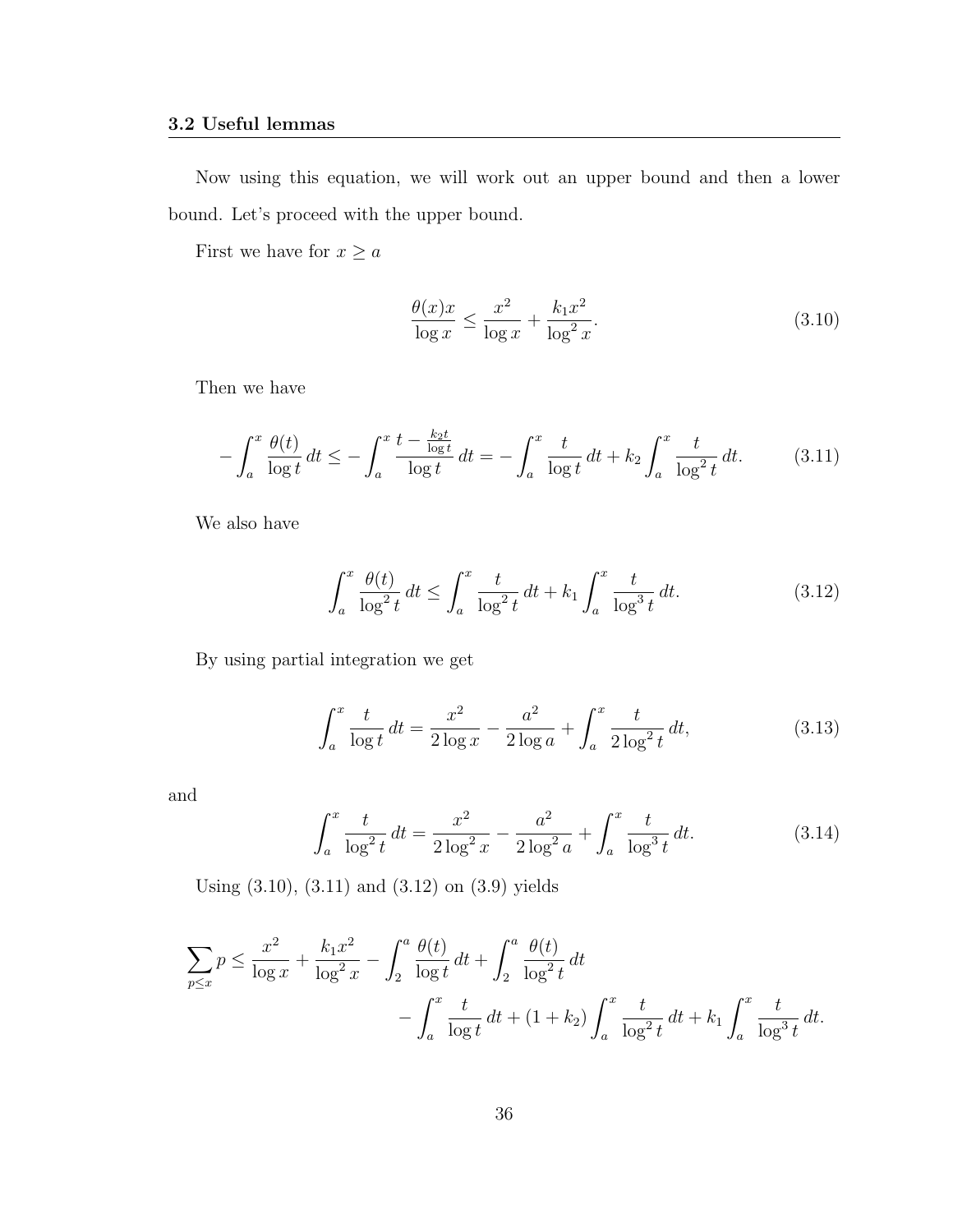Now using this equation, we will work out an upper bound and then a lower bound. Let's proceed with the upper bound.

First we have for $x \geq a$

$$\frac{\theta(x)x}{\log x} \leq \frac{x^2}{\log x} + \frac{k_1 x^2}{\log^2 x}. \tag{3.10}$$

Then we have

$$-\int_a^x \frac{\theta(t)}{\log t}\,dt \leq -\int_a^x \frac{t - \frac{k_2 t}{\log t}}{\log t}\,dt = -\int_a^x \frac{t}{\log t}\,dt + k_2 \int_a^x \frac{t}{\log^2 t}\,dt. \tag{3.11}$$

We also have

$$\int_a^x \frac{\theta(t)}{\log^2 t}\,dt \leq \int_a^x \frac{t}{\log^2 t}\,dt + k_1 \int_a^x \frac{t}{\log^3 t}\,dt. \tag{3.12}$$

By using partial integration we get

$$\int_a^x \frac{t}{\log t}\,dt = \frac{x^2}{2\log x} - \frac{a^2}{2\log a} + \int_a^x \frac{t}{2\log^2 t}\,dt, \tag{3.13}$$

and

$$\int_a^x \frac{t}{\log^2 t}\,dt = \frac{x^2}{2\log^2 x} - \frac{a^2}{2\log^2 a} + \int_a^x \frac{t}{\log^3 t}\,dt. \tag{3.14}$$

Using (3.10), (3.11) and (3.12) on (3.9) yields

$$\sum_{p \leq x} p \leq \frac{x^2}{\log x} + \frac{k_1 x^2}{\log^2 x} - \int_2^a \frac{\theta(t)}{\log t}\,dt + \int_2^a \frac{\theta(t)}{\log^2 t}\,dt$$
$$- \int_a^x \frac{t}{\log t}\,dt + (1 + k_2)\int_a^x \frac{t}{\log^2 t}\,dt + k_1 \int_a^x \frac{t}{\log^3 t}\,dt.$$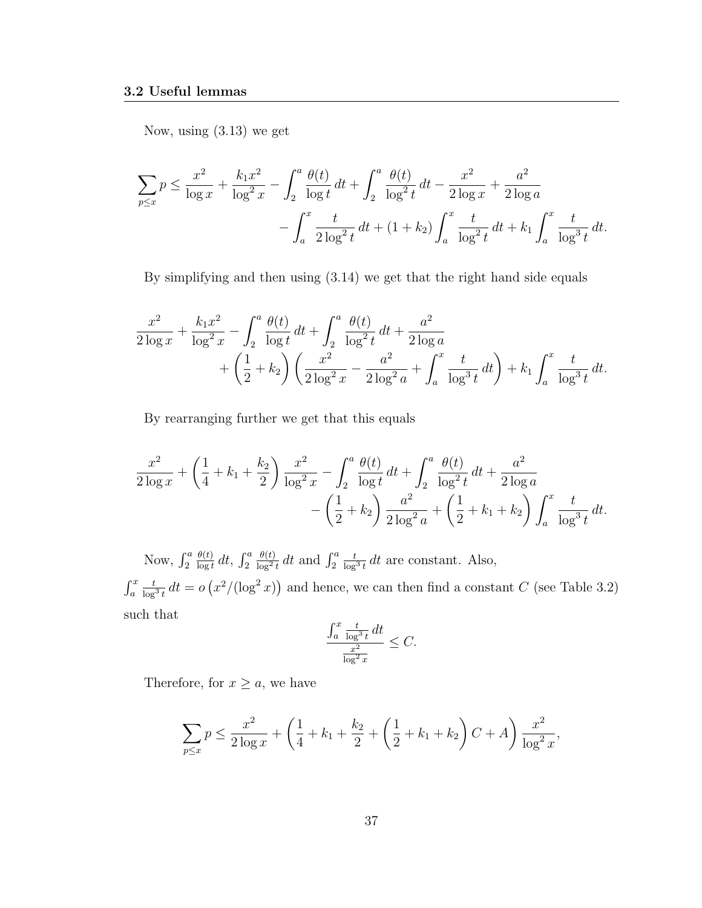Now, using (3.13) we get

$$\sum_{p\leq x} p \leq \frac{x^2}{\log x} + \frac{k_1 x^2}{\log^2 x} - \int_2^a \frac{\theta(t)}{\log t}\,dt + \int_2^a \frac{\theta(t)}{\log^2 t}\,dt - \frac{x^2}{2\log x} + \frac{a^2}{2\log a}$$
$$- \int_a^x \frac{t}{2\log^2 t}\,dt + (1+k_2)\int_a^x \frac{t}{\log^2 t}\,dt + k_1\int_a^x \frac{t}{\log^3 t}\,dt.$$

By simplifying and then using (3.14) we get that the right hand side equals

$$\frac{x^2}{2\log x} + \frac{k_1 x^2}{\log^2 x} - \int_2^a \frac{\theta(t)}{\log t}\,dt + \int_2^a \frac{\theta(t)}{\log^2 t}\,dt + \frac{a^2}{2\log a}$$
$$+ \left(\frac{1}{2}+k_2\right)\left(\frac{x^2}{2\log^2 x} - \frac{a^2}{2\log^2 a} + \int_a^x \frac{t}{\log^3 t}\,dt\right) + k_1\int_a^x \frac{t}{\log^3 t}\,dt.$$

By rearranging further we get that this equals

$$\frac{x^2}{2\log x} + \left(\frac{1}{4}+k_1+\frac{k_2}{2}\right)\frac{x^2}{\log^2 x} - \int_2^a \frac{\theta(t)}{\log t}\,dt + \int_2^a \frac{\theta(t)}{\log^2 t}\,dt + \frac{a^2}{2\log a}$$
$$- \left(\frac{1}{2}+k_2\right)\frac{a^2}{2\log^2 a} + \left(\frac{1}{2}+k_1+k_2\right)\int_a^x \frac{t}{\log^3 t}\,dt.$$

Now, $\int_2^a \frac{\theta(t)}{\log t}\,dt$, $\int_2^a \frac{\theta(t)}{\log^2 t}\,dt$ and $\int_2^a \frac{t}{\log^3 t}\,dt$ are constant. Also, $\int_a^x \frac{t}{\log^3 t}\,dt = o\left(x^2/(\log^2 x)\right)$ and hence, we can then find a constant $C$ (see Table 3.2) such that

$$\frac{\int_a^x \frac{t}{\log^3 t}\,dt}{\frac{x^2}{\log^2 x}} \leq C.$$

Therefore, for $x \geq a$, we have

$$\sum_{p\leq x} p \leq \frac{x^2}{2\log x} + \left(\frac{1}{4}+k_1+\frac{k_2}{2}+\left(\frac{1}{2}+k_1+k_2\right)C + A\right)\frac{x^2}{\log^2 x},$$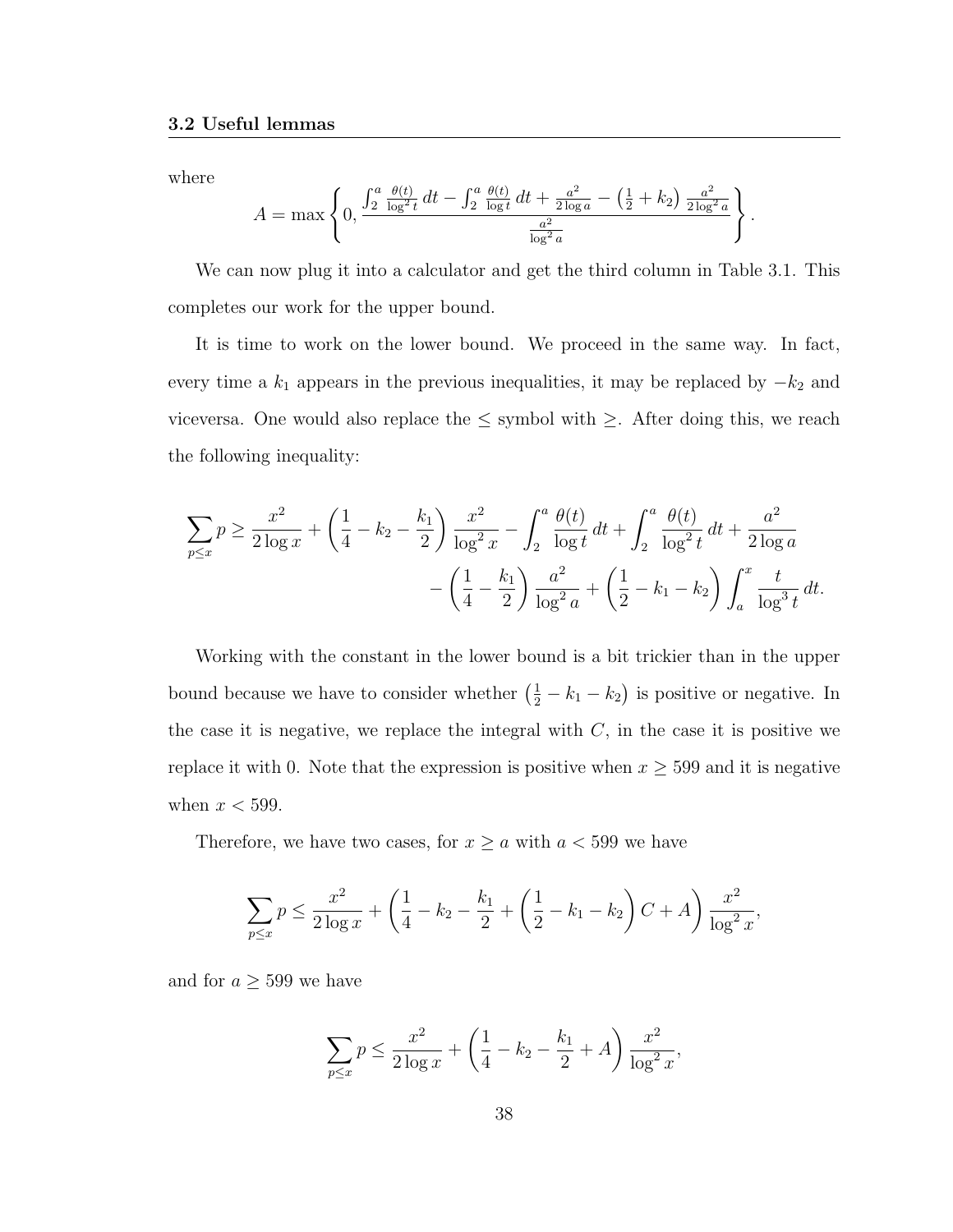where

$$A = \max\left\{0, \frac{\int_2^a \frac{\theta(t)}{\log^2 t}\,dt - \int_2^a \frac{\theta(t)}{\log t}\,dt + \frac{a^2}{2\log a} - \left(\frac{1}{2} + k_2\right)\frac{a^2}{2\log^2 a}}{\frac{a^2}{\log^2 a}}\right\}.$$

We can now plug it into a calculator and get the third column in Table 3.1. This completes our work for the upper bound.

It is time to work on the lower bound. We proceed in the same way. In fact, every time a $k_1$ appears in the previous inequalities, it may be replaced by $-k_2$ and viceversa. One would also replace the $\leq$ symbol with $\geq$. After doing this, we reach the following inequality:

$$\sum_{p\leq x} p \geq \frac{x^2}{2\log x} + \left(\frac{1}{4} - k_2 - \frac{k_1}{2}\right)\frac{x^2}{\log^2 x} - \int_2^a \frac{\theta(t)}{\log t}\,dt + \int_2^a \frac{\theta(t)}{\log^2 t}\,dt + \frac{a^2}{2\log a}$$
$$- \left(\frac{1}{4} - \frac{k_1}{2}\right)\frac{a^2}{\log^2 a} + \left(\frac{1}{2} - k_1 - k_2\right)\int_a^x \frac{t}{\log^3 t}\,dt.$$

Working with the constant in the lower bound is a bit trickier than in the upper bound because we have to consider whether $\left(\frac{1}{2} - k_1 - k_2\right)$ is positive or negative. In the case it is negative, we replace the integral with $C$, in the case it is positive we replace it with 0. Note that the expression is positive when $x \geq 599$ and it is negative when $x < 599$.

Therefore, we have two cases, for $x \geq a$ with $a < 599$ we have

$$\sum_{p\leq x} p \leq \frac{x^2}{2\log x} + \left(\frac{1}{4} - k_2 - \frac{k_1}{2} + \left(\frac{1}{2} - k_1 - k_2\right)C + A\right)\frac{x^2}{\log^2 x},$$

and for $a \geq 599$ we have

$$\sum_{p\leq x} p \leq \frac{x^2}{2\log x} + \left(\frac{1}{4} - k_2 - \frac{k_1}{2} + A\right)\frac{x^2}{\log^2 x},$$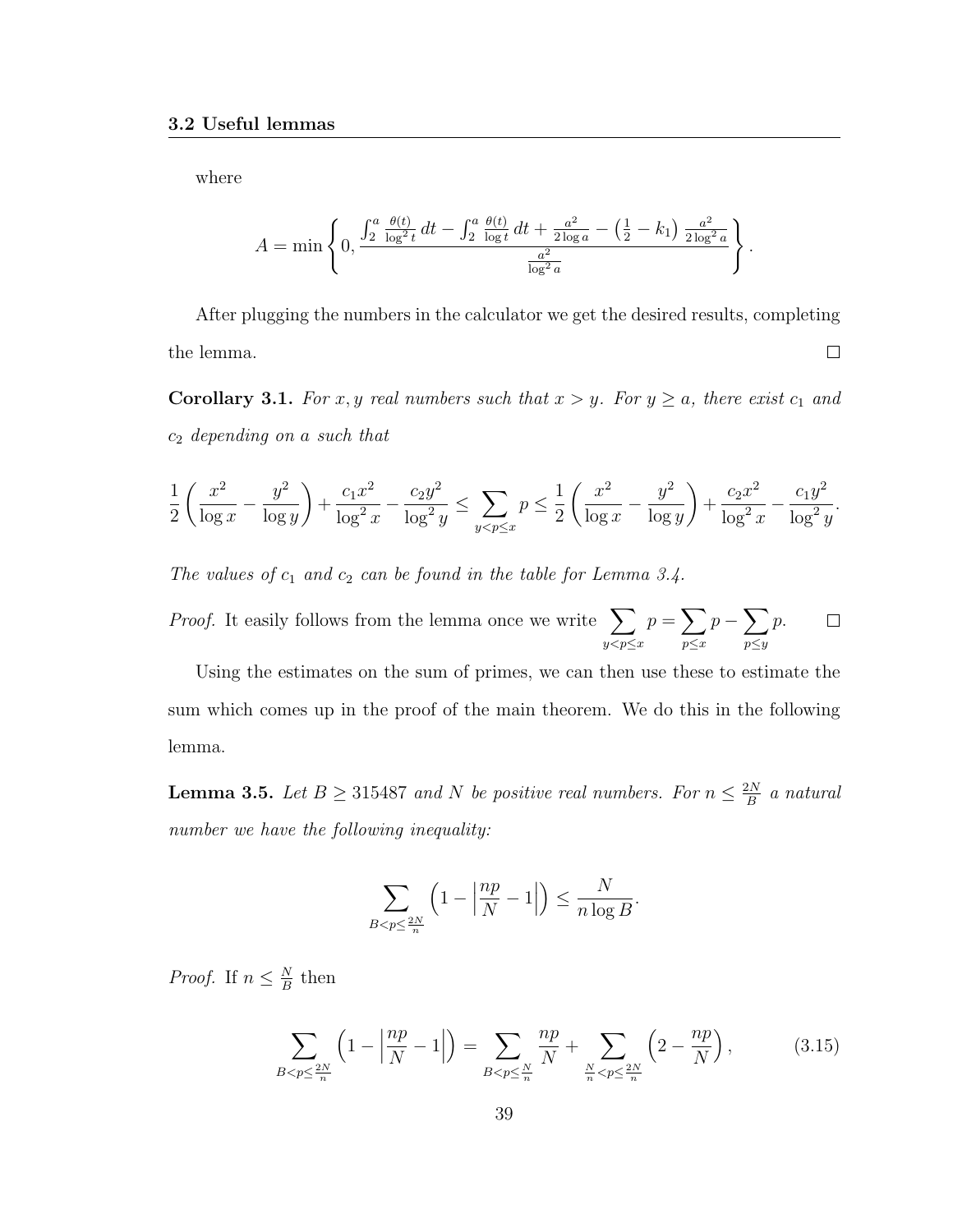where

$$A = \min\left\{0, \frac{\int_2^a \frac{\theta(t)}{\log^2 t}\,dt - \int_2^a \frac{\theta(t)}{\log t}\,dt + \frac{a^2}{2\log a} - \left(\frac{1}{2} - k_1\right)\frac{a^2}{2\log^2 a}}{\frac{a^2}{\log^2 a}}\right\}.$$

After plugging the numbers in the calculator we get the desired results, completing the lemma. □

**Corollary 3.1.** *For $x, y$ real numbers such that $x > y$. For $y \geq a$, there exist $c_1$ and $c_2$ depending on $a$ such that*

$$\frac{1}{2}\left(\frac{x^2}{\log x} - \frac{y^2}{\log y}\right) + \frac{c_1 x^2}{\log^2 x} - \frac{c_2 y^2}{\log^2 y} \leq \sum_{y<p\leq x} p \leq \frac{1}{2}\left(\frac{x^2}{\log x} - \frac{y^2}{\log y}\right) + \frac{c_2 x^2}{\log^2 x} - \frac{c_1 y^2}{\log^2 y}.$$

*The values of $c_1$ and $c_2$ can be found in the table for Lemma 3.4.*

*Proof.* It easily follows from the lemma once we write $\sum_{y<p\leq x} p = \sum_{p\leq x} p - \sum_{p\leq y} p.$ □

Using the estimates on the sum of primes, we can then use these to estimate the sum which comes up in the proof of the main theorem. We do this in the following lemma.

**Lemma 3.5.** *Let $B \geq 315487$ and $N$ be positive real numbers. For $n \leq \frac{2N}{B}$ a natural number we have the following inequality:*

$$\sum_{B<p\leq\frac{2N}{n}} \left(1 - \left|\frac{np}{N} - 1\right|\right) \leq \frac{N}{n\log B}.$$

*Proof.* If $n \leq \frac{N}{B}$ then

$$\sum_{B<p\leq\frac{2N}{n}} \left(1 - \left|\frac{np}{N} - 1\right|\right) = \sum_{B<p\leq\frac{N}{n}} \frac{np}{N} + \sum_{\frac{N}{n}<p\leq\frac{2N}{n}} \left(2 - \frac{np}{N}\right), \tag{3.15}$$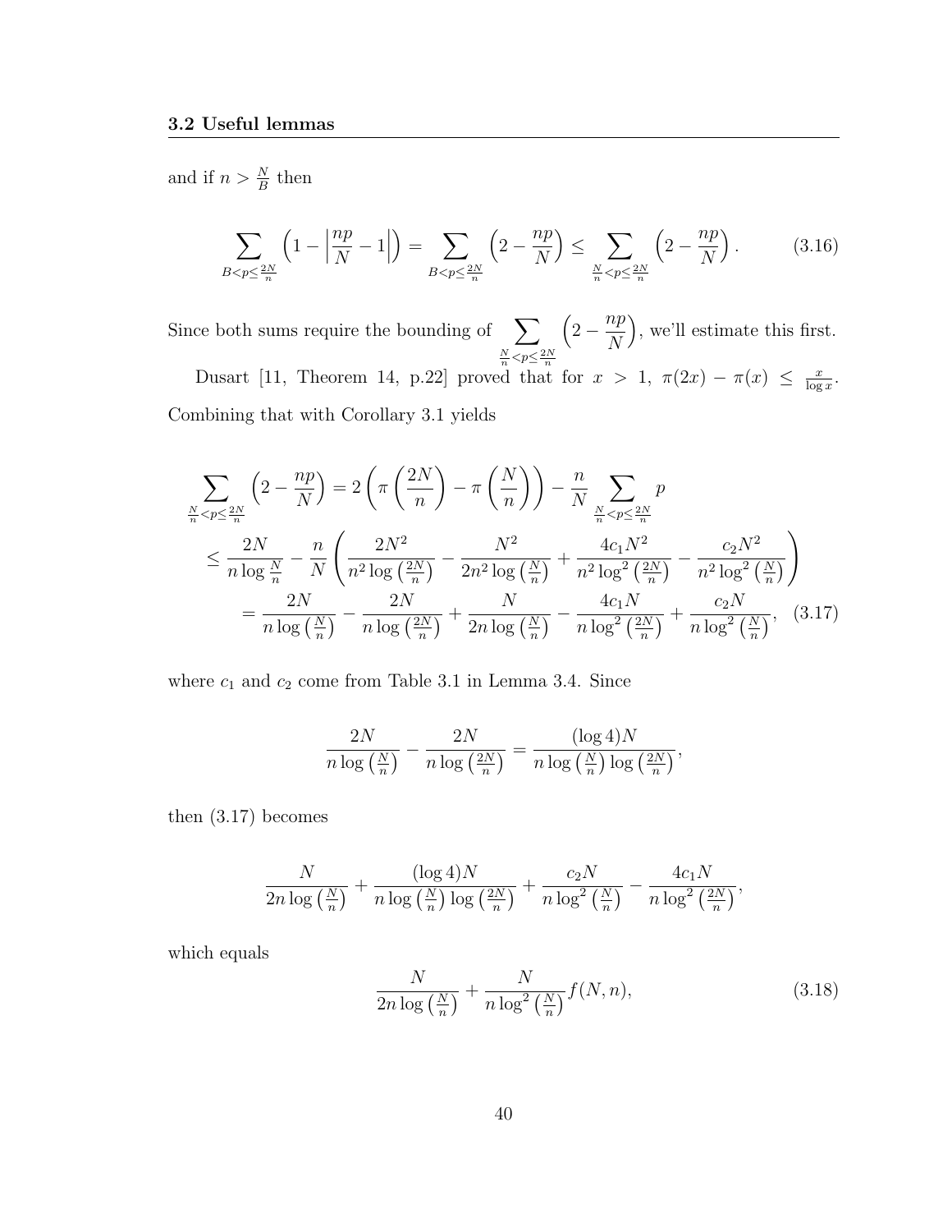and if $n > \frac{N}{B}$ then

$$\sum_{B<p\leq \frac{2N}{n}} \left(1 - \left|\frac{np}{N} - 1\right|\right) = \sum_{B<p\leq \frac{2N}{n}} \left(2 - \frac{np}{N}\right) \leq \sum_{\frac{N}{n}<p\leq \frac{2N}{n}} \left(2 - \frac{np}{N}\right). \tag{3.16}$$

Since both sums require the bounding of $\sum_{\frac{N}{n}<p\leq \frac{2N}{n}} \left(2 - \frac{np}{N}\right)$, we'll estimate this first.

Dusart [11, Theorem 14, p.22] proved that for $x > 1$, $\pi(2x) - \pi(x) \leq \frac{x}{\log x}$. Combining that with Corollary 3.1 yields

$$\begin{aligned}
\sum_{\frac{N}{n}<p\leq \frac{2N}{n}} \left(2 - \frac{np}{N}\right) &= 2\left(\pi\left(\frac{2N}{n}\right) - \pi\left(\frac{N}{n}\right)\right) - \frac{n}{N}\sum_{\frac{N}{n}<p\leq \frac{2N}{n}} p \\
&\leq \frac{2N}{n\log\frac{N}{n}} - \frac{n}{N}\left(\frac{2N^2}{n^2\log\left(\frac{2N}{n}\right)} - \frac{N^2}{2n^2\log\left(\frac{N}{n}\right)} + \frac{4c_1N^2}{n^2\log^2\left(\frac{2N}{n}\right)} - \frac{c_2N^2}{n^2\log^2\left(\frac{N}{n}\right)}\right) \\
&= \frac{2N}{n\log\left(\frac{N}{n}\right)} - \frac{2N}{n\log\left(\frac{2N}{n}\right)} + \frac{N}{2n\log\left(\frac{N}{n}\right)} - \frac{4c_1N}{n\log^2\left(\frac{2N}{n}\right)} + \frac{c_2N}{n\log^2\left(\frac{N}{n}\right)}, \quad (3.17)
\end{aligned}$$

where $c_1$ and $c_2$ come from Table 3.1 in Lemma 3.4. Since

$$\frac{2N}{n\log\left(\frac{N}{n}\right)} - \frac{2N}{n\log\left(\frac{2N}{n}\right)} = \frac{(\log 4)N}{n\log\left(\frac{N}{n}\right)\log\left(\frac{2N}{n}\right)},$$

then (3.17) becomes

$$\frac{N}{2n\log\left(\frac{N}{n}\right)} + \frac{(\log 4)N}{n\log\left(\frac{N}{n}\right)\log\left(\frac{2N}{n}\right)} + \frac{c_2N}{n\log^2\left(\frac{N}{n}\right)} - \frac{4c_1N}{n\log^2\left(\frac{2N}{n}\right)},$$

which equals

$$\frac{N}{2n\log\left(\frac{N}{n}\right)} + \frac{N}{n\log^2\left(\frac{N}{n}\right)}f(N,n), \tag{3.18}$$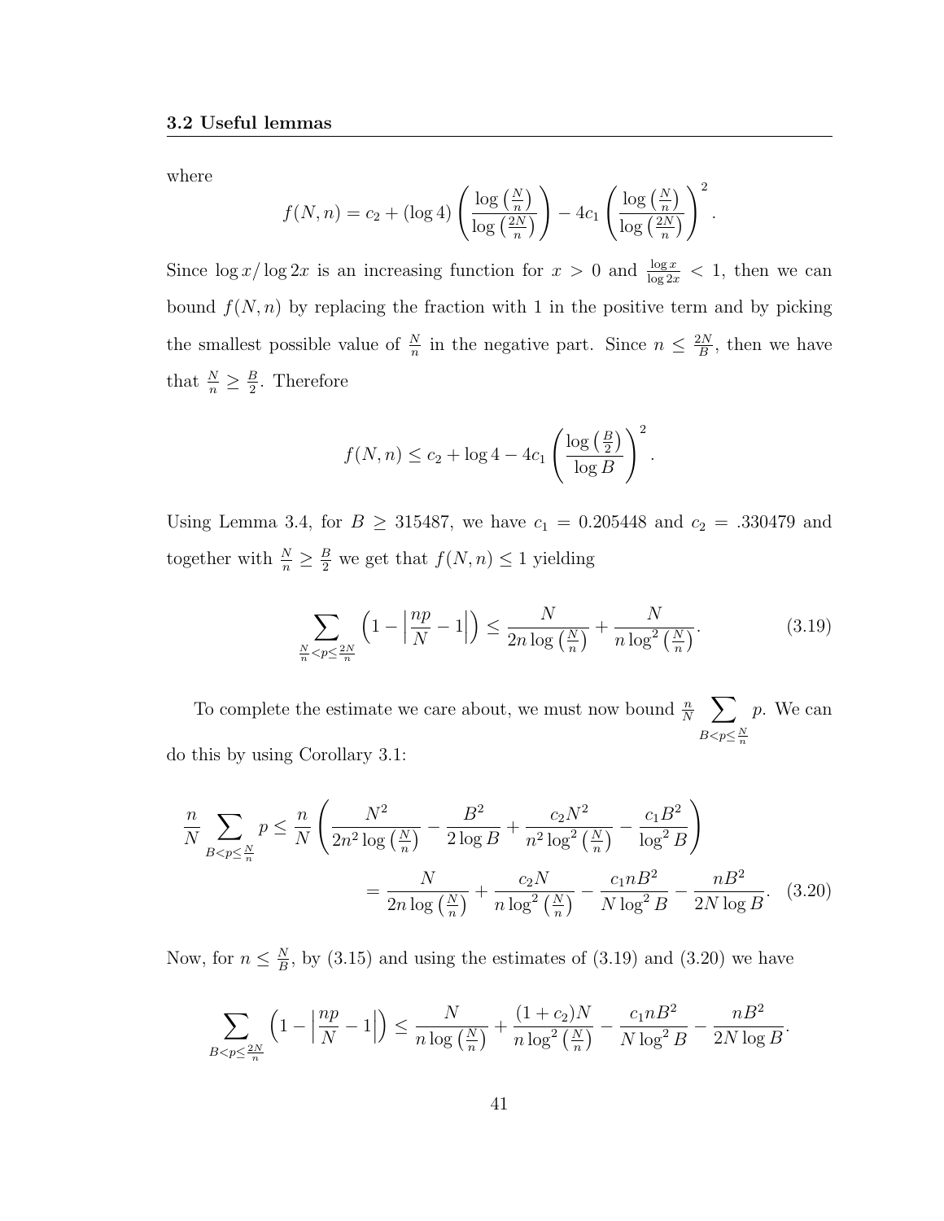where

$$f(N,n) = c_2 + (\log 4)\left(\frac{\log\left(\frac{N}{n}\right)}{\log\left(\frac{2N}{n}\right)}\right) - 4c_1\left(\frac{\log\left(\frac{N}{n}\right)}{\log\left(\frac{2N}{n}\right)}\right)^2.$$

Since $\log x/\log 2x$ is an increasing function for $x > 0$ and $\frac{\log x}{\log 2x} < 1$, then we can bound $f(N,n)$ by replacing the fraction with 1 in the positive term and by picking the smallest possible value of $\frac{N}{n}$ in the negative part. Since $n \leq \frac{2N}{B}$, then we have that $\frac{N}{n} \geq \frac{B}{2}$. Therefore

$$f(N,n) \leq c_2 + \log 4 - 4c_1\left(\frac{\log\left(\frac{B}{2}\right)}{\log B}\right)^2.$$

Using Lemma 3.4, for $B \geq 315487$, we have $c_1 = 0.205448$ and $c_2 = .330479$ and together with $\frac{N}{n} \geq \frac{B}{2}$ we get that $f(N,n) \leq 1$ yielding

$$\sum_{\frac{N}{n} < p \leq \frac{2N}{n}} \left(1 - \left|\frac{np}{N} - 1\right|\right) \leq \frac{N}{2n\log\left(\frac{N}{n}\right)} + \frac{N}{n\log^2\left(\frac{N}{n}\right)}. \tag{3.19}$$

To complete the estimate we care about, we must now bound $\frac{n}{N}\sum_{B<p\leq\frac{N}{n}} p$. We can do this by using Corollary 3.1:

$$\begin{aligned}\frac{n}{N}\sum_{B<p\leq\frac{N}{n}} p &\leq \frac{n}{N}\left(\frac{N^2}{2n^2\log\left(\frac{N}{n}\right)} - \frac{B^2}{2\log B} + \frac{c_2N^2}{n^2\log^2\left(\frac{N}{n}\right)} - \frac{c_1B^2}{\log^2 B}\right) \\ &= \frac{N}{2n\log\left(\frac{N}{n}\right)} + \frac{c_2N}{n\log^2\left(\frac{N}{n}\right)} - \frac{c_1nB^2}{N\log^2 B} - \frac{nB^2}{2N\log B}. \end{aligned} \tag{3.20}$$

Now, for $n \leq \frac{N}{B}$, by (3.15) and using the estimates of (3.19) and (3.20) we have

$$\sum_{B<p\leq\frac{2N}{n}} \left(1 - \left|\frac{np}{N} - 1\right|\right) \leq \frac{N}{n\log\left(\frac{N}{n}\right)} + \frac{(1+c_2)N}{n\log^2\left(\frac{N}{n}\right)} - \frac{c_1nB^2}{N\log^2 B} - \frac{nB^2}{2N\log B}.$$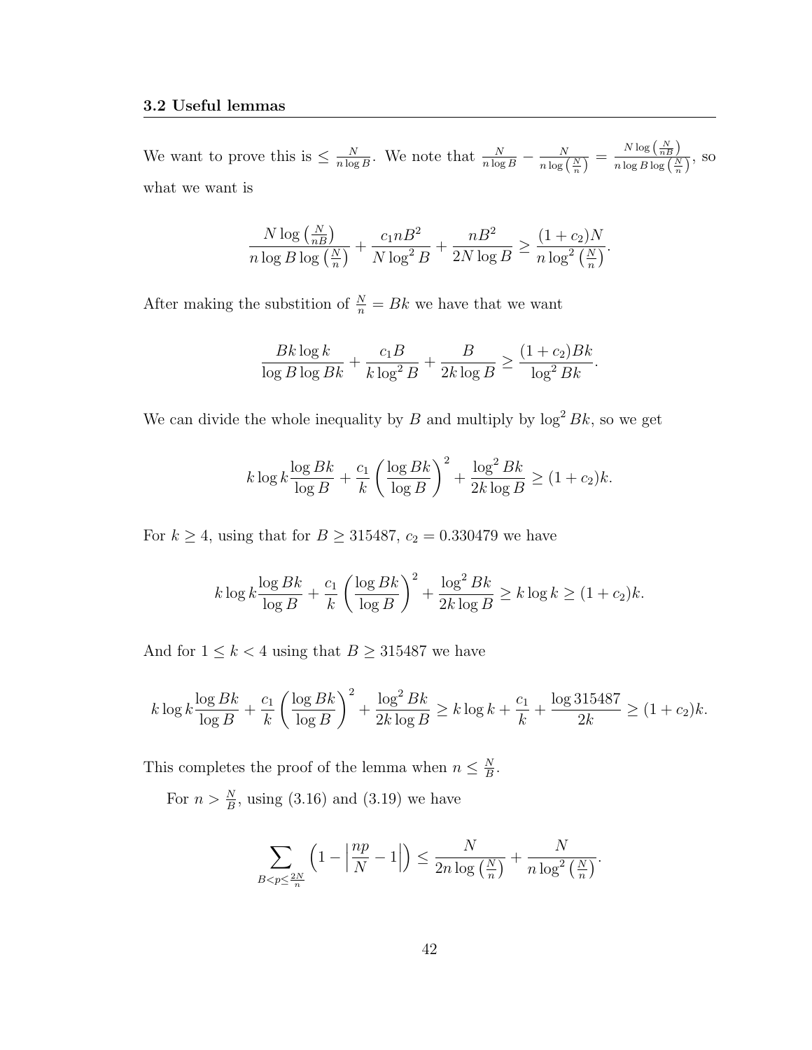We want to prove this is $\leq \frac{N}{n \log B}$. We note that $\frac{N}{n \log B} - \frac{N}{n \log\left(\frac{N}{n}\right)} = \frac{N \log\left(\frac{N}{nB}\right)}{n \log B \log\left(\frac{N}{n}\right)}$, so what we want is

$$\frac{N \log\left(\frac{N}{nB}\right)}{n \log B \log\left(\frac{N}{n}\right)} + \frac{c_1 n B^2}{N \log^2 B} + \frac{nB^2}{2N \log B} \geq \frac{(1+c_2)N}{n \log^2\left(\frac{N}{n}\right)}.$$

After making the substition of $\frac{N}{n} = Bk$ we have that we want

$$\frac{Bk \log k}{\log B \log Bk} + \frac{c_1 B}{k \log^2 B} + \frac{B}{2k \log B} \geq \frac{(1+c_2)Bk}{\log^2 Bk}.$$

We can divide the whole inequality by $B$ and multiply by $\log^2 Bk$, so we get

$$k \log k \frac{\log Bk}{\log B} + \frac{c_1}{k}\left(\frac{\log Bk}{\log B}\right)^2 + \frac{\log^2 Bk}{2k \log B} \geq (1+c_2)k.$$

For $k \geq 4$, using that for $B \geq 315487$, $c_2 = 0.330479$ we have

$$k \log k \frac{\log Bk}{\log B} + \frac{c_1}{k}\left(\frac{\log Bk}{\log B}\right)^2 + \frac{\log^2 Bk}{2k \log B} \geq k \log k \geq (1+c_2)k.$$

And for $1 \leq k < 4$ using that $B \geq 315487$ we have

$$k \log k \frac{\log Bk}{\log B} + \frac{c_1}{k}\left(\frac{\log Bk}{\log B}\right)^2 + \frac{\log^2 Bk}{2k \log B} \geq k \log k + \frac{c_1}{k} + \frac{\log 315487}{2k} \geq (1+c_2)k.$$

This completes the proof of the lemma when $n \leq \frac{N}{B}$.

For $n > \frac{N}{B}$, using (3.16) and (3.19) we have

$$\sum_{B < p \leq \frac{2N}{n}} \left(1 - \left|\frac{np}{N} - 1\right|\right) \leq \frac{N}{2n \log\left(\frac{N}{n}\right)} + \frac{N}{n \log^2\left(\frac{N}{n}\right)}.$$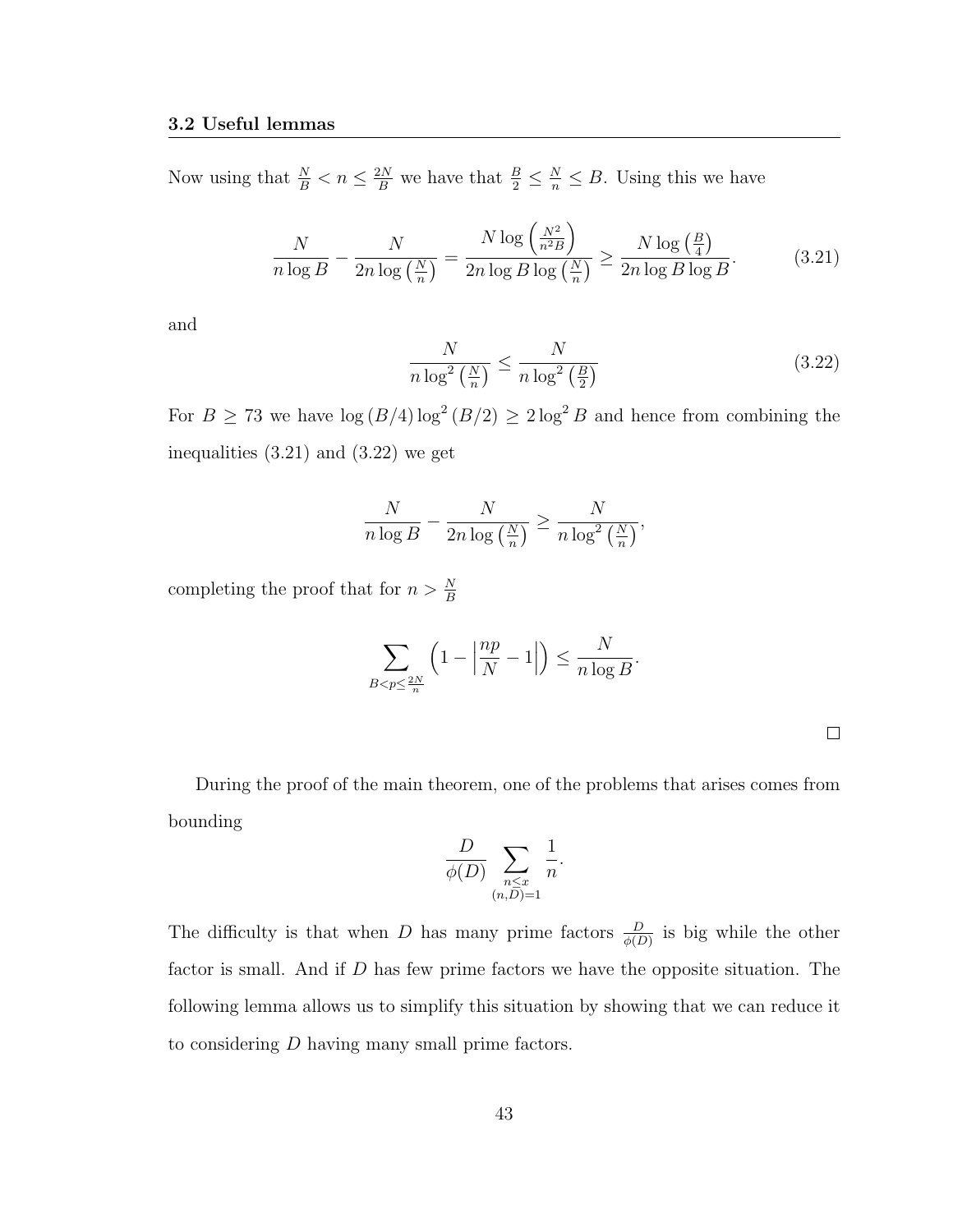Now using that $\frac{N}{B} < n \leq \frac{2N}{B}$ we have that $\frac{B}{2} \leq \frac{N}{n} \leq B$. Using this we have

$$\frac{N}{n \log B} - \frac{N}{2n \log\left(\frac{N}{n}\right)} = \frac{N \log\left(\frac{N^2}{n^2 B}\right)}{2n \log B \log\left(\frac{N}{n}\right)} \geq \frac{N \log\left(\frac{B}{4}\right)}{2n \log B \log B}. \tag{3.21}$$

and

$$\frac{N}{n \log^2\left(\frac{N}{n}\right)} \leq \frac{N}{n \log^2\left(\frac{B}{2}\right)} \tag{3.22}$$

For $B \geq 73$ we have $\log(B/4) \log^2(B/2) \geq 2 \log^2 B$ and hence from combining the inequalities (3.21) and (3.22) we get

$$\frac{N}{n \log B} - \frac{N}{2n \log\left(\frac{N}{n}\right)} \geq \frac{N}{n \log^2\left(\frac{N}{n}\right)},$$

completing the proof that for $n > \frac{N}{B}$

$$\sum_{B < p \leq \frac{2N}{n}} \left(1 - \left|\frac{np}{N} - 1\right|\right) \leq \frac{N}{n \log B}.$$

□

During the proof of the main theorem, one of the problems that arises comes from bounding

$$\frac{D}{\phi(D)} \sum_{\substack{n \leq x \\ (n,D)=1}} \frac{1}{n}.$$

The difficulty is that when $D$ has many prime factors $\frac{D}{\phi(D)}$ is big while the other factor is small. And if $D$ has few prime factors we have the opposite situation. The following lemma allows us to simplify this situation by showing that we can reduce it to considering $D$ having many small prime factors.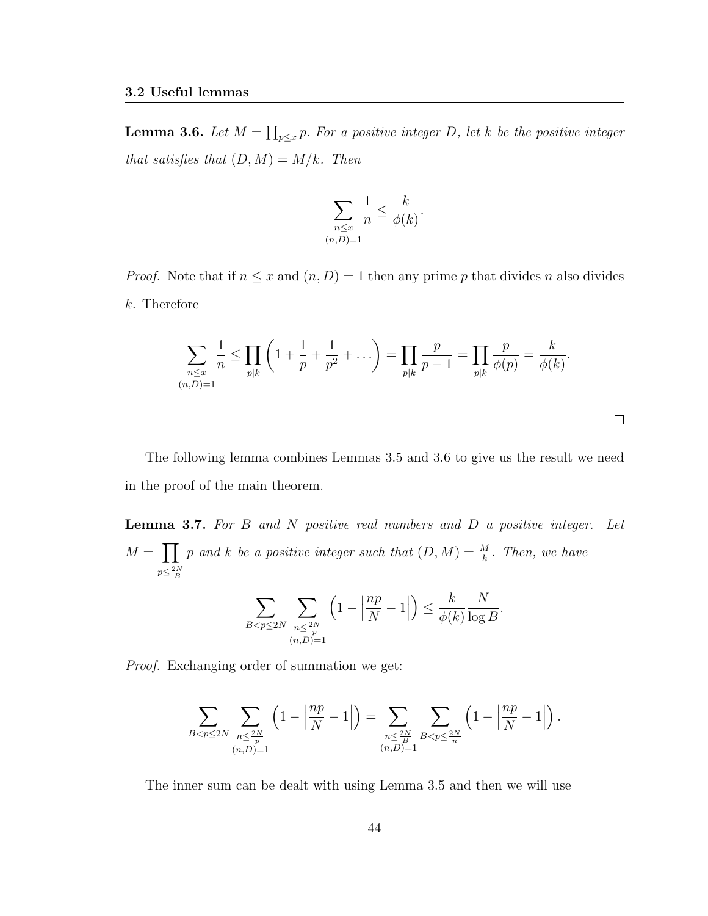### 3.2 Useful lemmas

**Lemma 3.6.** *Let $M = \prod_{p \le x} p$. For a positive integer $D$, let $k$ be the positive integer that satisfies that $(D, M) = M/k$. Then*

$$\sum_{\substack{n \le x \\ (n,D)=1}} \frac{1}{n} \le \frac{k}{\phi(k)}.$$

*Proof.* Note that if $n \le x$ and $(n, D) = 1$ then any prime $p$ that divides $n$ also divides $k$. Therefore

$$\sum_{\substack{n \le x \\ (n,D)=1}} \frac{1}{n} \le \prod_{p|k} \left(1 + \frac{1}{p} + \frac{1}{p^2} + \dots\right) = \prod_{p|k} \frac{p}{p-1} = \prod_{p|k} \frac{p}{\phi(p)} = \frac{k}{\phi(k)}.$$

□

The following lemma combines Lemmas 3.5 and 3.6 to give us the result we need in the proof of the main theorem.

**Lemma 3.7.** *For $B$ and $N$ positive real numbers and $D$ a positive integer. Let $M = \prod_{p \le \frac{2N}{B}} p$ and $k$ be a positive integer such that $(D, M) = \frac{M}{k}$. Then, we have*

$$\sum_{B < p \le 2N} \sum_{\substack{n \le \frac{2N}{p} \\ (n,D)=1}} \left(1 - \left|\frac{np}{N} - 1\right|\right) \le \frac{k}{\phi(k)} \frac{N}{\log B}.$$

*Proof.* Exchanging order of summation we get:

$$\sum_{B < p \le 2N} \sum_{\substack{n \le \frac{2N}{p} \\ (n,D)=1}} \left(1 - \left|\frac{np}{N} - 1\right|\right) = \sum_{\substack{n \le \frac{2N}{B} \\ (n,D)=1}} \sum_{B < p \le \frac{2N}{n}} \left(1 - \left|\frac{np}{N} - 1\right|\right).$$

The inner sum can be dealt with using Lemma 3.5 and then we will use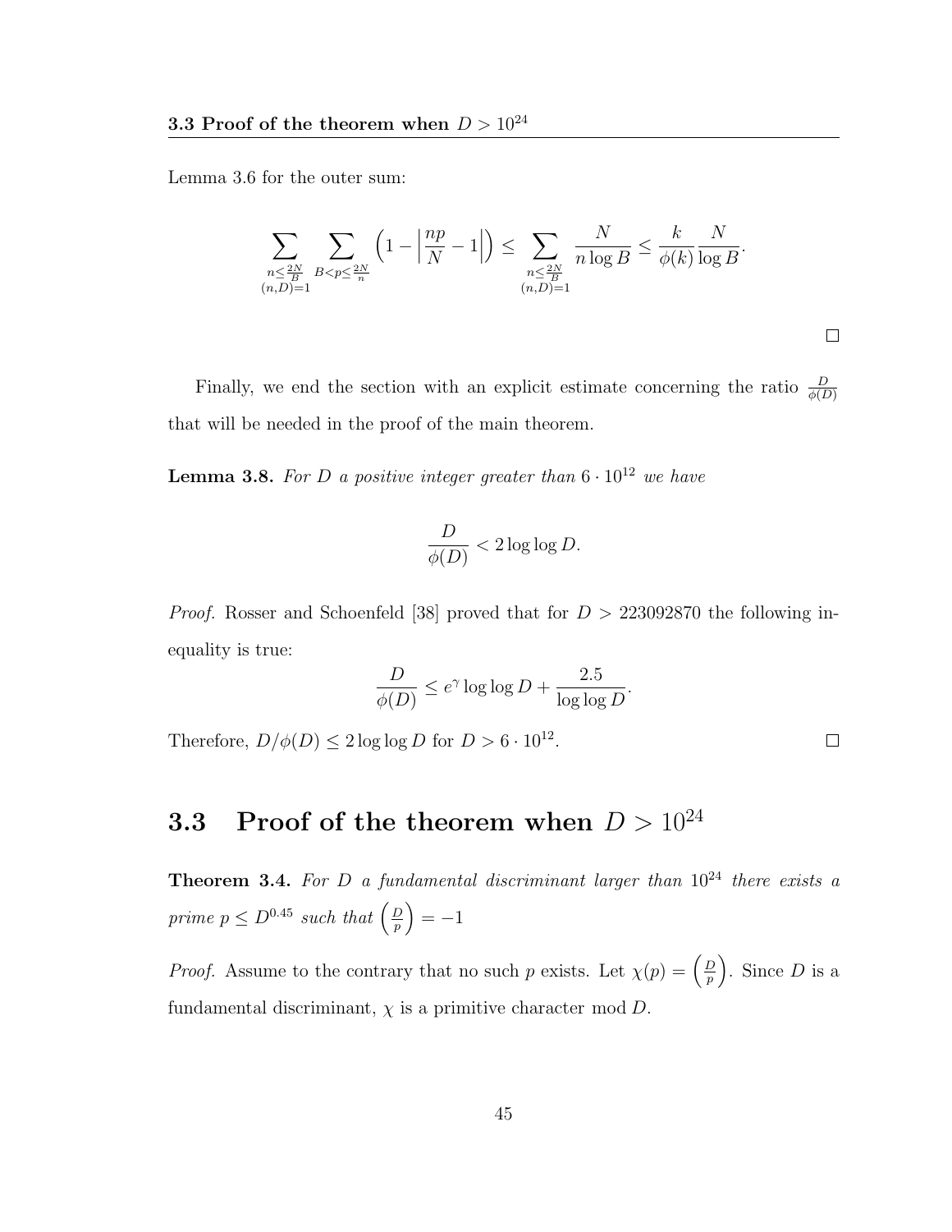Lemma 3.6 for the outer sum:

$$\sum_{\substack{n \leq \frac{2N}{B} \\ (n,D)=1}} \sum_{B < p \leq \frac{2N}{n}} \left(1 - \left|\frac{np}{N} - 1\right|\right) \leq \sum_{\substack{n \leq \frac{2N}{B} \\ (n,D)=1}} \frac{N}{n \log B} \leq \frac{k}{\phi(k)} \frac{N}{\log B}.$$

□

Finally, we end the section with an explicit estimate concerning the ratio $\frac{D}{\phi(D)}$ that will be needed in the proof of the main theorem.

**Lemma 3.8.** *For $D$ a positive integer greater than $6 \cdot 10^{12}$ we have*

$$\frac{D}{\phi(D)} < 2 \log \log D.$$

*Proof.* Rosser and Schoenfeld [38] proved that for $D > 223092870$ the following inequality is true:

$$\frac{D}{\phi(D)} \leq e^{\gamma} \log \log D + \frac{2.5}{\log \log D}.$$

Therefore, $D/\phi(D) \leq 2 \log \log D$ for $D > 6 \cdot 10^{12}$. □

## 3.3 Proof of the theorem when $D > 10^{24}$

**Theorem 3.4.** *For $D$ a fundamental discriminant larger than $10^{24}$ there exists a prime $p \leq D^{0.45}$ such that $\left(\frac{D}{p}\right) = -1$*

*Proof.* Assume to the contrary that no such $p$ exists. Let $\chi(p) = \left(\frac{D}{p}\right)$. Since $D$ is a fundamental discriminant, $\chi$ is a primitive character mod $D$.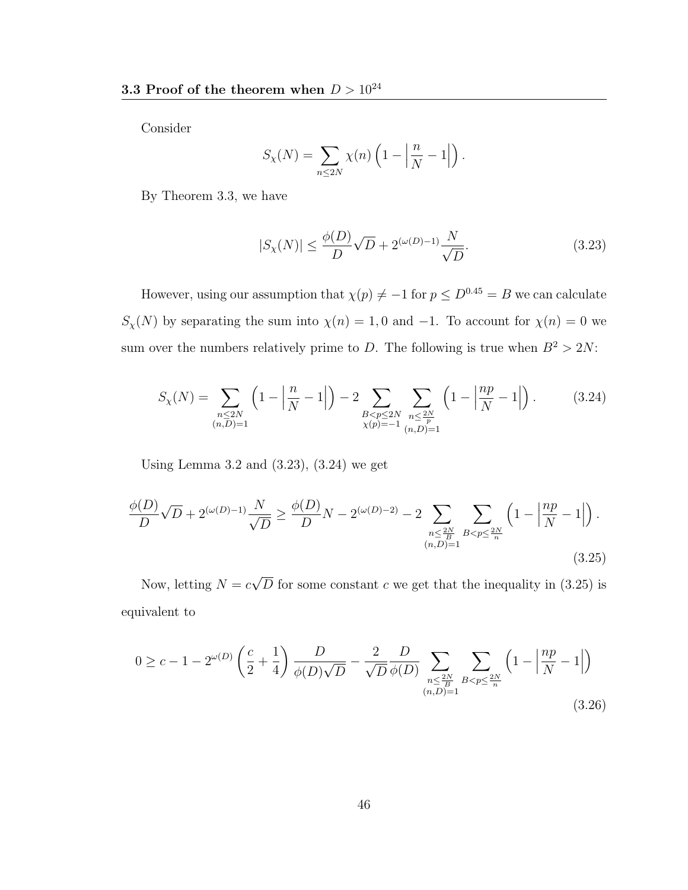### 3.3 Proof of the theorem when $D > 10^{24}$

Consider

$$S_\chi(N) = \sum_{n \le 2N} \chi(n) \left(1 - \left|\frac{n}{N} - 1\right|\right).$$

By Theorem 3.3, we have

$$|S_\chi(N)| \le \frac{\phi(D)}{D}\sqrt{D} + 2^{(\omega(D)-1)} \frac{N}{\sqrt{D}}. \tag{3.23}$$

However, using our assumption that $\chi(p) \ne -1$ for $p \le D^{0.45} = B$ we can calculate $S_\chi(N)$ by separating the sum into $\chi(n) = 1, 0$ and $-1$. To account for $\chi(n) = 0$ we sum over the numbers relatively prime to $D$. The following is true when $B^2 > 2N$:

$$S_\chi(N) = \sum_{\substack{n \le 2N \\ (n,D)=1}} \left(1 - \left|\frac{n}{N} - 1\right|\right) - 2 \sum_{\substack{B < p \le 2N \\ \chi(p) = -1}} \sum_{\substack{n \le \frac{2N}{p} \\ (n,D)=1}} \left(1 - \left|\frac{np}{N} - 1\right|\right). \tag{3.24}$$

Using Lemma 3.2 and (3.23), (3.24) we get

$$\frac{\phi(D)}{D}\sqrt{D} + 2^{(\omega(D)-1)} \frac{N}{\sqrt{D}} \ge \frac{\phi(D)}{D} N - 2^{(\omega(D)-2)} - 2 \sum_{\substack{n \le \frac{2N}{B} \\ (n,D)=1}} \sum_{B < p \le \frac{2N}{n}} \left(1 - \left|\frac{np}{N} - 1\right|\right). \tag{3.25}$$

Now, letting $N = c\sqrt{D}$ for some constant $c$ we get that the inequality in (3.25) is equivalent to

$$0 \ge c - 1 - 2^{\omega(D)} \left(\frac{c}{2} + \frac{1}{4}\right) \frac{D}{\phi(D)\sqrt{D}} - \frac{2}{\sqrt{D}} \frac{D}{\phi(D)} \sum_{\substack{n \le \frac{2N}{B} \\ (n,D)=1}} \sum_{B < p \le \frac{2N}{n}} \left(1 - \left|\frac{np}{N} - 1\right|\right) \tag{3.26}$$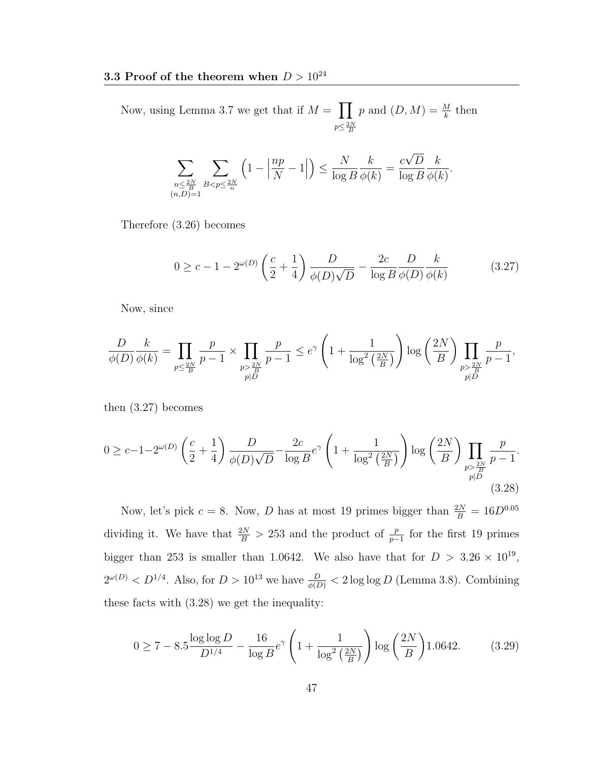Now, using Lemma 3.7 we get that if $M = \prod_{p \leq \frac{2N}{B}} p$ and $(D, M) = \frac{M}{k}$ then

$$\sum_{\substack{n \leq \frac{2N}{B} \\ (n,D)=1}} \sum_{B < p \leq \frac{2N}{n}} \left(1 - \left|\frac{np}{N} - 1\right|\right) \leq \frac{N}{\log B} \frac{k}{\phi(k)} = \frac{c\sqrt{D}}{\log B} \frac{k}{\phi(k)}.$$

Therefore (3.26) becomes

$$0 \geq c - 1 - 2^{\omega(D)} \left(\frac{c}{2} + \frac{1}{4}\right) \frac{D}{\phi(D)\sqrt{D}} - \frac{2c}{\log B} \frac{D}{\phi(D)} \frac{k}{\phi(k)} \tag{3.27}$$

Now, since

$$\frac{D}{\phi(D)} \frac{k}{\phi(k)} = \prod_{p \leq \frac{2N}{B}} \frac{p}{p-1} \times \prod_{\substack{p > \frac{2N}{B} \\ p | D}} \frac{p}{p-1} \leq e^{\gamma} \left(1 + \frac{1}{\log^2\left(\frac{2N}{B}\right)}\right) \log\left(\frac{2N}{B}\right) \prod_{\substack{p > \frac{2N}{B} \\ p | D}} \frac{p}{p-1},$$

then (3.27) becomes

$$0 \geq c - 1 - 2^{\omega(D)} \left(\frac{c}{2} + \frac{1}{4}\right) \frac{D}{\phi(D)\sqrt{D}} - \frac{2c}{\log B} e^{\gamma} \left(1 + \frac{1}{\log^2\left(\frac{2N}{B}\right)}\right) \log\left(\frac{2N}{B}\right) \prod_{\substack{p > \frac{2N}{B} \\ p | D}} \frac{p}{p-1}. \tag{3.28}$$

Now, let's pick $c = 8$. Now, $D$ has at most 19 primes bigger than $\frac{2N}{B} = 16D^{0.05}$ dividing it. We have that $\frac{2N}{B} > 253$ and the product of $\frac{p}{p-1}$ for the first 19 primes bigger than 253 is smaller than 1.0642. We also have that for $D > 3.26 \times 10^{19}$, $2^{\omega(D)} < D^{1/4}$. Also, for $D > 10^{13}$ we have $\frac{D}{\phi(D)} < 2 \log\log D$ (Lemma 3.8). Combining these facts with (3.28) we get the inequality:

$$0 \geq 7 - 8.5 \frac{\log\log D}{D^{1/4}} - \frac{16}{\log B} e^{\gamma} \left(1 + \frac{1}{\log^2\left(\frac{2N}{B}\right)}\right) \log\left(\frac{2N}{B}\right) 1.0642. \tag{3.29}$$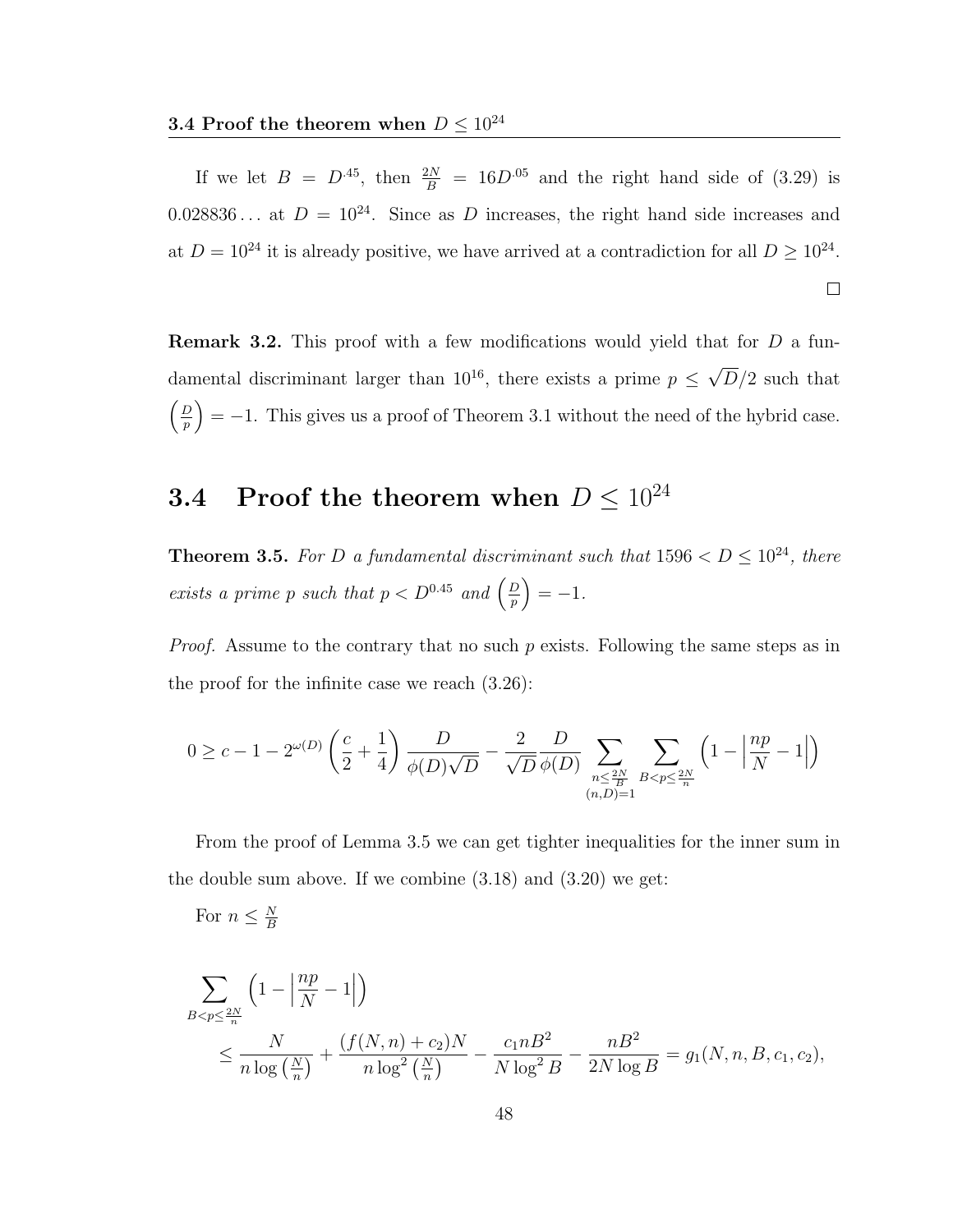If we let $B = D^{.45}$, then $\frac{2N}{B} = 16D^{.05}$ and the right hand side of (3.29) is $0.028836\ldots$ at $D = 10^{24}$. Since as $D$ increases, the right hand side increases and at $D = 10^{24}$ it is already positive, we have arrived at a contradiction for all $D \geq 10^{24}$.

$\square$

**Remark 3.2.** This proof with a few modifications would yield that for $D$ a fundamental discriminant larger than $10^{16}$, there exists a prime $p \leq \sqrt{D}/2$ such that $\left(\frac{D}{p}\right) = -1$. This gives us a proof of Theorem 3.1 without the need of the hybrid case.

## 3.4 Proof the theorem when $D \leq 10^{24}$

**Theorem 3.5.** *For $D$ a fundamental discriminant such that $1596 < D \leq 10^{24}$, there exists a prime $p$ such that $p < D^{0.45}$ and $\left(\frac{D}{p}\right) = -1$.*

*Proof.* Assume to the contrary that no such $p$ exists. Following the same steps as in the proof for the infinite case we reach (3.26):

$$0 \geq c - 1 - 2^{\omega(D)}\left(\frac{c}{2} + \frac{1}{4}\right)\frac{D}{\phi(D)\sqrt{D}} - \frac{2}{\sqrt{D}}\frac{D}{\phi(D)}\sum_{\substack{n \leq \frac{2N}{B} \\ (n,D)=1}}\sum_{B < p \leq \frac{2N}{n}}\left(1 - \left|\frac{np}{N} - 1\right|\right)$$

From the proof of Lemma 3.5 we can get tighter inequalities for the inner sum in the double sum above. If we combine (3.18) and (3.20) we get:

For $n \leq \frac{N}{B}$

$$\sum_{B < p \leq \frac{2N}{n}}\left(1 - \left|\frac{np}{N} - 1\right|\right)$$
$$\leq \frac{N}{n\log\left(\frac{N}{n}\right)} + \frac{(f(N,n) + c_2)N}{n\log^2\left(\frac{N}{n}\right)} - \frac{c_1 nB^2}{N\log^2 B} - \frac{nB^2}{2N\log B} = g_1(N, n, B, c_1, c_2),$$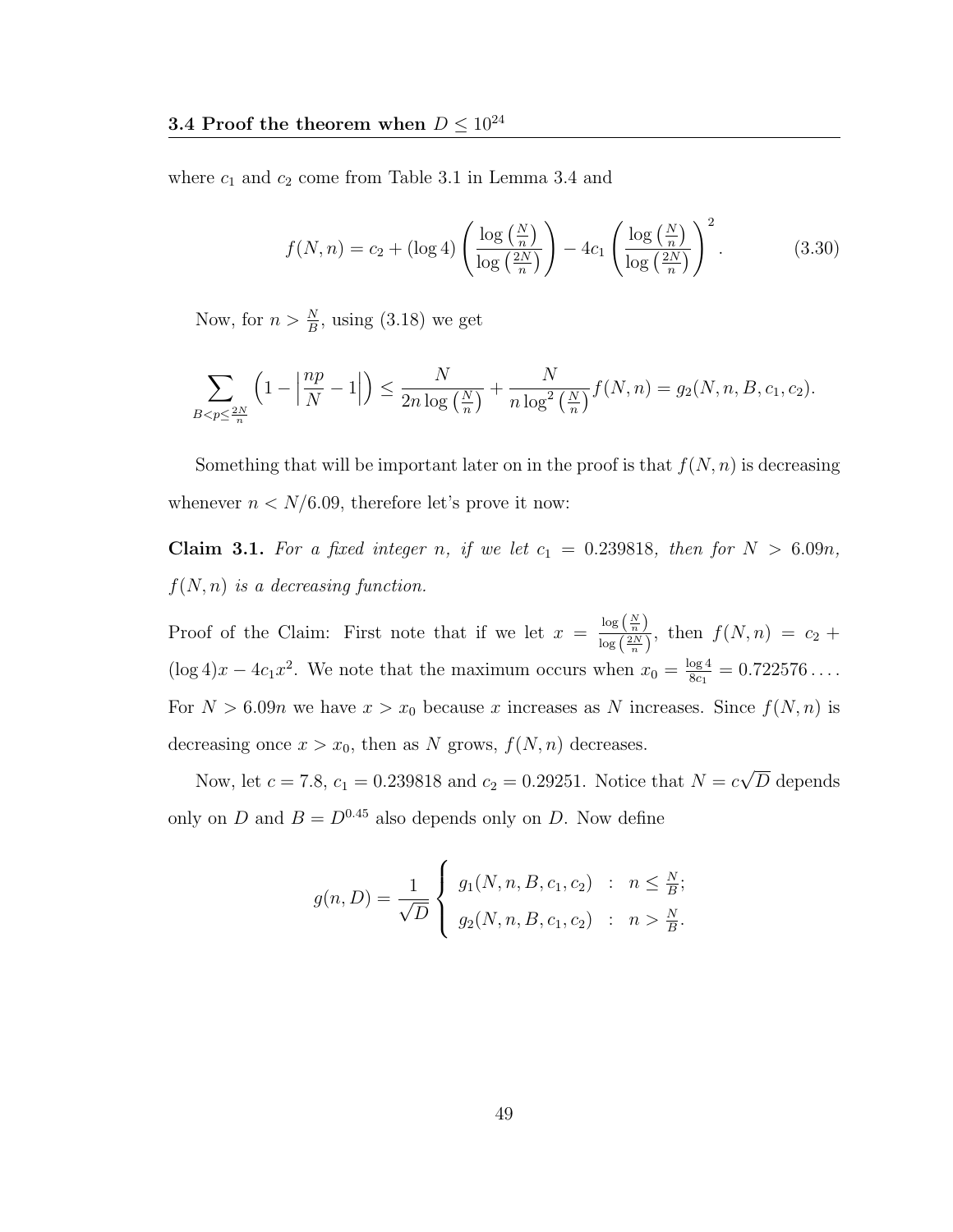where $c_1$ and $c_2$ come from Table 3.1 in Lemma 3.4 and

$$f(N,n) = c_2 + (\log 4)\left(\frac{\log\left(\frac{N}{n}\right)}{\log\left(\frac{2N}{n}\right)}\right) - 4c_1\left(\frac{\log\left(\frac{N}{n}\right)}{\log\left(\frac{2N}{n}\right)}\right)^2. \tag{3.30}$$

Now, for $n > \frac{N}{B}$, using (3.18) we get

$$\sum_{B<p\leq\frac{2N}{n}}\left(1-\left|\frac{np}{N}-1\right|\right) \leq \frac{N}{2n\log\left(\frac{N}{n}\right)} + \frac{N}{n\log^2\left(\frac{N}{n}\right)}f(N,n) = g_2(N,n,B,c_1,c_2).$$

Something that will be important later on in the proof is that $f(N,n)$ is decreasing whenever $n < N/6.09$, therefore let's prove it now:

**Claim 3.1.** *For a fixed integer $n$, if we let $c_1 = 0.239818$, then for $N > 6.09n$, $f(N,n)$ is a decreasing function.*

Proof of the Claim: First note that if we let $x = \frac{\log\left(\frac{N}{n}\right)}{\log\left(\frac{2N}{n}\right)}$, then $f(N,n) = c_2 + (\log 4)x - 4c_1x^2$. We note that the maximum occurs when $x_0 = \frac{\log 4}{8c_1} = 0.722576\ldots$. For $N > 6.09n$ we have $x > x_0$ because $x$ increases as $N$ increases. Since $f(N,n)$ is decreasing once $x > x_0$, then as $N$ grows, $f(N,n)$ decreases.

Now, let $c = 7.8$, $c_1 = 0.239818$ and $c_2 = 0.29251$. Notice that $N = c\sqrt{D}$ depends only on $D$ and $B = D^{0.45}$ also depends only on $D$. Now define

$$g(n,D) = \frac{1}{\sqrt{D}}\begin{cases} g_1(N,n,B,c_1,c_2) & : \quad n \leq \frac{N}{B}; \\ g_2(N,n,B,c_1,c_2) & : \quad n > \frac{N}{B}. \end{cases}$$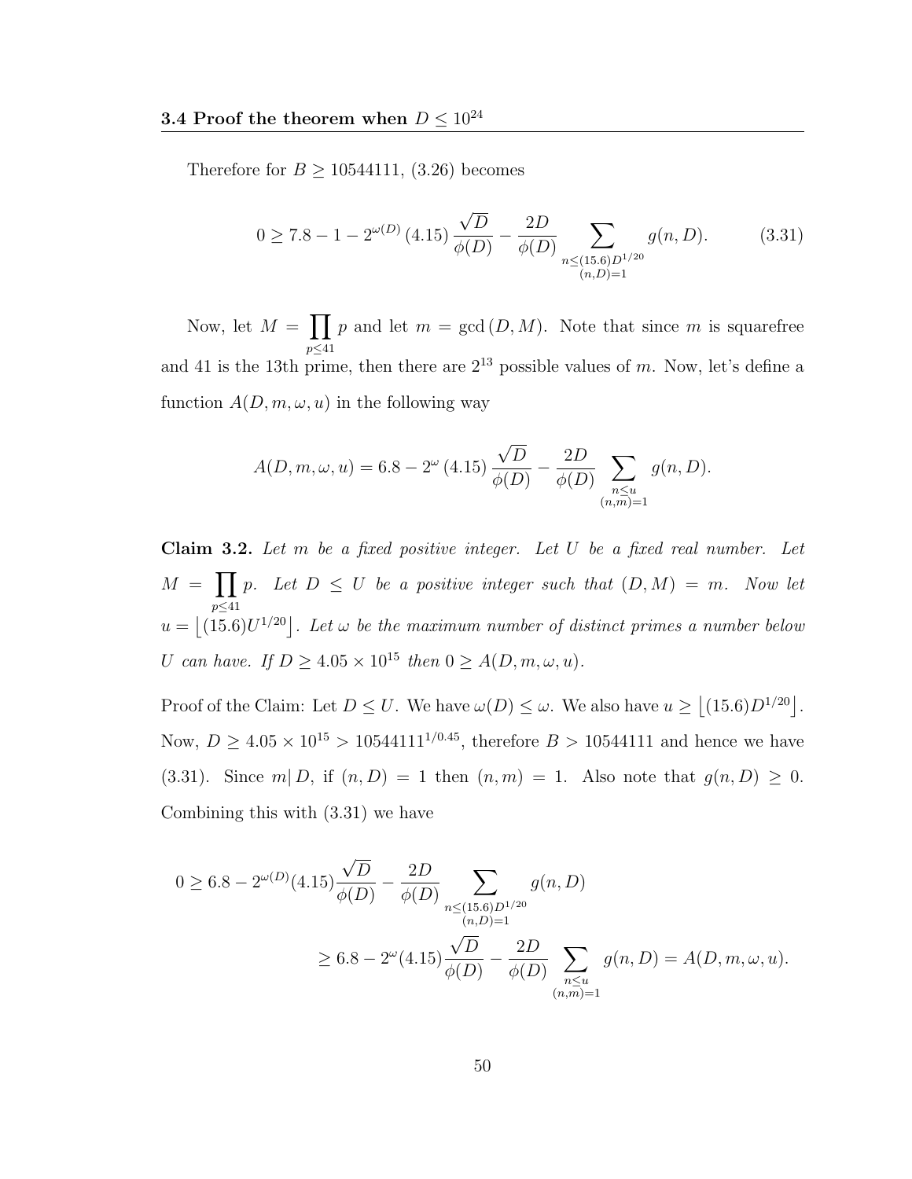Therefore for $B \geq 10544111$, (3.26) becomes

$$0 \geq 7.8 - 1 - 2^{\omega(D)}\,(4.15)\,\frac{\sqrt{D}}{\phi(D)} - \frac{2D}{\phi(D)} \sum_{\substack{n \leq (15.6)D^{1/20} \\ (n,D)=1}} g(n, D). \tag{3.31}$$

Now, let $M = \prod_{p \leq 41} p$ and let $m = \gcd(D, M)$. Note that since $m$ is squarefree and 41 is the 13th prime, then there are $2^{13}$ possible values of $m$. Now, let's define a function $A(D, m, \omega, u)$ in the following way

$$A(D, m, \omega, u) = 6.8 - 2^{\omega}\,(4.15)\,\frac{\sqrt{D}}{\phi(D)} - \frac{2D}{\phi(D)} \sum_{\substack{n \leq u \\ (n,m)=1}} g(n, D).$$

**Claim 3.2.** *Let $m$ be a fixed positive integer. Let $U$ be a fixed real number. Let $M = \prod_{p \leq 41} p$. Let $D \leq U$ be a positive integer such that $(D, M) = m$. Now let $u = \lfloor (15.6)U^{1/20} \rfloor$. Let $\omega$ be the maximum number of distinct primes a number below $U$ can have. If $D \geq 4.05 \times 10^{15}$ then $0 \geq A(D, m, \omega, u)$.*

Proof of the Claim: Let $D \leq U$. We have $\omega(D) \leq \omega$. We also have $u \geq \lfloor (15.6)D^{1/20} \rfloor$. Now, $D \geq 4.05 \times 10^{15} > 10544111^{1/0.45}$, therefore $B > 10544111$ and hence we have (3.31). Since $m | D$, if $(n, D) = 1$ then $(n, m) = 1$. Also note that $g(n, D) \geq 0$. Combining this with (3.31) we have

$$\begin{aligned}
0 &\geq 6.8 - 2^{\omega(D)}(4.15)\frac{\sqrt{D}}{\phi(D)} - \frac{2D}{\phi(D)} \sum_{\substack{n \leq (15.6)D^{1/20} \\ (n,D)=1}} g(n, D) \\
&\geq 6.8 - 2^{\omega}(4.15)\frac{\sqrt{D}}{\phi(D)} - \frac{2D}{\phi(D)} \sum_{\substack{n \leq u \\ (n,m)=1}} g(n, D) = A(D, m, \omega, u).
\end{aligned}$$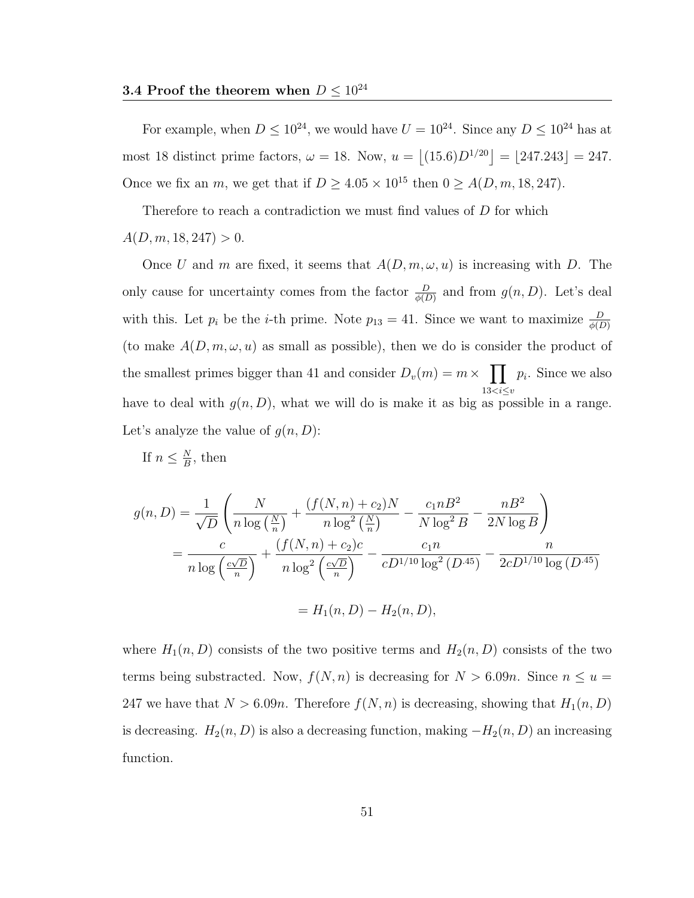### 3.4 Proof the theorem when $D \leq 10^{24}$

For example, when $D \leq 10^{24}$, we would have $U = 10^{24}$. Since any $D \leq 10^{24}$ has at most 18 distinct prime factors, $\omega = 18$. Now, $u = \lfloor (15.6)D^{1/20} \rfloor = \lfloor 247.243 \rfloor = 247$. Once we fix an $m$, we get that if $D \geq 4.05 \times 10^{15}$ then $0 \geq A(D, m, 18, 247)$.

Therefore to reach a contradiction we must find values of $D$ for which $A(D, m, 18, 247) > 0$.

Once $U$ and $m$ are fixed, it seems that $A(D, m, \omega, u)$ is increasing with $D$. The only cause for uncertainty comes from the factor $\frac{D}{\phi(D)}$ and from $g(n, D)$. Let's deal with this. Let $p_i$ be the $i$-th prime. Note $p_{13} = 41$. Since we want to maximize $\frac{D}{\phi(D)}$ (to make $A(D, m, \omega, u)$ as small as possible), then we do is consider the product of the smallest primes bigger than 41 and consider $D_v(m) = m \times \prod_{13 < i \leq v} p_i$. Since we also have to deal with $g(n, D)$, what we will do is make it as big as possible in a range. Let's analyze the value of $g(n, D)$:

If $n \leq \frac{N}{B}$, then

$$
\begin{aligned}
g(n, D) &= \frac{1}{\sqrt{D}} \left( \frac{N}{n \log\left(\frac{N}{n}\right)} + \frac{(f(N, n) + c_2)N}{n \log^2\left(\frac{N}{n}\right)} - \frac{c_1 n B^2}{N \log^2 B} - \frac{n B^2}{2N \log B} \right) \\
&= \frac{c}{n \log\left(\frac{c\sqrt{D}}{n}\right)} + \frac{(f(N, n) + c_2)c}{n \log^2\left(\frac{c\sqrt{D}}{n}\right)} - \frac{c_1 n}{c D^{1/10} \log^2\left(D^{.45}\right)} - \frac{n}{2c D^{1/10} \log\left(D^{.45}\right)} \\
&= H_1(n, D) - H_2(n, D),
\end{aligned}
$$

where $H_1(n, D)$ consists of the two positive terms and $H_2(n, D)$ consists of the two terms being substracted. Now, $f(N, n)$ is decreasing for $N > 6.09n$. Since $n \leq u = 247$ we have that $N > 6.09n$. Therefore $f(N, n)$ is decreasing, showing that $H_1(n, D)$ is decreasing. $H_2(n, D)$ is also a decreasing function, making $-H_2(n, D)$ an increasing function.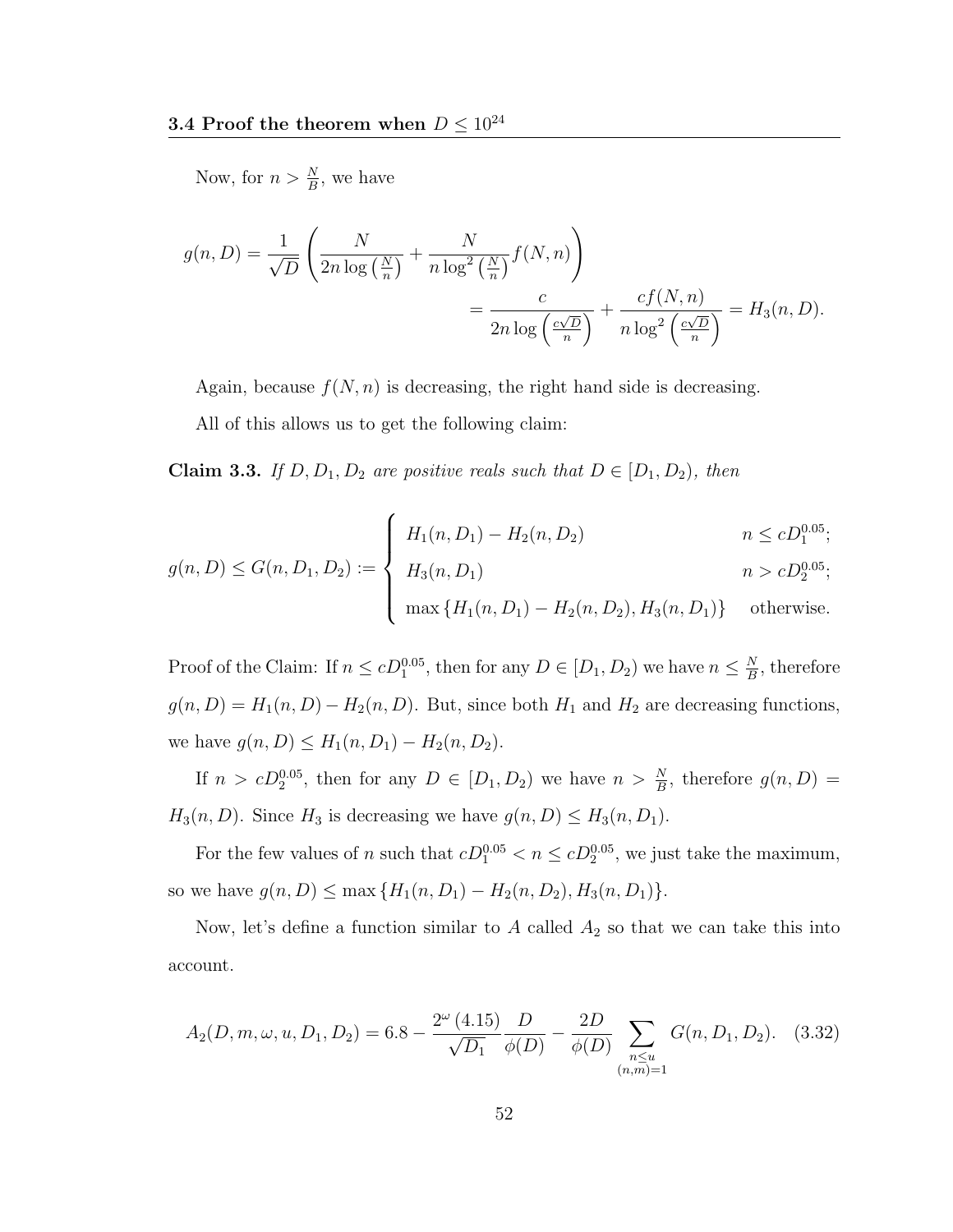Now, for $n > \frac{N}{B}$, we have

$$g(n, D) = \frac{1}{\sqrt{D}} \left( \frac{N}{2n \log\left(\frac{N}{n}\right)} + \frac{N}{n \log^2\left(\frac{N}{n}\right)} f(N, n) \right)$$
$$= \frac{c}{2n \log\left(\frac{c\sqrt{D}}{n}\right)} + \frac{c f(N, n)}{n \log^2\left(\frac{c\sqrt{D}}{n}\right)} = H_3(n, D).$$

Again, because $f(N, n)$ is decreasing, the right hand side is decreasing.

All of this allows us to get the following claim:

**Claim 3.3.** *If $D, D_1, D_2$ are positive reals such that $D \in [D_1, D_2)$, then*

$$g(n, D) \leq G(n, D_1, D_2) := \begin{cases} H_1(n, D_1) - H_2(n, D_2) & n \leq cD_1^{0.05}; \\ H_3(n, D_1) & n > cD_2^{0.05}; \\ \max\{H_1(n, D_1) - H_2(n, D_2), H_3(n, D_1)\} & \text{otherwise.} \end{cases}$$

Proof of the Claim: If $n \leq cD_1^{0.05}$, then for any $D \in [D_1, D_2)$ we have $n \leq \frac{N}{B}$, therefore $g(n, D) = H_1(n, D) - H_2(n, D)$. But, since both $H_1$ and $H_2$ are decreasing functions, we have $g(n, D) \leq H_1(n, D_1) - H_2(n, D_2)$.

If $n > cD_2^{0.05}$, then for any $D \in [D_1, D_2)$ we have $n > \frac{N}{B}$, therefore $g(n, D) = H_3(n, D)$. Since $H_3$ is decreasing we have $g(n, D) \leq H_3(n, D_1)$.

For the few values of $n$ such that $cD_1^{0.05} < n \leq cD_2^{0.05}$, we just take the maximum, so we have $g(n, D) \leq \max\{H_1(n, D_1) - H_2(n, D_2), H_3(n, D_1)\}$.

Now, let's define a function similar to $A$ called $A_2$ so that we can take this into account.

$$A_2(D, m, \omega, u, D_1, D_2) = 6.8 - \frac{2^{\omega}\,(4.15)}{\sqrt{D_1}} \frac{D}{\phi(D)} - \frac{2D}{\phi(D)} \sum_{\substack{n \leq u \\ (n,m)=1}} G(n, D_1, D_2). \quad (3.32)$$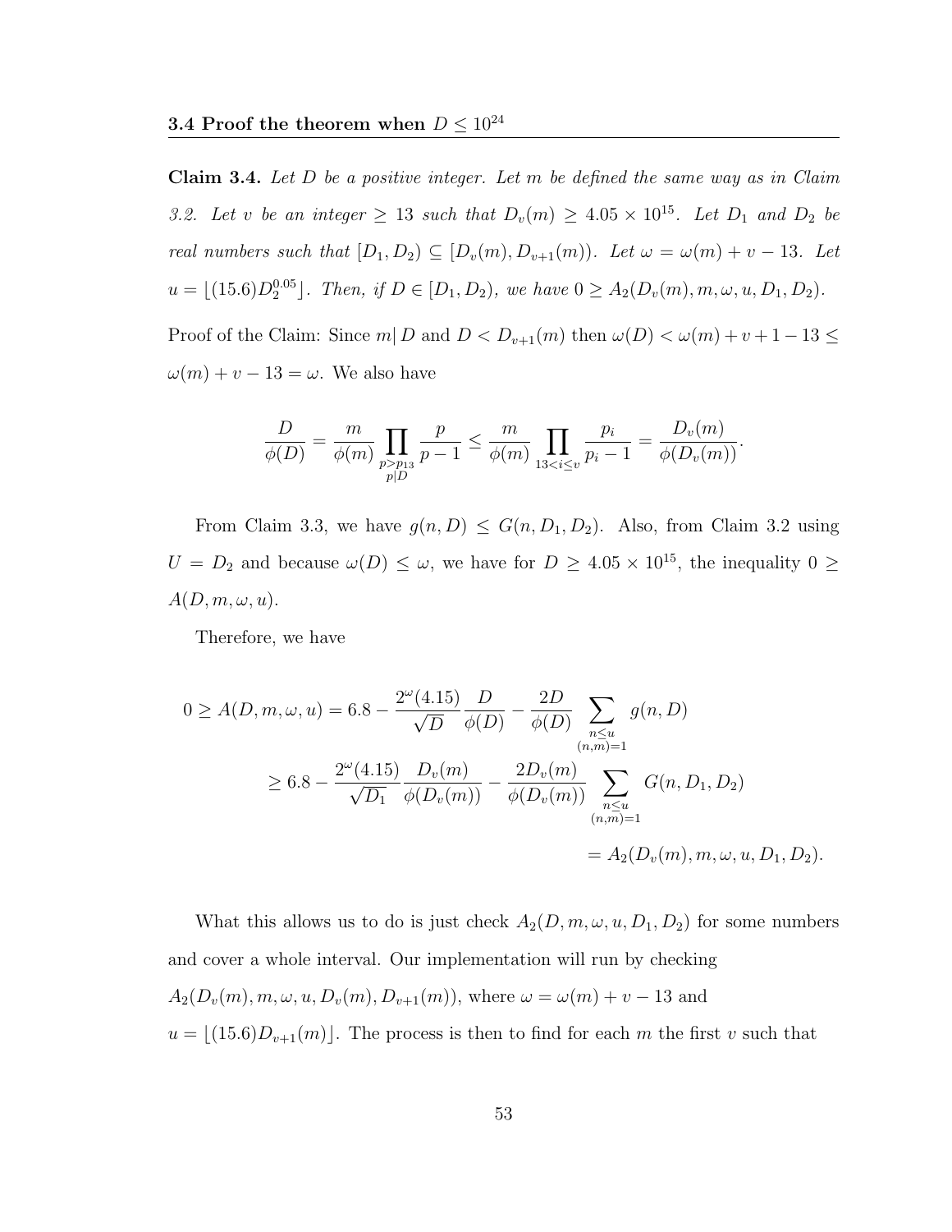### 3.4 Proof the theorem when $D \le 10^{24}$

**Claim 3.4.** *Let $D$ be a positive integer. Let $m$ be defined the same way as in Claim 3.2. Let $v$ be an integer $\ge 13$ such that $D_v(m) \ge 4.05 \times 10^{15}$. Let $D_1$ and $D_2$ be real numbers such that $[D_1, D_2) \subseteq [D_v(m), D_{v+1}(m))$. Let $\omega = \omega(m) + v - 13$. Let $u = \lfloor (15.6) D_2^{0.05} \rfloor$. Then, if $D \in [D_1, D_2)$, we have $0 \ge A_2(D_v(m), m, \omega, u, D_1, D_2)$.*

Proof of the Claim: Since $m | D$ and $D < D_{v+1}(m)$ then $\omega(D) < \omega(m) + v + 1 - 13 \le \omega(m) + v - 13 = \omega$. We also have

$$\frac{D}{\phi(D)} = \frac{m}{\phi(m)} \prod_{\substack{p > p_{13} \\ p | D}} \frac{p}{p-1} \le \frac{m}{\phi(m)} \prod_{13 < i \le v} \frac{p_i}{p_i - 1} = \frac{D_v(m)}{\phi(D_v(m))}.$$

From Claim 3.3, we have $g(n, D) \le G(n, D_1, D_2)$. Also, from Claim 3.2 using $U = D_2$ and because $\omega(D) \le \omega$, we have for $D \ge 4.05 \times 10^{15}$, the inequality $0 \ge A(D, m, \omega, u)$.

Therefore, we have

$$\begin{aligned}
0 \ge A(D, m, \omega, u) &= 6.8 - \frac{2^{\omega}(4.15)}{\sqrt{D}} \frac{D}{\phi(D)} - \frac{2D}{\phi(D)} \sum_{\substack{n \le u \\ (n,m)=1}} g(n, D) \\
&\ge 6.8 - \frac{2^{\omega}(4.15)}{\sqrt{D_1}} \frac{D_v(m)}{\phi(D_v(m))} - \frac{2D_v(m)}{\phi(D_v(m))} \sum_{\substack{n \le u \\ (n,m)=1}} G(n, D_1, D_2) \\
&= A_2(D_v(m), m, \omega, u, D_1, D_2).
\end{aligned}$$

What this allows us to do is just check $A_2(D, m, \omega, u, D_1, D_2)$ for some numbers and cover a whole interval. Our implementation will run by checking $A_2(D_v(m), m, \omega, u, D_v(m), D_{v+1}(m))$, where $\omega = \omega(m) + v - 13$ and $u = \lfloor (15.6) D_{v+1}(m) \rfloor$. The process is then to find for each $m$ the first $v$ such that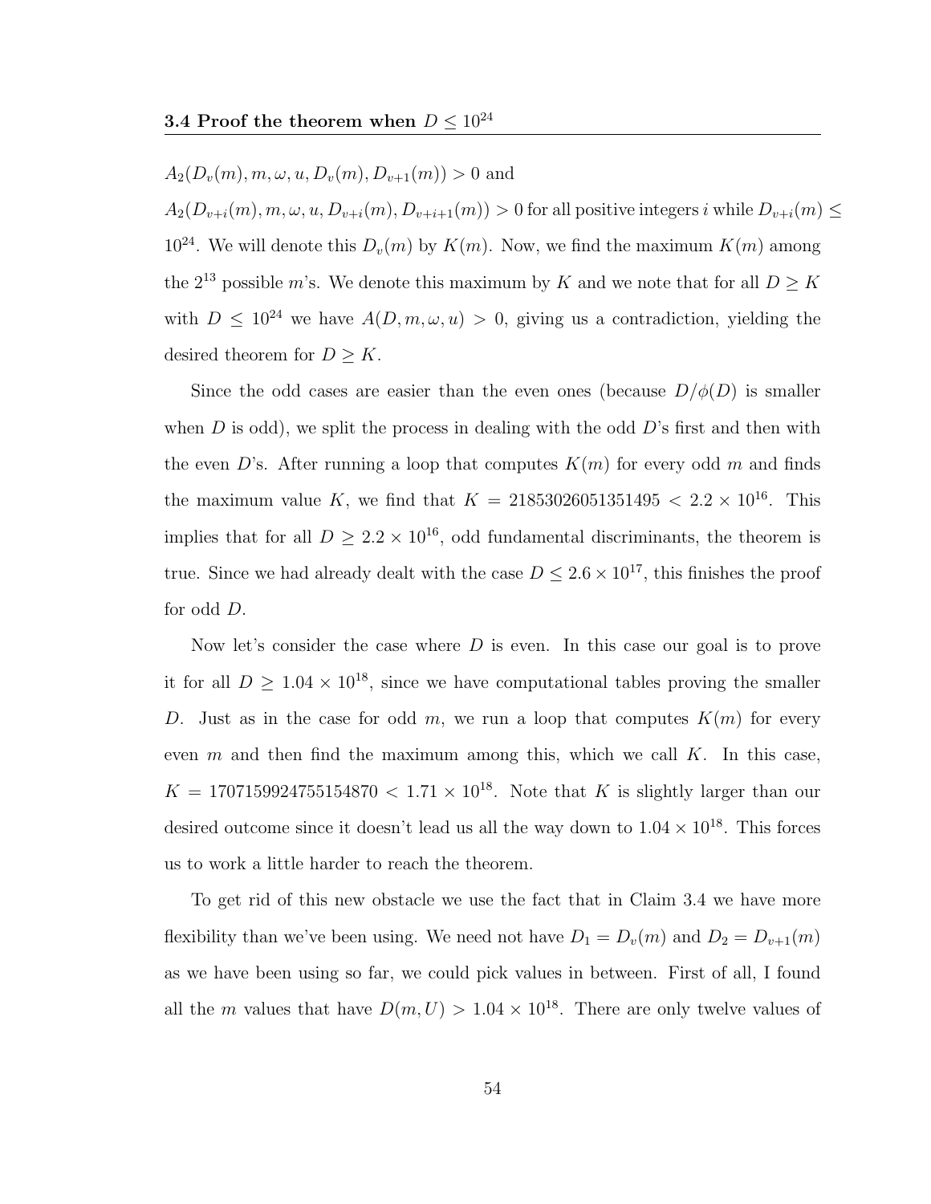$A_2(D_v(m), m, \omega, u, D_v(m), D_{v+1}(m)) > 0$ and

$A_2(D_{v+i}(m), m, \omega, u, D_{v+i}(m), D_{v+i+1}(m)) > 0$ for all positive integers $i$ while $D_{v+i}(m) \leq 10^{24}$. We will denote this $D_v(m)$ by $K(m)$. Now, we find the maximum $K(m)$ among the $2^{13}$ possible $m$'s. We denote this maximum by $K$ and we note that for all $D \geq K$ with $D \leq 10^{24}$ we have $A(D, m, \omega, u) > 0$, giving us a contradiction, yielding the desired theorem for $D \geq K$.

Since the odd cases are easier than the even ones (because $D/\phi(D)$ is smaller when $D$ is odd), we split the process in dealing with the odd $D$'s first and then with the even $D$'s. After running a loop that computes $K(m)$ for every odd $m$ and finds the maximum value $K$, we find that $K = 21853026051351495 < 2.2 \times 10^{16}$. This implies that for all $D \geq 2.2 \times 10^{16}$, odd fundamental discriminants, the theorem is true. Since we had already dealt with the case $D \leq 2.6 \times 10^{17}$, this finishes the proof for odd $D$.

Now let's consider the case where $D$ is even. In this case our goal is to prove it for all $D \geq 1.04 \times 10^{18}$, since we have computational tables proving the smaller $D$. Just as in the case for odd $m$, we run a loop that computes $K(m)$ for every even $m$ and then find the maximum among this, which we call $K$. In this case, $K = 1707159924755154870 < 1.71 \times 10^{18}$. Note that $K$ is slightly larger than our desired outcome since it doesn't lead us all the way down to $1.04 \times 10^{18}$. This forces us to work a little harder to reach the theorem.

To get rid of this new obstacle we use the fact that in Claim 3.4 we have more flexibility than we've been using. We need not have $D_1 = D_v(m)$ and $D_2 = D_{v+1}(m)$ as we have been using so far, we could pick values in between. First of all, I found all the $m$ values that have $D(m, U) > 1.04 \times 10^{18}$. There are only twelve values of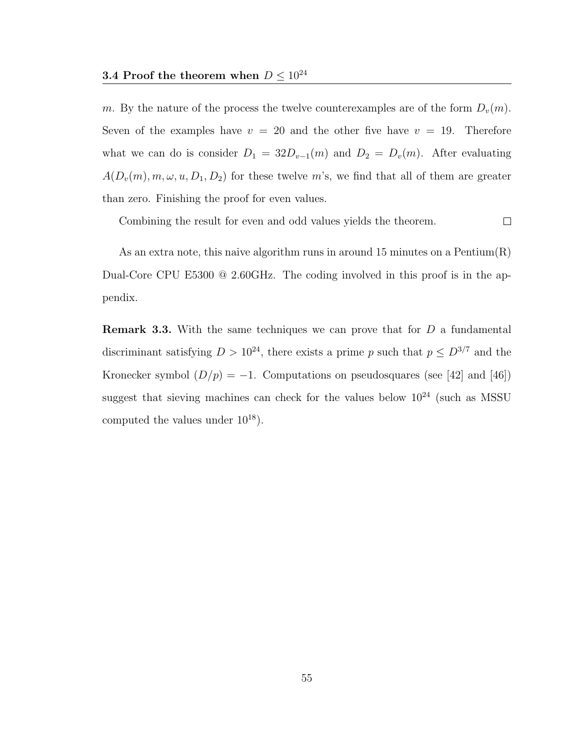$m$. By the nature of the process the twelve counterexamples are of the form $D_v(m)$. Seven of the examples have $v = 20$ and the other five have $v = 19$. Therefore what we can do is consider $D_1 = 32D_{v-1}(m)$ and $D_2 = D_v(m)$. After evaluating $A(D_v(m), m, \omega, u, D_1, D_2)$ for these twelve $m$'s, we find that all of them are greater than zero. Finishing the proof for even values.

Combining the result for even and odd values yields the theorem. □

As an extra note, this naive algorithm runs in around 15 minutes on a Pentium(R) Dual-Core CPU E5300 @ 2.60GHz. The coding involved in this proof is in the appendix.

**Remark 3.3.** With the same techniques we can prove that for $D$ a fundamental discriminant satisfying $D > 10^{24}$, there exists a prime $p$ such that $p \leq D^{3/7}$ and the Kronecker symbol $(D/p) = -1$. Computations on pseudosquares (see [42] and [46]) suggest that sieving machines can check for the values below $10^{24}$ (such as MSSU computed the values under $10^{18}$).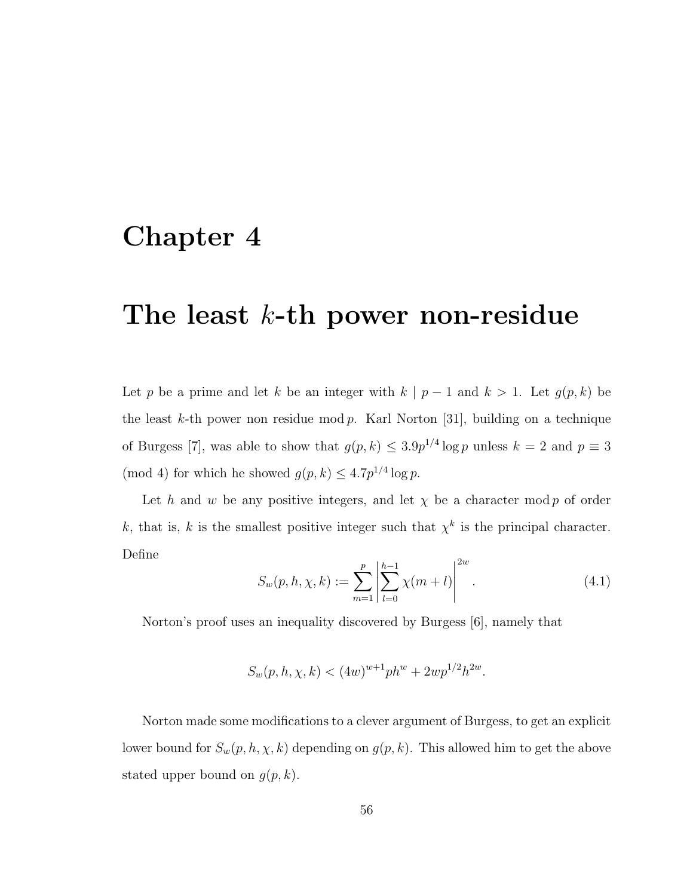# Chapter 4

# The least $k$-th power non-residue

Let $p$ be a prime and let $k$ be an integer with $k \mid p-1$ and $k > 1$. Let $g(p,k)$ be the least $k$-th power non residue mod $p$. Karl Norton [31], building on a technique of Burgess [7], was able to show that $g(p,k) \leq 3.9p^{1/4}\log p$ unless $k = 2$ and $p \equiv 3 \pmod 4$ for which he showed $g(p,k) \leq 4.7p^{1/4}\log p$.

Let $h$ and $w$ be any positive integers, and let $\chi$ be a character mod $p$ of order $k$, that is, $k$ is the smallest positive integer such that $\chi^k$ is the principal character. Define

$$S_w(p,h,\chi,k) := \sum_{m=1}^{p}\left|\sum_{l=0}^{h-1}\chi(m+l)\right|^{2w}. \tag{4.1}$$

Norton's proof uses an inequality discovered by Burgess [6], namely that

$$S_w(p,h,\chi,k) < (4w)^{w+1}ph^w + 2wp^{1/2}h^{2w}.$$

Norton made some modifications to a clever argument of Burgess, to get an explicit lower bound for $S_w(p,h,\chi,k)$ depending on $g(p,k)$. This allowed him to get the above stated upper bound on $g(p,k)$.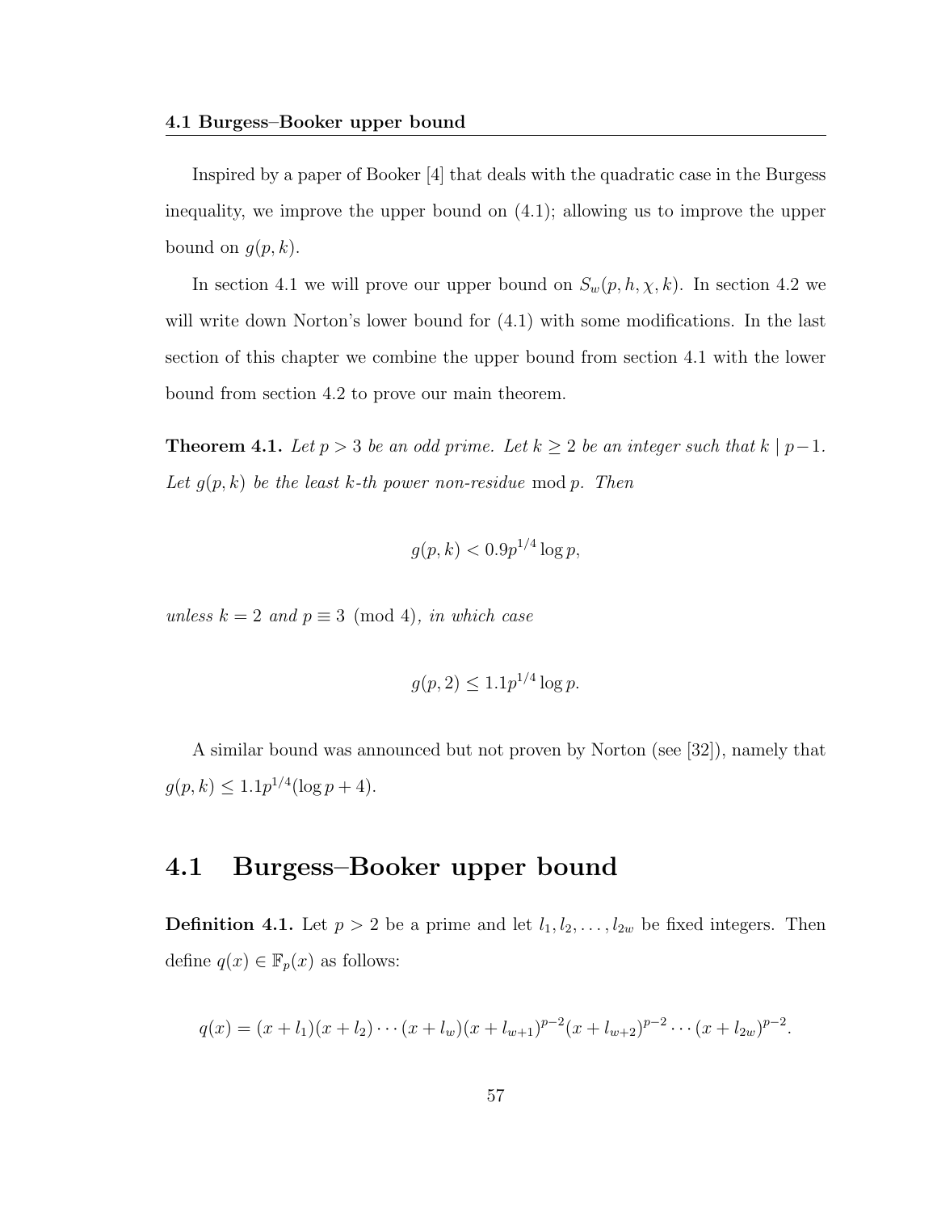Inspired by a paper of Booker [4] that deals with the quadratic case in the Burgess inequality, we improve the upper bound on (4.1); allowing us to improve the upper bound on $g(p, k)$.

In section 4.1 we will prove our upper bound on $S_w(p, h, \chi, k)$. In section 4.2 we will write down Norton's lower bound for (4.1) with some modifications. In the last section of this chapter we combine the upper bound from section 4.1 with the lower bound from section 4.2 to prove our main theorem.

**Theorem 4.1.** *Let $p > 3$ be an odd prime. Let $k \geq 2$ be an integer such that $k \mid p-1$. Let $g(p, k)$ be the least $k$-th power non-residue* mod $p$. *Then*

$$g(p, k) < 0.9p^{1/4} \log p,$$

*unless $k = 2$ and $p \equiv 3 \pmod 4$, in which case*

$$g(p, 2) \leq 1.1p^{1/4} \log p.$$

A similar bound was announced but not proven by Norton (see [32]), namely that $g(p, k) \leq 1.1p^{1/4}(\log p + 4)$.

## 4.1 Burgess–Booker upper bound

**Definition 4.1.** Let $p > 2$ be a prime and let $l_1, l_2, \ldots, l_{2w}$ be fixed integers. Then define $q(x) \in \mathbb{F}_p(x)$ as follows:

$$q(x) = (x + l_1)(x + l_2) \cdots (x + l_w)(x + l_{w+1})^{p-2}(x + l_{w+2})^{p-2} \cdots (x + l_{2w})^{p-2}.$$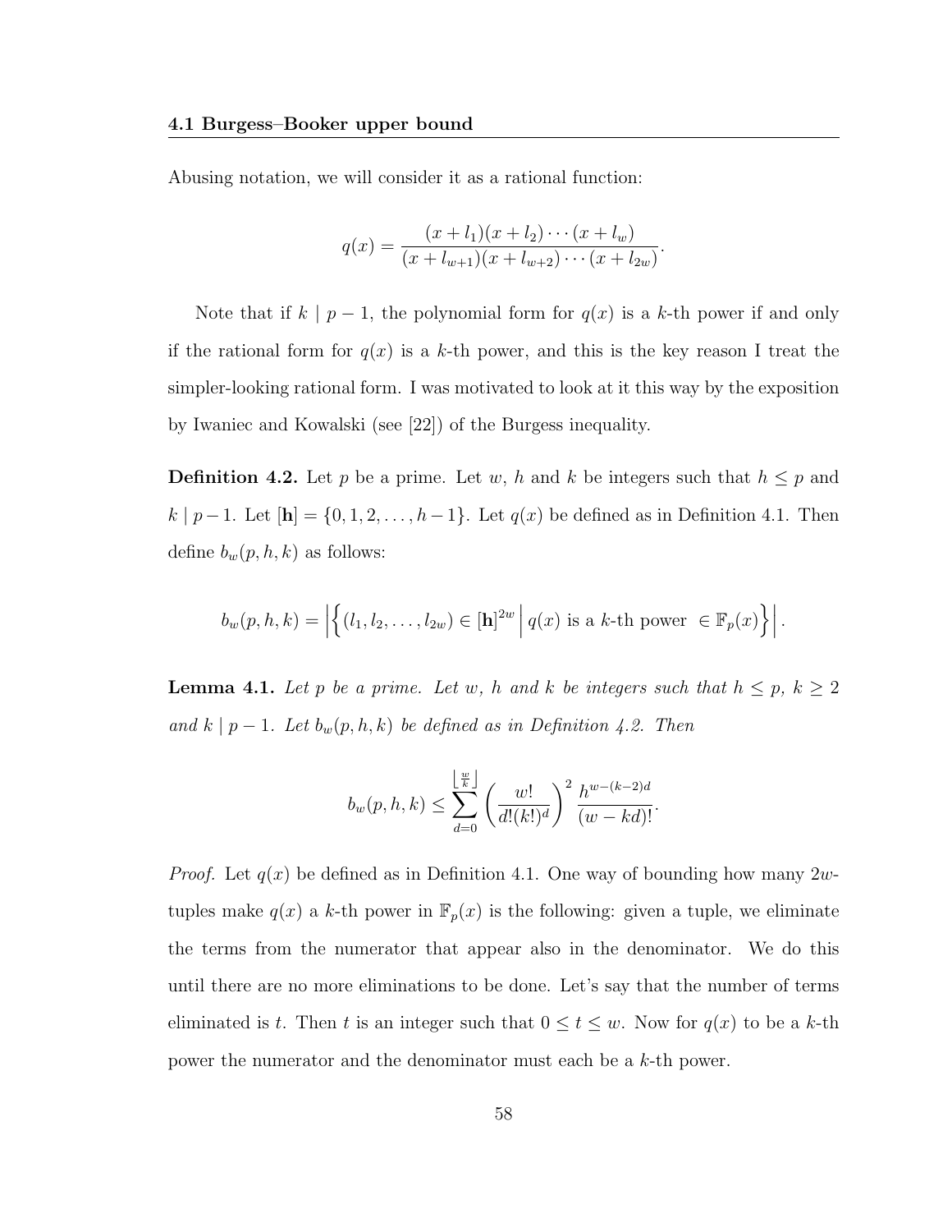Abusing notation, we will consider it as a rational function:

$$q(x) = \frac{(x+l_1)(x+l_2)\cdots(x+l_w)}{(x+l_{w+1})(x+l_{w+2})\cdots(x+l_{2w})}.$$

Note that if $k \mid p-1$, the polynomial form for $q(x)$ is a $k$-th power if and only if the rational form for $q(x)$ is a $k$-th power, and this is the key reason I treat the simpler-looking rational form. I was motivated to look at it this way by the exposition by Iwaniec and Kowalski (see [22]) of the Burgess inequality.

**Definition 4.2.** Let $p$ be a prime. Let $w$, $h$ and $k$ be integers such that $h \leq p$ and $k \mid p-1$. Let $[\mathbf{h}] = \{0, 1, 2, \ldots, h-1\}$. Let $q(x)$ be defined as in Definition 4.1. Then define $b_w(p,h,k)$ as follows:

$$b_w(p,h,k) = \left| \left\{ (l_1, l_2, \ldots, l_{2w}) \in [\mathbf{h}]^{2w} \,\middle|\, q(x) \text{ is a } k\text{-th power } \in \mathbb{F}_p(x) \right\} \right|.$$

**Lemma 4.1.** *Let $p$ be a prime. Let $w$, $h$ and $k$ be integers such that $h \leq p$, $k \geq 2$ and $k \mid p-1$. Let $b_w(p,h,k)$ be defined as in Definition 4.2. Then*

$$b_w(p,h,k) \leq \sum_{d=0}^{\left\lfloor \frac{w}{k} \right\rfloor} \left( \frac{w!}{d!(k!)^d} \right)^2 \frac{h^{w-(k-2)d}}{(w-kd)!}.$$

*Proof.* Let $q(x)$ be defined as in Definition 4.1. One way of bounding how many $2w$-tuples make $q(x)$ a $k$-th power in $\mathbb{F}_p(x)$ is the following: given a tuple, we eliminate the terms from the numerator that appear also in the denominator. We do this until there are no more eliminations to be done. Let's say that the number of terms eliminated is $t$. Then $t$ is an integer such that $0 \leq t \leq w$. Now for $q(x)$ to be a $k$-th power the numerator and the denominator must each be a $k$-th power.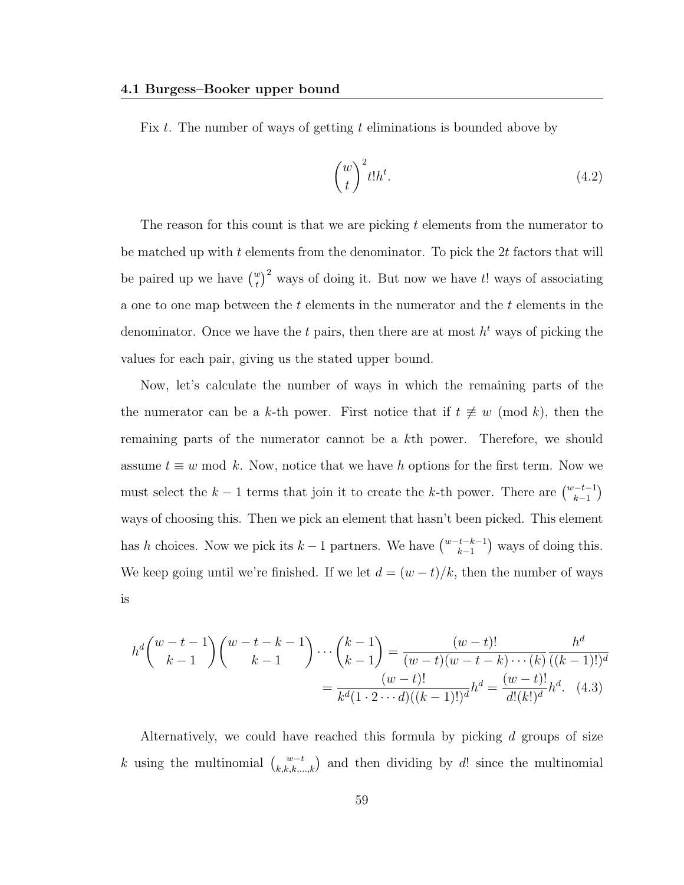Fix $t$. The number of ways of getting $t$ eliminations is bounded above by

$$\binom{w}{t}^2 t! h^t. \tag{4.2}$$

The reason for this count is that we are picking $t$ elements from the numerator to be matched up with $t$ elements from the denominator. To pick the $2t$ factors that will be paired up we have $\binom{w}{t}^2$ ways of doing it. But now we have $t!$ ways of associating a one to one map between the $t$ elements in the numerator and the $t$ elements in the denominator. Once we have the $t$ pairs, then there are at most $h^t$ ways of picking the values for each pair, giving us the stated upper bound.

Now, let's calculate the number of ways in which the remaining parts of the the numerator can be a $k$-th power. First notice that if $t \not\equiv w \pmod{k}$, then the remaining parts of the numerator cannot be a $k$th power. Therefore, we should assume $t \equiv w \mod k$. Now, notice that we have $h$ options for the first term. Now we must select the $k-1$ terms that join it to create the $k$-th power. There are $\binom{w-t-1}{k-1}$ ways of choosing this. Then we pick an element that hasn't been picked. This element has $h$ choices. Now we pick its $k-1$ partners. We have $\binom{w-t-k-1}{k-1}$ ways of doing this. We keep going until we're finished. If we let $d = (w-t)/k$, then the number of ways is

$$\begin{aligned} h^d \binom{w-t-1}{k-1}\binom{w-t-k-1}{k-1}\cdots\binom{k-1}{k-1} &= \frac{(w-t)!}{(w-t)(w-t-k)\cdots(k)}\frac{h^d}{((k-1)!)^d} \\ &= \frac{(w-t)!}{k^d(1\cdot 2\cdots d)((k-1)!)^d}h^d = \frac{(w-t)!}{d!(k!)^d}h^d. \end{aligned} \tag{4.3}$$

Alternatively, we could have reached this formula by picking $d$ groups of size $k$ using the multinomial $\binom{w-t}{k,k,k,\ldots,k}$ and then dividing by $d!$ since the multinomial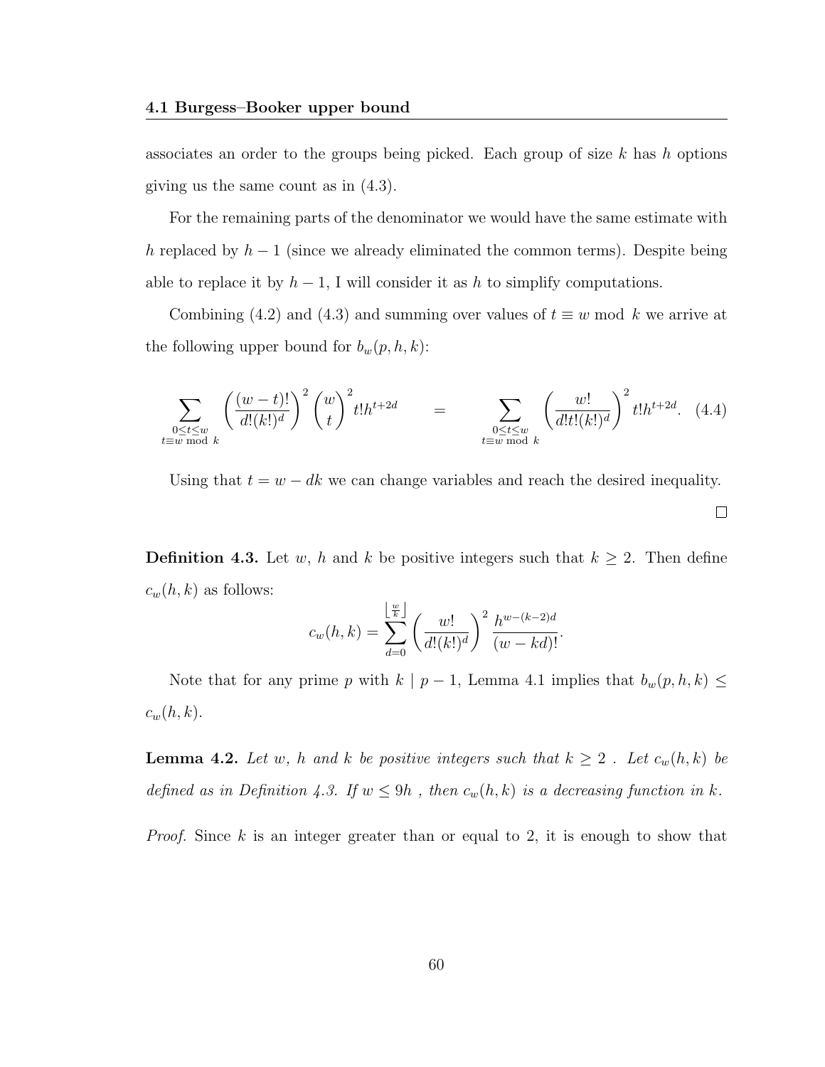associates an order to the groups being picked. Each group of size $k$ has $h$ options giving us the same count as in (4.3).

For the remaining parts of the denominator we would have the same estimate with $h$ replaced by $h-1$ (since we already eliminated the common terms). Despite being able to replace it by $h-1$, I will consider it as $h$ to simplify computations.

Combining (4.2) and (4.3) and summing over values of $t \equiv w \bmod k$ we arrive at the following upper bound for $b_w(p,h,k)$:

$$\sum_{\substack{0 \le t \le w \\ t \equiv w \bmod k}} \left( \frac{(w-t)!}{d!(k!)^d} \right)^2 \binom{w}{t}^2 t! h^{t+2d} \qquad = \qquad \sum_{\substack{0 \le t \le w \\ t \equiv w \bmod k}} \left( \frac{w!}{d!t!(k!)^d} \right)^2 t! h^{t+2d}. \quad (4.4)$$

Using that $t = w - dk$ we can change variables and reach the desired inequality.

□

**Definition 4.3.** Let $w$, $h$ and $k$ be positive integers such that $k \ge 2$. Then define $c_w(h,k)$ as follows:

$$c_w(h,k) = \sum_{d=0}^{\left\lfloor \frac{w}{k} \right\rfloor} \left( \frac{w!}{d!(k!)^d} \right)^2 \frac{h^{w-(k-2)d}}{(w-kd)!}.$$

Note that for any prime $p$ with $k \mid p-1$, Lemma 4.1 implies that $b_w(p,h,k) \le c_w(h,k)$.

**Lemma 4.2.** *Let $w$, $h$ and $k$ be positive integers such that $k \ge 2$ . Let $c_w(h,k)$ be defined as in Definition 4.3. If $w \le 9h$ , then $c_w(h,k)$ is a decreasing function in $k$.*

*Proof.* Since $k$ is an integer greater than or equal to 2, it is enough to show that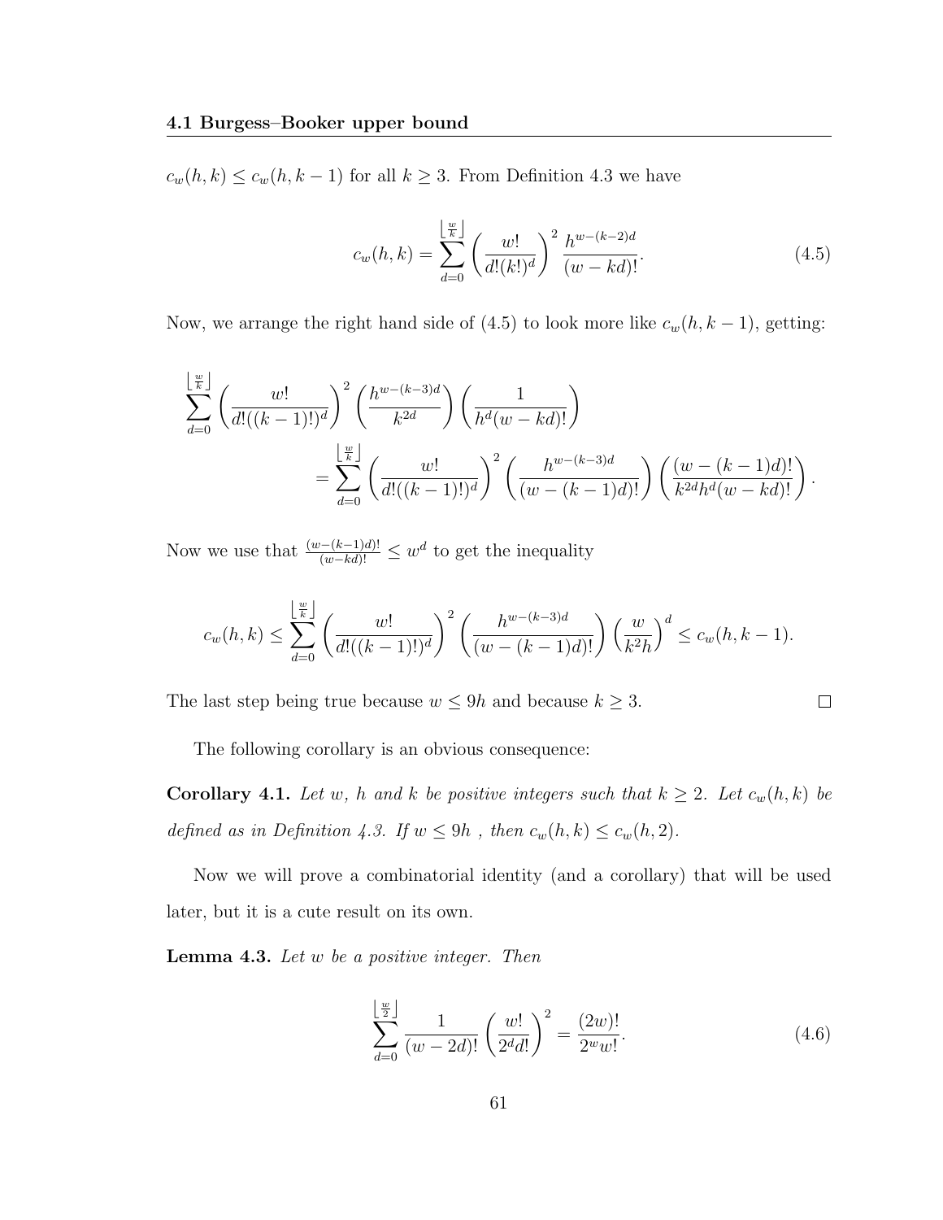$c_w(h, k) \leq c_w(h, k-1)$ for all $k \geq 3$. From Definition 4.3 we have

$$c_w(h, k) = \sum_{d=0}^{\lfloor \frac{w}{k} \rfloor} \left( \frac{w!}{d!(k!)^d} \right)^2 \frac{h^{w-(k-2)d}}{(w-kd)!}. \tag{4.5}$$

Now, we arrange the right hand side of (4.5) to look more like $c_w(h, k-1)$, getting:

$$\sum_{d=0}^{\lfloor \frac{w}{k} \rfloor} \left( \frac{w!}{d!((k-1)!)^d} \right)^2 \left( \frac{h^{w-(k-3)d}}{k^{2d}} \right) \left( \frac{1}{h^d(w-kd)!} \right)$$
$$= \sum_{d=0}^{\lfloor \frac{w}{k} \rfloor} \left( \frac{w!}{d!((k-1)!)^d} \right)^2 \left( \frac{h^{w-(k-3)d}}{(w-(k-1)d)!} \right) \left( \frac{(w-(k-1)d)!}{k^{2d}h^d(w-kd)!} \right).$$

Now we use that $\frac{(w-(k-1)d)!}{(w-kd)!} \leq w^d$ to get the inequality

$$c_w(h, k) \leq \sum_{d=0}^{\lfloor \frac{w}{k} \rfloor} \left( \frac{w!}{d!((k-1)!)^d} \right)^2 \left( \frac{h^{w-(k-3)d}}{(w-(k-1)d)!} \right) \left( \frac{w}{k^2 h} \right)^d \leq c_w(h, k-1).$$

The last step being true because $w \leq 9h$ and because $k \geq 3$. $\square$

The following corollary is an obvious consequence:

**Corollary 4.1.** *Let $w$, $h$ and $k$ be positive integers such that $k \geq 2$. Let $c_w(h, k)$ be defined as in Definition 4.3. If $w \leq 9h$ , then $c_w(h, k) \leq c_w(h, 2)$.*

Now we will prove a combinatorial identity (and a corollary) that will be used later, but it is a cute result on its own.

**Lemma 4.3.** *Let $w$ be a positive integer. Then*

$$\sum_{d=0}^{\lfloor \frac{w}{2} \rfloor} \frac{1}{(w-2d)!} \left( \frac{w!}{2^d d!} \right)^2 = \frac{(2w)!}{2^w w!}. \tag{4.6}$$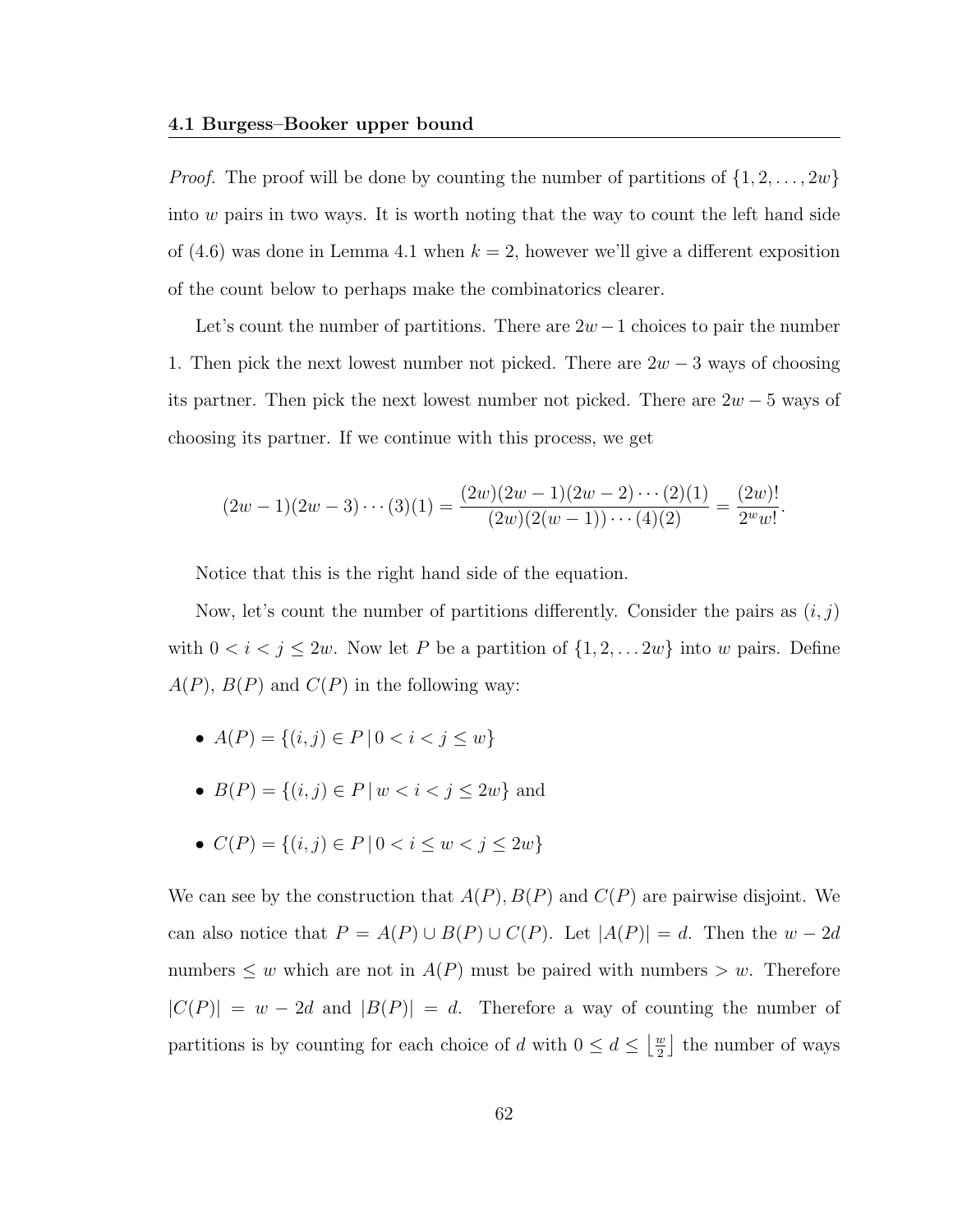*Proof.* The proof will be done by counting the number of partitions of $\{1, 2, \ldots, 2w\}$ into $w$ pairs in two ways. It is worth noting that the way to count the left hand side of (4.6) was done in Lemma 4.1 when $k = 2$, however we'll give a different exposition of the count below to perhaps make the combinatorics clearer.

Let's count the number of partitions. There are $2w-1$ choices to pair the number 1. Then pick the next lowest number not picked. There are $2w-3$ ways of choosing its partner. Then pick the next lowest number not picked. There are $2w-5$ ways of choosing its partner. If we continue with this process, we get

$$(2w-1)(2w-3)\cdots(3)(1) = \frac{(2w)(2w-1)(2w-2)\cdots(2)(1)}{(2w)(2(w-1))\cdots(4)(2)} = \frac{(2w)!}{2^w w!}.$$

Notice that this is the right hand side of the equation.

Now, let's count the number of partitions differently. Consider the pairs as $(i, j)$ with $0 < i < j \leq 2w$. Now let $P$ be a partition of $\{1, 2, \ldots 2w\}$ into $w$ pairs. Define $A(P)$, $B(P)$ and $C(P)$ in the following way:

- $A(P) = \{(i, j) \in P \,|\, 0 < i < j \leq w\}$
- $B(P) = \{(i, j) \in P \,|\, w < i < j \leq 2w\}$ and
- $C(P) = \{(i, j) \in P \,|\, 0 < i \leq w < j \leq 2w\}$

We can see by the construction that $A(P), B(P)$ and $C(P)$ are pairwise disjoint. We can also notice that $P = A(P) \cup B(P) \cup C(P)$. Let $|A(P)| = d$. Then the $w - 2d$ numbers $\leq w$ which are not in $A(P)$ must be paired with numbers $> w$. Therefore $|C(P)| = w - 2d$ and $|B(P)| = d$. Therefore a way of counting the number of partitions is by counting for each choice of $d$ with $0 \leq d \leq \left\lfloor \frac{w}{2} \right\rfloor$ the number of ways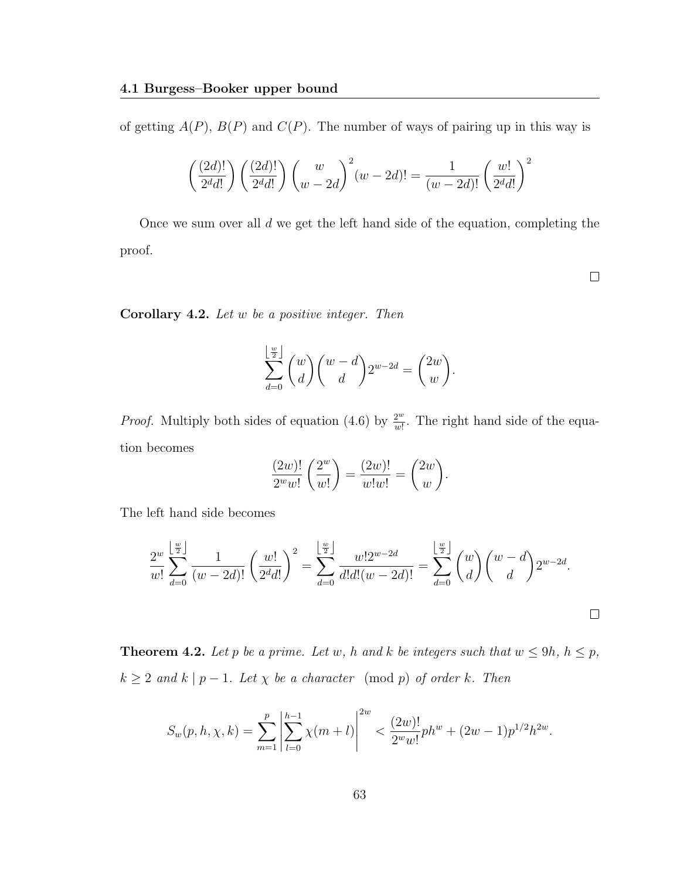of getting $A(P)$, $B(P)$ and $C(P)$. The number of ways of pairing up in this way is

$$\left(\frac{(2d)!}{2^d d!}\right)\left(\frac{(2d)!}{2^d d!}\right)\binom{w}{w-2d}^2 (w-2d)! = \frac{1}{(w-2d)!}\left(\frac{w!}{2^d d!}\right)^2$$

Once we sum over all $d$ we get the left hand side of the equation, completing the proof.

□

**Corollary 4.2.** *Let $w$ be a positive integer. Then*

$$\sum_{d=0}^{\lfloor \frac{w}{2} \rfloor} \binom{w}{d}\binom{w-d}{d} 2^{w-2d} = \binom{2w}{w}.$$

*Proof.* Multiply both sides of equation (4.6) by $\frac{2^w}{w!}$. The right hand side of the equation becomes

$$\frac{(2w)!}{2^w w!}\left(\frac{2^w}{w!}\right) = \frac{(2w)!}{w!w!} = \binom{2w}{w}.$$

The left hand side becomes

$$\frac{2^w}{w!}\sum_{d=0}^{\lfloor \frac{w}{2} \rfloor} \frac{1}{(w-2d)!}\left(\frac{w!}{2^d d!}\right)^2 = \sum_{d=0}^{\lfloor \frac{w}{2} \rfloor} \frac{w! 2^{w-2d}}{d!d!(w-2d)!} = \sum_{d=0}^{\lfloor \frac{w}{2} \rfloor} \binom{w}{d}\binom{w-d}{d} 2^{w-2d}.$$

□

**Theorem 4.2.** *Let $p$ be a prime. Let $w$, $h$ and $k$ be integers such that $w \leq 9h$, $h \leq p$, $k \geq 2$ and $k \mid p-1$. Let $\chi$ be a character $\pmod p$ of order $k$. Then*

$$S_w(p,h,\chi,k) = \sum_{m=1}^{p}\left|\sum_{l=0}^{h-1} \chi(m+l)\right|^{2w} < \frac{(2w)!}{2^w w!} p h^w + (2w-1) p^{1/2} h^{2w}.$$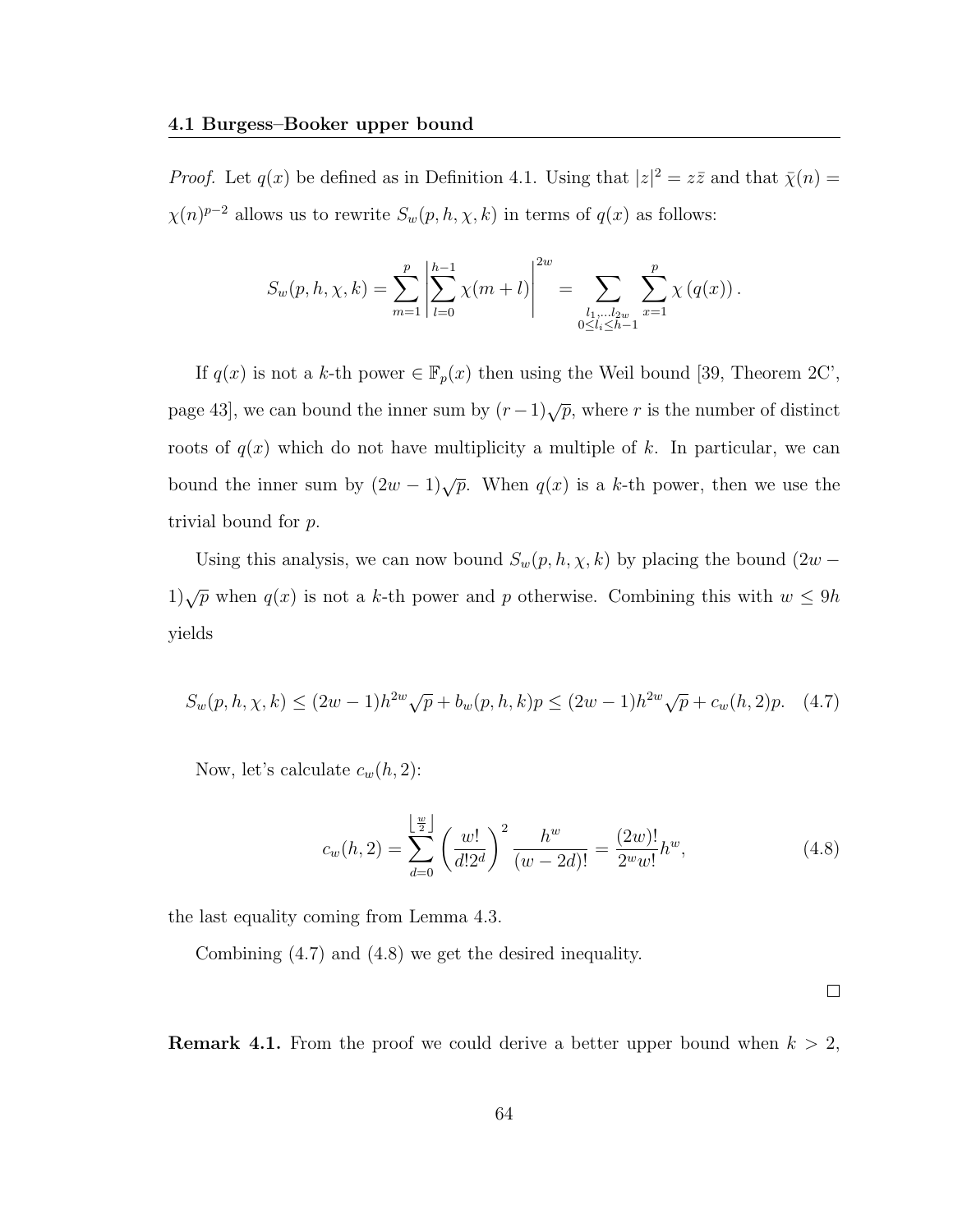*Proof.* Let $q(x)$ be defined as in Definition 4.1. Using that $|z|^2 = z\bar{z}$ and that $\bar{\chi}(n) = \chi(n)^{p-2}$ allows us to rewrite $S_w(p, h, \chi, k)$ in terms of $q(x)$ as follows:

$$S_w(p, h, \chi, k) = \sum_{m=1}^{p} \left| \sum_{l=0}^{h-1} \chi(m + l) \right|^{2w} = \sum_{\substack{l_1, \dots l_{2w} \\ 0 \leq l_i \leq h-1}} \sum_{x=1}^{p} \chi\left(q(x)\right).$$

If $q(x)$ is not a $k$-th power $\in \mathbb{F}_p(x)$ then using the Weil bound [39, Theorem 2C', page 43], we can bound the inner sum by $(r-1)\sqrt{p}$, where $r$ is the number of distinct roots of $q(x)$ which do not have multiplicity a multiple of $k$. In particular, we can bound the inner sum by $(2w - 1)\sqrt{p}$. When $q(x)$ is a $k$-th power, then we use the trivial bound for $p$.

Using this analysis, we can now bound $S_w(p, h, \chi, k)$ by placing the bound $(2w - 1)\sqrt{p}$ when $q(x)$ is not a $k$-th power and $p$ otherwise. Combining this with $w \leq 9h$ yields

$$S_w(p, h, \chi, k) \leq (2w - 1)h^{2w}\sqrt{p} + b_w(p, h, k)p \leq (2w - 1)h^{2w}\sqrt{p} + c_w(h, 2)p. \quad (4.7)$$

Now, let's calculate $c_w(h, 2)$:

$$c_w(h, 2) = \sum_{d=0}^{\left\lfloor \frac{w}{2} \right\rfloor} \left( \frac{w!}{d! 2^d} \right)^2 \frac{h^w}{(w - 2d)!} = \frac{(2w)!}{2^w w!} h^w, \quad (4.8)$$

the last equality coming from Lemma 4.3.

Combining (4.7) and (4.8) we get the desired inequality.

□

**Remark 4.1.** From the proof we could derive a better upper bound when $k > 2$,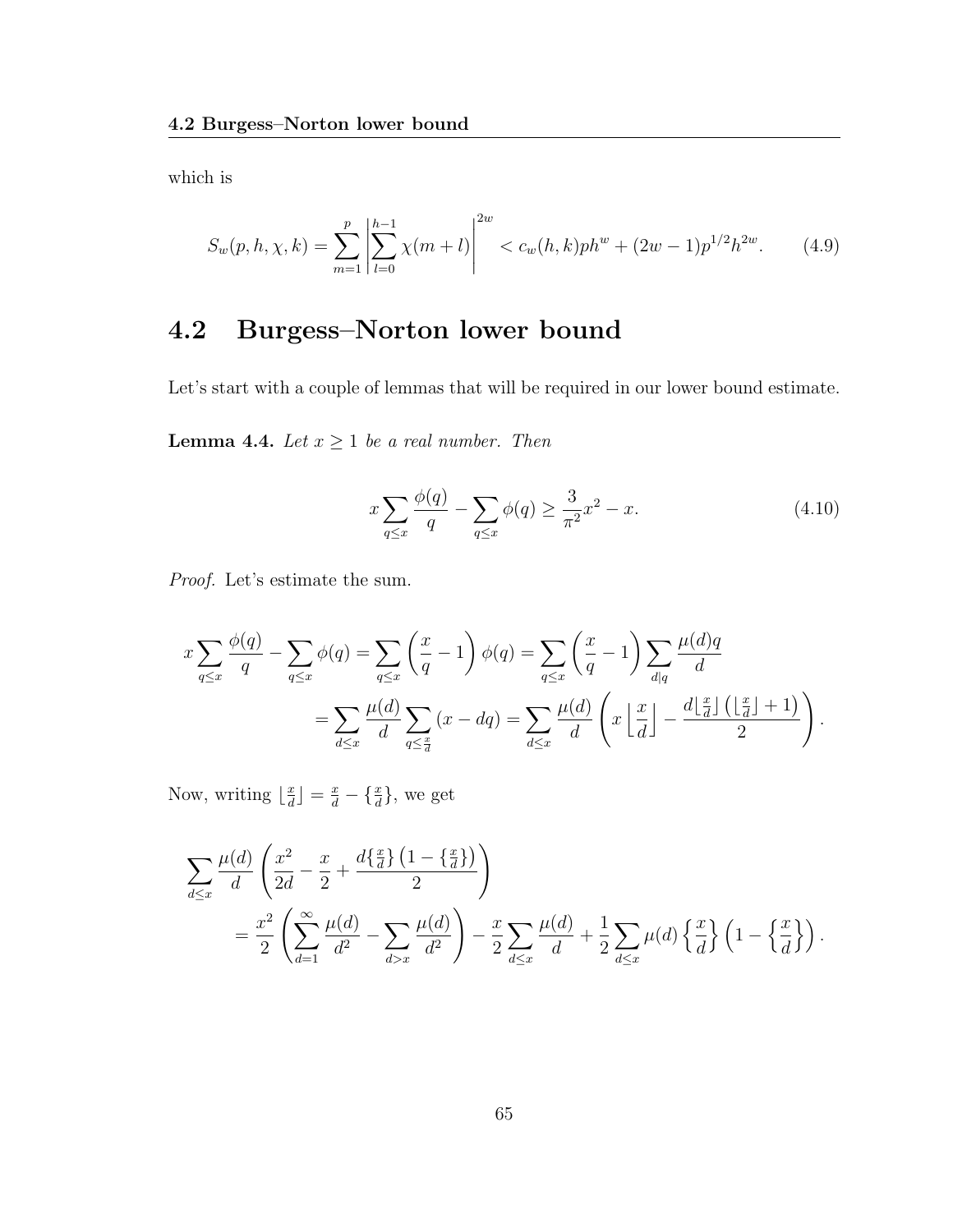which is

$$S_w(p,h,\chi,k) = \sum_{m=1}^{p} \left| \sum_{l=0}^{h-1} \chi(m+l) \right|^{2w} < c_w(h,k)ph^w + (2w-1)p^{1/2}h^{2w}. \tag{4.9}$$

## 4.2 Burgess–Norton lower bound

Let's start with a couple of lemmas that will be required in our lower bound estimate.

**Lemma 4.4.** *Let $x \geq 1$ be a real number. Then*

$$x\sum_{q\leq x} \frac{\phi(q)}{q} - \sum_{q\leq x} \phi(q) \geq \frac{3}{\pi^2}x^2 - x. \tag{4.10}$$

*Proof.* Let's estimate the sum.

$$\begin{aligned}
x\sum_{q\leq x} \frac{\phi(q)}{q} - \sum_{q\leq x} \phi(q) &= \sum_{q\leq x} \left(\frac{x}{q} - 1\right)\phi(q) = \sum_{q\leq x} \left(\frac{x}{q} - 1\right) \sum_{d|q} \frac{\mu(d)q}{d} \\
&= \sum_{d\leq x} \frac{\mu(d)}{d} \sum_{q\leq \frac{x}{d}} (x - dq) = \sum_{d\leq x} \frac{\mu(d)}{d} \left( x\left\lfloor \frac{x}{d} \right\rfloor - \frac{d\lfloor \frac{x}{d}\rfloor \left(\lfloor \frac{x}{d}\rfloor + 1\right)}{2} \right).
\end{aligned}$$

Now, writing $\lfloor \frac{x}{d} \rfloor = \frac{x}{d} - \{\frac{x}{d}\}$, we get

$$\begin{aligned}
&\sum_{d\leq x} \frac{\mu(d)}{d} \left( \frac{x^2}{2d} - \frac{x}{2} + \frac{d\{\frac{x}{d}\}\left(1 - \{\frac{x}{d}\}\right)}{2} \right) \\
&\qquad = \frac{x^2}{2}\left( \sum_{d=1}^{\infty} \frac{\mu(d)}{d^2} - \sum_{d>x} \frac{\mu(d)}{d^2} \right) - \frac{x}{2}\sum_{d\leq x} \frac{\mu(d)}{d} + \frac{1}{2}\sum_{d\leq x} \mu(d)\left\{\frac{x}{d}\right\}\left(1 - \left\{\frac{x}{d}\right\}\right).
\end{aligned}$$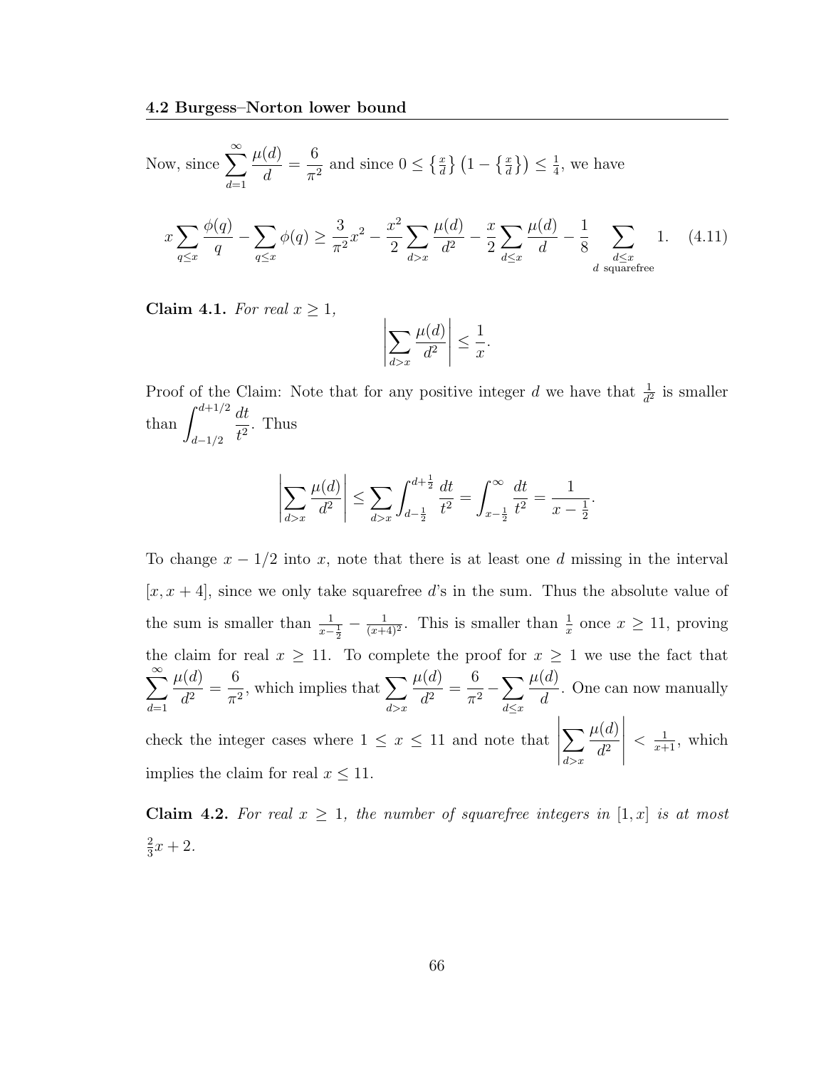Now, since $\displaystyle\sum_{d=1}^{\infty} \frac{\mu(d)}{d} = \frac{6}{\pi^2}$ and since $0 \le \left\{\frac{x}{d}\right\}\left(1 - \left\{\frac{x}{d}\right\}\right) \le \frac{1}{4}$, we have

$$x \sum_{q \le x} \frac{\phi(q)}{q} - \sum_{q \le x} \phi(q) \ge \frac{3}{\pi^2} x^2 - \frac{x^2}{2} \sum_{d > x} \frac{\mu(d)}{d^2} - \frac{x}{2} \sum_{d \le x} \frac{\mu(d)}{d} - \frac{1}{8} \sum_{\substack{d \le x \\ d \text{ squarefree}}} 1. \quad (4.11)$$

**Claim 4.1.** *For real $x \ge 1$,*

$$\left| \sum_{d > x} \frac{\mu(d)}{d^2} \right| \le \frac{1}{x}.$$

Proof of the Claim: Note that for any positive integer $d$ we have that $\frac{1}{d^2}$ is smaller than $\displaystyle\int_{d-1/2}^{d+1/2} \frac{dt}{t^2}$. Thus

$$\left| \sum_{d > x} \frac{\mu(d)}{d^2} \right| \le \sum_{d > x} \int_{d-\frac{1}{2}}^{d+\frac{1}{2}} \frac{dt}{t^2} = \int_{x-\frac{1}{2}}^{\infty} \frac{dt}{t^2} = \frac{1}{x - \frac{1}{2}}.$$

To change $x - 1/2$ into $x$, note that there is at least one $d$ missing in the interval $[x, x+4]$, since we only take squarefree $d$'s in the sum. Thus the absolute value of the sum is smaller than $\frac{1}{x-\frac{1}{2}} - \frac{1}{(x+4)^2}$. This is smaller than $\frac{1}{x}$ once $x \ge 11$, proving the claim for real $x \ge 11$. To complete the proof for $x \ge 1$ we use the fact that $\displaystyle\sum_{d=1}^{\infty} \frac{\mu(d)}{d^2} = \frac{6}{\pi^2}$, which implies that $\displaystyle\sum_{d > x} \frac{\mu(d)}{d^2} = \frac{6}{\pi^2} - \sum_{d \le x} \frac{\mu(d)}{d}$. One can now manually check the integer cases where $1 \le x \le 11$ and note that $\left| \displaystyle\sum_{d > x} \frac{\mu(d)}{d^2} \right| < \frac{1}{x+1}$, which implies the claim for real $x \le 11$.

**Claim 4.2.** *For real $x \ge 1$, the number of squarefree integers in $[1, x]$ is at most $\frac{2}{3}x + 2$.*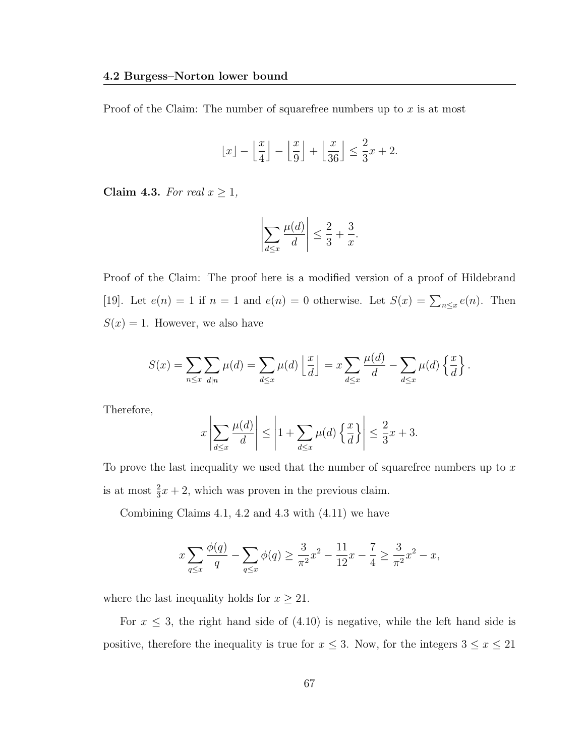Proof of the Claim: The number of squarefree numbers up to $x$ is at most

$$\lfloor x \rfloor - \left\lfloor \frac{x}{4} \right\rfloor - \left\lfloor \frac{x}{9} \right\rfloor + \left\lfloor \frac{x}{36} \right\rfloor \leq \frac{2}{3}x + 2.$$

**Claim 4.3.** *For real $x \geq 1$,*

$$\left| \sum_{d \leq x} \frac{\mu(d)}{d} \right| \leq \frac{2}{3} + \frac{3}{x}.$$

Proof of the Claim: The proof here is a modified version of a proof of Hildebrand [19]. Let $e(n) = 1$ if $n = 1$ and $e(n) = 0$ otherwise. Let $S(x) = \sum_{n \leq x} e(n)$. Then $S(x) = 1$. However, we also have

$$S(x) = \sum_{n \leq x} \sum_{d | n} \mu(d) = \sum_{d \leq x} \mu(d) \left\lfloor \frac{x}{d} \right\rfloor = x \sum_{d \leq x} \frac{\mu(d)}{d} - \sum_{d \leq x} \mu(d) \left\{ \frac{x}{d} \right\}.$$

Therefore,

$$x \left| \sum_{d \leq x} \frac{\mu(d)}{d} \right| \leq \left| 1 + \sum_{d \leq x} \mu(d) \left\{ \frac{x}{d} \right\} \right| \leq \frac{2}{3}x + 3.$$

To prove the last inequality we used that the number of squarefree numbers up to $x$ is at most $\frac{2}{3}x + 2$, which was proven in the previous claim.

Combining Claims 4.1, 4.2 and 4.3 with (4.11) we have

$$x \sum_{q \leq x} \frac{\phi(q)}{q} - \sum_{q \leq x} \phi(q) \geq \frac{3}{\pi^2}x^2 - \frac{11}{12}x - \frac{7}{4} \geq \frac{3}{\pi^2}x^2 - x,$$

where the last inequality holds for $x \geq 21$.

For $x \leq 3$, the right hand side of (4.10) is negative, while the left hand side is positive, therefore the inequality is true for $x \leq 3$. Now, for the integers $3 \leq x \leq 21$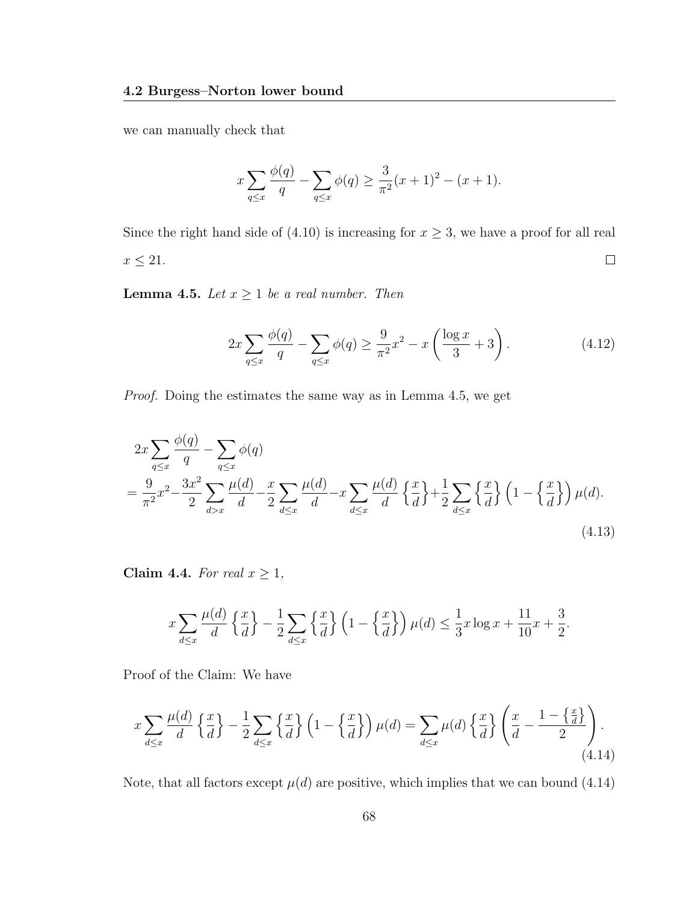we can manually check that

$$x \sum_{q \le x} \frac{\phi(q)}{q} - \sum_{q \le x} \phi(q) \ge \frac{3}{\pi^2}(x+1)^2 - (x+1).$$

Since the right hand side of (4.10) is increasing for $x \ge 3$, we have a proof for all real $x \le 21$. $\square$

**Lemma 4.5.** *Let $x \ge 1$ be a real number. Then*

$$2x \sum_{q \le x} \frac{\phi(q)}{q} - \sum_{q \le x} \phi(q) \ge \frac{9}{\pi^2} x^2 - x\left(\frac{\log x}{3} + 3\right). \tag{4.12}$$

*Proof.* Doing the estimates the same way as in Lemma 4.5, we get

$$\begin{aligned}
&2x \sum_{q \le x} \frac{\phi(q)}{q} - \sum_{q \le x} \phi(q) \\
&= \frac{9}{\pi^2}x^2 - \frac{3x^2}{2} \sum_{d > x} \frac{\mu(d)}{d} - \frac{x}{2} \sum_{d \le x} \frac{\mu(d)}{d} - x \sum_{d \le x} \frac{\mu(d)}{d} \left\{\frac{x}{d}\right\} + \frac{1}{2} \sum_{d \le x} \left\{\frac{x}{d}\right\}\left(1 - \left\{\frac{x}{d}\right\}\right)\mu(d).
\end{aligned} \tag{4.13}$$

**Claim 4.4.** *For real $x \ge 1$,*

$$x \sum_{d \le x} \frac{\mu(d)}{d} \left\{\frac{x}{d}\right\} - \frac{1}{2} \sum_{d \le x} \left\{\frac{x}{d}\right\}\left(1 - \left\{\frac{x}{d}\right\}\right)\mu(d) \le \frac{1}{3} x \log x + \frac{11}{10} x + \frac{3}{2}.$$

Proof of the Claim: We have

$$x \sum_{d \le x} \frac{\mu(d)}{d} \left\{\frac{x}{d}\right\} - \frac{1}{2} \sum_{d \le x} \left\{\frac{x}{d}\right\}\left(1 - \left\{\frac{x}{d}\right\}\right)\mu(d) = \sum_{d \le x} \mu(d) \left\{\frac{x}{d}\right\}\left(\frac{x}{d} - \frac{1 - \left\{\frac{x}{d}\right\}}{2}\right). \tag{4.14}$$

Note, that all factors except $\mu(d)$ are positive, which implies that we can bound (4.14)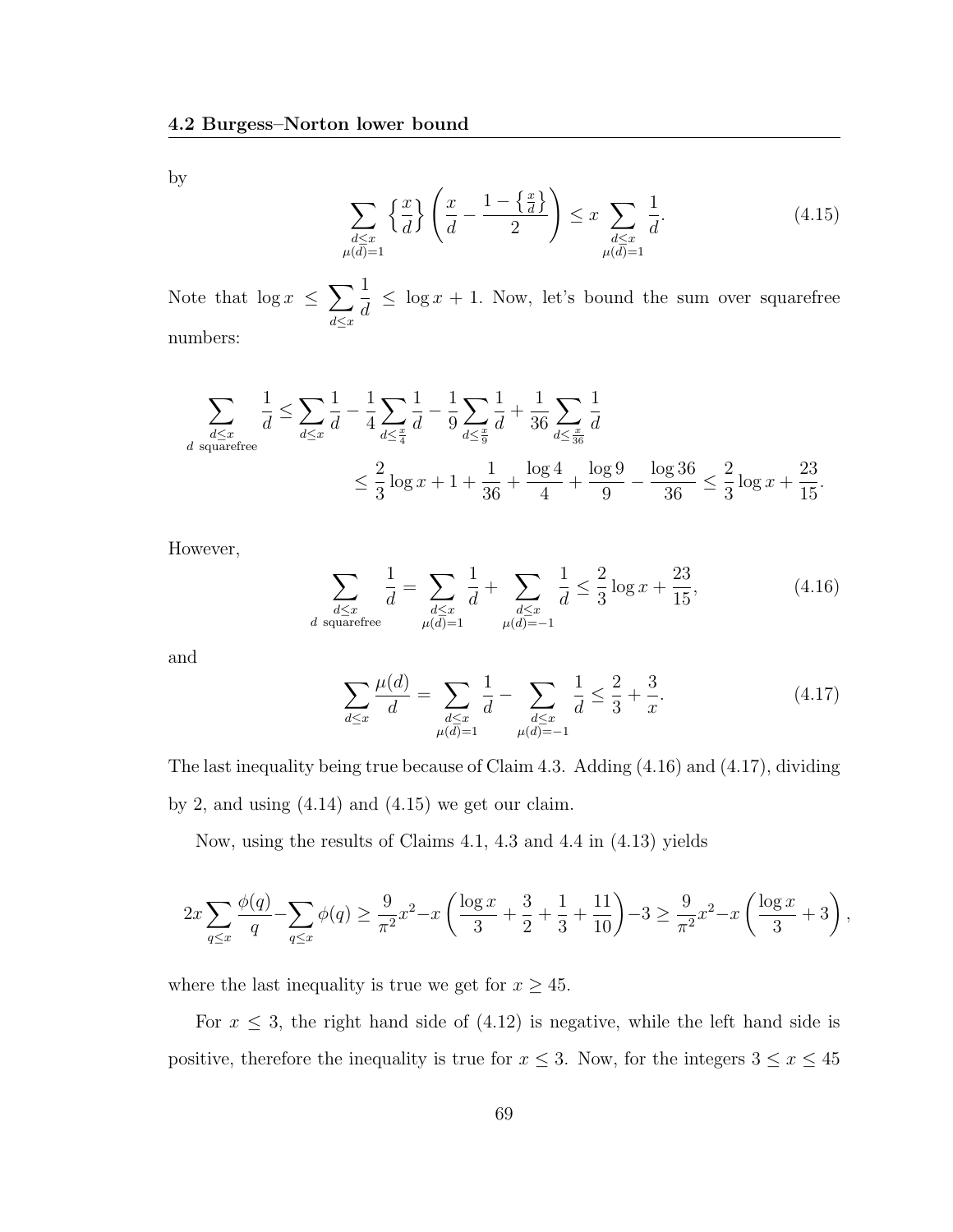by

$$\sum_{\substack{d\leq x\\ \mu(d)=1}} \left\{\frac{x}{d}\right\}\left(\frac{x}{d}-\frac{1-\left\{\frac{x}{d}\right\}}{2}\right)\leq x\sum_{\substack{d\leq x\\ \mu(d)=1}}\frac{1}{d}. \tag{4.15}$$

Note that $\log x \leq \sum_{d\leq x}\frac{1}{d} \leq \log x + 1$. Now, let's bound the sum over squarefree numbers:

$$\begin{aligned}\sum_{\substack{d\leq x\\ d \text{ squarefree}}}\frac{1}{d} &\leq \sum_{d\leq x}\frac{1}{d}-\frac{1}{4}\sum_{d\leq \frac{x}{4}}\frac{1}{d}-\frac{1}{9}\sum_{d\leq \frac{x}{9}}\frac{1}{d}+\frac{1}{36}\sum_{d\leq \frac{x}{36}}\frac{1}{d}\\ &\leq \frac{2}{3}\log x+1+\frac{1}{36}+\frac{\log 4}{4}+\frac{\log 9}{9}-\frac{\log 36}{36}\leq \frac{2}{3}\log x+\frac{23}{15}.\end{aligned}$$

However,

$$\sum_{\substack{d\leq x\\ d \text{ squarefree}}}\frac{1}{d}=\sum_{\substack{d\leq x\\ \mu(d)=1}}\frac{1}{d}+\sum_{\substack{d\leq x\\ \mu(d)=-1}}\frac{1}{d}\leq \frac{2}{3}\log x+\frac{23}{15}, \tag{4.16}$$

and

$$\sum_{d\leq x}\frac{\mu(d)}{d}=\sum_{\substack{d\leq x\\ \mu(d)=1}}\frac{1}{d}-\sum_{\substack{d\leq x\\ \mu(d)=-1}}\frac{1}{d}\leq \frac{2}{3}+\frac{3}{x}. \tag{4.17}$$

The last inequality being true because of Claim 4.3. Adding (4.16) and (4.17), dividing by 2, and using (4.14) and (4.15) we get our claim.

Now, using the results of Claims 4.1, 4.3 and 4.4 in (4.13) yields

$$2x\sum_{q\leq x}\frac{\phi(q)}{q}-\sum_{q\leq x}\phi(q)\geq \frac{9}{\pi^2}x^2-x\left(\frac{\log x}{3}+\frac{3}{2}+\frac{1}{3}+\frac{11}{10}\right)-3\geq \frac{9}{\pi^2}x^2-x\left(\frac{\log x}{3}+3\right),$$

where the last inequality is true we get for $x \geq 45$.

For $x \leq 3$, the right hand side of (4.12) is negative, while the left hand side is positive, therefore the inequality is true for $x \leq 3$. Now, for the integers $3 \leq x \leq 45$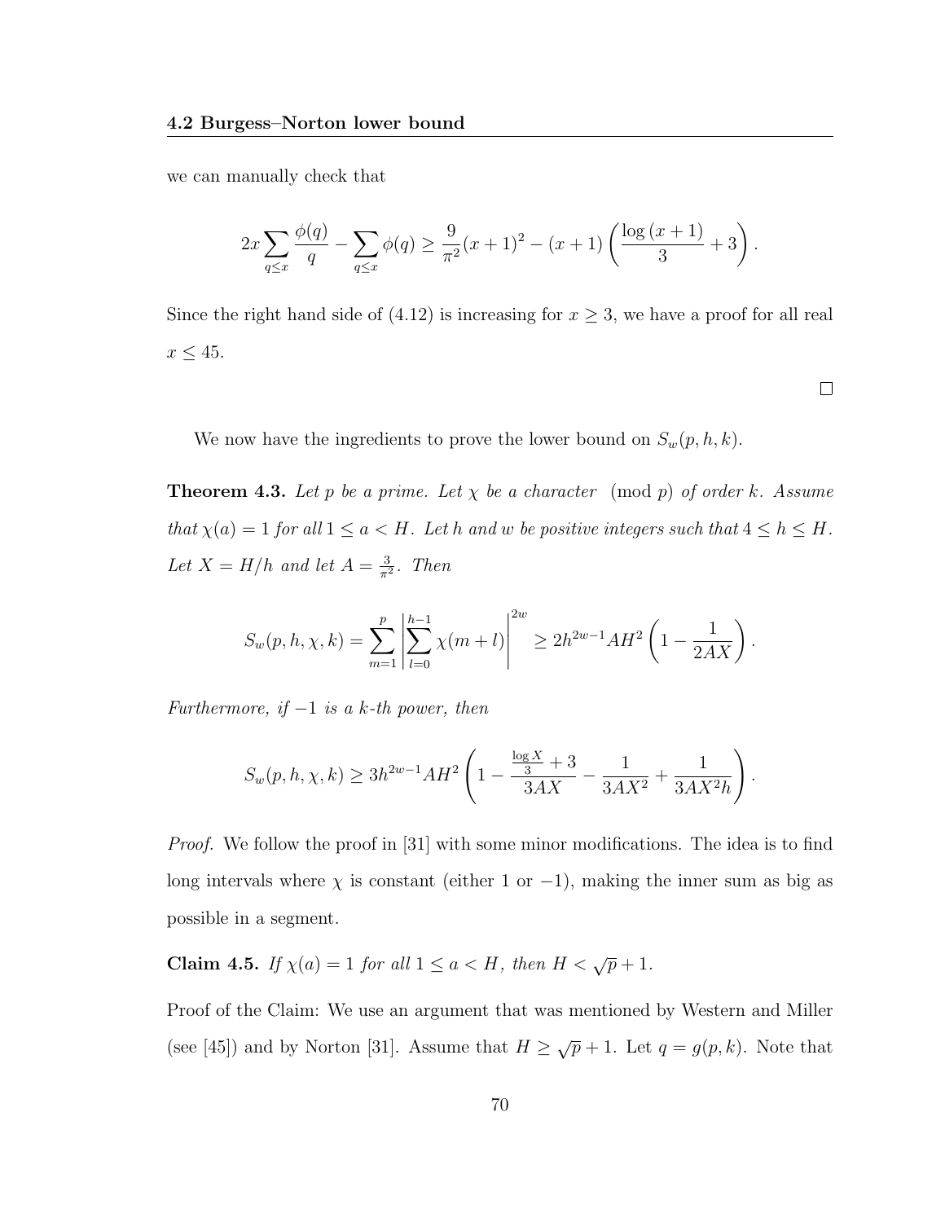we can manually check that

$$2x \sum_{q \leq x} \frac{\phi(q)}{q} - \sum_{q \leq x} \phi(q) \geq \frac{9}{\pi^2}(x+1)^2 - (x+1)\left(\frac{\log(x+1)}{3} + 3\right).$$

Since the right hand side of (4.12) is increasing for $x \geq 3$, we have a proof for all real $x \leq 45$.

∎

We now have the ingredients to prove the lower bound on $S_w(p, h, k)$.

**Theorem 4.3.** *Let $p$ be a prime. Let $\chi$ be a character $\pmod p$ of order $k$. Assume that $\chi(a) = 1$ for all $1 \leq a < H$. Let $h$ and $w$ be positive integers such that $4 \leq h \leq H$. Let $X = H/h$ and let $A = \frac{3}{\pi^2}$. Then*

$$S_w(p, h, \chi, k) = \sum_{m=1}^{p} \left| \sum_{l=0}^{h-1} \chi(m+l) \right|^{2w} \geq 2h^{2w-1} A H^2 \left(1 - \frac{1}{2AX}\right).$$

*Furthermore, if $-1$ is a $k$-th power, then*

$$S_w(p, h, \chi, k) \geq 3h^{2w-1} A H^2 \left(1 - \frac{\frac{\log X}{3} + 3}{3AX} - \frac{1}{3AX^2} + \frac{1}{3AX^2 h}\right).$$

*Proof.* We follow the proof in [31] with some minor modifications. The idea is to find long intervals where $\chi$ is constant (either 1 or $-1$), making the inner sum as big as possible in a segment.

**Claim 4.5.** *If $\chi(a) = 1$ for all $1 \leq a < H$, then $H < \sqrt{p} + 1$.*

Proof of the Claim: We use an argument that was mentioned by Western and Miller (see [45]) and by Norton [31]. Assume that $H \geq \sqrt{p} + 1$. Let $q = g(p, k)$. Note that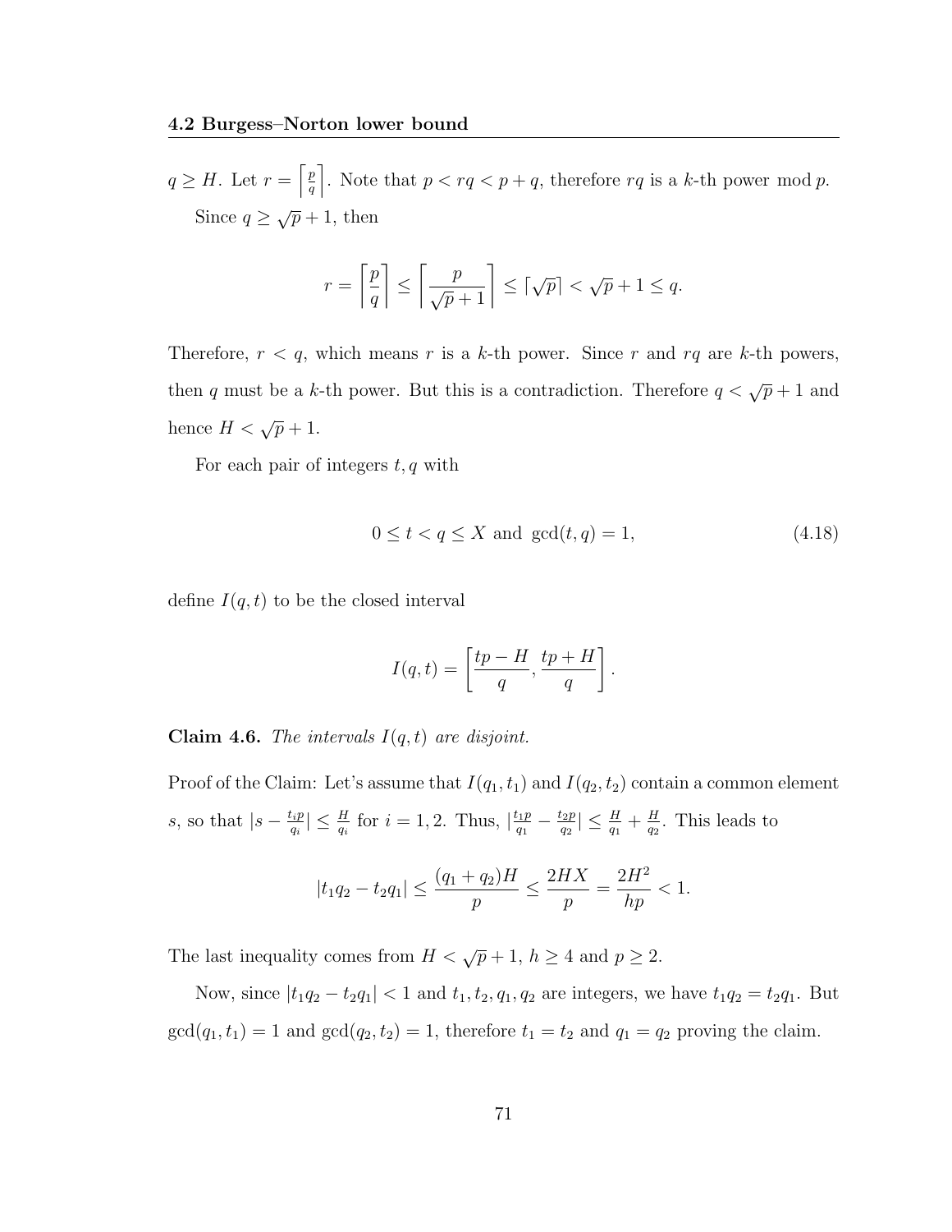$q \geq H$. Let $r = \left\lceil \frac{p}{q} \right\rceil$. Note that $p < rq < p + q$, therefore $rq$ is a $k$-th power mod $p$.

Since $q \geq \sqrt{p} + 1$, then

$$r = \left\lceil \frac{p}{q} \right\rceil \leq \left\lceil \frac{p}{\sqrt{p}+1} \right\rceil \leq \lceil \sqrt{p} \rceil < \sqrt{p} + 1 \leq q.$$

Therefore, $r < q$, which means $r$ is a $k$-th power. Since $r$ and $rq$ are $k$-th powers, then $q$ must be a $k$-th power. But this is a contradiction. Therefore $q < \sqrt{p} + 1$ and hence $H < \sqrt{p} + 1$.

For each pair of integers $t, q$ with

$$0 \leq t < q \leq X \text{ and } \gcd(t, q) = 1, \tag{4.18}$$

define $I(q, t)$ to be the closed interval

$$I(q, t) = \left[ \frac{tp - H}{q}, \frac{tp + H}{q} \right].$$

**Claim 4.6.** *The intervals $I(q, t)$ are disjoint.*

Proof of the Claim: Let's assume that $I(q_1, t_1)$ and $I(q_2, t_2)$ contain a common element $s$, so that $|s - \frac{t_i p}{q_i}| \leq \frac{H}{q_i}$ for $i = 1, 2$. Thus, $|\frac{t_1 p}{q_1} - \frac{t_2 p}{q_2}| \leq \frac{H}{q_1} + \frac{H}{q_2}$. This leads to

$$|t_1 q_2 - t_2 q_1| \leq \frac{(q_1 + q_2)H}{p} \leq \frac{2HX}{p} = \frac{2H^2}{hp} < 1.$$

The last inequality comes from $H < \sqrt{p} + 1$, $h \geq 4$ and $p \geq 2$.

Now, since $|t_1 q_2 - t_2 q_1| < 1$ and $t_1, t_2, q_1, q_2$ are integers, we have $t_1 q_2 = t_2 q_1$. But $\gcd(q_1, t_1) = 1$ and $\gcd(q_2, t_2) = 1$, therefore $t_1 = t_2$ and $q_1 = q_2$ proving the claim.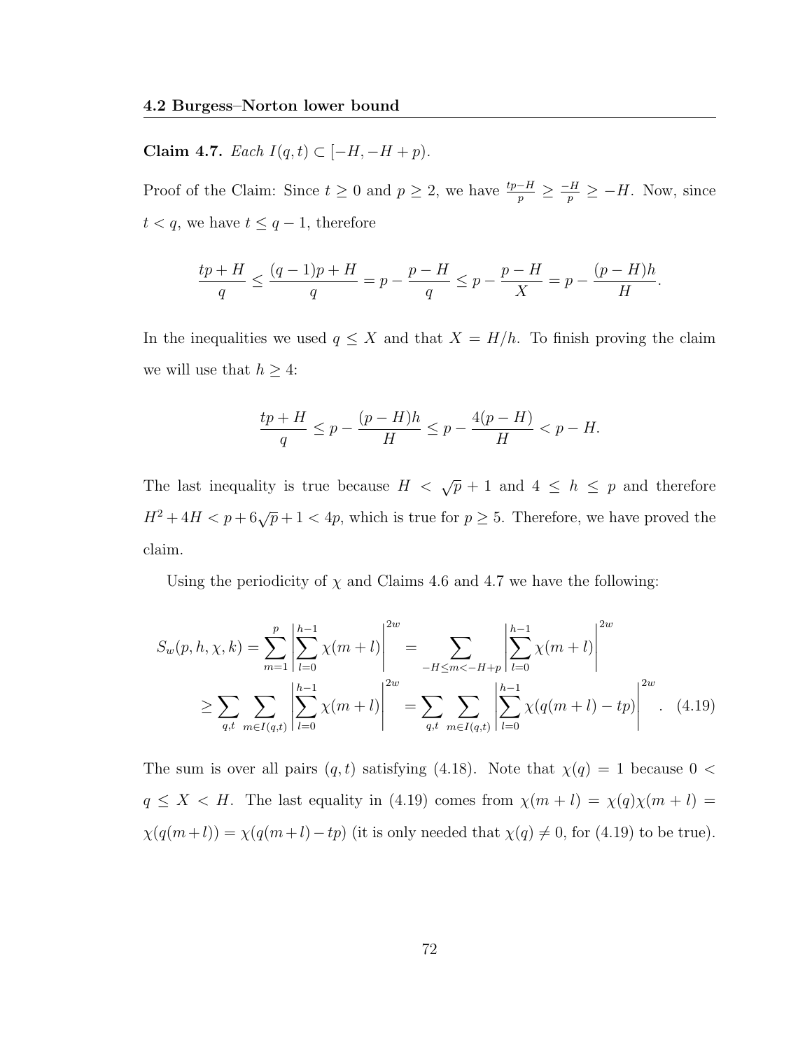**Claim 4.7.** *Each $I(q,t) \subset [-H, -H+p)$.*

Proof of the Claim: Since $t \geq 0$ and $p \geq 2$, we have $\frac{tp-H}{p} \geq \frac{-H}{p} \geq -H$. Now, since $t < q$, we have $t \leq q-1$, therefore

$$\frac{tp+H}{q} \leq \frac{(q-1)p+H}{q} = p - \frac{p-H}{q} \leq p - \frac{p-H}{X} = p - \frac{(p-H)h}{H}.$$

In the inequalities we used $q \leq X$ and that $X = H/h$. To finish proving the claim we will use that $h \geq 4$:

$$\frac{tp+H}{q} \leq p - \frac{(p-H)h}{H} \leq p - \frac{4(p-H)}{H} < p - H.$$

The last inequality is true because $H < \sqrt{p}+1$ and $4 \leq h \leq p$ and therefore $H^2 + 4H < p + 6\sqrt{p} + 1 < 4p$, which is true for $p \geq 5$. Therefore, we have proved the claim.

Using the periodicity of $\chi$ and Claims 4.6 and 4.7 we have the following:

$$\begin{aligned}
S_w(p,h,\chi,k) &= \sum_{m=1}^{p} \left| \sum_{l=0}^{h-1} \chi(m+l) \right|^{2w} = \sum_{-H \leq m < -H+p} \left| \sum_{l=0}^{h-1} \chi(m+l) \right|^{2w} \\
&\geq \sum_{q,t} \sum_{m \in I(q,t)} \left| \sum_{l=0}^{h-1} \chi(m+l) \right|^{2w} = \sum_{q,t} \sum_{m \in I(q,t)} \left| \sum_{l=0}^{h-1} \chi(q(m+l)-tp) \right|^{2w}. \quad (4.19)
\end{aligned}$$

The sum is over all pairs $(q,t)$ satisfying (4.18). Note that $\chi(q) = 1$ because $0 < q \leq X < H$. The last equality in (4.19) comes from $\chi(m+l) = \chi(q)\chi(m+l) = \chi(q(m+l)) = \chi(q(m+l)-tp)$ (it is only needed that $\chi(q) \neq 0$, for (4.19) to be true).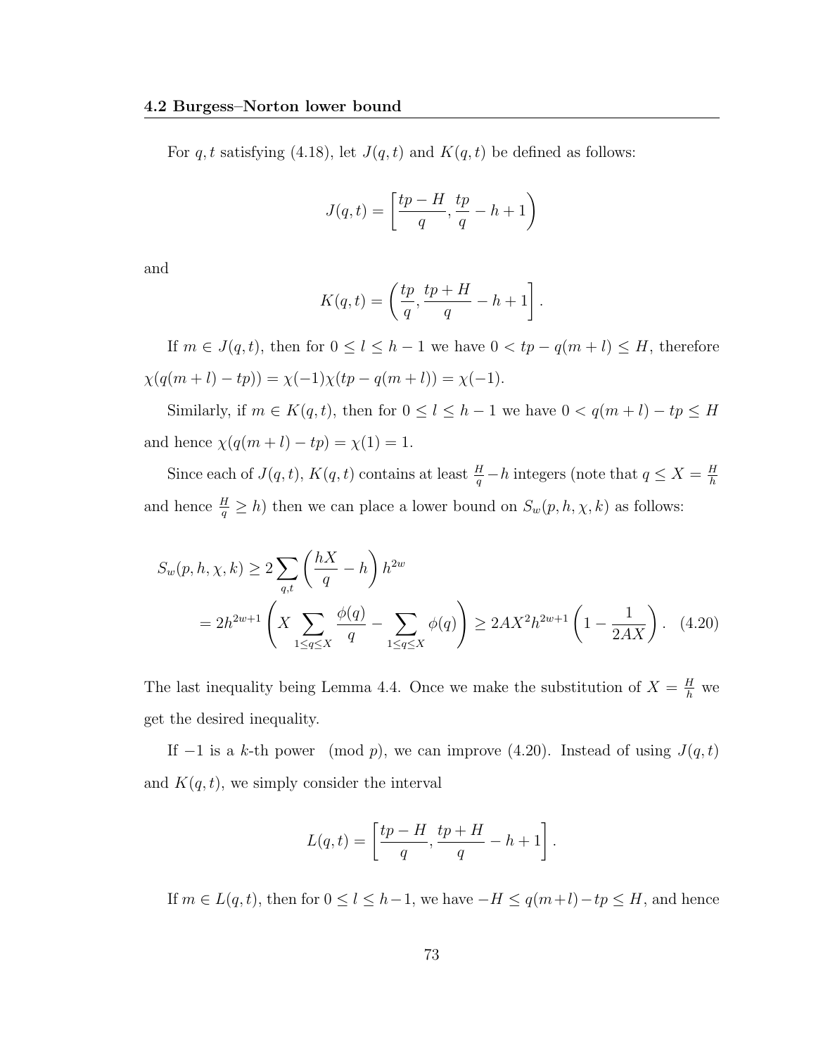### 4.2 Burgess–Norton lower bound

For $q, t$ satisfying (4.18), let $J(q,t)$ and $K(q,t)$ be defined as follows:

$$J(q,t) = \left[\frac{tp - H}{q}, \frac{tp}{q} - h + 1\right)$$

and

$$K(q,t) = \left(\frac{tp}{q}, \frac{tp + H}{q} - h + 1\right].$$

If $m \in J(q,t)$, then for $0 \le l \le h-1$ we have $0 < tp - q(m+l) \le H$, therefore $\chi(q(m+l) - tp)) = \chi(-1)\chi(tp - q(m+l)) = \chi(-1)$.

Similarly, if $m \in K(q,t)$, then for $0 \le l \le h-1$ we have $0 < q(m+l) - tp \le H$ and hence $\chi(q(m+l) - tp) = \chi(1) = 1$.

Since each of $J(q,t)$, $K(q,t)$ contains at least $\frac{H}{q} - h$ integers (note that $q \le X = \frac{H}{h}$ and hence $\frac{H}{q} \ge h$) then we can place a lower bound on $S_w(p,h,\chi,k)$ as follows:

$$\begin{aligned} S_w(p,h,\chi,k) &\ge 2\sum_{q,t}\left(\frac{hX}{q} - h\right)h^{2w} \\ &= 2h^{2w+1}\left(X\sum_{1\le q\le X}\frac{\phi(q)}{q} - \sum_{1\le q\le X}\phi(q)\right) \ge 2AX^2h^{2w+1}\left(1 - \frac{1}{2AX}\right). \quad (4.20) \end{aligned}$$

The last inequality being Lemma 4.4. Once we make the substitution of $X = \frac{H}{h}$ we get the desired inequality.

If $-1$ is a $k$-th power $\pmod p$, we can improve (4.20). Instead of using $J(q,t)$ and $K(q,t)$, we simply consider the interval

$$L(q,t) = \left[\frac{tp - H}{q}, \frac{tp + H}{q} - h + 1\right].$$

If $m \in L(q,t)$, then for $0 \le l \le h-1$, we have $-H \le q(m+l) - tp \le H$, and hence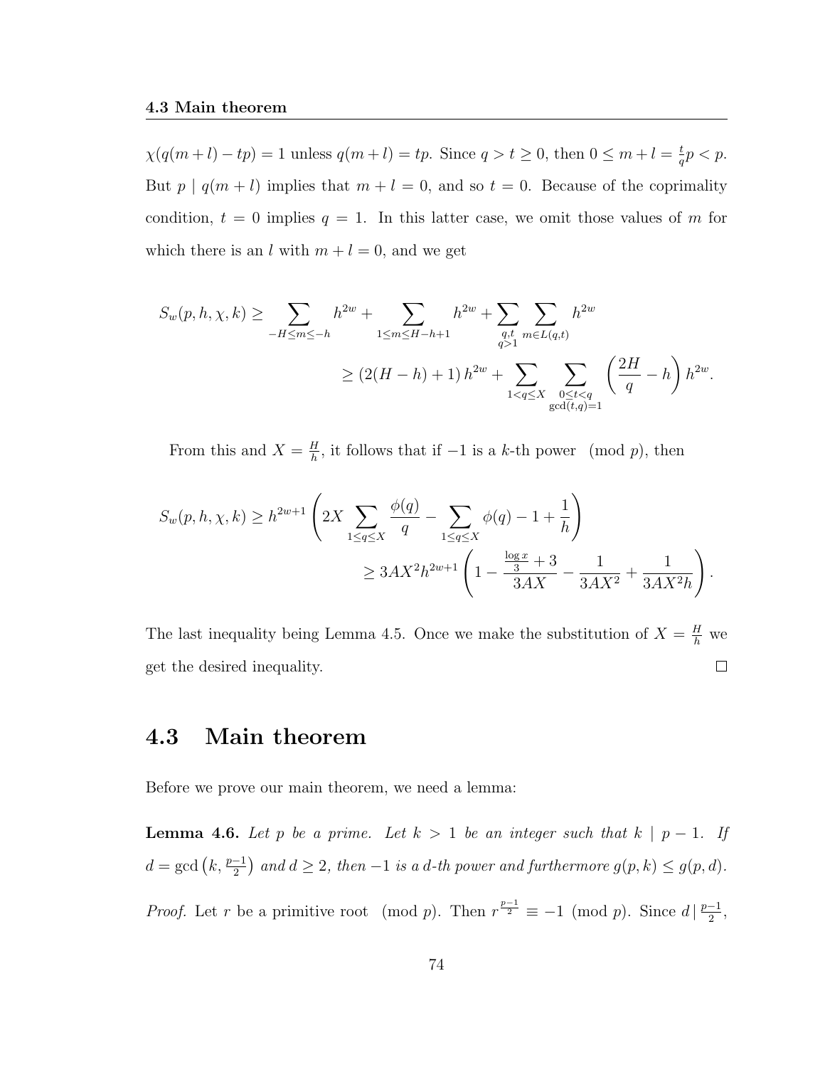$\chi(q(m+l)-tp) = 1$ unless $q(m+l) = tp$. Since $q > t \geq 0$, then $0 \leq m+l = \frac{t}{q}p < p$. But $p \mid q(m+l)$ implies that $m+l=0$, and so $t=0$. Because of the coprimality condition, $t=0$ implies $q=1$. In this latter case, we omit those values of $m$ for which there is an $l$ with $m+l=0$, and we get

$$
\begin{aligned}
S_w(p,h,\chi,k) &\geq \sum_{-H \leq m \leq -h} h^{2w} + \sum_{1 \leq m \leq H-h+1} h^{2w} + \sum_{\substack{q,t \\ q>1}} \sum_{m \in L(q,t)} h^{2w} \\
&\geq (2(H-h)+1)\, h^{2w} + \sum_{1<q\leq X} \sum_{\substack{0 \leq t < q \\ \gcd(t,q)=1}} \left(\frac{2H}{q} - h\right) h^{2w}.
\end{aligned}
$$

From this and $X = \frac{H}{h}$, it follows that if $-1$ is a $k$-th power $\pmod p$, then

$$
\begin{aligned}
S_w(p,h,\chi,k) &\geq h^{2w+1}\left(2X \sum_{1\leq q\leq X} \frac{\phi(q)}{q} - \sum_{1 \leq q \leq X} \phi(q) - 1 + \frac{1}{h}\right) \\
&\geq 3AX^2h^{2w+1}\left(1 - \frac{\frac{\log x}{3}+3}{3AX} - \frac{1}{3AX^2} + \frac{1}{3AX^2h}\right).
\end{aligned}
$$

The last inequality being Lemma 4.5. Once we make the substitution of $X = \frac{H}{h}$ we get the desired inequality. □

## 4.3 Main theorem

Before we prove our main theorem, we need a lemma:

**Lemma 4.6.** *Let $p$ be a prime. Let $k > 1$ be an integer such that $k \mid p-1$. If $d = \gcd\left(k, \frac{p-1}{2}\right)$ and $d \geq 2$, then $-1$ is a $d$-th power and furthermore $g(p,k) \leq g(p,d)$.*

*Proof.* Let $r$ be a primitive root $\pmod p$. Then $r^{\frac{p-1}{2}} \equiv -1 \pmod p$. Since $d \mid \frac{p-1}{2}$,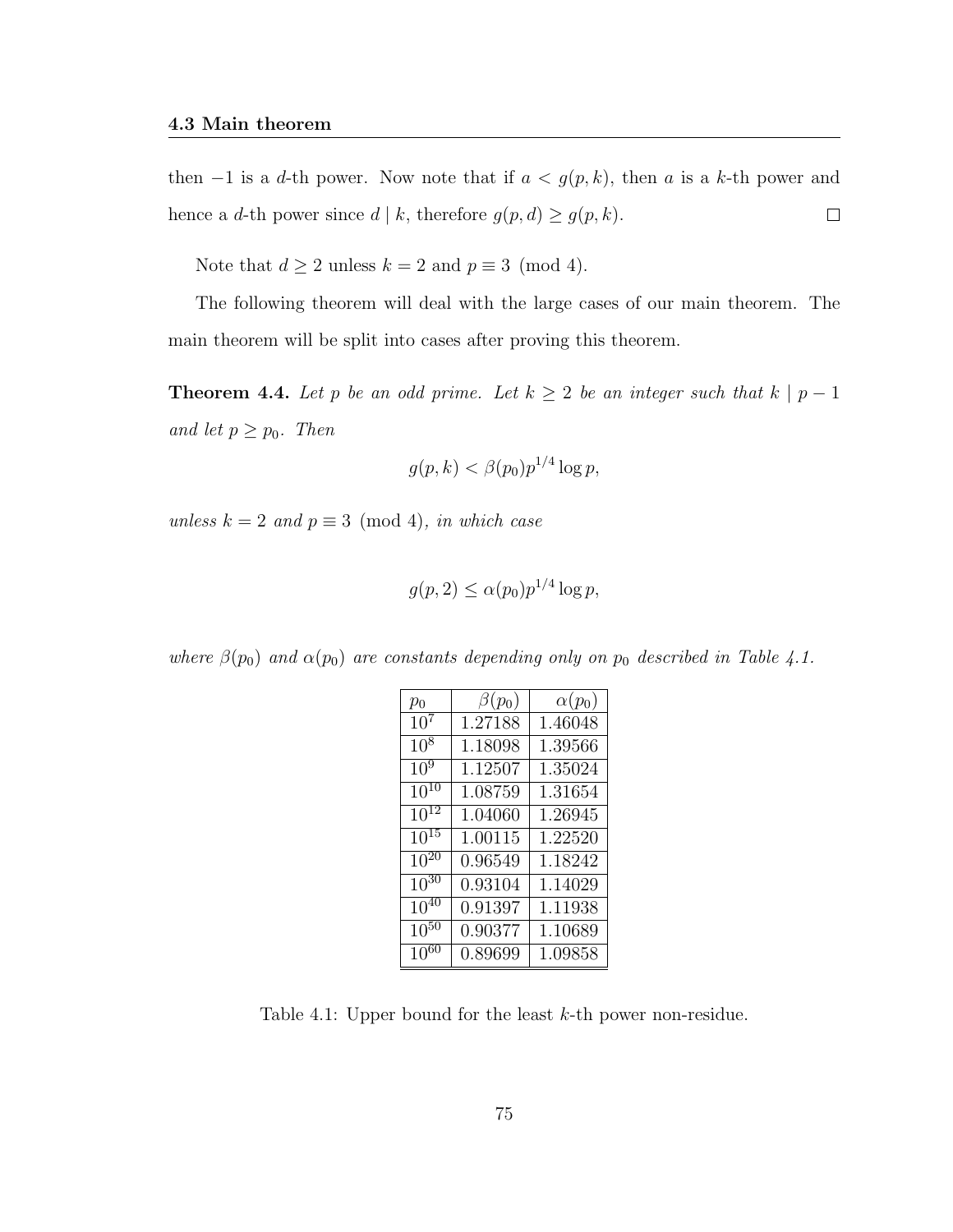then $-1$ is a $d$-th power. Now note that if $a < g(p, k)$, then $a$ is a $k$-th power and hence a $d$-th power since $d \mid k$, therefore $g(p, d) \geq g(p, k)$. $\square$

Note that $d \geq 2$ unless $k = 2$ and $p \equiv 3 \pmod 4$.

The following theorem will deal with the large cases of our main theorem. The main theorem will be split into cases after proving this theorem.

**Theorem 4.4.** *Let $p$ be an odd prime. Let $k \geq 2$ be an integer such that $k \mid p - 1$ and let $p \geq p_0$. Then*

$$g(p, k) < \beta(p_0) p^{1/4} \log p,$$

*unless $k = 2$ and $p \equiv 3 \pmod 4$, in which case*

$$g(p, 2) \leq \alpha(p_0) p^{1/4} \log p,$$

*where $\beta(p_0)$ and $\alpha(p_0)$ are constants depending only on $p_0$ described in Table 4.1.*

| $p_0$ | $\beta(p_0)$ | $\alpha(p_0)$ |
|---|---|---|
| $10^7$ | 1.27188 | 1.46048 |
| $10^8$ | 1.18098 | 1.39566 |
| $10^9$ | 1.12507 | 1.35024 |
| $10^{10}$ | 1.08759 | 1.31654 |
| $10^{12}$ | 1.04060 | 1.26945 |
| $10^{15}$ | 1.00115 | 1.22520 |
| $10^{20}$ | 0.96549 | 1.18242 |
| $10^{30}$ | 0.93104 | 1.14029 |
| $10^{40}$ | 0.91397 | 1.11938 |
| $10^{50}$ | 0.90377 | 1.10689 |
| $10^{60}$ | 0.89699 | 1.09858 |

Table 4.1: Upper bound for the least $k$-th power non-residue.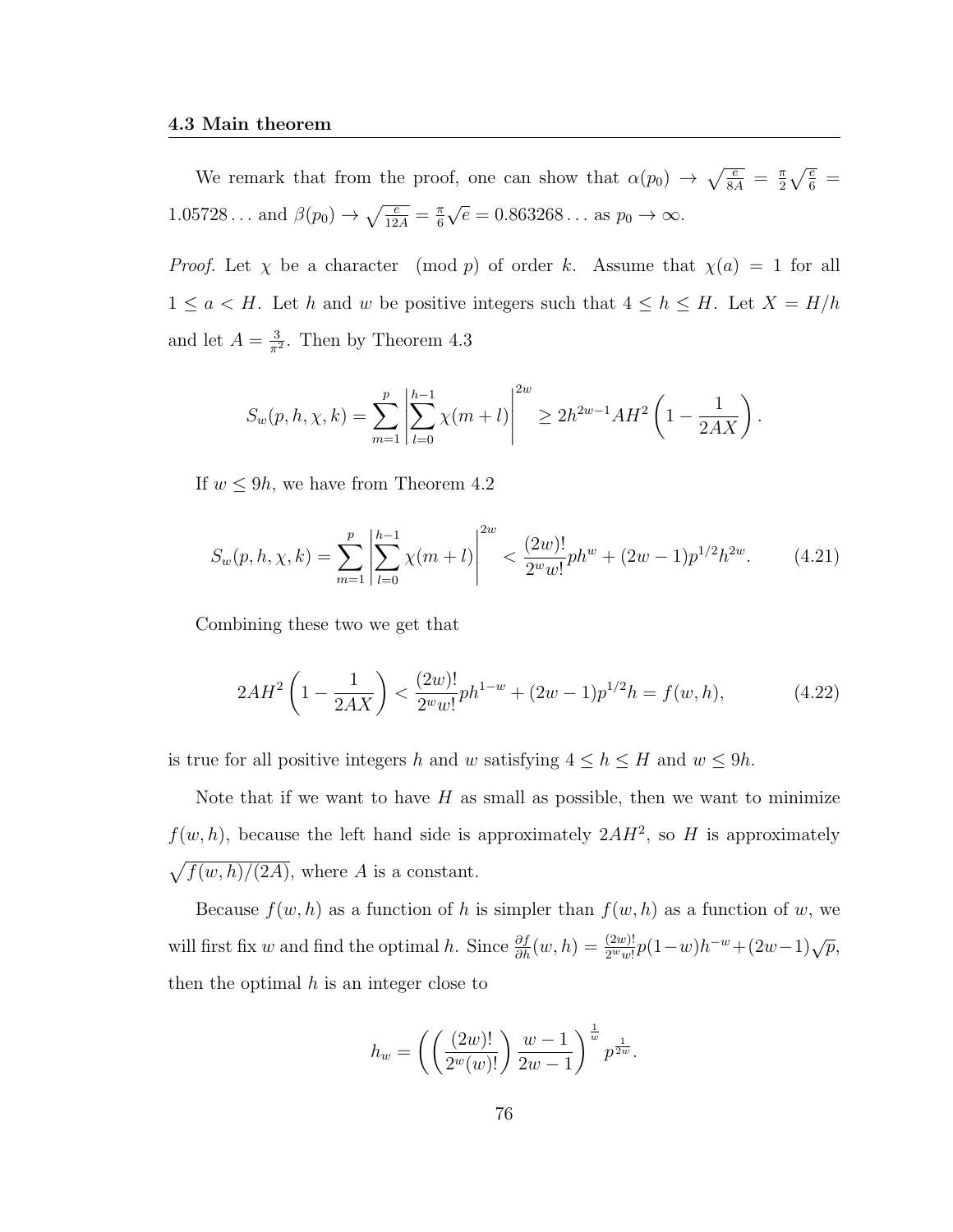#### 4.3 Main theorem

We remark that from the proof, one can show that $\alpha(p_0) \to \sqrt{\frac{e}{8A}} = \frac{\pi}{2}\sqrt{\frac{e}{6}} = 1.05728\ldots$ and $\beta(p_0) \to \sqrt{\frac{e}{12A}} = \frac{\pi}{6}\sqrt{e} = 0.863268\ldots$ as $p_0 \to \infty$.

*Proof.* Let $\chi$ be a character $\pmod p$ of order $k$. Assume that $\chi(a) = 1$ for all $1 \leq a < H$. Let $h$ and $w$ be positive integers such that $4 \leq h \leq H$. Let $X = H/h$ and let $A = \frac{3}{\pi^2}$. Then by Theorem 4.3

$$S_w(p, h, \chi, k) = \sum_{m=1}^{p} \left| \sum_{l=0}^{h-1} \chi(m+l) \right|^{2w} \geq 2h^{2w-1} AH^2 \left(1 - \frac{1}{2AX}\right).$$

If $w \leq 9h$, we have from Theorem 4.2

$$S_w(p, h, \chi, k) = \sum_{m=1}^{p} \left| \sum_{l=0}^{h-1} \chi(m+l) \right|^{2w} < \frac{(2w)!}{2^w w!} p h^w + (2w-1) p^{1/2} h^{2w}. \tag{4.21}$$

Combining these two we get that

$$2AH^2 \left(1 - \frac{1}{2AX}\right) < \frac{(2w)!}{2^w w!} p h^{1-w} + (2w-1) p^{1/2} h = f(w, h), \tag{4.22}$$

is true for all positive integers $h$ and $w$ satisfying $4 \leq h \leq H$ and $w \leq 9h$.

Note that if we want to have $H$ as small as possible, then we want to minimize $f(w, h)$, because the left hand side is approximately $2AH^2$, so $H$ is approximately $\sqrt{f(w, h)/(2A)}$, where $A$ is a constant.

Because $f(w, h)$ as a function of $h$ is simpler than $f(w, h)$ as a function of $w$, we will first fix $w$ and find the optimal $h$. Since $\frac{\partial f}{\partial h}(w, h) = \frac{(2w)!}{2^w w!} p(1-w)h^{-w} + (2w-1)\sqrt{p}$, then the optimal $h$ is an integer close to

$$h_w = \left( \left( \frac{(2w)!}{2^w (w)!} \right) \frac{w-1}{2w-1} \right)^{\frac{1}{w}} p^{\frac{1}{2w}}.$$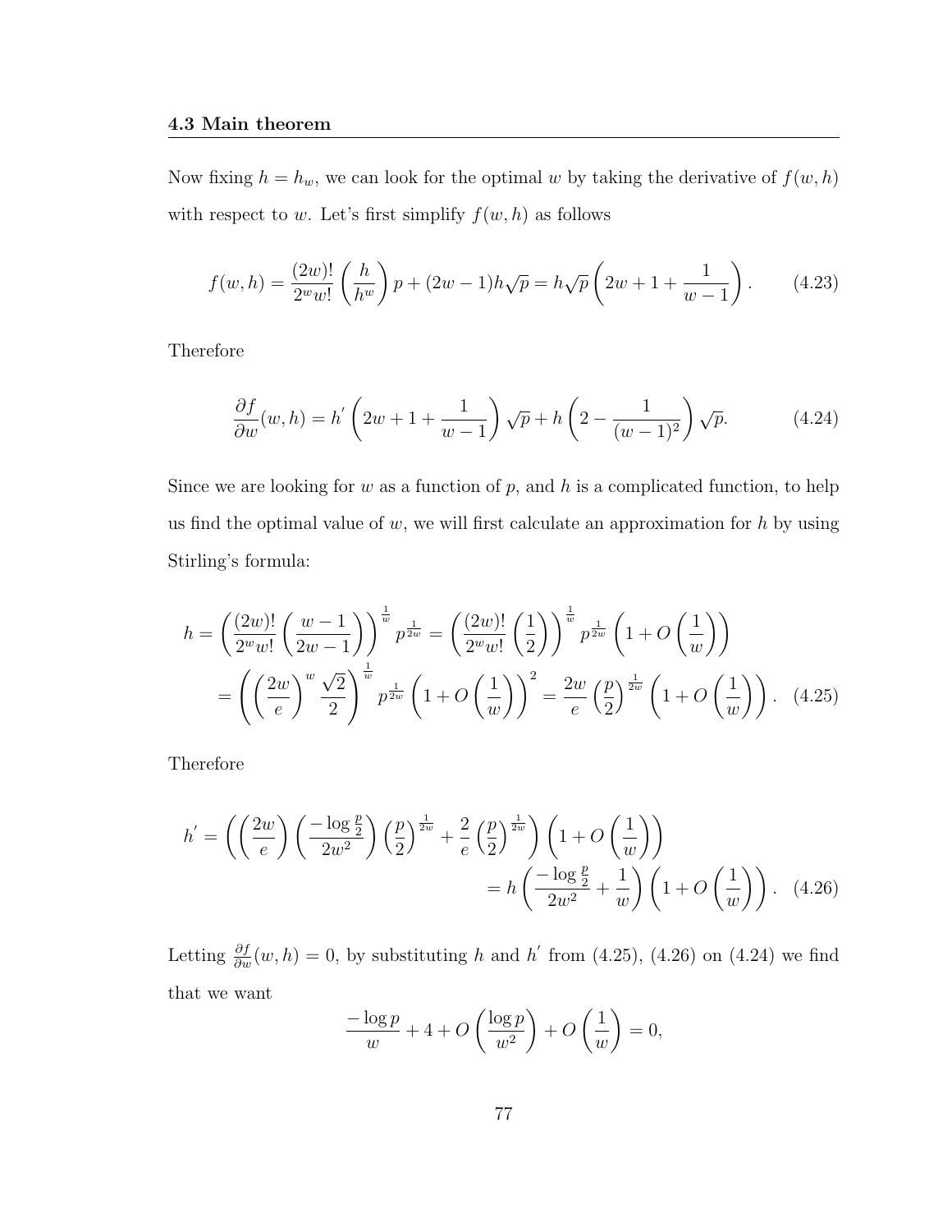## 4.3 Main theorem

Now fixing $h = h_w$, we can look for the optimal $w$ by taking the derivative of $f(w,h)$ with respect to $w$. Let's first simplify $f(w,h)$ as follows

$$f(w,h) = \frac{(2w)!}{2^w w!}\left(\frac{h}{h^w}\right)p + (2w-1)h\sqrt{p} = h\sqrt{p}\left(2w+1+\frac{1}{w-1}\right). \tag{4.23}$$

Therefore

$$\frac{\partial f}{\partial w}(w,h) = h'\left(2w+1+\frac{1}{w-1}\right)\sqrt{p} + h\left(2-\frac{1}{(w-1)^2}\right)\sqrt{p}. \tag{4.24}$$

Since we are looking for $w$ as a function of $p$, and $h$ is a complicated function, to help us find the optimal value of $w$, we will first calculate an approximation for $h$ by using Stirling's formula:

$$\begin{aligned} h &= \left(\frac{(2w)!}{2^w w!}\left(\frac{w-1}{2w-1}\right)\right)^{\frac{1}{w}} p^{\frac{1}{2w}} = \left(\frac{(2w)!}{2^w w!}\left(\frac{1}{2}\right)\right)^{\frac{1}{w}} p^{\frac{1}{2w}}\left(1+O\left(\frac{1}{w}\right)\right) \\ &= \left(\left(\frac{2w}{e}\right)^w \frac{\sqrt{2}}{2}\right)^{\frac{1}{w}} p^{\frac{1}{2w}}\left(1+O\left(\frac{1}{w}\right)\right)^2 = \frac{2w}{e}\left(\frac{p}{2}\right)^{\frac{1}{2w}}\left(1+O\left(\frac{1}{w}\right)\right). \end{aligned} \tag{4.25}$$

Therefore

$$\begin{aligned} h' &= \left(\left(\frac{2w}{e}\right)\left(\frac{-\log\frac{p}{2}}{2w^2}\right)\left(\frac{p}{2}\right)^{\frac{1}{2w}} + \frac{2}{e}\left(\frac{p}{2}\right)^{\frac{1}{2w}}\right)\left(1+O\left(\frac{1}{w}\right)\right) \\ &= h\left(\frac{-\log\frac{p}{2}}{2w^2}+\frac{1}{w}\right)\left(1+O\left(\frac{1}{w}\right)\right). \end{aligned} \tag{4.26}$$

Letting $\frac{\partial f}{\partial w}(w,h) = 0$, by substituting $h$ and $h'$ from (4.25), (4.26) on (4.24) we find that we want

$$\frac{-\log p}{w} + 4 + O\left(\frac{\log p}{w^2}\right) + O\left(\frac{1}{w}\right) = 0,$$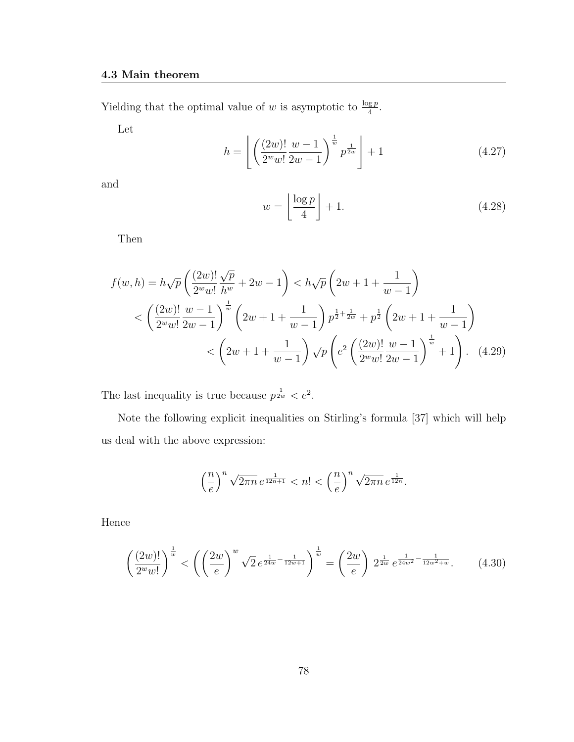Yielding that the optimal value of $w$ is asymptotic to $\frac{\log p}{4}$.

Let

$$h = \left\lfloor \left( \frac{(2w)!}{2^w w!} \frac{w-1}{2w-1} \right)^{\frac{1}{w}} p^{\frac{1}{2w}} \right\rfloor + 1 \tag{4.27}$$

and

$$w = \left\lfloor \frac{\log p}{4} \right\rfloor + 1. \tag{4.28}$$

Then

$$\begin{aligned} f(w,h) = h\sqrt{p}\left(\frac{(2w)!}{2^w w!}\frac{\sqrt{p}}{h^w} + 2w - 1\right) &< h\sqrt{p}\left(2w + 1 + \frac{1}{w-1}\right) \\ < \left(\frac{(2w)!}{2^w w!}\frac{w-1}{2w-1}\right)^{\frac{1}{w}} &\left(2w + 1 + \frac{1}{w-1}\right) p^{\frac{1}{2}+\frac{1}{2w}} + p^{\frac{1}{2}}\left(2w + 1 + \frac{1}{w-1}\right) \\ &< \left(2w + 1 + \frac{1}{w-1}\right)\sqrt{p}\left(e^2\left(\frac{(2w)!}{2^w w!}\frac{w-1}{2w-1}\right)^{\frac{1}{w}} + 1\right). \end{aligned} \tag{4.29}$$

The last inequality is true because $p^{\frac{1}{2w}} < e^2$.

Note the following explicit inequalities on Stirling's formula [37] which will help us deal with the above expression:

$$\left(\frac{n}{e}\right)^n \sqrt{2\pi n}\, e^{\frac{1}{12n+1}} < n! < \left(\frac{n}{e}\right)^n \sqrt{2\pi n}\, e^{\frac{1}{12n}}.$$

Hence

$$\left(\frac{(2w)!}{2^w w!}\right)^{\frac{1}{w}} < \left(\left(\frac{2w}{e}\right)^w \sqrt{2}\, e^{\frac{1}{24w} - \frac{1}{12w+1}}\right)^{\frac{1}{w}} = \left(\frac{2w}{e}\right) 2^{\frac{1}{2w}}\, e^{\frac{1}{24w^2} - \frac{1}{12w^2+w}}. \tag{4.30}$$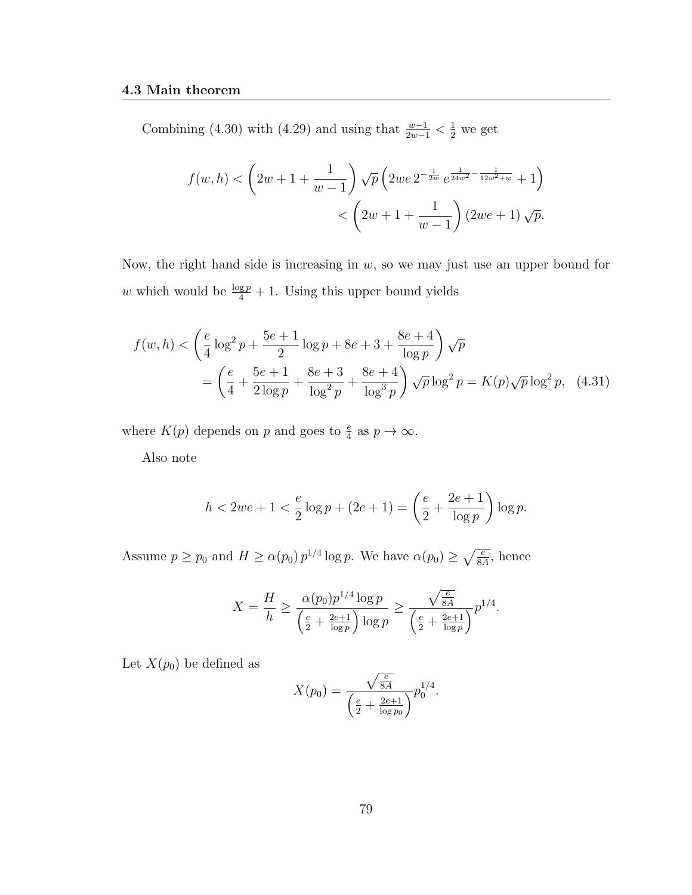Combining (4.30) with (4.29) and using that $\frac{w-1}{2w-1} < \frac{1}{2}$ we get

$$f(w,h) < \left(2w + 1 + \frac{1}{w-1}\right)\sqrt{p}\left(2we\,2^{-\frac{1}{2w}}\,e^{\frac{1}{24w^2} - \frac{1}{12w^2+w}} + 1\right)$$
$$< \left(2w + 1 + \frac{1}{w-1}\right)(2we + 1)\sqrt{p}.$$

Now, the right hand side is increasing in $w$, so we may just use an upper bound for $w$ which would be $\frac{\log p}{4} + 1$. Using this upper bound yields

$$f(w,h) < \left(\frac{e}{4}\log^2 p + \frac{5e+1}{2}\log p + 8e + 3 + \frac{8e+4}{\log p}\right)\sqrt{p}$$
$$= \left(\frac{e}{4} + \frac{5e+1}{2\log p} + \frac{8e+3}{\log^2 p} + \frac{8e+4}{\log^3 p}\right)\sqrt{p}\log^2 p = K(p)\sqrt{p}\log^2 p, \quad (4.31)$$

where $K(p)$ depends on $p$ and goes to $\frac{e}{4}$ as $p \to \infty$.

Also note

$$h < 2we + 1 < \frac{e}{2}\log p + (2e+1) = \left(\frac{e}{2} + \frac{2e+1}{\log p}\right)\log p.$$

Assume $p \geq p_0$ and $H \geq \alpha(p_0)\, p^{1/4}\log p$. We have $\alpha(p_0) \geq \sqrt{\frac{e}{8A}}$, hence

$$X = \frac{H}{h} \geq \frac{\alpha(p_0)p^{1/4}\log p}{\left(\frac{e}{2} + \frac{2e+1}{\log p}\right)\log p} \geq \frac{\sqrt{\frac{e}{8A}}}{\left(\frac{e}{2} + \frac{2e+1}{\log p}\right)}p^{1/4}.$$

Let $X(p_0)$ be defined as

$$X(p_0) = \frac{\sqrt{\frac{e}{8A}}}{\left(\frac{e}{2} + \frac{2e+1}{\log p_0}\right)}p_0^{1/4}.$$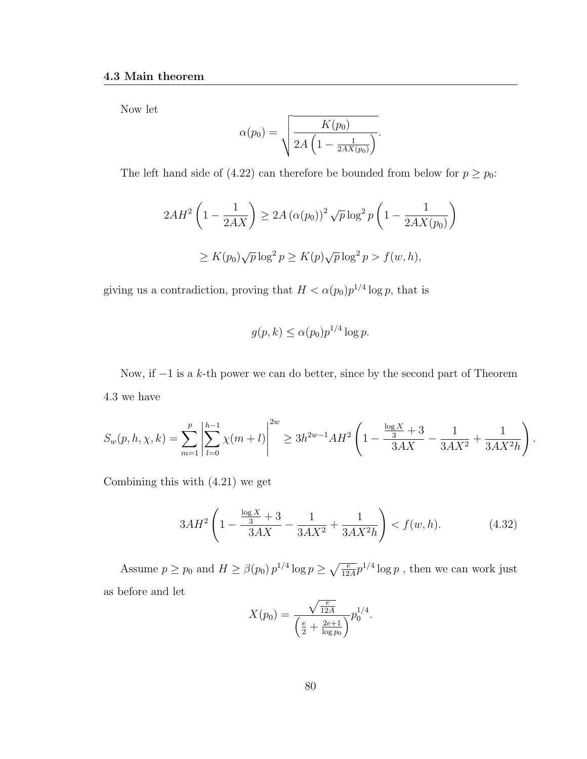Now let

$$\alpha(p_0) = \sqrt{\frac{K(p_0)}{2A\left(1 - \frac{1}{2AX(p_0)}\right)}}.$$

The left hand side of (4.22) can therefore be bounded from below for $p \geq p_0$:

$$2AH^2\left(1 - \frac{1}{2AX}\right) \geq 2A\left(\alpha(p_0)\right)^2 \sqrt{p}\log^2 p\left(1 - \frac{1}{2AX(p_0)}\right)$$

$$\geq K(p_0)\sqrt{p}\log^2 p \geq K(p)\sqrt{p}\log^2 p > f(w,h),$$

giving us a contradiction, proving that $H < \alpha(p_0)p^{1/4}\log p$, that is

$$g(p,k) \leq \alpha(p_0)p^{1/4}\log p.$$

Now, if $-1$ is a $k$-th power we can do better, since by the second part of Theorem 4.3 we have

$$S_w(p,h,\chi,k) = \sum_{m=1}^{p}\left|\sum_{l=0}^{h-1}\chi(m+l)\right|^{2w} \geq 3h^{2w-1}AH^2\left(1 - \frac{\frac{\log X}{3}+3}{3AX} - \frac{1}{3AX^2} + \frac{1}{3AX^2h}\right).$$

Combining this with (4.21) we get

$$3AH^2\left(1 - \frac{\frac{\log X}{3}+3}{3AX} - \frac{1}{3AX^2} + \frac{1}{3AX^2h}\right) < f(w,h). \tag{4.32}$$

Assume $p \geq p_0$ and $H \geq \beta(p_0)\,p^{1/4}\log p \geq \sqrt{\frac{e}{12A}}p^{1/4}\log p$ , then we can work just as before and let

$$X(p_0) = \frac{\sqrt{\frac{e}{12A}}}{\left(\frac{e}{2} + \frac{2e+1}{\log p_0}\right)}p_0^{1/4}.$$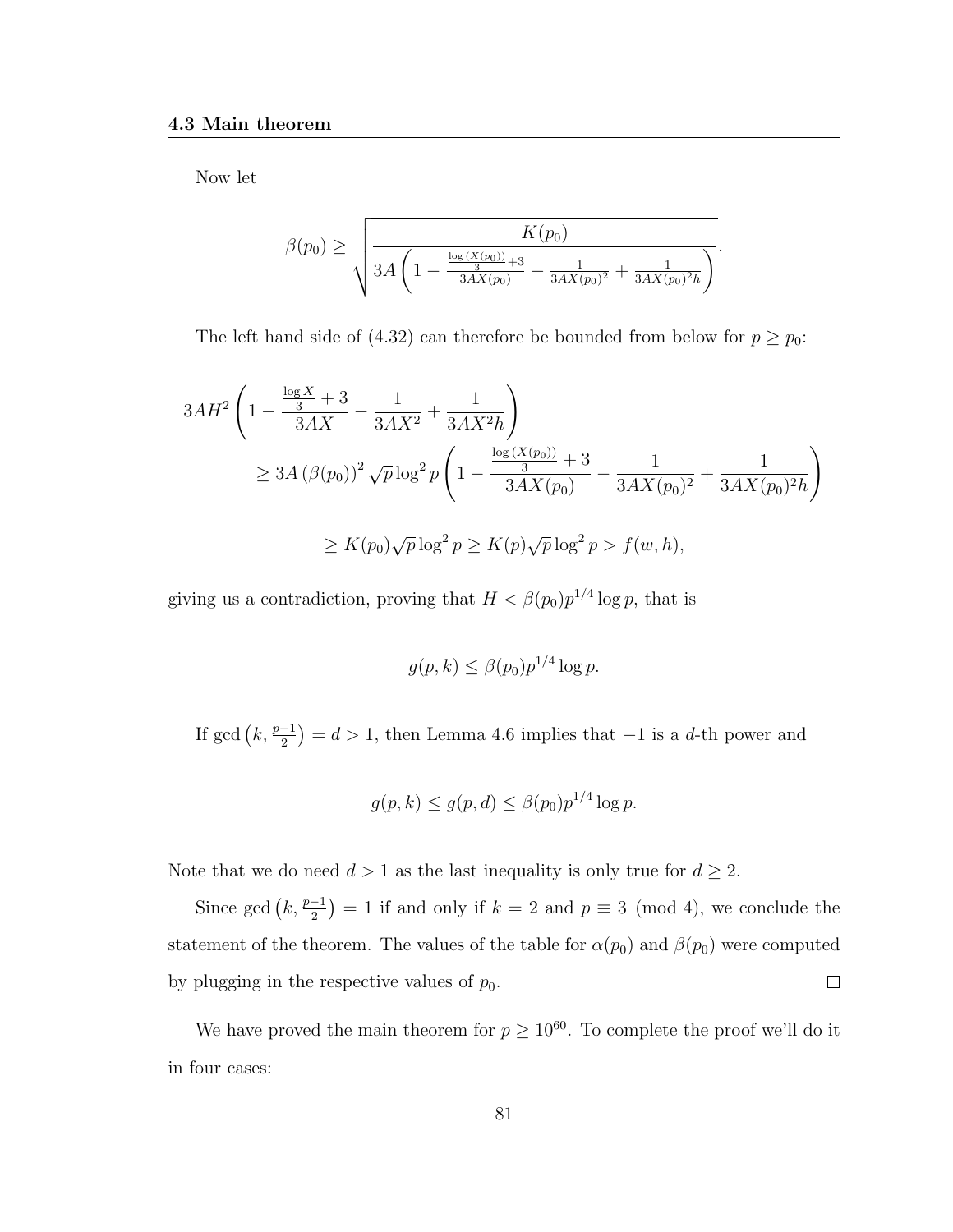**4.3 Main theorem**

Now let

$$\beta(p_0) \geq \sqrt{\frac{K(p_0)}{3A\left(1 - \frac{\frac{\log(X(p_0))}{3}+3}{3AX(p_0)} - \frac{1}{3AX(p_0)^2} + \frac{1}{3AX(p_0)^2 h}\right)}}.$$

The left hand side of (4.32) can therefore be bounded from below for $p \geq p_0$:

$$\begin{aligned}
3AH^2 & \left(1 - \frac{\frac{\log X}{3}+3}{3AX} - \frac{1}{3AX^2} + \frac{1}{3AX^2 h}\right) \\
& \geq 3A\left(\beta(p_0)\right)^2 \sqrt{p}\log^2 p \left(1 - \frac{\frac{\log(X(p_0))}{3}+3}{3AX(p_0)} - \frac{1}{3AX(p_0)^2} + \frac{1}{3AX(p_0)^2 h}\right) \\
& \geq K(p_0)\sqrt{p}\log^2 p \geq K(p)\sqrt{p}\log^2 p > f(w,h),
\end{aligned}$$

giving us a contradiction, proving that $H < \beta(p_0)p^{1/4}\log p$, that is

$$g(p,k) \leq \beta(p_0)p^{1/4}\log p.$$

If $\gcd\left(k, \frac{p-1}{2}\right) = d > 1$, then Lemma 4.6 implies that $-1$ is a $d$-th power and

$$g(p,k) \leq g(p,d) \leq \beta(p_0)p^{1/4}\log p.$$

Note that we do need $d > 1$ as the last inequality is only true for $d \geq 2$.

Since $\gcd\left(k, \frac{p-1}{2}\right) = 1$ if and only if $k = 2$ and $p \equiv 3 \pmod 4$, we conclude the statement of the theorem. The values of the table for $\alpha(p_0)$ and $\beta(p_0)$ were computed by plugging in the respective values of $p_0$. $\square$

We have proved the main theorem for $p \geq 10^{60}$. To complete the proof we'll do it in four cases: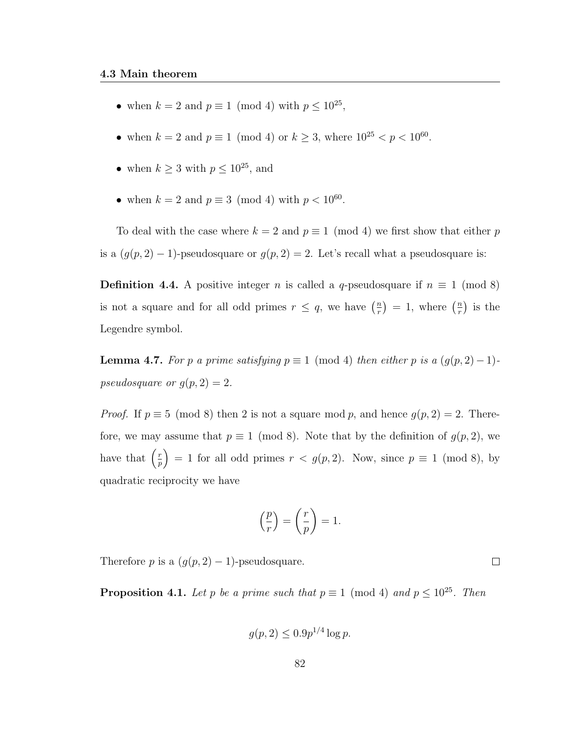- when $k = 2$ and $p \equiv 1 \pmod 4$ with $p \leq 10^{25}$,

- when $k = 2$ and $p \equiv 1 \pmod 4$ or $k \geq 3$, where $10^{25} < p < 10^{60}$.

- when $k \geq 3$ with $p \leq 10^{25}$, and

- when $k = 2$ and $p \equiv 3 \pmod 4$ with $p < 10^{60}$.

To deal with the case where $k = 2$ and $p \equiv 1 \pmod 4$ we first show that either $p$ is a $(g(p,2) - 1)$-pseudosquare or $g(p,2) = 2$. Let's recall what a pseudosquare is:

**Definition 4.4.** A positive integer $n$ is called a $q$-pseudosquare if $n \equiv 1 \pmod 8$ is not a square and for all odd primes $r \leq q$, we have $\left(\frac{n}{r}\right) = 1$, where $\left(\frac{n}{r}\right)$ is the Legendre symbol.

**Lemma 4.7.** *For $p$ a prime satisfying $p \equiv 1 \pmod 4$ then either $p$ is a $(g(p,2) - 1)$-pseudosquare or $g(p,2) = 2$.*

*Proof.* If $p \equiv 5 \pmod 8$ then 2 is not a square mod $p$, and hence $g(p,2) = 2$. Therefore, we may assume that $p \equiv 1 \pmod 8$. Note that by the definition of $g(p,2)$, we have that $\left(\frac{r}{p}\right) = 1$ for all odd primes $r < g(p,2)$. Now, since $p \equiv 1 \pmod 8$, by quadratic reciprocity we have

$$\left(\frac{p}{r}\right) = \left(\frac{r}{p}\right) = 1.$$

Therefore $p$ is a $(g(p,2) - 1)$-pseudosquare. $\square$

**Proposition 4.1.** *Let $p$ be a prime such that $p \equiv 1 \pmod 4$ and $p \leq 10^{25}$. Then*

$$g(p,2) \leq 0.9 p^{1/4} \log p.$$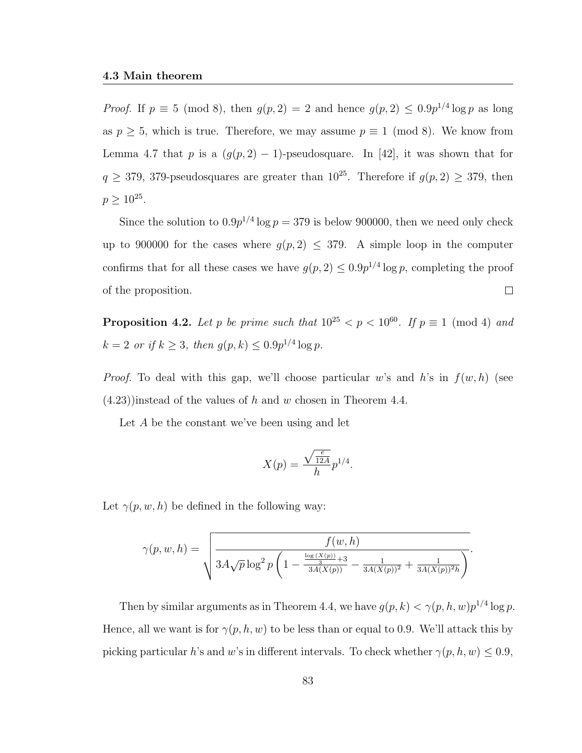*Proof.* If $p \equiv 5 \pmod 8$, then $g(p,2) = 2$ and hence $g(p,2) \leq 0.9p^{1/4} \log p$ as long as $p \geq 5$, which is true. Therefore, we may assume $p \equiv 1 \pmod 8$. We know from Lemma 4.7 that $p$ is a $(g(p,2)-1)$-pseudosquare. In [42], it was shown that for $q \geq 379$, 379-pseudosquares are greater than $10^{25}$. Therefore if $g(p,2) \geq 379$, then $p \geq 10^{25}$.

Since the solution to $0.9p^{1/4} \log p = 379$ is below 900000, then we need only check up to 900000 for the cases where $g(p,2) \leq 379$. A simple loop in the computer confirms that for all these cases we have $g(p,2) \leq 0.9p^{1/4} \log p$, completing the proof of the proposition. ∎

**Proposition 4.2.** *Let $p$ be prime such that $10^{25} < p < 10^{60}$. If $p \equiv 1 \pmod 4$ and $k = 2$ or if $k \geq 3$, then $g(p,k) \leq 0.9p^{1/4} \log p$.*

*Proof.* To deal with this gap, we'll choose particular $w$'s and $h$'s in $f(w,h)$ (see (4.23))instead of the values of $h$ and $w$ chosen in Theorem 4.4.

Let $A$ be the constant we've been using and let

$$X(p) = \frac{\sqrt{\frac{e}{12A}}}{h} p^{1/4}.$$

Let $\gamma(p,w,h)$ be defined in the following way:

$$\gamma(p,w,h) = \sqrt{\frac{f(w,h)}{3A\sqrt{p}\log^2 p \left(1 - \frac{\frac{\log(X(p))}{3}+3}{3A(X(p))} - \frac{1}{3A(X(p))^2} + \frac{1}{3A(X(p))^2 h}\right)}}.$$

Then by similar arguments as in Theorem 4.4, we have $g(p,k) < \gamma(p,h,w)p^{1/4} \log p$. Hence, all we want is for $\gamma(p,h,w)$ to be less than or equal to 0.9. We'll attack this by picking particular $h$'s and $w$'s in different intervals. To check whether $\gamma(p,h,w) \leq 0.9$,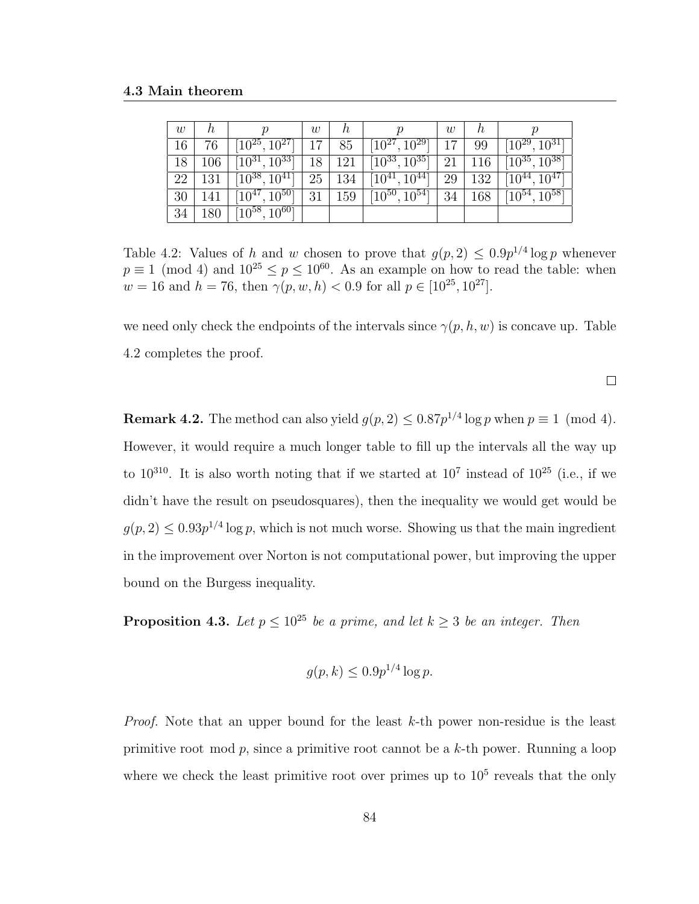| $w$ | $h$ | $p$ | $w$ | $h$ | $p$ | $w$ | $h$ | $p$ |
|---|---|---|---|---|---|---|---|---|
| 16 | 76 | $[10^{25}, 10^{27}]$ | 17 | 85 | $[10^{27}, 10^{29}]$ | 17 | 99 | $[10^{29}, 10^{31}]$ |
| 18 | 106 | $[10^{31}, 10^{33}]$ | 18 | 121 | $[10^{33}, 10^{35}]$ | 21 | 116 | $[10^{35}, 10^{38}]$ |
| 22 | 131 | $[10^{38}, 10^{41}]$ | 25 | 134 | $[10^{41}, 10^{44}]$ | 29 | 132 | $[10^{44}, 10^{47}]$ |
| 30 | 141 | $[10^{47}, 10^{50}]$ | 31 | 159 | $[10^{50}, 10^{54}]$ | 34 | 168 | $[10^{54}, 10^{58}]$ |
| 34 | 180 | $[10^{58}, 10^{60}]$ | | | | | | |

Table 4.2: Values of $h$ and $w$ chosen to prove that $g(p, 2) \leq 0.9p^{1/4} \log p$ whenever $p \equiv 1 \pmod 4$ and $10^{25} \leq p \leq 10^{60}$. As an example on how to read the table: when $w = 16$ and $h = 76$, then $\gamma(p, w, h) < 0.9$ for all $p \in [10^{25}, 10^{27}]$.

we need only check the endpoints of the intervals since $\gamma(p, h, w)$ is concave up. Table 4.2 completes the proof.

□

**Remark 4.2.** The method can also yield $g(p, 2) \leq 0.87p^{1/4} \log p$ when $p \equiv 1 \pmod 4$. However, it would require a much longer table to fill up the intervals all the way up to $10^{310}$. It is also worth noting that if we started at $10^7$ instead of $10^{25}$ (i.e., if we didn't have the result on pseudosquares), then the inequality we would get would be $g(p, 2) \leq 0.93p^{1/4} \log p$, which is not much worse. Showing us that the main ingredient in the improvement over Norton is not computational power, but improving the upper bound on the Burgess inequality.

**Proposition 4.3.** *Let $p \leq 10^{25}$ be a prime, and let $k \geq 3$ be an integer. Then*

$$g(p, k) \leq 0.9p^{1/4} \log p.$$

*Proof.* Note that an upper bound for the least $k$-th power non-residue is the least primitive root mod $p$, since a primitive root cannot be a $k$-th power. Running a loop where we check the least primitive root over primes up to $10^5$ reveals that the only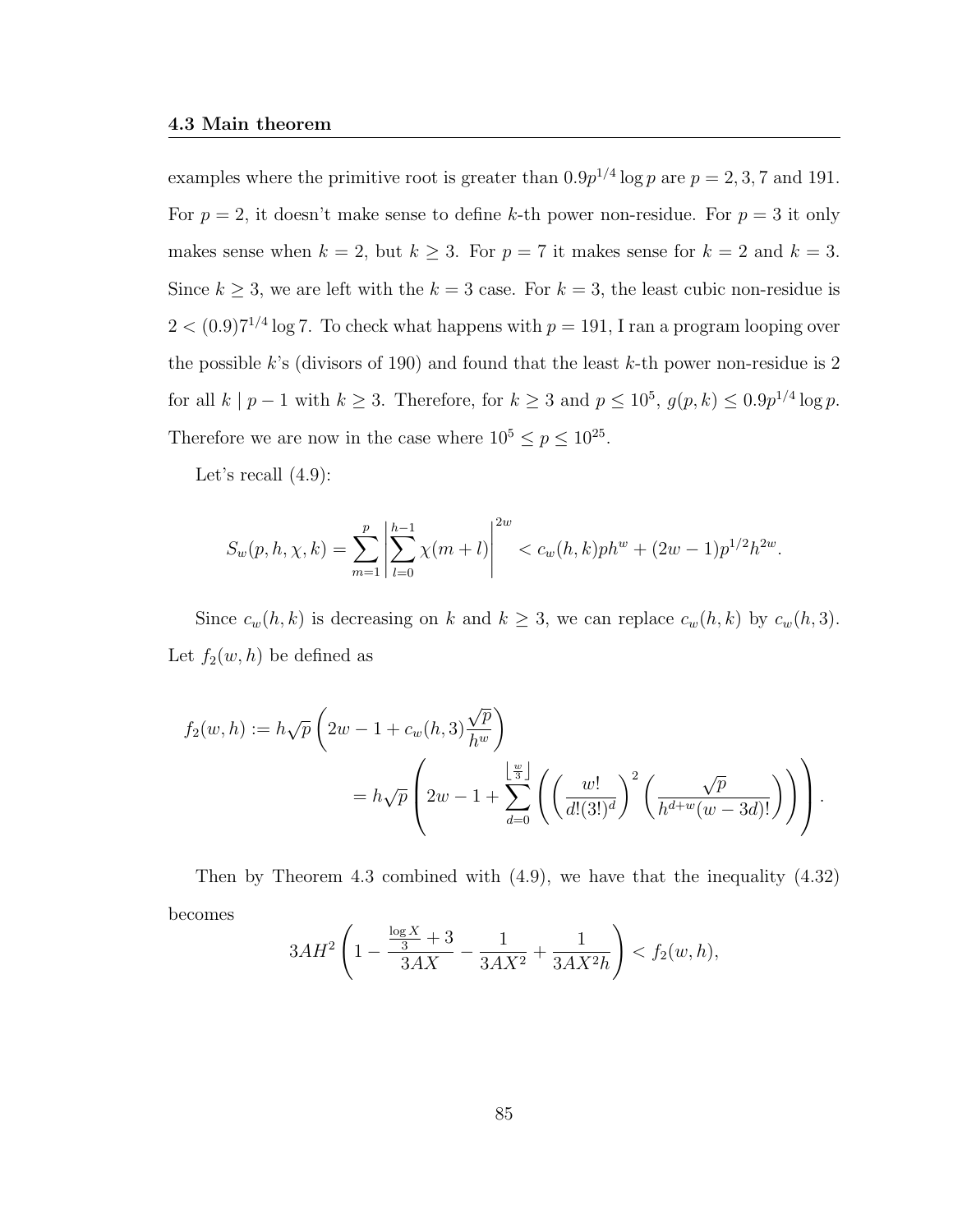examples where the primitive root is greater than $0.9p^{1/4}\log p$ are $p = 2, 3, 7$ and $191$. For $p = 2$, it doesn't make sense to define $k$-th power non-residue. For $p = 3$ it only makes sense when $k = 2$, but $k \geq 3$. For $p = 7$ it makes sense for $k = 2$ and $k = 3$. Since $k \geq 3$, we are left with the $k = 3$ case. For $k = 3$, the least cubic non-residue is $2 < (0.9)7^{1/4}\log 7$. To check what happens with $p = 191$, I ran a program looping over the possible $k$'s (divisors of 190) and found that the least $k$-th power non-residue is 2 for all $k \mid p-1$ with $k \geq 3$. Therefore, for $k \geq 3$ and $p \leq 10^5$, $g(p,k) \leq 0.9p^{1/4}\log p$. Therefore we are now in the case where $10^5 \leq p \leq 10^{25}$.

Let's recall (4.9):

$$S_w(p,h,\chi,k) = \sum_{m=1}^{p}\left|\sum_{l=0}^{h-1}\chi(m+l)\right|^{2w} < c_w(h,k)ph^w + (2w-1)p^{1/2}h^{2w}.$$

Since $c_w(h,k)$ is decreasing on $k$ and $k \geq 3$, we can replace $c_w(h,k)$ by $c_w(h,3)$. Let $f_2(w,h)$ be defined as

$$\begin{aligned} f_2(w,h) &:= h\sqrt{p}\left(2w - 1 + c_w(h,3)\frac{\sqrt{p}}{h^w}\right) \\ &= h\sqrt{p}\left(2w - 1 + \sum_{d=0}^{\left\lfloor \frac{w}{3} \right\rfloor}\left(\left(\frac{w!}{d!(3!)^d}\right)^2\left(\frac{\sqrt{p}}{h^{d+w}(w-3d)!}\right)\right)\right). \end{aligned}$$

Then by Theorem 4.3 combined with (4.9), we have that the inequality (4.32) becomes

$$3AH^2\left(1 - \frac{\frac{\log X}{3} + 3}{3AX} - \frac{1}{3AX^2} + \frac{1}{3AX^2h}\right) < f_2(w,h),$$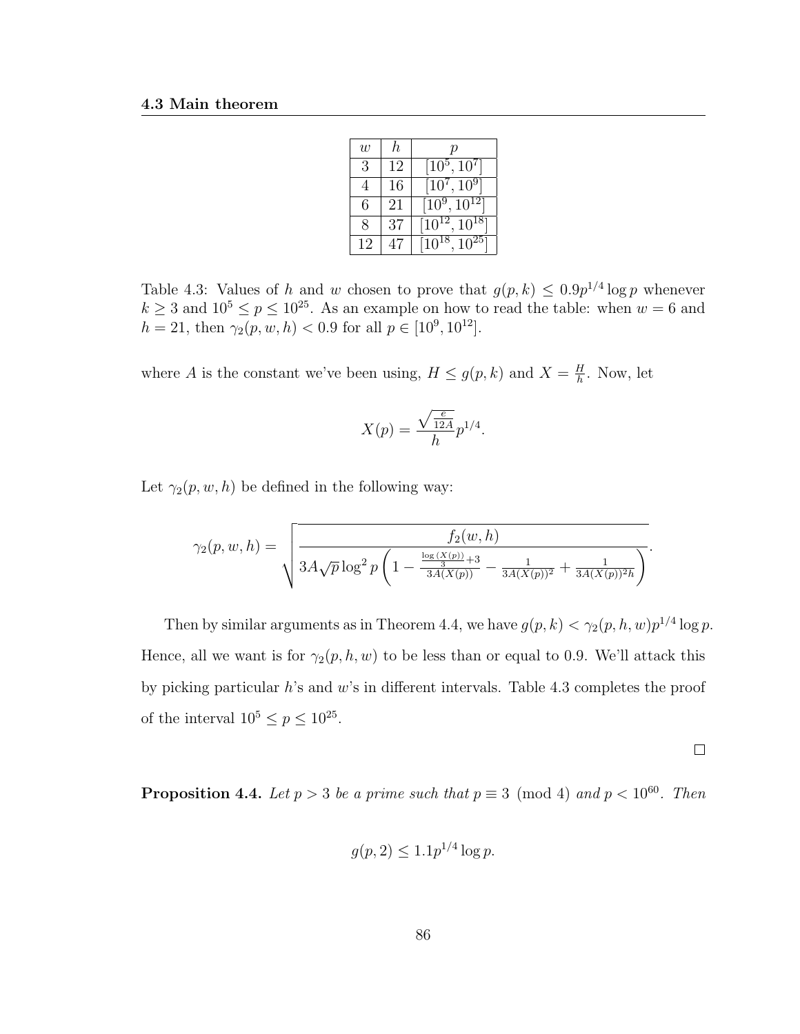| $w$ | $h$ | $p$ |
|---|---|---|
| 3 | 12 | $[10^5, 10^7]$ |
| 4 | 16 | $[10^7, 10^9]$ |
| 6 | 21 | $[10^9, 10^{12}]$ |
| 8 | 37 | $[10^{12}, 10^{18}]$ |
| 12 | 47 | $[10^{18}, 10^{25}]$ |

Table 4.3: Values of $h$ and $w$ chosen to prove that $g(p,k) \leq 0.9p^{1/4}\log p$ whenever $k \geq 3$ and $10^5 \leq p \leq 10^{25}$. As an example on how to read the table: when $w = 6$ and $h = 21$, then $\gamma_2(p, w, h) < 0.9$ for all $p \in [10^9, 10^{12}]$.

where $A$ is the constant we've been using, $H \leq g(p,k)$ and $X = \frac{H}{h}$. Now, let

$$X(p) = \frac{\sqrt{\frac{e}{12A}}}{h}p^{1/4}.$$

Let $\gamma_2(p, w, h)$ be defined in the following way:

$$\gamma_2(p, w, h) = \sqrt{\frac{f_2(w,h)}{3A\sqrt{p}\log^2 p\left(1 - \frac{\frac{\log(X(p))}{3}+3}{3A(X(p))} - \frac{1}{3A(X(p))^2} + \frac{1}{3A(X(p))^2 h}\right)}}.$$

Then by similar arguments as in Theorem 4.4, we have $g(p,k) < \gamma_2(p,h,w)p^{1/4}\log p$. Hence, all we want is for $\gamma_2(p,h,w)$ to be less than or equal to 0.9. We'll attack this by picking particular $h$'s and $w$'s in different intervals. Table 4.3 completes the proof of the interval $10^5 \leq p \leq 10^{25}$.

□

**Proposition 4.4.** *Let $p > 3$ be a prime such that $p \equiv 3 \pmod 4$ and $p < 10^{60}$. Then*

$$g(p,2) \leq 1.1p^{1/4}\log p.$$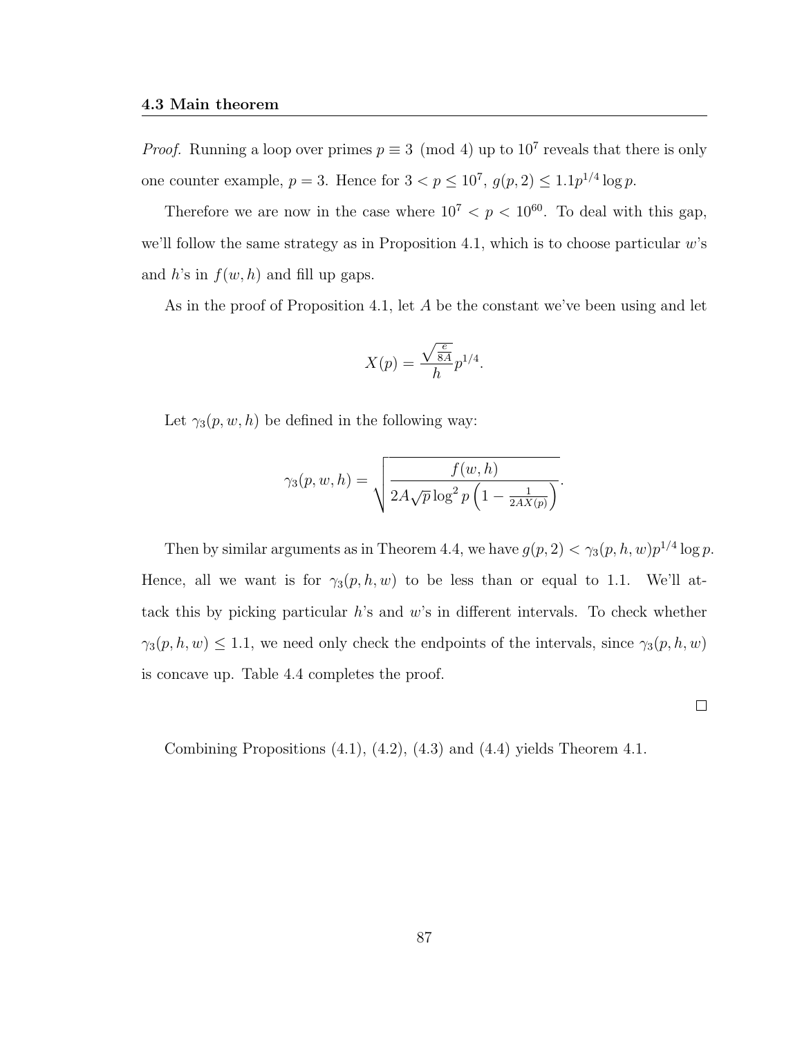*Proof.* Running a loop over primes $p \equiv 3 \pmod 4$ up to $10^7$ reveals that there is only one counter example, $p = 3$. Hence for $3 < p \leq 10^7$, $g(p, 2) \leq 1.1p^{1/4} \log p$.

Therefore we are now in the case where $10^7 < p < 10^{60}$. To deal with this gap, we'll follow the same strategy as in Proposition 4.1, which is to choose particular $w$'s and $h$'s in $f(w, h)$ and fill up gaps.

As in the proof of Proposition 4.1, let $A$ be the constant we've been using and let

$$X(p) = \frac{\sqrt{\frac{e}{8A}}}{h} p^{1/4}.$$

Let $\gamma_3(p, w, h)$ be defined in the following way:

$$\gamma_3(p, w, h) = \sqrt{\frac{f(w, h)}{2A\sqrt{p}\log^2 p \left(1 - \frac{1}{2AX(p)}\right)}}.$$

Then by similar arguments as in Theorem 4.4, we have $g(p, 2) < \gamma_3(p, h, w)p^{1/4} \log p$. Hence, all we want is for $\gamma_3(p, h, w)$ to be less than or equal to 1.1. We'll attack this by picking particular $h$'s and $w$'s in different intervals. To check whether $\gamma_3(p, h, w) \leq 1.1$, we need only check the endpoints of the intervals, since $\gamma_3(p, h, w)$ is concave up. Table 4.4 completes the proof.

□

Combining Propositions (4.1), (4.2), (4.3) and (4.4) yields Theorem 4.1.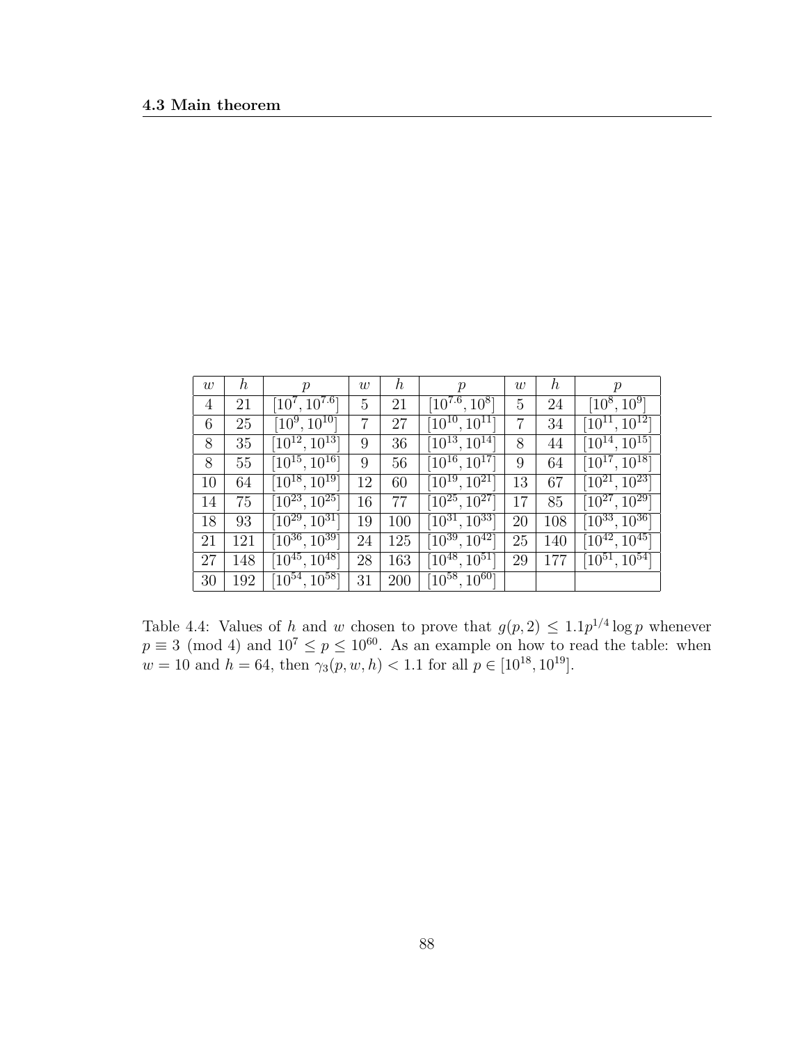| $w$ | $h$ | $p$ | $w$ | $h$ | $p$ | $w$ | $h$ | $p$ |
|---|---|---|---|---|---|---|---|---|
| 4 | 21 | $[10^7, 10^{7.6}]$ | 5 | 21 | $[10^{7.6}, 10^8]$ | 5 | 24 | $[10^8, 10^9]$ |
| 6 | 25 | $[10^9, 10^{10}]$ | 7 | 27 | $[10^{10}, 10^{11}]$ | 7 | 34 | $[10^{11}, 10^{12}]$ |
| 8 | 35 | $[10^{12}, 10^{13}]$ | 9 | 36 | $[10^{13}, 10^{14}]$ | 8 | 44 | $[10^{14}, 10^{15}]$ |
| 8 | 55 | $[10^{15}, 10^{16}]$ | 9 | 56 | $[10^{16}, 10^{17}]$ | 9 | 64 | $[10^{17}, 10^{18}]$ |
| 10 | 64 | $[10^{18}, 10^{19}]$ | 12 | 60 | $[10^{19}, 10^{21}]$ | 13 | 67 | $[10^{21}, 10^{23}]$ |
| 14 | 75 | $[10^{23}, 10^{25}]$ | 16 | 77 | $[10^{25}, 10^{27}]$ | 17 | 85 | $[10^{27}, 10^{29}]$ |
| 18 | 93 | $[10^{29}, 10^{31}]$ | 19 | 100 | $[10^{31}, 10^{33}]$ | 20 | 108 | $[10^{33}, 10^{36}]$ |
| 21 | 121 | $[10^{36}, 10^{39}]$ | 24 | 125 | $[10^{39}, 10^{42}]$ | 25 | 140 | $[10^{42}, 10^{45}]$ |
| 27 | 148 | $[10^{45}, 10^{48}]$ | 28 | 163 | $[10^{48}, 10^{51}]$ | 29 | 177 | $[10^{51}, 10^{54}]$ |
| 30 | 192 | $[10^{54}, 10^{58}]$ | 31 | 200 | $[10^{58}, 10^{60}]$ | | | |

Table 4.4: Values of $h$ and $w$ chosen to prove that $g(p, 2) \leq 1.1p^{1/4} \log p$ whenever $p \equiv 3 \pmod 4$ and $10^7 \leq p \leq 10^{60}$. As an example on how to read the table: when $w = 10$ and $h = 64$, then $\gamma_3(p, w, h) < 1.1$ for all $p \in [10^{18}, 10^{19}]$.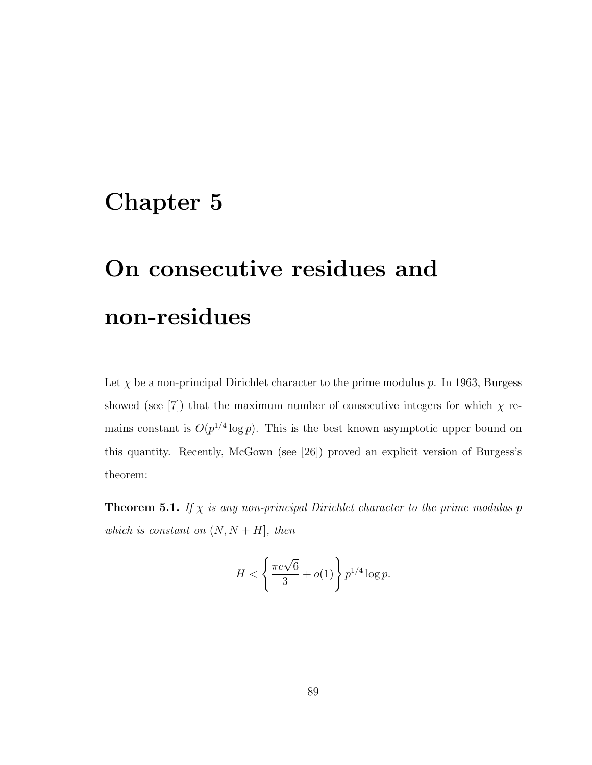# Chapter 5

# On consecutive residues and non-residues

Let $\chi$ be a non-principal Dirichlet character to the prime modulus $p$. In 1963, Burgess showed (see [7]) that the maximum number of consecutive integers for which $\chi$ remains constant is $O(p^{1/4} \log p)$. This is the best known asymptotic upper bound on this quantity. Recently, McGown (see [26]) proved an explicit version of Burgess's theorem:

**Theorem 5.1.** *If $\chi$ is any non-principal Dirichlet character to the prime modulus $p$ which is constant on $(N, N+H]$, then*

$$H < \left\{ \frac{\pi e \sqrt{6}}{3} + o(1) \right\} p^{1/4} \log p.$$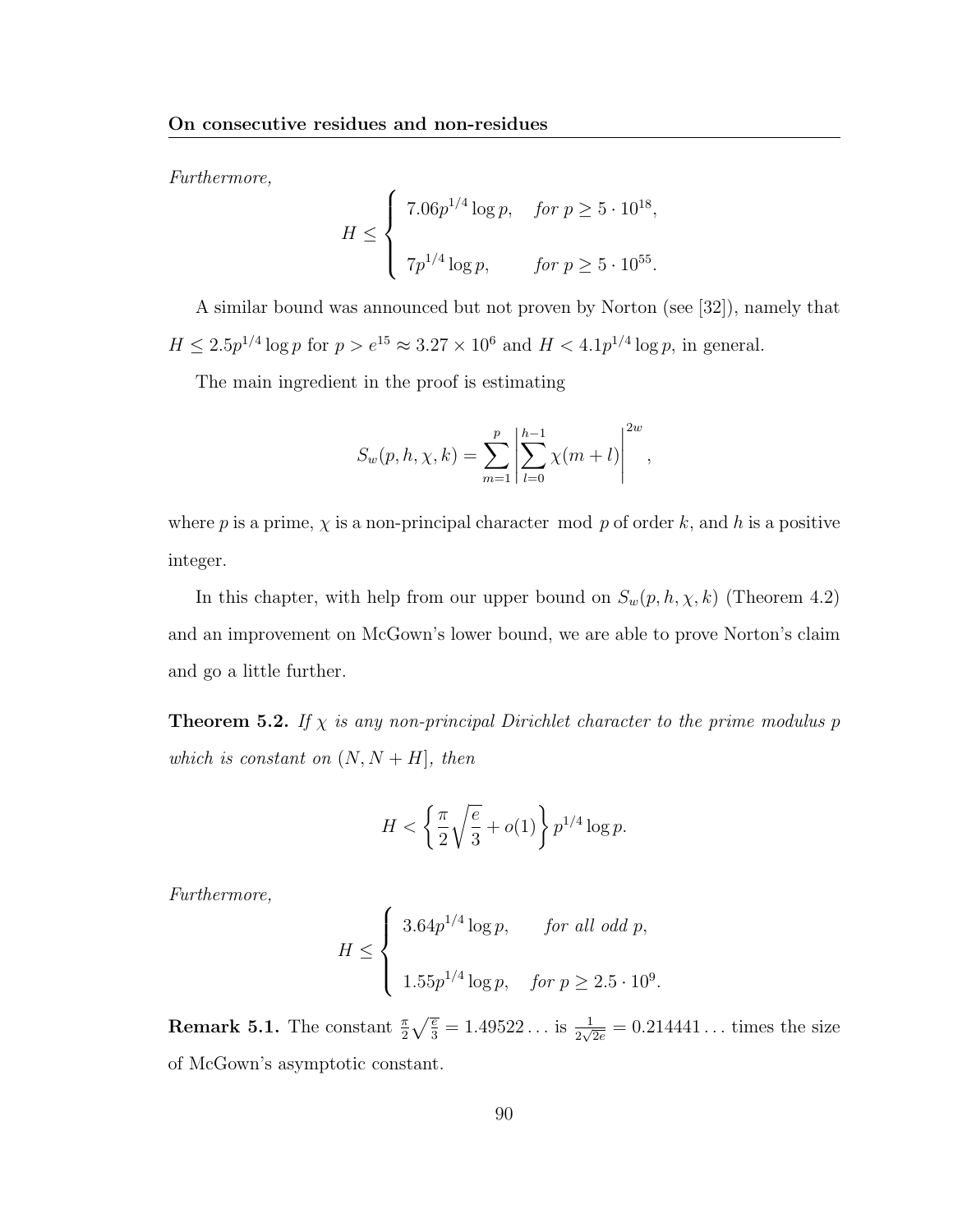*Furthermore,*

$$H \leq \begin{cases} 7.06p^{1/4}\log p, & \textit{for } p \geq 5 \cdot 10^{18}, \\ \\ 7p^{1/4}\log p, & \textit{for } p \geq 5 \cdot 10^{55}. \end{cases}$$

A similar bound was announced but not proven by Norton (see [32]), namely that $H \leq 2.5p^{1/4}\log p$ for $p > e^{15} \approx 3.27 \times 10^6$ and $H < 4.1p^{1/4}\log p$, in general.

The main ingredient in the proof is estimating

$$S_w(p,h,\chi,k) = \sum_{m=1}^{p} \left| \sum_{l=0}^{h-1} \chi(m+l) \right|^{2w},$$

where $p$ is a prime, $\chi$ is a non-principal character $\bmod p$ of order $k$, and $h$ is a positive integer.

In this chapter, with help from our upper bound on $S_w(p,h,\chi,k)$ (Theorem 4.2) and an improvement on McGown's lower bound, we are able to prove Norton's claim and go a little further.

**Theorem 5.2.** *If $\chi$ is any non-principal Dirichlet character to the prime modulus $p$ which is constant on $(N, N+H]$, then*

$$H < \left\{ \frac{\pi}{2}\sqrt{\frac{e}{3}} + o(1) \right\} p^{1/4}\log p.$$

*Furthermore,*

$$H \leq \begin{cases} 3.64p^{1/4}\log p, & \textit{for all odd } p, \\ \\ 1.55p^{1/4}\log p, & \textit{for } p \geq 2.5 \cdot 10^9. \end{cases}$$

**Remark 5.1.** The constant $\frac{\pi}{2}\sqrt{\frac{e}{3}} = 1.49522\ldots$ is $\frac{1}{2\sqrt{2e}} = 0.214441\ldots$ times the size of McGown's asymptotic constant.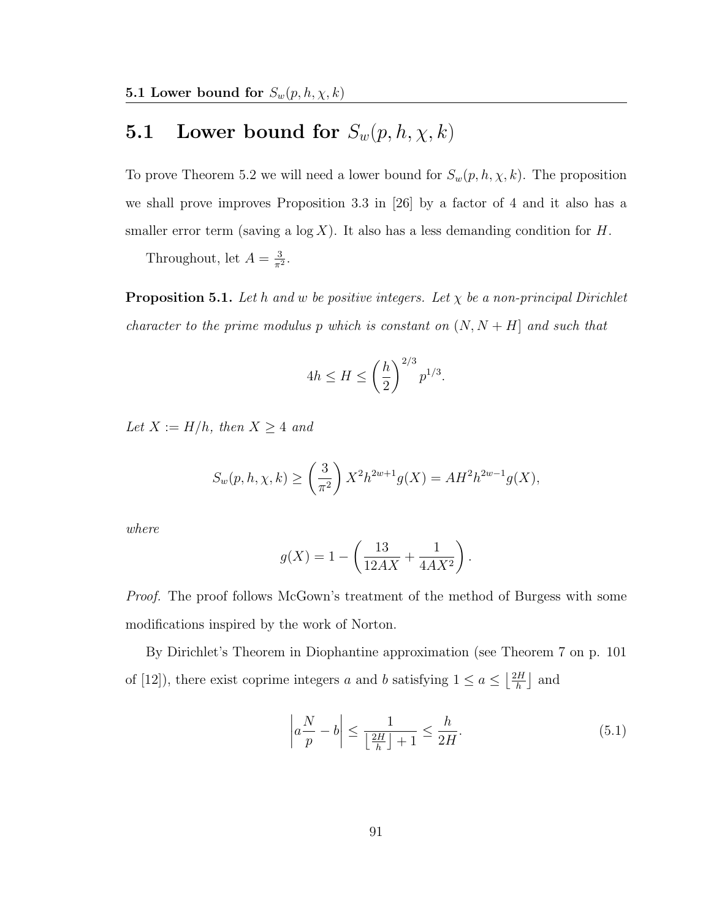## 5.1 Lower bound for $S_w(p, h, \chi, k)$

To prove Theorem 5.2 we will need a lower bound for $S_w(p, h, \chi, k)$. The proposition we shall prove improves Proposition 3.3 in [26] by a factor of 4 and it also has a smaller error term (saving a $\log X$). It also has a less demanding condition for $H$.

Throughout, let $A = \frac{3}{\pi^2}$.

**Proposition 5.1.** *Let $h$ and $w$ be positive integers. Let $\chi$ be a non-principal Dirichlet character to the prime modulus $p$ which is constant on $(N, N + H]$ and such that*

$$4h \leq H \leq \left(\frac{h}{2}\right)^{2/3} p^{1/3}.$$

*Let $X := H/h$, then $X \geq 4$ and*

$$S_w(p, h, \chi, k) \geq \left(\frac{3}{\pi^2}\right) X^2 h^{2w+1} g(X) = AH^2 h^{2w-1} g(X),$$

*where*

$$g(X) = 1 - \left(\frac{13}{12AX} + \frac{1}{4AX^2}\right).$$

*Proof.* The proof follows McGown's treatment of the method of Burgess with some modifications inspired by the work of Norton.

By Dirichlet's Theorem in Diophantine approximation (see Theorem 7 on p. 101 of [12]), there exist coprime integers $a$ and $b$ satisfying $1 \leq a \leq \left\lfloor \frac{2H}{h} \right\rfloor$ and

$$\left| a\frac{N}{p} - b \right| \leq \frac{1}{\left\lfloor \frac{2H}{h} \right\rfloor + 1} \leq \frac{h}{2H}. \tag{5.1}$$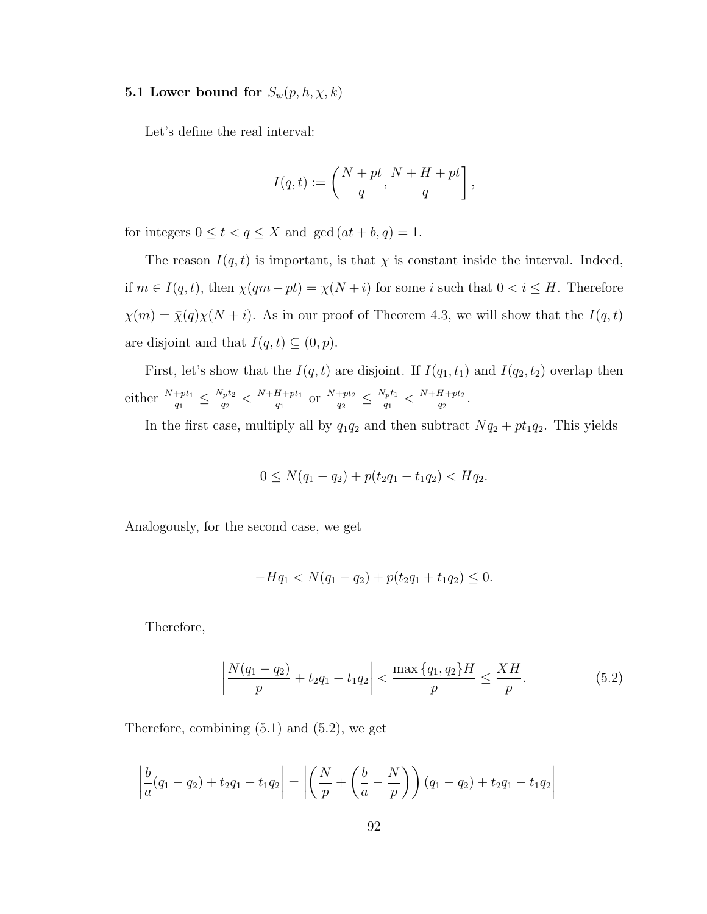**5.1 Lower bound for $S_w(p, h, \chi, k)$**

Let's define the real interval:

$$I(q,t) := \left( \frac{N+pt}{q}, \frac{N+H+pt}{q} \right],$$

for integers $0 \leq t < q \leq X$ and $\gcd(at+b, q) = 1$.

The reason $I(q,t)$ is important, is that $\chi$ is constant inside the interval. Indeed, if $m \in I(q,t)$, then $\chi(qm - pt) = \chi(N+i)$ for some $i$ such that $0 < i \leq H$. Therefore $\chi(m) = \bar{\chi}(q)\chi(N+i)$. As in our proof of Theorem 4.3, we will show that the $I(q,t)$ are disjoint and that $I(q,t) \subseteq (0,p)$.

First, let's show that the $I(q,t)$ are disjoint. If $I(q_1,t_1)$ and $I(q_2,t_2)$ overlap then either $\frac{N+pt_1}{q_1} \leq \frac{N_p t_2}{q_2} < \frac{N+H+pt_1}{q_1}$ or $\frac{N+pt_2}{q_2} \leq \frac{N_p t_1}{q_1} < \frac{N+H+pt_2}{q_2}$.

In the first case, multiply all by $q_1 q_2$ and then subtract $Nq_2 + pt_1 q_2$. This yields

$$0 \leq N(q_1 - q_2) + p(t_2 q_1 - t_1 q_2) < Hq_2.$$

Analogously, for the second case, we get

$$-Hq_1 < N(q_1 - q_2) + p(t_2 q_1 + t_1 q_2) \leq 0.$$

Therefore,

$$\left| \frac{N(q_1 - q_2)}{p} + t_2 q_1 - t_1 q_2 \right| < \frac{\max\{q_1, q_2\} H}{p} \leq \frac{XH}{p}. \tag{5.2}$$

Therefore, combining (5.1) and (5.2), we get

$$\left| \frac{b}{a}(q_1 - q_2) + t_2 q_1 - t_1 q_2 \right| = \left| \left( \frac{N}{p} + \left( \frac{b}{a} - \frac{N}{p} \right) \right) (q_1 - q_2) + t_2 q_1 - t_1 q_2 \right|$$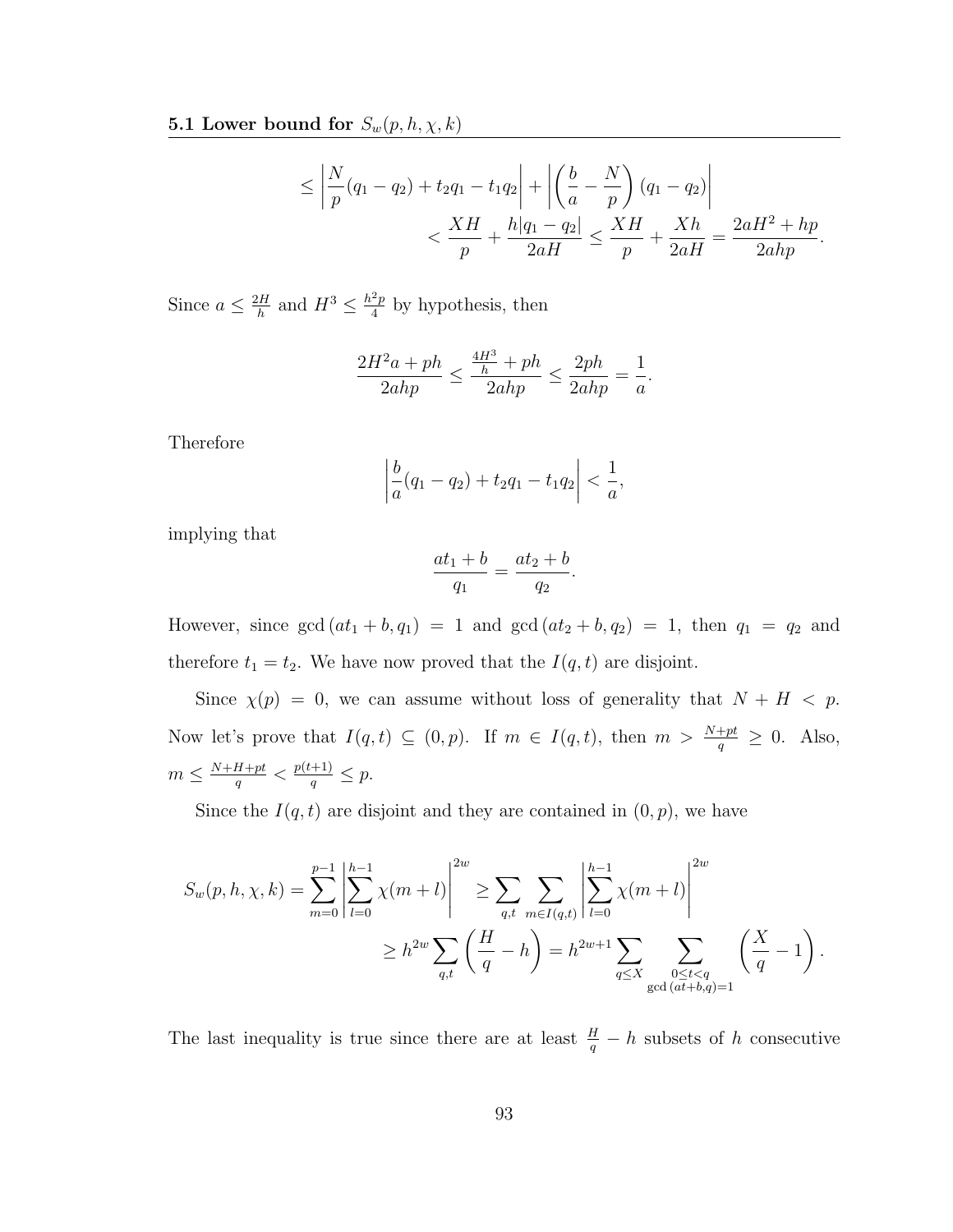$$\leq \left|\frac{N}{p}(q_1 - q_2) + t_2 q_1 - t_1 q_2\right| + \left|\left(\frac{b}{a} - \frac{N}{p}\right)(q_1 - q_2)\right|$$

$$< \frac{XH}{p} + \frac{h|q_1 - q_2|}{2aH} \leq \frac{XH}{p} + \frac{Xh}{2aH} = \frac{2aH^2 + hp}{2ahp}.$$

Since $a \leq \frac{2H}{h}$ and $H^3 \leq \frac{h^2 p}{4}$ by hypothesis, then

$$\frac{2H^2 a + ph}{2ahp} \leq \frac{\frac{4H^3}{h} + ph}{2ahp} \leq \frac{2ph}{2ahp} = \frac{1}{a}.$$

Therefore

$$\left|\frac{b}{a}(q_1 - q_2) + t_2 q_1 - t_1 q_2\right| < \frac{1}{a},$$

implying that

$$\frac{at_1 + b}{q_1} = \frac{at_2 + b}{q_2}.$$

However, since $\gcd(at_1 + b, q_1) = 1$ and $\gcd(at_2 + b, q_2) = 1$, then $q_1 = q_2$ and therefore $t_1 = t_2$. We have now proved that the $I(q, t)$ are disjoint.

Since $\chi(p) = 0$, we can assume without loss of generality that $N + H < p$. Now let's prove that $I(q, t) \subseteq (0, p)$. If $m \in I(q, t)$, then $m > \frac{N + pt}{q} \geq 0$. Also, $m \leq \frac{N + H + pt}{q} < \frac{p(t+1)}{q} \leq p$.

Since the $I(q, t)$ are disjoint and they are contained in $(0, p)$, we have

$$S_w(p, h, \chi, k) = \sum_{m=0}^{p-1} \left|\sum_{l=0}^{h-1} \chi(m + l)\right|^{2w} \geq \sum_{q,t} \sum_{m \in I(q,t)} \left|\sum_{l=0}^{h-1} \chi(m + l)\right|^{2w}$$

$$\geq h^{2w} \sum_{q,t} \left(\frac{H}{q} - h\right) = h^{2w+1} \sum_{q \leq X} \sum_{\substack{0 \leq t < q \\ \gcd(at+b, q) = 1}} \left(\frac{X}{q} - 1\right).$$

The last inequality is true since there are at least $\frac{H}{q} - h$ subsets of $h$ consecutive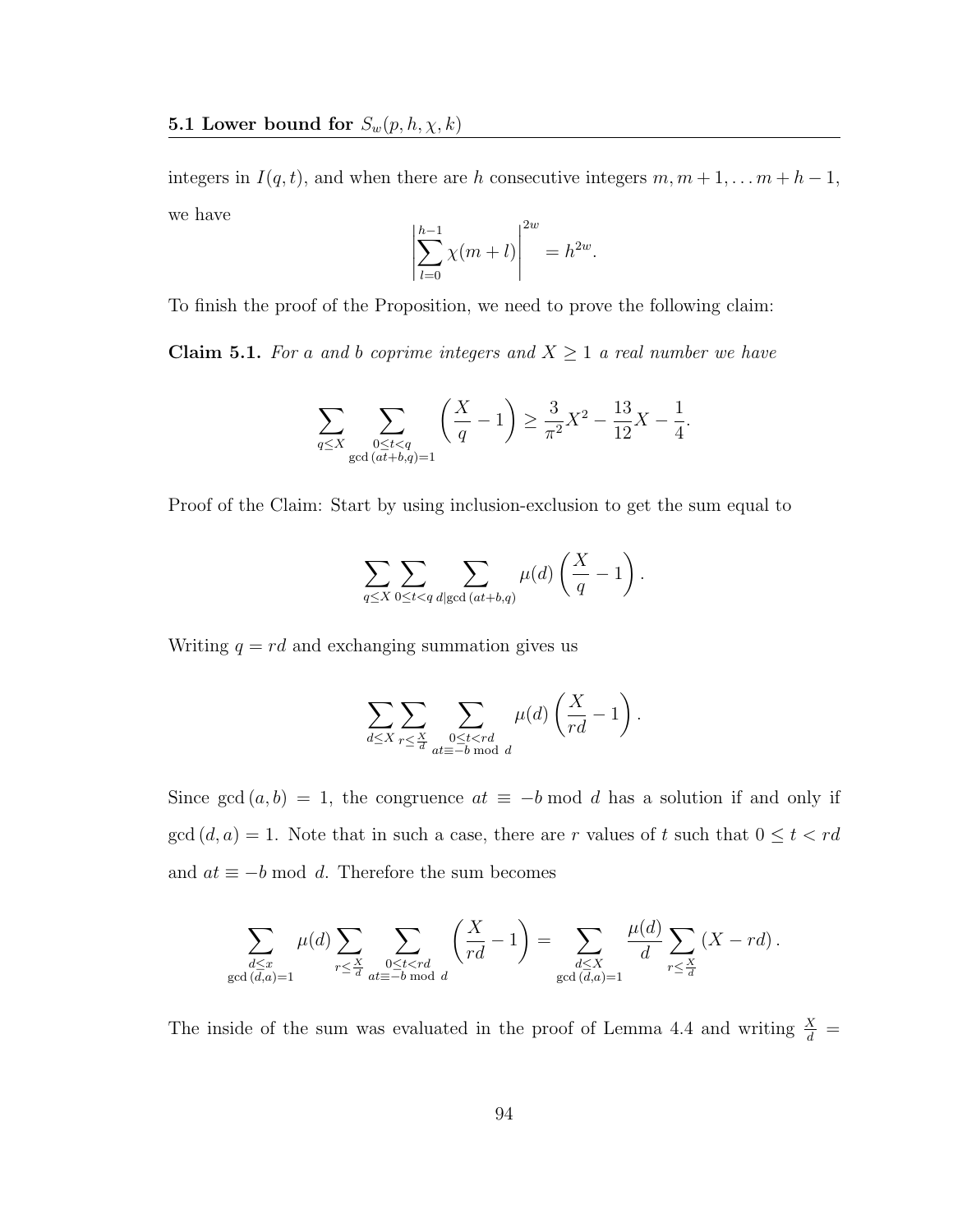integers in $I(q,t)$, and when there are $h$ consecutive integers $m, m+1, \ldots m+h-1$, we have

$$\left|\sum_{l=0}^{h-1} \chi(m+l)\right|^{2w} = h^{2w}.$$

To finish the proof of the Proposition, we need to prove the following claim:

**Claim 5.1.** *For $a$ and $b$ coprime integers and $X \geq 1$ a real number we have*

$$\sum_{q \leq X} \sum_{\substack{0 \leq t < q \\ \gcd(at+b,q)=1}} \left(\frac{X}{q} - 1\right) \geq \frac{3}{\pi^2}X^2 - \frac{13}{12}X - \frac{1}{4}.$$

Proof of the Claim: Start by using inclusion-exclusion to get the sum equal to

$$\sum_{q \leq X} \sum_{0 \leq t < q} \sum_{d | \gcd(at+b,q)} \mu(d) \left(\frac{X}{q} - 1\right).$$

Writing $q = rd$ and exchanging summation gives us

$$\sum_{d \leq X} \sum_{r \leq \frac{X}{d}} \sum_{\substack{0 \leq t < rd \\ at \equiv -b \bmod d}} \mu(d) \left(\frac{X}{rd} - 1\right).$$

Since $\gcd(a,b) = 1$, the congruence $at \equiv -b \bmod d$ has a solution if and only if $\gcd(d,a) = 1$. Note that in such a case, there are $r$ values of $t$ such that $0 \leq t < rd$ and $at \equiv -b \bmod d$. Therefore the sum becomes

$$\sum_{\substack{d \leq x \\ \gcd(d,a)=1}} \mu(d) \sum_{r \leq \frac{X}{d}} \sum_{\substack{0 \leq t < rd \\ at \equiv -b \bmod d}} \left(\frac{X}{rd} - 1\right) = \sum_{\substack{d \leq X \\ \gcd(d,a)=1}} \frac{\mu(d)}{d} \sum_{r \leq \frac{X}{d}} (X - rd).$$

The inside of the sum was evaluated in the proof of Lemma 4.4 and writing $\frac{X}{d} =$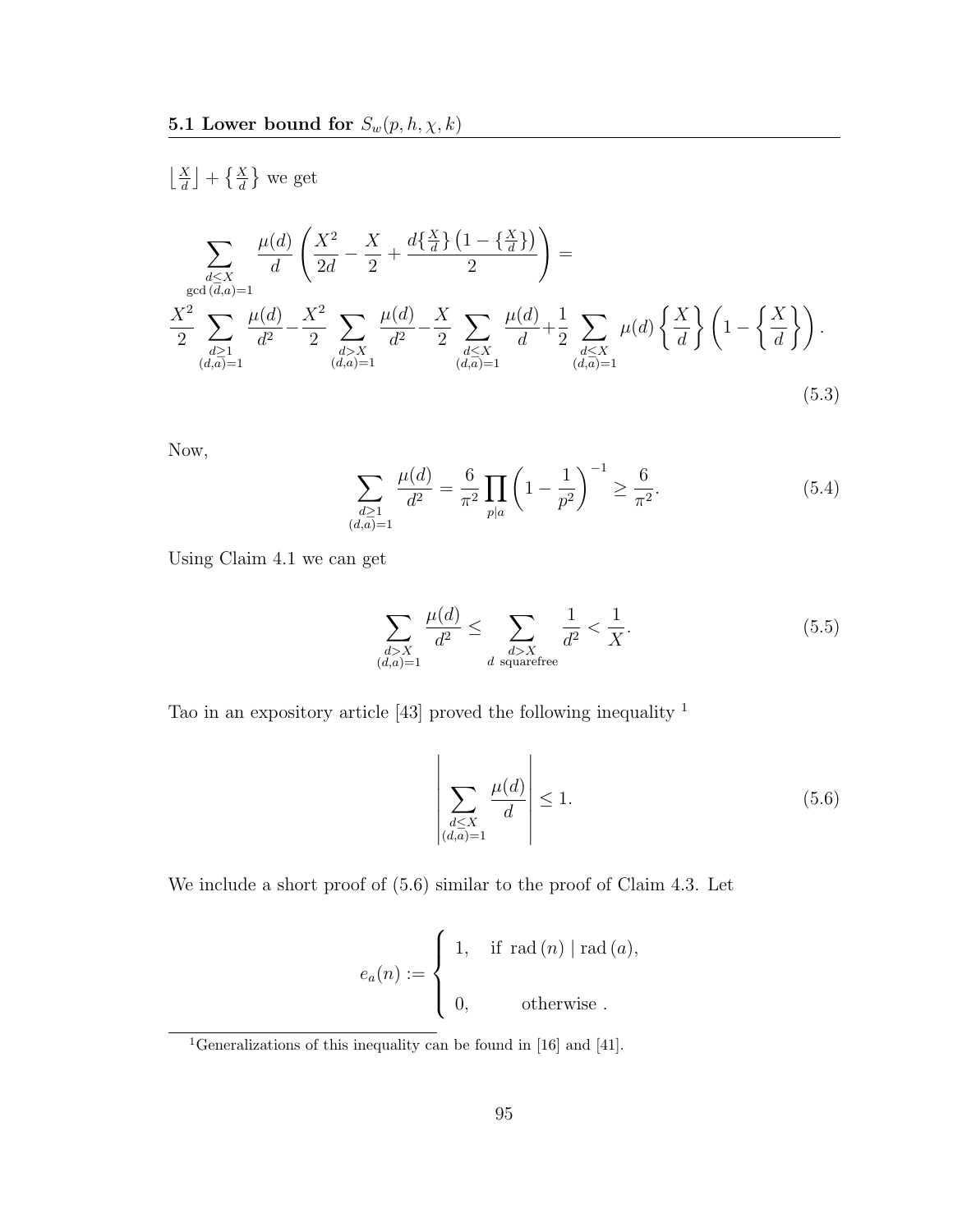$\left\lfloor \frac{X}{d} \right\rfloor + \left\{ \frac{X}{d} \right\}$ we get

$$\sum_{\substack{d \le X \\ \gcd(d,a)=1}} \frac{\mu(d)}{d} \left( \frac{X^2}{2d} - \frac{X}{2} + \frac{d\{\frac{X}{d}\}\left(1 - \{\frac{X}{d}\}\right)}{2} \right) =$$

$$\frac{X^2}{2} \sum_{\substack{d \ge 1 \\ (d,a)=1}} \frac{\mu(d)}{d^2} - \frac{X^2}{2} \sum_{\substack{d > X \\ (d,a)=1}} \frac{\mu(d)}{d^2} - \frac{X}{2} \sum_{\substack{d \le X \\ (d,a)=1}} \frac{\mu(d)}{d} + \frac{1}{2} \sum_{\substack{d \le X \\ (d,a)=1}} \mu(d) \left\{ \frac{X}{d} \right\} \left( 1 - \left\{ \frac{X}{d} \right\} \right). \tag{5.3}$$

Now,

$$\sum_{\substack{d \ge 1 \\ (d,a)=1}} \frac{\mu(d)}{d^2} = \frac{6}{\pi^2} \prod_{p \mid a} \left( 1 - \frac{1}{p^2} \right)^{-1} \ge \frac{6}{\pi^2}. \tag{5.4}$$

Using Claim 4.1 we can get

$$\sum_{\substack{d > X \\ (d,a)=1}} \frac{\mu(d)}{d^2} \le \sum_{\substack{d > X \\ d \text{ squarefree}}} \frac{1}{d^2} < \frac{1}{X}. \tag{5.5}$$

Tao in an expository article [43] proved the following inequality [1]

$$\left| \sum_{\substack{d \le X \\ (d,a)=1}} \frac{\mu(d)}{d} \right| \le 1. \tag{5.6}$$

We include a short proof of (5.6) similar to the proof of Claim 4.3. Let

$$e_a(n) := \begin{cases} 1, & \text{if } \operatorname{rad}(n) \mid \operatorname{rad}(a), \\ 0, & \text{otherwise} . \end{cases}$$

[1] Generalizations of this inequality can be found in [16] and [41].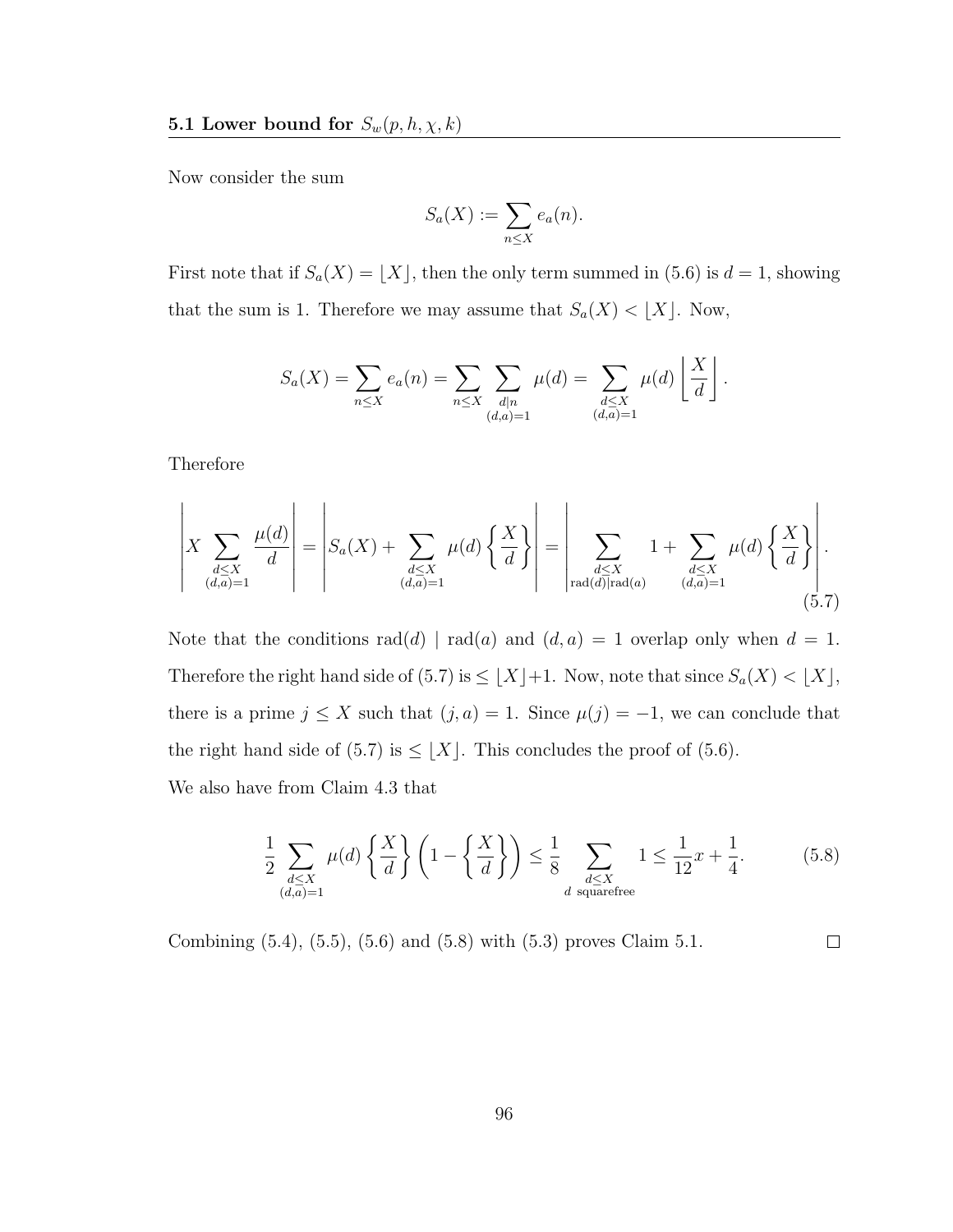Now consider the sum

$$S_a(X) := \sum_{n \le X} e_a(n).$$

First note that if $S_a(X) = \lfloor X \rfloor$, then the only term summed in (5.6) is $d = 1$, showing that the sum is 1. Therefore we may assume that $S_a(X) < \lfloor X \rfloor$. Now,

$$S_a(X) = \sum_{n \le X} e_a(n) = \sum_{n \le X} \sum_{\substack{d \mid n \\ (d,a)=1}} \mu(d) = \sum_{\substack{d \le X \\ (d,a)=1}} \mu(d) \left\lfloor \frac{X}{d} \right\rfloor.$$

Therefore

$$\left| X \sum_{\substack{d \le X \\ (d,a)=1}} \frac{\mu(d)}{d} \right| = \left| S_a(X) + \sum_{\substack{d \le X \\ (d,a)=1}} \mu(d) \left\{ \frac{X}{d} \right\} \right| = \left| \sum_{\substack{d \le X \\ \mathrm{rad}(d) \mid \mathrm{rad}(a)}} 1 + \sum_{\substack{d \le X \\ (d,a)=1}} \mu(d) \left\{ \frac{X}{d} \right\} \right|. \tag{5.7}$$

Note that the conditions $\mathrm{rad}(d) \mid \mathrm{rad}(a)$ and $(d,a) = 1$ overlap only when $d = 1$. Therefore the right hand side of (5.7) is $\le \lfloor X \rfloor + 1$. Now, note that since $S_a(X) < \lfloor X \rfloor$, there is a prime $j \le X$ such that $(j,a) = 1$. Since $\mu(j) = -1$, we can conclude that the right hand side of (5.7) is $\le \lfloor X \rfloor$. This concludes the proof of (5.6).

We also have from Claim 4.3 that

$$\frac{1}{2} \sum_{\substack{d \le X \\ (d,a)=1}} \mu(d) \left\{ \frac{X}{d} \right\} \left( 1 - \left\{ \frac{X}{d} \right\} \right) \le \frac{1}{8} \sum_{\substack{d \le X \\ d \text{ squarefree}}} 1 \le \frac{1}{12} x + \frac{1}{4}. \tag{5.8}$$

Combining (5.4), (5.5), (5.6) and (5.8) with (5.3) proves Claim 5.1. $\square$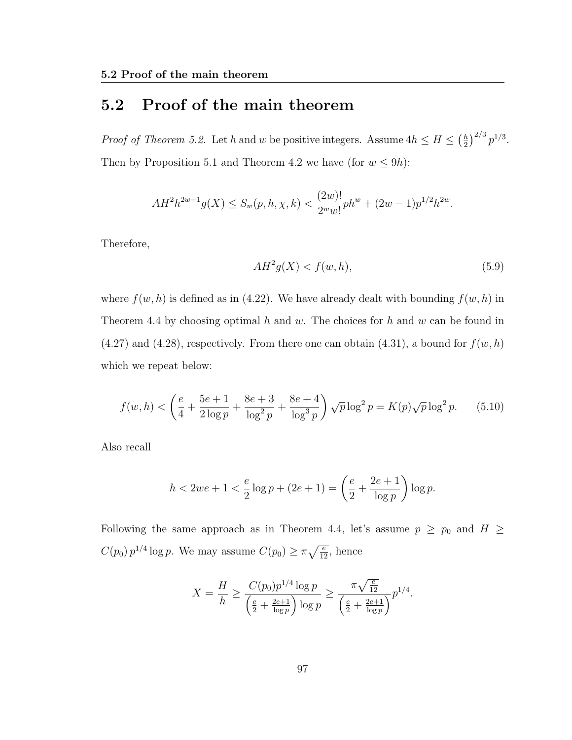## 5.2 Proof of the main theorem

*Proof of Theorem 5.2.* Let $h$ and $w$ be positive integers. Assume $4h \leq H \leq \left(\frac{h}{2}\right)^{2/3} p^{1/3}$. Then by Proposition 5.1 and Theorem 4.2 we have (for $w \leq 9h$):

$$AH^2 h^{2w-1} g(X) \leq S_w(p, h, \chi, k) < \frac{(2w)!}{2^w w!} p h^w + (2w-1) p^{1/2} h^{2w}.$$

Therefore,

$$AH^2 g(X) < f(w, h), \tag{5.9}$$

where $f(w,h)$ is defined as in (4.22). We have already dealt with bounding $f(w,h)$ in Theorem 4.4 by choosing optimal $h$ and $w$. The choices for $h$ and $w$ can be found in (4.27) and (4.28), respectively. From there one can obtain (4.31), a bound for $f(w,h)$ which we repeat below:

$$f(w,h) < \left(\frac{e}{4} + \frac{5e+1}{2\log p} + \frac{8e+3}{\log^2 p} + \frac{8e+4}{\log^3 p}\right) \sqrt{p} \log^2 p = K(p) \sqrt{p} \log^2 p. \tag{5.10}$$

Also recall

$$h < 2we + 1 < \frac{e}{2} \log p + (2e+1) = \left(\frac{e}{2} + \frac{2e+1}{\log p}\right) \log p.$$

Following the same approach as in Theorem 4.4, let's assume $p \geq p_0$ and $H \geq C(p_0)\, p^{1/4} \log p$. We may assume $C(p_0) \geq \pi \sqrt{\frac{e}{12}}$, hence

$$X = \frac{H}{h} \geq \frac{C(p_0) p^{1/4} \log p}{\left(\frac{e}{2} + \frac{2e+1}{\log p}\right) \log p} \geq \frac{\pi \sqrt{\frac{e}{12}}}{\left(\frac{e}{2} + \frac{2e+1}{\log p}\right)} p^{1/4}.$$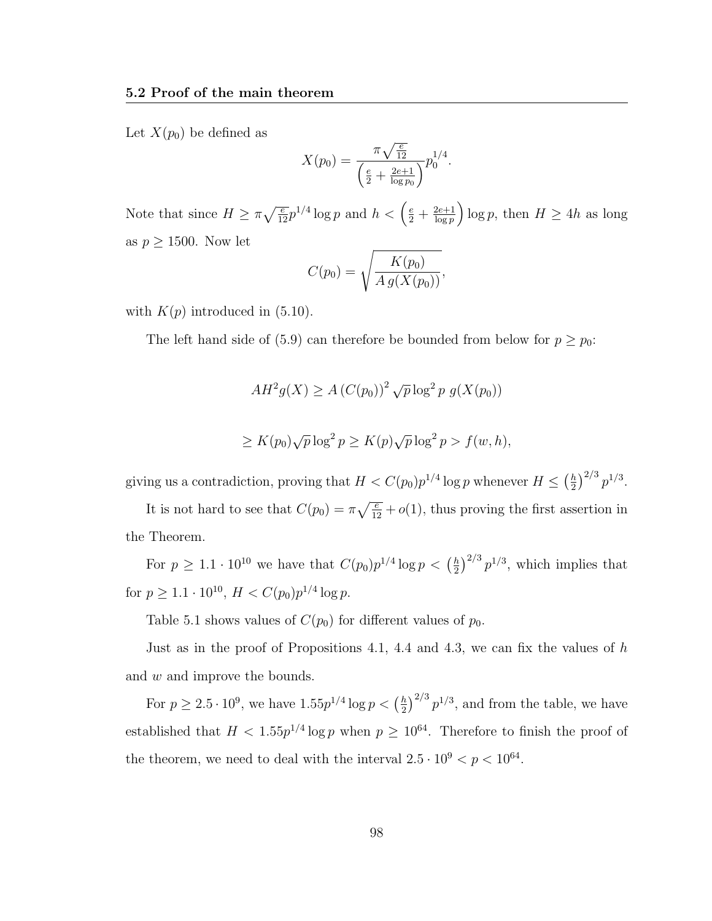### 5.2 Proof of the main theorem

Let $X(p_0)$ be defined as

$$X(p_0) = \frac{\pi\sqrt{\frac{e}{12}}}{\left(\frac{e}{2} + \frac{2e+1}{\log p_0}\right)} p_0^{1/4}.$$

Note that since $H \geq \pi\sqrt{\frac{e}{12}} p^{1/4} \log p$ and $h < \left(\frac{e}{2} + \frac{2e+1}{\log p}\right) \log p$, then $H \geq 4h$ as long as $p \geq 1500$. Now let

$$C(p_0) = \sqrt{\frac{K(p_0)}{A\, g(X(p_0))}},$$

with $K(p)$ introduced in (5.10).

The left hand side of (5.9) can therefore be bounded from below for $p \geq p_0$:

$$AH^2 g(X) \geq A\left(C(p_0)\right)^2 \sqrt{p} \log^2 p \; g(X(p_0))$$

$$\geq K(p_0)\sqrt{p}\log^2 p \geq K(p)\sqrt{p}\log^2 p > f(w,h),$$

giving us a contradiction, proving that $H < C(p_0)p^{1/4}\log p$ whenever $H \leq \left(\frac{h}{2}\right)^{2/3} p^{1/3}$.

It is not hard to see that $C(p_0) = \pi\sqrt{\frac{e}{12}} + o(1)$, thus proving the first assertion in the Theorem.

For $p \geq 1.1 \cdot 10^{10}$ we have that $C(p_0)p^{1/4}\log p < \left(\frac{h}{2}\right)^{2/3} p^{1/3}$, which implies that for $p \geq 1.1 \cdot 10^{10}$, $H < C(p_0)p^{1/4}\log p$.

Table 5.1 shows values of $C(p_0)$ for different values of $p_0$.

Just as in the proof of Propositions 4.1, 4.4 and 4.3, we can fix the values of $h$ and $w$ and improve the bounds.

For $p \geq 2.5 \cdot 10^9$, we have $1.55p^{1/4}\log p < \left(\frac{h}{2}\right)^{2/3} p^{1/3}$, and from the table, we have established that $H < 1.55p^{1/4}\log p$ when $p \geq 10^{64}$. Therefore to finish the proof of the theorem, we need to deal with the interval $2.5 \cdot 10^9 < p < 10^{64}$.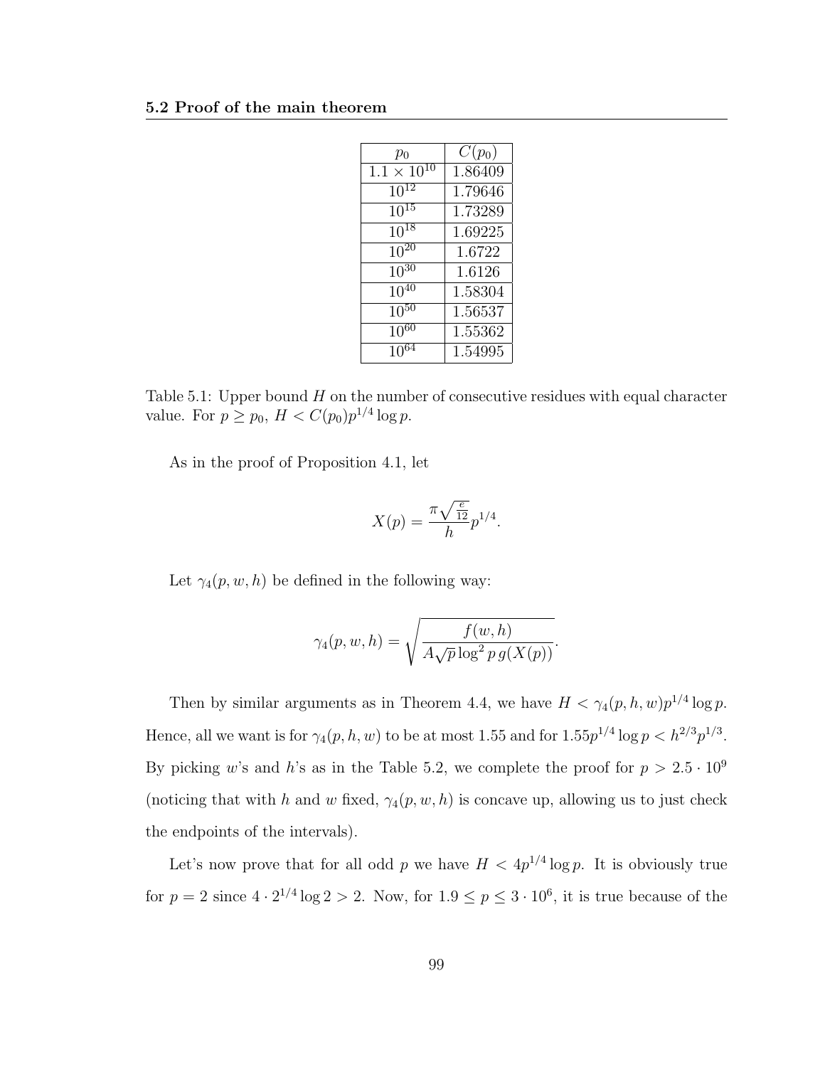| $p_0$ | $C(p_0)$ |
|---|---|
| $1.1 \times 10^{10}$ | 1.86409 |
| $10^{12}$ | 1.79646 |
| $10^{15}$ | 1.73289 |
| $10^{18}$ | 1.69225 |
| $10^{20}$ | 1.6722 |
| $10^{30}$ | 1.6126 |
| $10^{40}$ | 1.58304 |
| $10^{50}$ | 1.56537 |
| $10^{60}$ | 1.55362 |
| $10^{64}$ | 1.54995 |

Table 5.1: Upper bound $H$ on the number of consecutive residues with equal character value. For $p \geq p_0$, $H < C(p_0)p^{1/4} \log p$.

As in the proof of Proposition 4.1, let

$$X(p) = \frac{\pi\sqrt{\frac{e}{12}}}{h} p^{1/4}.$$

Let $\gamma_4(p, w, h)$ be defined in the following way:

$$\gamma_4(p, w, h) = \sqrt{\frac{f(w, h)}{A\sqrt{p} \log^2 p \, g(X(p))}}.$$

Then by similar arguments as in Theorem 4.4, we have $H < \gamma_4(p, h, w)p^{1/4} \log p$. Hence, all we want is for $\gamma_4(p, h, w)$ to be at most 1.55 and for $1.55p^{1/4} \log p < h^{2/3}p^{1/3}$. By picking $w$'s and $h$'s as in the Table 5.2, we complete the proof for $p > 2.5 \cdot 10^9$ (noticing that with $h$ and $w$ fixed, $\gamma_4(p, w, h)$ is concave up, allowing us to just check the endpoints of the intervals).

Let's now prove that for all odd $p$ we have $H < 4p^{1/4} \log p$. It is obviously true for $p = 2$ since $4 \cdot 2^{1/4} \log 2 > 2$. Now, for $1.9 \leq p \leq 3 \cdot 10^6$, it is true because of the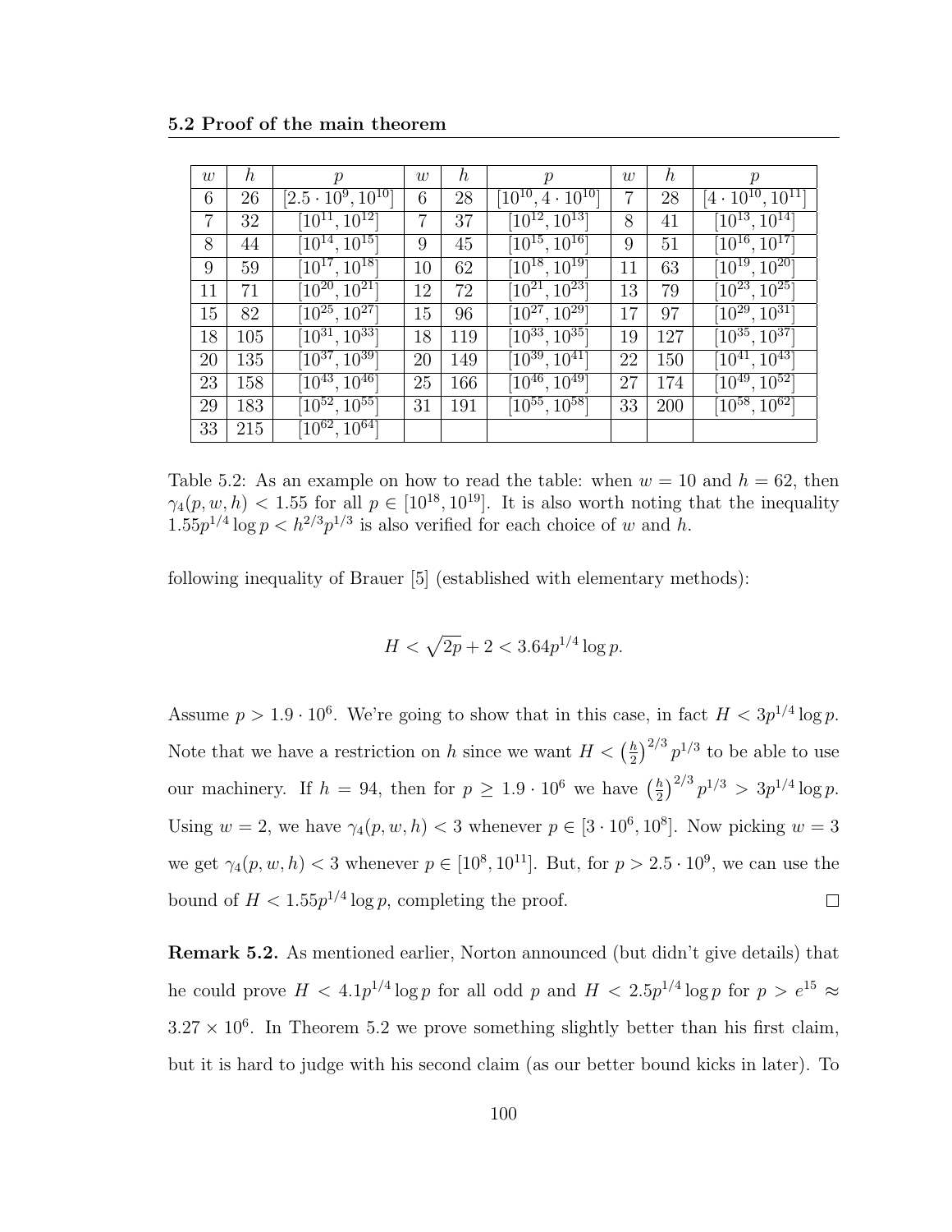| $w$ | $h$ | $p$ | $w$ | $h$ | $p$ | $w$ | $h$ | $p$ |
|---|---|---|---|---|---|---|---|---|
| 6 | 26 | $[2.5 \cdot 10^9, 10^{10}]$ | 6 | 28 | $[10^{10}, 4 \cdot 10^{10}]$ | 7 | 28 | $[4 \cdot 10^{10}, 10^{11}]$ |
| 7 | 32 | $[10^{11}, 10^{12}]$ | 7 | 37 | $[10^{12}, 10^{13}]$ | 8 | 41 | $[10^{13}, 10^{14}]$ |
| 8 | 44 | $[10^{14}, 10^{15}]$ | 9 | 45 | $[10^{15}, 10^{16}]$ | 9 | 51 | $[10^{16}, 10^{17}]$ |
| 9 | 59 | $[10^{17}, 10^{18}]$ | 10 | 62 | $[10^{18}, 10^{19}]$ | 11 | 63 | $[10^{19}, 10^{20}]$ |
| 11 | 71 | $[10^{20}, 10^{21}]$ | 12 | 72 | $[10^{21}, 10^{23}]$ | 13 | 79 | $[10^{23}, 10^{25}]$ |
| 15 | 82 | $[10^{25}, 10^{27}]$ | 15 | 96 | $[10^{27}, 10^{29}]$ | 17 | 97 | $[10^{29}, 10^{31}]$ |
| 18 | 105 | $[10^{31}, 10^{33}]$ | 18 | 119 | $[10^{33}, 10^{35}]$ | 19 | 127 | $[10^{35}, 10^{37}]$ |
| 20 | 135 | $[10^{37}, 10^{39}]$ | 20 | 149 | $[10^{39}, 10^{41}]$ | 22 | 150 | $[10^{41}, 10^{43}]$ |
| 23 | 158 | $[10^{43}, 10^{46}]$ | 25 | 166 | $[10^{46}, 10^{49}]$ | 27 | 174 | $[10^{49}, 10^{52}]$ |
| 29 | 183 | $[10^{52}, 10^{55}]$ | 31 | 191 | $[10^{55}, 10^{58}]$ | 33 | 200 | $[10^{58}, 10^{62}]$ |
| 33 | 215 | $[10^{62}, 10^{64}]$ | | | | | | |

Table 5.2: As an example on how to read the table: when $w = 10$ and $h = 62$, then $\gamma_4(p, w, h) < 1.55$ for all $p \in [10^{18}, 10^{19}]$. It is also worth noting that the inequality $1.55p^{1/4} \log p < h^{2/3}p^{1/3}$ is also verified for each choice of $w$ and $h$.

following inequality of Brauer [5] (established with elementary methods):

$$H < \sqrt{2p} + 2 < 3.64p^{1/4} \log p.$$

Assume $p > 1.9 \cdot 10^6$. We're going to show that in this case, in fact $H < 3p^{1/4} \log p$. Note that we have a restriction on $h$ since we want $H < \left(\frac{h}{2}\right)^{2/3} p^{1/3}$ to be able to use our machinery. If $h = 94$, then for $p \geq 1.9 \cdot 10^6$ we have $\left(\frac{h}{2}\right)^{2/3} p^{1/3} > 3p^{1/4} \log p$. Using $w = 2$, we have $\gamma_4(p, w, h) < 3$ whenever $p \in [3 \cdot 10^6, 10^8]$. Now picking $w = 3$ we get $\gamma_4(p, w, h) < 3$ whenever $p \in [10^8, 10^{11}]$. But, for $p > 2.5 \cdot 10^9$, we can use the bound of $H < 1.55p^{1/4} \log p$, completing the proof. □

**Remark 5.2.** As mentioned earlier, Norton announced (but didn't give details) that he could prove $H < 4.1p^{1/4} \log p$ for all odd $p$ and $H < 2.5p^{1/4} \log p$ for $p > e^{15} \approx 3.27 \times 10^6$. In Theorem 5.2 we prove something slightly better than his first claim, but it is hard to judge with his second claim (as our better bound kicks in later). To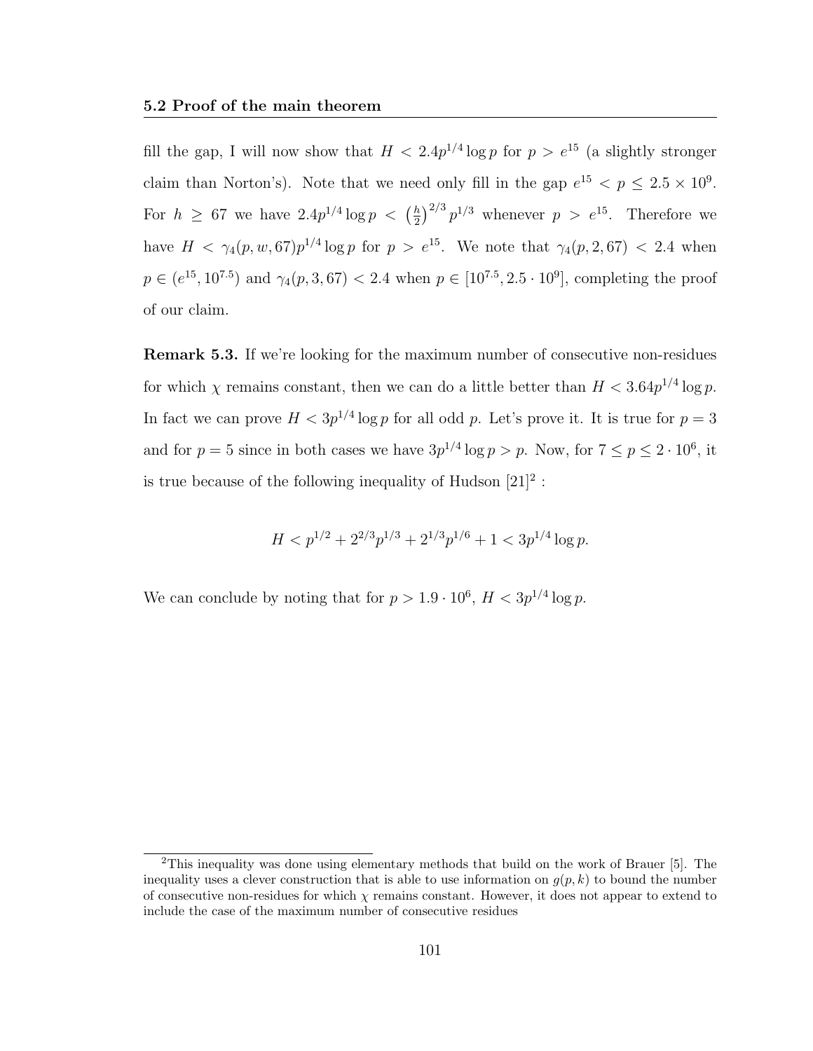fill the gap, I will now show that $H < 2.4p^{1/4}\log p$ for $p > e^{15}$ (a slightly stronger claim than Norton's). Note that we need only fill in the gap $e^{15} < p \leq 2.5 \times 10^9$. For $h \geq 67$ we have $2.4p^{1/4}\log p < \left(\frac{h}{2}\right)^{2/3} p^{1/3}$ whenever $p > e^{15}$. Therefore we have $H < \gamma_4(p, w, 67)p^{1/4}\log p$ for $p > e^{15}$. We note that $\gamma_4(p, 2, 67) < 2.4$ when $p \in (e^{15}, 10^{7.5})$ and $\gamma_4(p, 3, 67) < 2.4$ when $p \in [10^{7.5}, 2.5 \cdot 10^9]$, completing the proof of our claim.

**Remark 5.3.** If we're looking for the maximum number of consecutive non-residues for which $\chi$ remains constant, then we can do a little better than $H < 3.64p^{1/4}\log p$. In fact we can prove $H < 3p^{1/4}\log p$ for all odd $p$. Let's prove it. It is true for $p = 3$ and for $p = 5$ since in both cases we have $3p^{1/4}\log p > p$. Now, for $7 \leq p \leq 2 \cdot 10^6$, it is true because of the following inequality of Hudson [21][2] :

$$H < p^{1/2} + 2^{2/3}p^{1/3} + 2^{1/3}p^{1/6} + 1 < 3p^{1/4}\log p.$$

We can conclude by noting that for $p > 1.9 \cdot 10^6$, $H < 3p^{1/4}\log p$.

---

[2] This inequality was done using elementary methods that build on the work of Brauer [5]. The inequality uses a clever construction that is able to use information on $g(p, k)$ to bound the number of consecutive non-residues for which $\chi$ remains constant. However, it does not appear to extend to include the case of the maximum number of consecutive residues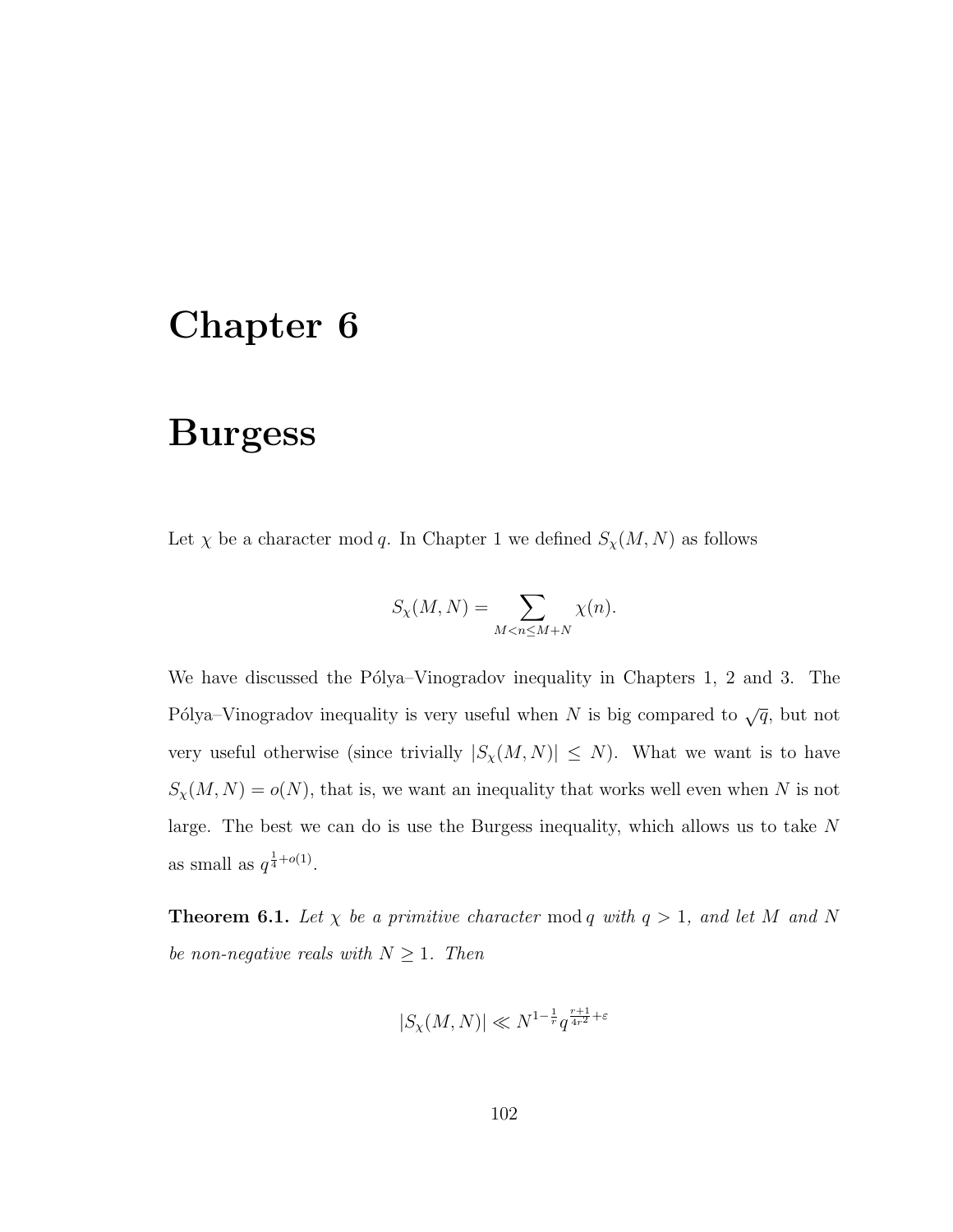# Chapter 6

# Burgess

Let $\chi$ be a character $\bmod\, q$. In Chapter 1 we defined $S_\chi(M, N)$ as follows

$$S_\chi(M,N) = \sum_{M<n\leq M+N} \chi(n).$$

We have discussed the Pólya–Vinogradov inequality in Chapters 1, 2 and 3. The Pólya–Vinogradov inequality is very useful when $N$ is big compared to $\sqrt{q}$, but not very useful otherwise (since trivially $|S_\chi(M,N)| \leq N$). What we want is to have $S_\chi(M,N) = o(N)$, that is, we want an inequality that works well even when $N$ is not large. The best we can do is use the Burgess inequality, which allows us to take $N$ as small as $q^{\frac{1}{4}+o(1)}$.

**Theorem 6.1.** *Let $\chi$ be a primitive character $\bmod\, q$ with $q > 1$, and let $M$ and $N$ be non-negative reals with $N \geq 1$. Then*

$$|S_\chi(M,N)| \ll N^{1-\frac{1}{r}} q^{\frac{r+1}{4r^2}+\varepsilon}$$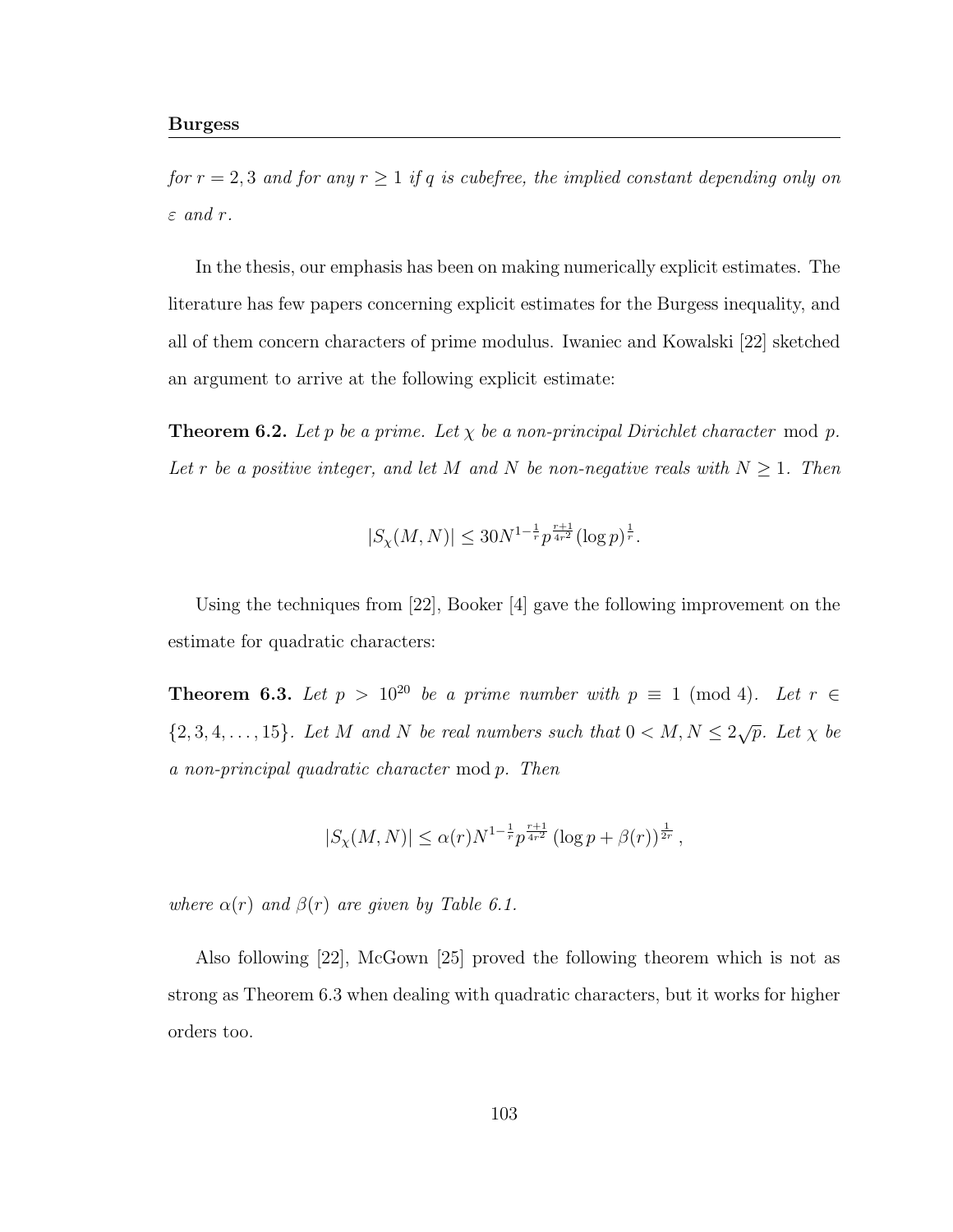*for $r = 2, 3$ and for any $r \geq 1$ if $q$ is cubefree, the implied constant depending only on $\varepsilon$ and $r$.*

In the thesis, our emphasis has been on making numerically explicit estimates. The literature has few papers concerning explicit estimates for the Burgess inequality, and all of them concern characters of prime modulus. Iwaniec and Kowalski [22] sketched an argument to arrive at the following explicit estimate:

**Theorem 6.2.** *Let $p$ be a prime. Let $\chi$ be a non-principal Dirichlet character $\bmod\ p$. Let $r$ be a positive integer, and let $M$ and $N$ be non-negative reals with $N \geq 1$. Then*

$$|S_\chi(M, N)| \leq 30 N^{1-\frac{1}{r}} p^{\frac{r+1}{4r^2}} (\log p)^{\frac{1}{r}}.$$

Using the techniques from [22], Booker [4] gave the following improvement on the estimate for quadratic characters:

**Theorem 6.3.** *Let $p > 10^{20}$ be a prime number with $p \equiv 1 \pmod 4$. Let $r \in \{2, 3, 4, \ldots, 15\}$. Let $M$ and $N$ be real numbers such that $0 < M, N \leq 2\sqrt{p}$. Let $\chi$ be a non-principal quadratic character $\bmod\ p$. Then*

$$|S_\chi(M, N)| \leq \alpha(r) N^{1-\frac{1}{r}} p^{\frac{r+1}{4r^2}} \left(\log p + \beta(r)\right)^{\frac{1}{2r}},$$

*where $\alpha(r)$ and $\beta(r)$ are given by Table 6.1.*

Also following [22], McGown [25] proved the following theorem which is not as strong as Theorem 6.3 when dealing with quadratic characters, but it works for higher orders too.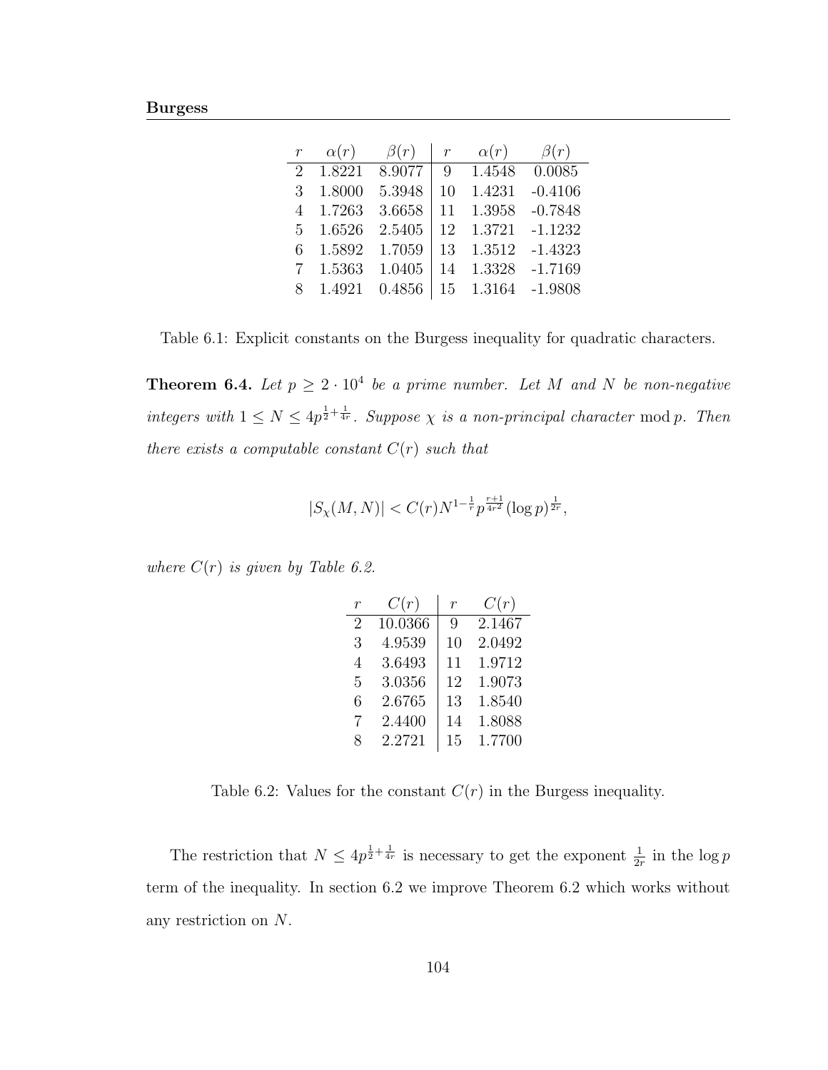| $r$ | $\alpha(r)$ | $\beta(r)$ | $r$ | $\alpha(r)$ | $\beta(r)$ |
|---|---|---|---|---|---|
| 2 | 1.8221 | 8.9077 | 9 | 1.4548 | 0.0085 |
| 3 | 1.8000 | 5.3948 | 10 | 1.4231 | -0.4106 |
| 4 | 1.7263 | 3.6658 | 11 | 1.3958 | -0.7848 |
| 5 | 1.6526 | 2.5405 | 12 | 1.3721 | -1.1232 |
| 6 | 1.5892 | 1.7059 | 13 | 1.3512 | -1.4323 |
| 7 | 1.5363 | 1.0405 | 14 | 1.3328 | -1.7169 |
| 8 | 1.4921 | 0.4856 | 15 | 1.3164 | -1.9808 |

Table 6.1: Explicit constants on the Burgess inequality for quadratic characters.

**Theorem 6.4.** *Let $p \geq 2 \cdot 10^4$ be a prime number. Let $M$ and $N$ be non-negative integers with $1 \leq N \leq 4p^{\frac{1}{2}+\frac{1}{4r}}$. Suppose $\chi$ is a non-principal character* $\bmod p$. *Then there exists a computable constant $C(r)$ such that*

$$|S_\chi(M,N)| < C(r) N^{1-\frac{1}{r}} p^{\frac{r+1}{4r^2}} (\log p)^{\frac{1}{2r}},$$

*where $C(r)$ is given by Table 6.2.*

| $r$ | $C(r)$ | $r$ | $C(r)$ |
|---|---|---|---|
| 2 | 10.0366 | 9 | 2.1467 |
| 3 | 4.9539 | 10 | 2.0492 |
| 4 | 3.6493 | 11 | 1.9712 |
| 5 | 3.0356 | 12 | 1.9073 |
| 6 | 2.6765 | 13 | 1.8540 |
| 7 | 2.4400 | 14 | 1.8088 |
| 8 | 2.2721 | 15 | 1.7700 |

Table 6.2: Values for the constant $C(r)$ in the Burgess inequality.

The restriction that $N \leq 4p^{\frac{1}{2}+\frac{1}{4r}}$ is necessary to get the exponent $\frac{1}{2r}$ in the $\log p$ term of the inequality. In section 6.2 we improve Theorem 6.2 which works without any restriction on $N$.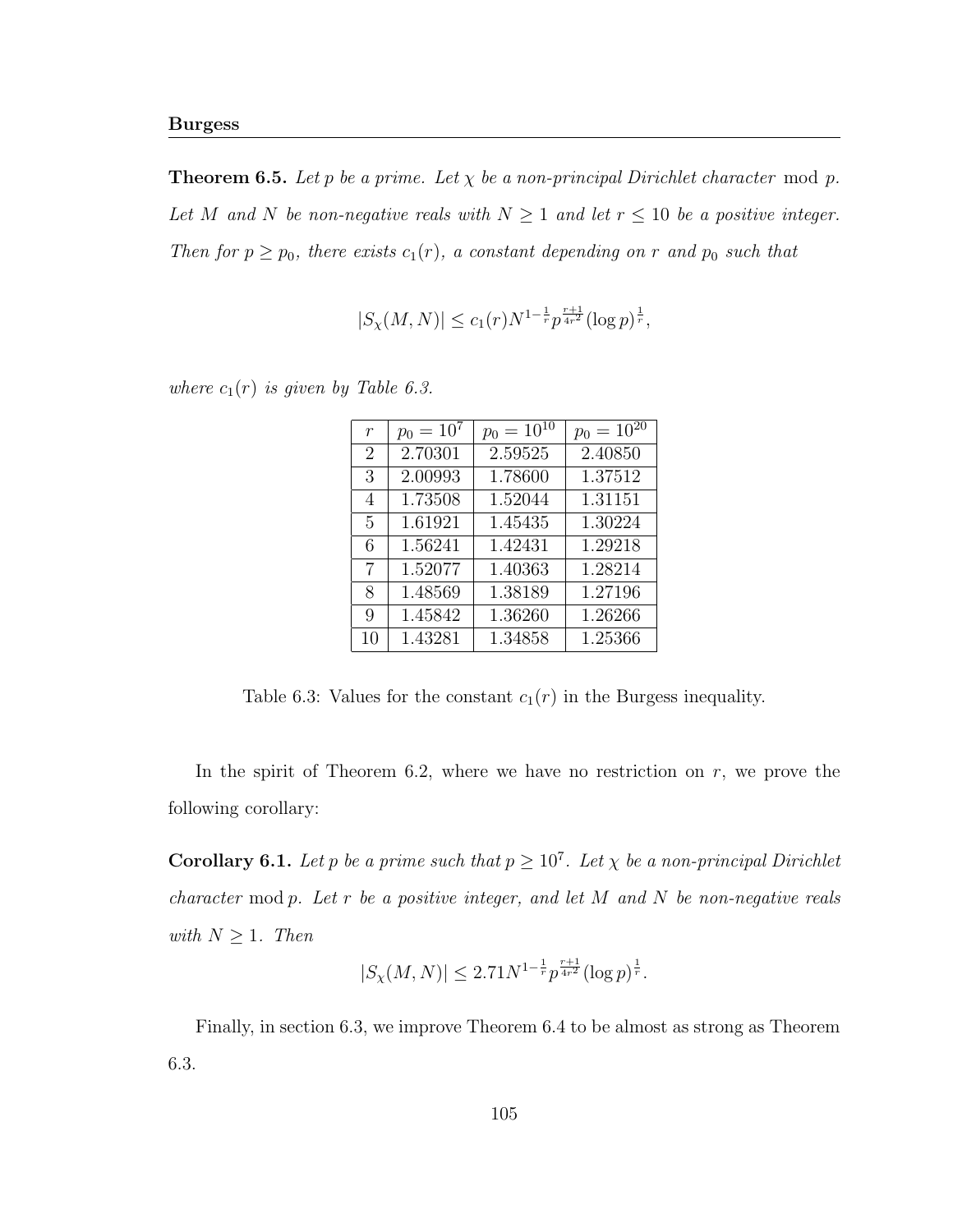**Theorem 6.5.** *Let $p$ be a prime. Let $\chi$ be a non-principal Dirichlet character* mod $p$. *Let $M$ and $N$ be non-negative reals with $N \geq 1$ and let $r \leq 10$ be a positive integer. Then for $p \geq p_0$, there exists $c_1(r)$, a constant depending on $r$ and $p_0$ such that*

$$|S_\chi(M, N)| \leq c_1(r) N^{1-\frac{1}{r}} p^{\frac{r+1}{4r^2}} (\log p)^{\frac{1}{r}},$$

*where $c_1(r)$ is given by Table 6.3.*

| $r$ | $p_0 = 10^7$ | $p_0 = 10^{10}$ | $p_0 = 10^{20}$ |
|---|---|---|---|
| 2 | 2.70301 | 2.59525 | 2.40850 |
| 3 | 2.00993 | 1.78600 | 1.37512 |
| 4 | 1.73508 | 1.52044 | 1.31151 |
| 5 | 1.61921 | 1.45435 | 1.30224 |
| 6 | 1.56241 | 1.42431 | 1.29218 |
| 7 | 1.52077 | 1.40363 | 1.28214 |
| 8 | 1.48569 | 1.38189 | 1.27196 |
| 9 | 1.45842 | 1.36260 | 1.26266 |
| 10 | 1.43281 | 1.34858 | 1.25366 |

Table 6.3: Values for the constant $c_1(r)$ in the Burgess inequality.

In the spirit of Theorem 6.2, where we have no restriction on $r$, we prove the following corollary:

**Corollary 6.1.** *Let $p$ be a prime such that $p \geq 10^7$. Let $\chi$ be a non-principal Dirichlet character* mod $p$. *Let $r$ be a positive integer, and let $M$ and $N$ be non-negative reals with $N \geq 1$. Then*

$$|S_\chi(M, N)| \leq 2.71 N^{1-\frac{1}{r}} p^{\frac{r+1}{4r^2}} (\log p)^{\frac{1}{r}}.$$

Finally, in section 6.3, we improve Theorem 6.4 to be almost as strong as Theorem 6.3.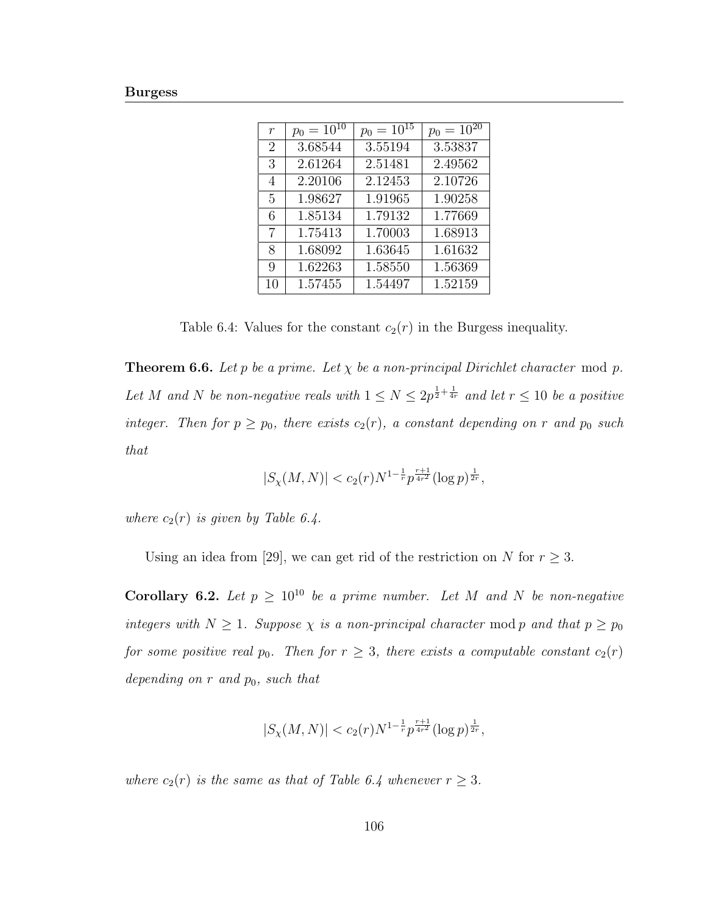| $r$ | $p_0 = 10^{10}$ | $p_0 = 10^{15}$ | $p_0 = 10^{20}$ |
|---|---|---|---|
| 2 | 3.68544 | 3.55194 | 3.53837 |
| 3 | 2.61264 | 2.51481 | 2.49562 |
| 4 | 2.20106 | 2.12453 | 2.10726 |
| 5 | 1.98627 | 1.91965 | 1.90258 |
| 6 | 1.85134 | 1.79132 | 1.77669 |
| 7 | 1.75413 | 1.70003 | 1.68913 |
| 8 | 1.68092 | 1.63645 | 1.61632 |
| 9 | 1.62263 | 1.58550 | 1.56369 |
| 10 | 1.57455 | 1.54497 | 1.52159 |

Table 6.4: Values for the constant $c_2(r)$ in the Burgess inequality.

**Theorem 6.6.** *Let $p$ be a prime. Let $\chi$ be a non-principal Dirichlet character* mod $p$. *Let $M$ and $N$ be non-negative reals with $1 \leq N \leq 2p^{\frac{1}{2}+\frac{1}{4r}}$ and let $r \leq 10$ be a positive integer. Then for $p \geq p_0$, there exists $c_2(r)$, a constant depending on $r$ and $p_0$ such that*

$$|S_\chi(M, N)| < c_2(r) N^{1-\frac{1}{r}} p^{\frac{r+1}{4r^2}} (\log p)^{\frac{1}{2r}},$$

*where $c_2(r)$ is given by Table 6.4.*

Using an idea from [29], we can get rid of the restriction on $N$ for $r \geq 3$.

**Corollary 6.2.** *Let $p \geq 10^{10}$ be a prime number. Let $M$ and $N$ be non-negative integers with $N \geq 1$. Suppose $\chi$ is a non-principal character* mod $p$ *and that $p \geq p_0$ for some positive real $p_0$. Then for $r \geq 3$, there exists a computable constant $c_2(r)$ depending on $r$ and $p_0$, such that*

$$|S_\chi(M, N)| < c_2(r) N^{1-\frac{1}{r}} p^{\frac{r+1}{4r^2}} (\log p)^{\frac{1}{2r}},$$

*where $c_2(r)$ is the same as that of Table 6.4 whenever $r \geq 3$.*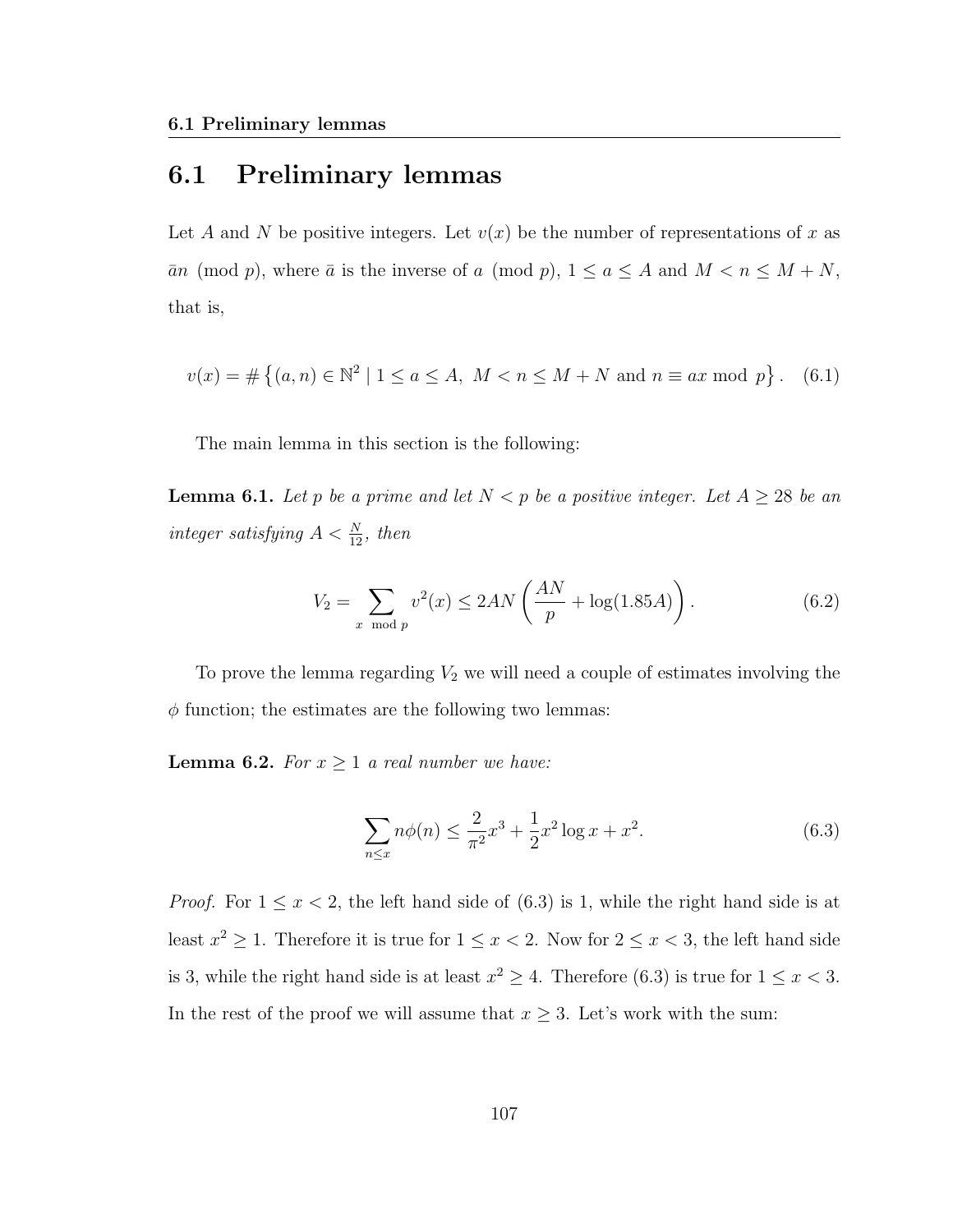## 6.1 Preliminary lemmas

Let $A$ and $N$ be positive integers. Let $v(x)$ be the number of representations of $x$ as $\bar{a}n \pmod p$, where $\bar{a}$ is the inverse of $a \pmod p$, $1 \le a \le A$ and $M < n \le M + N$, that is,

$$v(x) = \#\left\{(a, n) \in \mathbb{N}^2 \mid 1 \le a \le A,\ M < n \le M + N \text{ and } n \equiv ax \bmod p\right\}. \quad (6.1)$$

The main lemma in this section is the following:

**Lemma 6.1.** *Let $p$ be a prime and let $N < p$ be a positive integer. Let $A \ge 28$ be an integer satisfying $A < \frac{N}{12}$, then*

$$V_2 = \sum_{x \bmod p} v^2(x) \le 2AN\left(\frac{AN}{p} + \log(1.85A)\right). \quad (6.2)$$

To prove the lemma regarding $V_2$ we will need a couple of estimates involving the $\phi$ function; the estimates are the following two lemmas:

**Lemma 6.2.** *For $x \ge 1$ a real number we have:*

$$\sum_{n \le x} n\phi(n) \le \frac{2}{\pi^2}x^3 + \frac{1}{2}x^2 \log x + x^2. \quad (6.3)$$

*Proof.* For $1 \le x < 2$, the left hand side of (6.3) is 1, while the right hand side is at least $x^2 \ge 1$. Therefore it is true for $1 \le x < 2$. Now for $2 \le x < 3$, the left hand side is 3, while the right hand side is at least $x^2 \ge 4$. Therefore (6.3) is true for $1 \le x < 3$. In the rest of the proof we will assume that $x \ge 3$. Let's work with the sum: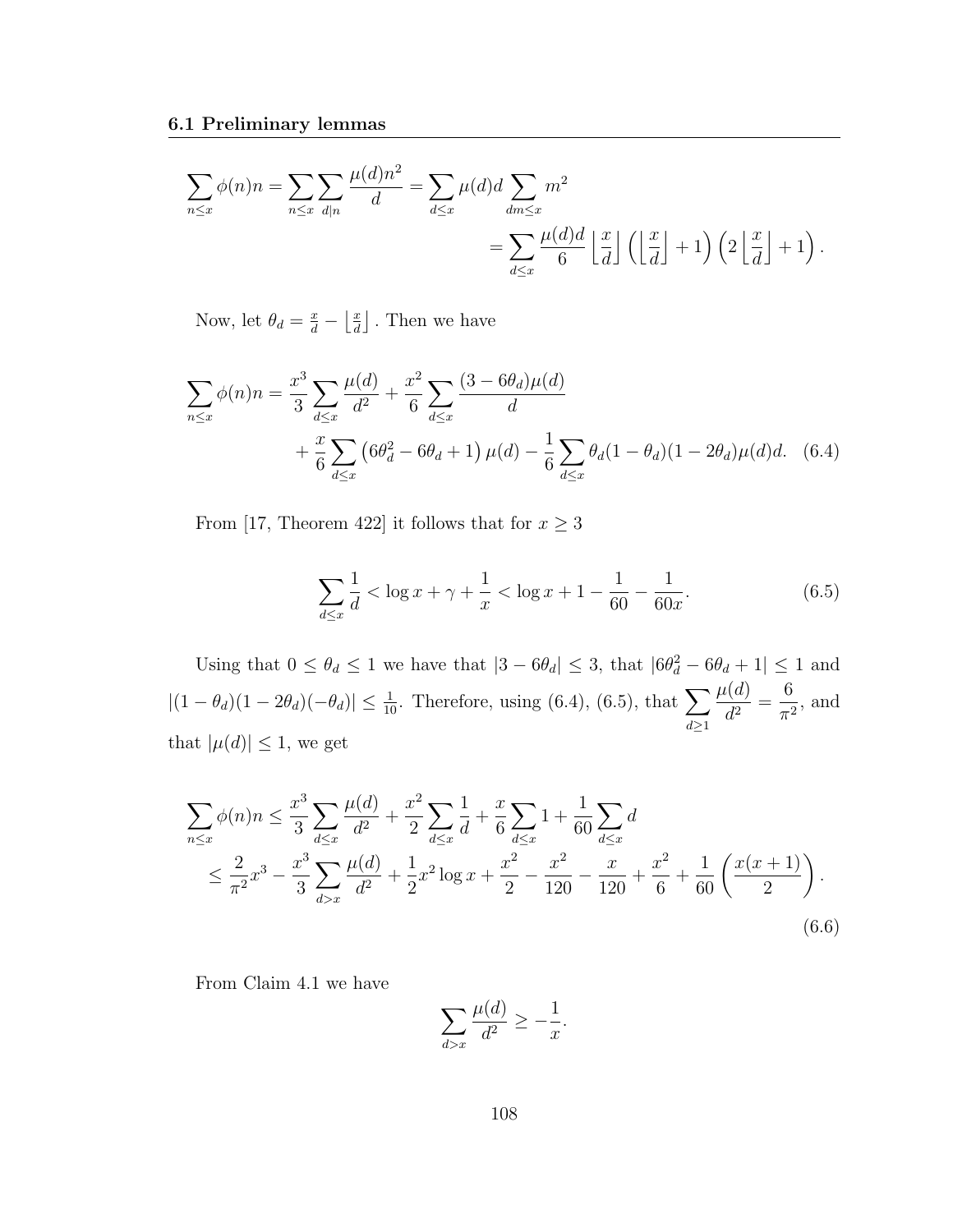### 6.1 Preliminary lemmas

$$\sum_{n\le x}\phi(n)n = \sum_{n\le x}\sum_{d|n}\frac{\mu(d)n^2}{d} = \sum_{d\le x}\mu(d)d\sum_{dm\le x}m^2$$
$$= \sum_{d\le x}\frac{\mu(d)d}{6}\left\lfloor\frac{x}{d}\right\rfloor\left(\left\lfloor\frac{x}{d}\right\rfloor+1\right)\left(2\left\lfloor\frac{x}{d}\right\rfloor+1\right).$$

Now, let $\theta_d = \frac{x}{d} - \left\lfloor\frac{x}{d}\right\rfloor$. Then we have

$$\sum_{n\le x}\phi(n)n = \frac{x^3}{3}\sum_{d\le x}\frac{\mu(d)}{d^2} + \frac{x^2}{6}\sum_{d\le x}\frac{(3-6\theta_d)\mu(d)}{d}$$
$$+\frac{x}{6}\sum_{d\le x}\left(6\theta_d^2-6\theta_d+1\right)\mu(d) - \frac{1}{6}\sum_{d\le x}\theta_d(1-\theta_d)(1-2\theta_d)\mu(d)d. \quad (6.4)$$

From [17, Theorem 422] it follows that for $x\ge 3$

$$\sum_{d\le x}\frac{1}{d} < \log x + \gamma + \frac{1}{x} < \log x + 1 - \frac{1}{60} - \frac{1}{60x}. \quad (6.5)$$

Using that $0\le\theta_d\le 1$ we have that $|3-6\theta_d|\le 3$, that $|6\theta_d^2-6\theta_d+1|\le 1$ and $|(1-\theta_d)(1-2\theta_d)(-\theta_d)|\le\frac{1}{10}$. Therefore, using (6.4), (6.5), that $\displaystyle\sum_{d\ge 1}\frac{\mu(d)}{d^2}=\frac{6}{\pi^2}$, and that $|\mu(d)|\le 1$, we get

$$\sum_{n\le x}\phi(n)n \le \frac{x^3}{3}\sum_{d\le x}\frac{\mu(d)}{d^2} + \frac{x^2}{2}\sum_{d\le x}\frac{1}{d} + \frac{x}{6}\sum_{d\le x}1 + \frac{1}{60}\sum_{d\le x}d$$
$$\le \frac{2}{\pi^2}x^3 - \frac{x^3}{3}\sum_{d>x}\frac{\mu(d)}{d^2} + \frac{1}{2}x^2\log x + \frac{x^2}{2} - \frac{x^2}{120} - \frac{x}{120} + \frac{x^2}{6} + \frac{1}{60}\left(\frac{x(x+1)}{2}\right). \quad (6.6)$$

From Claim 4.1 we have

$$\sum_{d>x}\frac{\mu(d)}{d^2} \ge -\frac{1}{x}.$$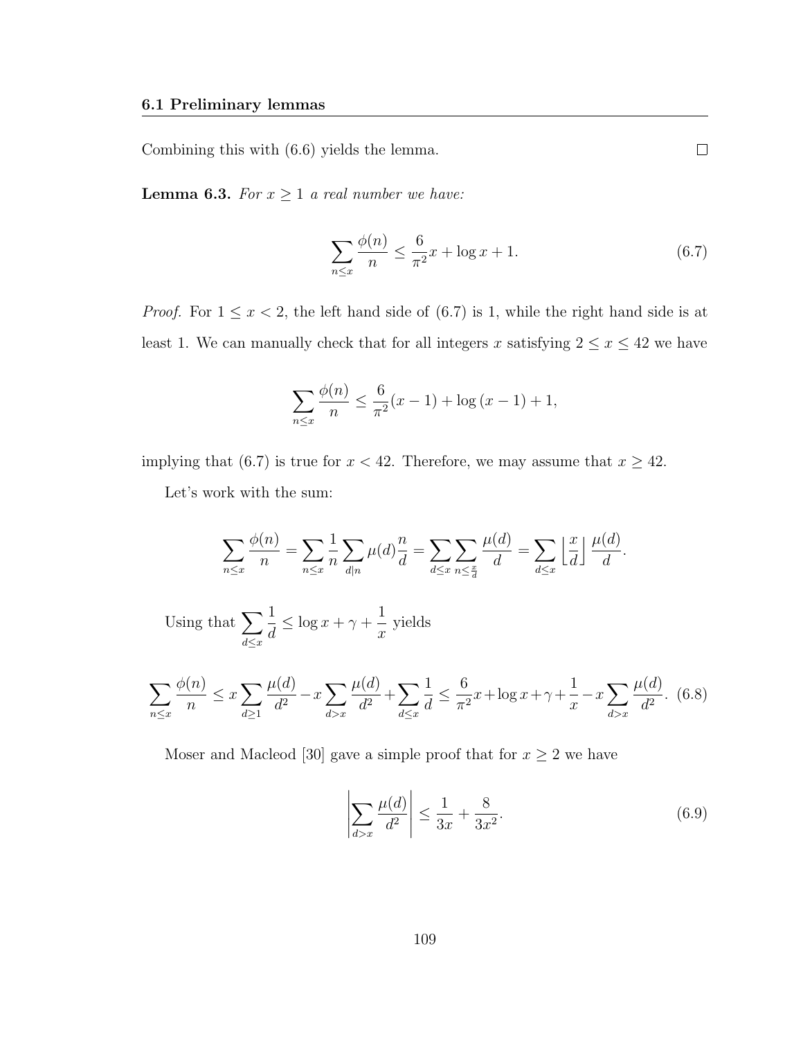Combining this with (6.6) yields the lemma. $\square$

**Lemma 6.3.** *For $x \geq 1$ a real number we have:*

$$\sum_{n \leq x} \frac{\phi(n)}{n} \leq \frac{6}{\pi^2} x + \log x + 1. \tag{6.7}$$

*Proof.* For $1 \leq x < 2$, the left hand side of (6.7) is 1, while the right hand side is at least 1. We can manually check that for all integers $x$ satisfying $2 \leq x \leq 42$ we have

$$\sum_{n \leq x} \frac{\phi(n)}{n} \leq \frac{6}{\pi^2}(x-1) + \log(x-1) + 1,$$

implying that (6.7) is true for $x < 42$. Therefore, we may assume that $x \geq 42$.

Let's work with the sum:

$$\sum_{n \leq x} \frac{\phi(n)}{n} = \sum_{n \leq x} \frac{1}{n} \sum_{d \mid n} \mu(d) \frac{n}{d} = \sum_{d \leq x} \sum_{n \leq \frac{x}{d}} \frac{\mu(d)}{d} = \sum_{d \leq x} \left\lfloor \frac{x}{d} \right\rfloor \frac{\mu(d)}{d}.$$

Using that $\displaystyle\sum_{d \leq x} \frac{1}{d} \leq \log x + \gamma + \frac{1}{x}$ yields

$$\sum_{n \leq x} \frac{\phi(n)}{n} \leq x \sum_{d \geq 1} \frac{\mu(d)}{d^2} - x \sum_{d > x} \frac{\mu(d)}{d^2} + \sum_{d \leq x} \frac{1}{d} \leq \frac{6}{\pi^2} x + \log x + \gamma + \frac{1}{x} - x \sum_{d > x} \frac{\mu(d)}{d^2}. \tag{6.8}$$

Moser and Macleod [30] gave a simple proof that for $x \geq 2$ we have

$$\left| \sum_{d > x} \frac{\mu(d)}{d^2} \right| \leq \frac{1}{3x} + \frac{8}{3x^2}. \tag{6.9}$$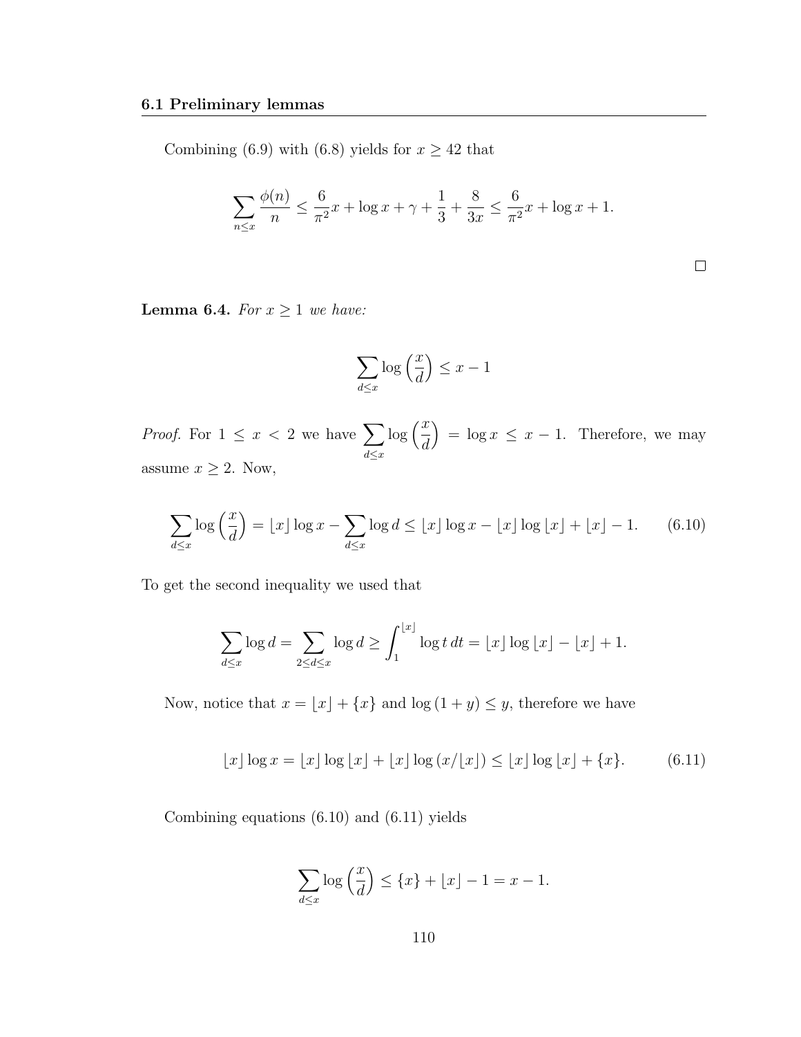Combining (6.9) with (6.8) yields for $x \geq 42$ that

$$\sum_{n \leq x} \frac{\phi(n)}{n} \leq \frac{6}{\pi^2} x + \log x + \gamma + \frac{1}{3} + \frac{8}{3x} \leq \frac{6}{\pi^2} x + \log x + 1.$$

□

**Lemma 6.4.** *For $x \geq 1$ we have:*

$$\sum_{d \leq x} \log\left(\frac{x}{d}\right) \leq x - 1$$

*Proof.* For $1 \leq x < 2$ we have $\sum_{d \leq x} \log\left(\frac{x}{d}\right) = \log x \leq x - 1$. Therefore, we may assume $x \geq 2$. Now,

$$\sum_{d \leq x} \log\left(\frac{x}{d}\right) = \lfloor x \rfloor \log x - \sum_{d \leq x} \log d \leq \lfloor x \rfloor \log x - \lfloor x \rfloor \log \lfloor x \rfloor + \lfloor x \rfloor - 1. \tag{6.10}$$

To get the second inequality we used that

$$\sum_{d \leq x} \log d = \sum_{2 \leq d \leq x} \log d \geq \int_1^{\lfloor x \rfloor} \log t \, dt = \lfloor x \rfloor \log \lfloor x \rfloor - \lfloor x \rfloor + 1.$$

Now, notice that $x = \lfloor x \rfloor + \{x\}$ and $\log(1 + y) \leq y$, therefore we have

$$\lfloor x \rfloor \log x = \lfloor x \rfloor \log \lfloor x \rfloor + \lfloor x \rfloor \log(x / \lfloor x \rfloor) \leq \lfloor x \rfloor \log \lfloor x \rfloor + \{x\}. \tag{6.11}$$

Combining equations (6.10) and (6.11) yields

$$\sum_{d \leq x} \log\left(\frac{x}{d}\right) \leq \{x\} + \lfloor x \rfloor - 1 = x - 1.$$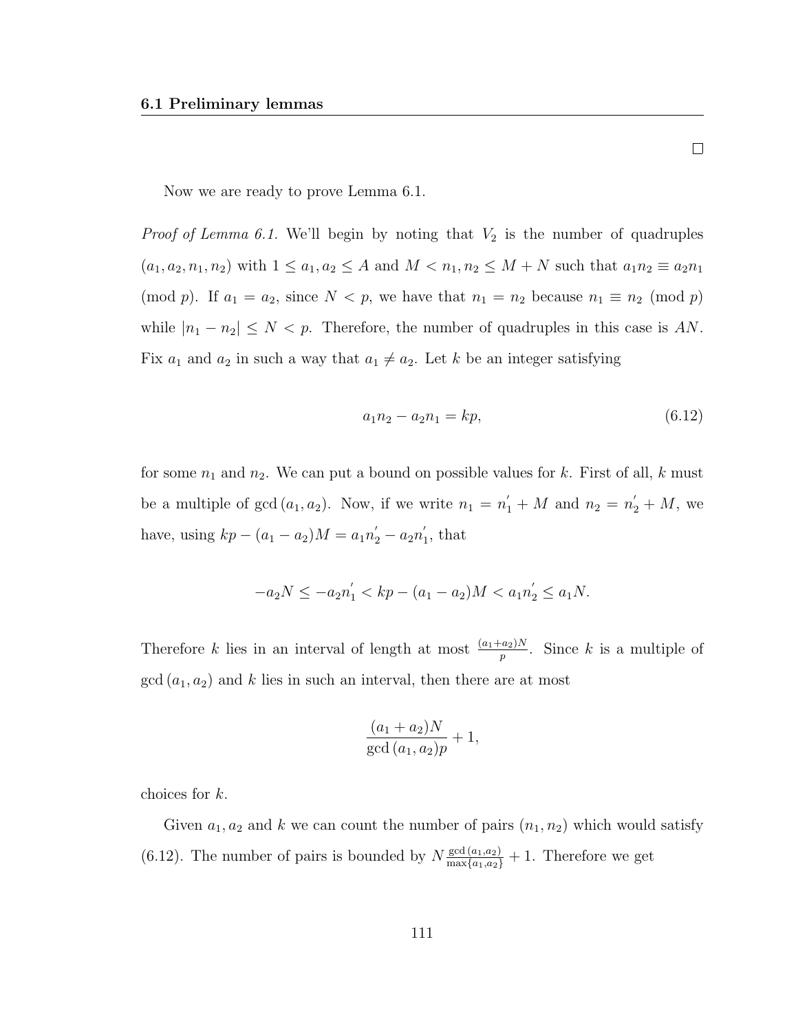□

Now we are ready to prove Lemma 6.1.

*Proof of Lemma 6.1.* We'll begin by noting that $V_2$ is the number of quadruples $(a_1, a_2, n_1, n_2)$ with $1 \le a_1, a_2 \le A$ and $M < n_1, n_2 \le M + N$ such that $a_1 n_2 \equiv a_2 n_1 \pmod{p}$. If $a_1 = a_2$, since $N < p$, we have that $n_1 = n_2$ because $n_1 \equiv n_2 \pmod{p}$ while $|n_1 - n_2| \le N < p$. Therefore, the number of quadruples in this case is $AN$. Fix $a_1$ and $a_2$ in such a way that $a_1 \neq a_2$. Let $k$ be an integer satisfying

$$a_1 n_2 - a_2 n_1 = kp, \tag{6.12}$$

for some $n_1$ and $n_2$. We can put a bound on possible values for $k$. First of all, $k$ must be a multiple of $\gcd(a_1, a_2)$. Now, if we write $n_1 = n_1' + M$ and $n_2 = n_2' + M$, we have, using $kp - (a_1 - a_2)M = a_1 n_2' - a_2 n_1'$, that

$$-a_2 N \le -a_2 n_1' < kp - (a_1 - a_2)M < a_1 n_2' \le a_1 N.$$

Therefore $k$ lies in an interval of length at most $\frac{(a_1+a_2)N}{p}$. Since $k$ is a multiple of $\gcd(a_1, a_2)$ and $k$ lies in such an interval, then there are at most

$$\frac{(a_1 + a_2)N}{\gcd(a_1, a_2)p} + 1,$$

choices for $k$.

Given $a_1, a_2$ and $k$ we can count the number of pairs $(n_1, n_2)$ which would satisfy (6.12). The number of pairs is bounded by $N \frac{\gcd(a_1,a_2)}{\max\{a_1,a_2\}} + 1$. Therefore we get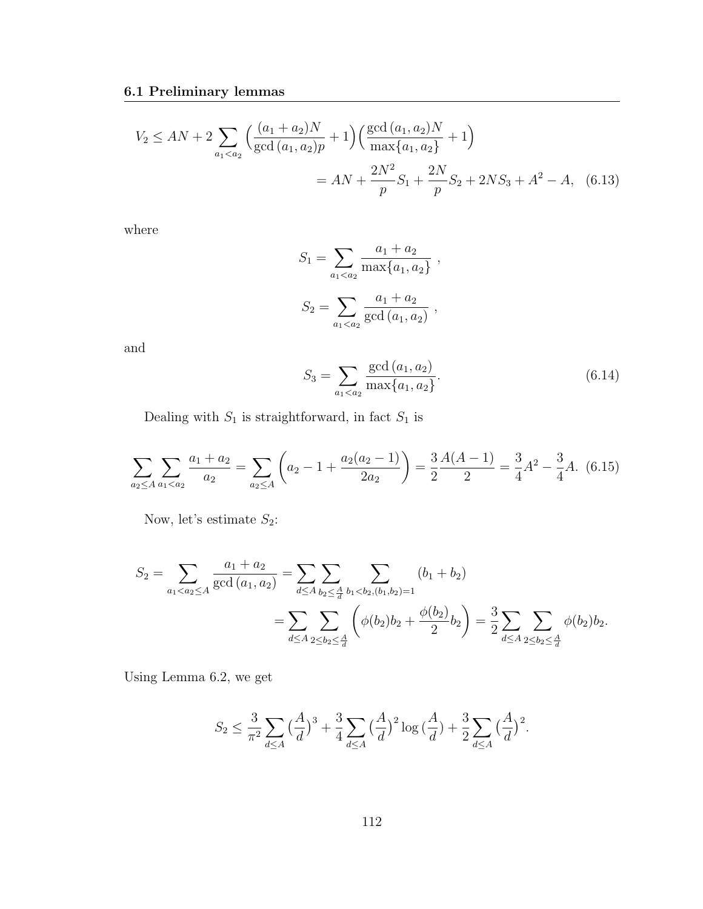$$V_2 \leq AN + 2\sum_{a_1<a_2}\Big(\frac{(a_1+a_2)N}{\gcd(a_1,a_2)p}+1\Big)\Big(\frac{\gcd(a_1,a_2)N}{\max\{a_1,a_2\}}+1\Big)$$

$$= AN + \frac{2N^2}{p}S_1 + \frac{2N}{p}S_2 + 2NS_3 + A^2 - A, \quad (6.13)$$

where

$$S_1 = \sum_{a_1<a_2}\frac{a_1+a_2}{\max\{a_1,a_2\}}\ ,$$

$$S_2 = \sum_{a_1<a_2}\frac{a_1+a_2}{\gcd(a_1,a_2)}\ ,$$

and

$$S_3 = \sum_{a_1<a_2}\frac{\gcd(a_1,a_2)}{\max\{a_1,a_2\}}. \quad (6.14)$$

Dealing with $S_1$ is straightforward, in fact $S_1$ is

$$\sum_{a_2\leq A}\sum_{a_1<a_2}\frac{a_1+a_2}{a_2} = \sum_{a_2\leq A}\left(a_2-1+\frac{a_2(a_2-1)}{2a_2}\right) = \frac{3}{2}\frac{A(A-1)}{2} = \frac{3}{4}A^2 - \frac{3}{4}A. \quad (6.15)$$

Now, let's estimate $S_2$:

$$S_2 = \sum_{a_1<a_2\leq A}\frac{a_1+a_2}{\gcd(a_1,a_2)} = \sum_{d\leq A}\sum_{b_2\leq\frac{A}{d}}\sum_{b_1<b_2,(b_1,b_2)=1}(b_1+b_2)$$

$$= \sum_{d\leq A}\sum_{2\leq b_2\leq\frac{A}{d}}\left(\phi(b_2)b_2 + \frac{\phi(b_2)}{2}b_2\right) = \frac{3}{2}\sum_{d\leq A}\sum_{2\leq b_2\leq\frac{A}{d}}\phi(b_2)b_2.$$

Using Lemma 6.2, we get

$$S_2 \leq \frac{3}{\pi^2}\sum_{d\leq A}\big(\frac{A}{d}\big)^3 + \frac{3}{4}\sum_{d\leq A}\big(\frac{A}{d}\big)^2\log\big(\frac{A}{d}\big) + \frac{3}{2}\sum_{d\leq A}\big(\frac{A}{d}\big)^2.$$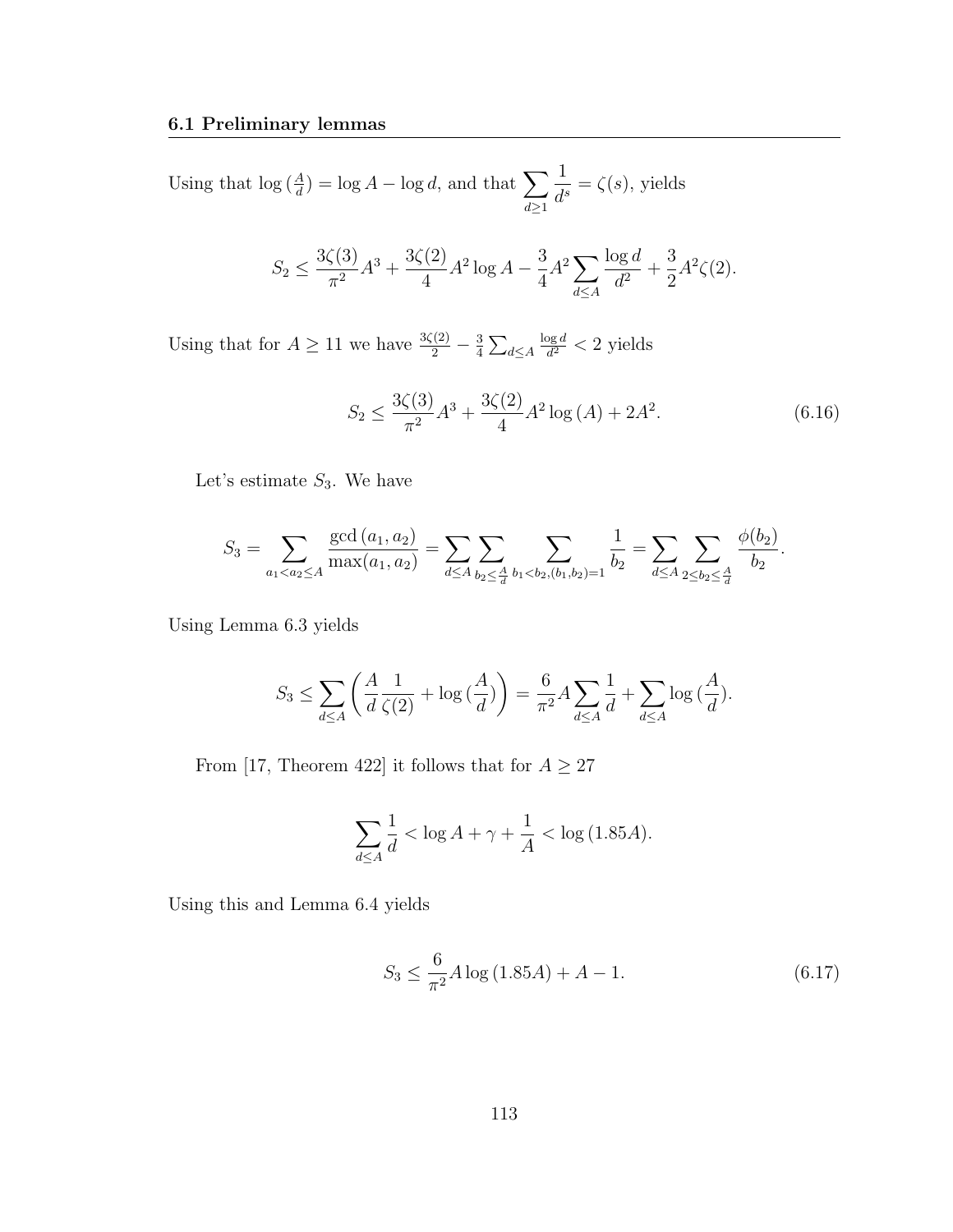Using that $\log\left(\frac{A}{d}\right) = \log A - \log d$, and that $\sum_{d \geq 1} \frac{1}{d^s} = \zeta(s)$, yields

$$S_2 \leq \frac{3\zeta(3)}{\pi^2} A^3 + \frac{3\zeta(2)}{4} A^2 \log A - \frac{3}{4} A^2 \sum_{d \leq A} \frac{\log d}{d^2} + \frac{3}{2} A^2 \zeta(2).$$

Using that for $A \geq 11$ we have $\frac{3\zeta(2)}{2} - \frac{3}{4} \sum_{d \leq A} \frac{\log d}{d^2} < 2$ yields

$$S_2 \leq \frac{3\zeta(3)}{\pi^2} A^3 + \frac{3\zeta(2)}{4} A^2 \log(A) + 2A^2. \tag{6.16}$$

Let's estimate $S_3$. We have

$$S_3 = \sum_{a_1 < a_2 \leq A} \frac{\gcd(a_1, a_2)}{\max(a_1, a_2)} = \sum_{d \leq A} \sum_{b_2 \leq \frac{A}{d}} \sum_{b_1 < b_2, (b_1, b_2) = 1} \frac{1}{b_2} = \sum_{d \leq A} \sum_{2 \leq b_2 \leq \frac{A}{d}} \frac{\phi(b_2)}{b_2}.$$

Using Lemma 6.3 yields

$$S_3 \leq \sum_{d \leq A} \left( \frac{A}{d} \frac{1}{\zeta(2)} + \log\left(\frac{A}{d}\right) \right) = \frac{6}{\pi^2} A \sum_{d \leq A} \frac{1}{d} + \sum_{d \leq A} \log\left(\frac{A}{d}\right).$$

From [17, Theorem 422] it follows that for $A \geq 27$

$$\sum_{d \leq A} \frac{1}{d} < \log A + \gamma + \frac{1}{A} < \log(1.85A).$$

Using this and Lemma 6.4 yields

$$S_3 \leq \frac{6}{\pi^2} A \log(1.85A) + A - 1. \tag{6.17}$$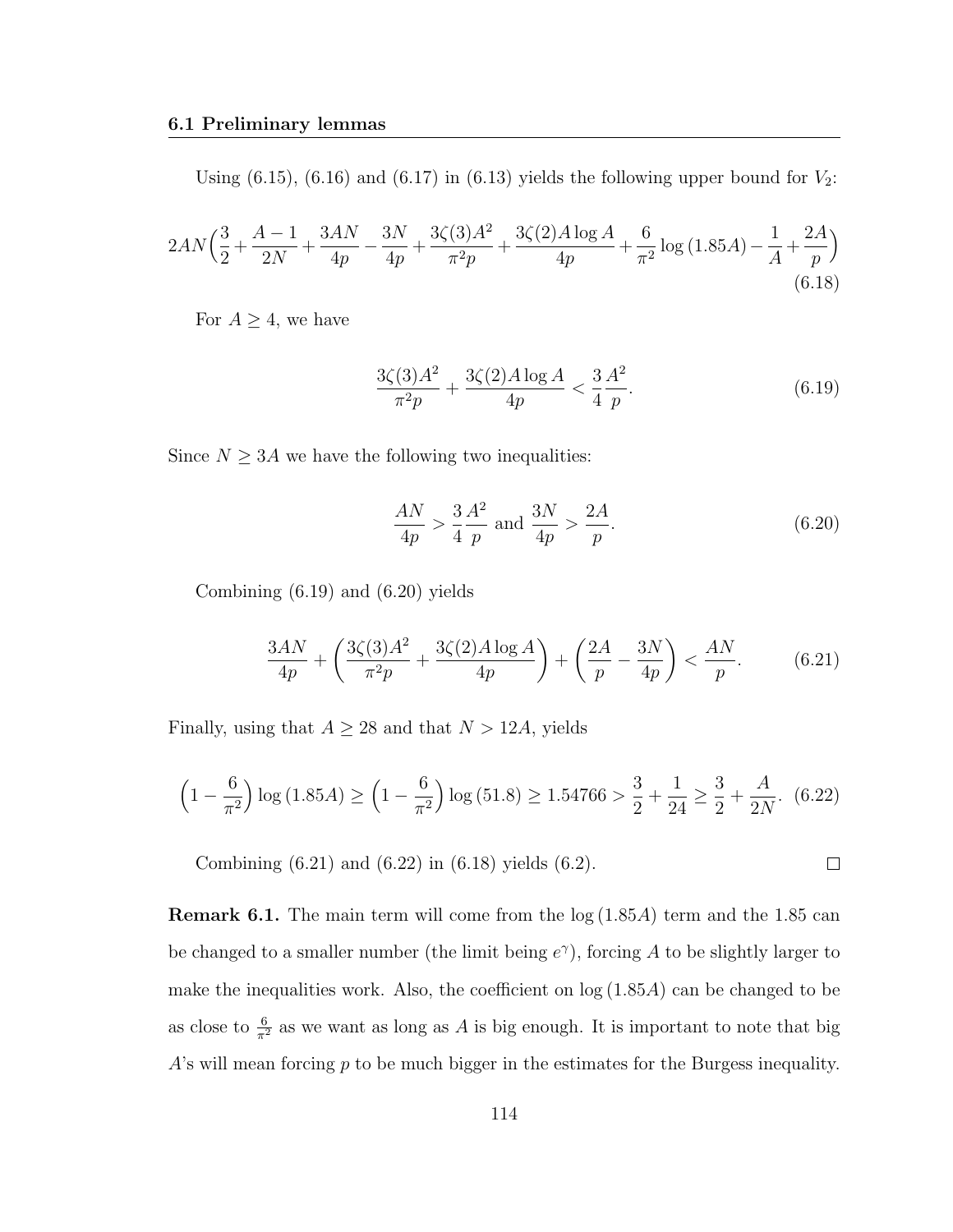Using (6.15), (6.16) and (6.17) in (6.13) yields the following upper bound for $V_2$:

$$2AN\Big(\frac{3}{2}+\frac{A-1}{2N}+\frac{3AN}{4p}-\frac{3N}{4p}+\frac{3\zeta(3)A^2}{\pi^2 p}+\frac{3\zeta(2)A\log A}{4p}+\frac{6}{\pi^2}\log(1.85A)-\frac{1}{A}+\frac{2A}{p}\Big) \tag{6.18}$$

For $A \geq 4$, we have

$$\frac{3\zeta(3)A^2}{\pi^2 p}+\frac{3\zeta(2)A\log A}{4p} < \frac{3}{4}\frac{A^2}{p}. \tag{6.19}$$

Since $N \geq 3A$ we have the following two inequalities:

$$\frac{AN}{4p} > \frac{3}{4}\frac{A^2}{p} \text{ and } \frac{3N}{4p} > \frac{2A}{p}. \tag{6.20}$$

Combining (6.19) and (6.20) yields

$$\frac{3AN}{4p}+\left(\frac{3\zeta(3)A^2}{\pi^2 p}+\frac{3\zeta(2)A\log A}{4p}\right)+\left(\frac{2A}{p}-\frac{3N}{4p}\right) < \frac{AN}{p}. \tag{6.21}$$

Finally, using that $A \geq 28$ and that $N > 12A$, yields

$$\Big(1-\frac{6}{\pi^2}\Big)\log(1.85A) \geq \Big(1-\frac{6}{\pi^2}\Big)\log(51.8) \geq 1.54766 > \frac{3}{2}+\frac{1}{24} \geq \frac{3}{2}+\frac{A}{2N}. \tag{6.22}$$

Combining (6.21) and (6.22) in (6.18) yields (6.2). □

**Remark 6.1.** The main term will come from the $\log(1.85A)$ term and the 1.85 can be changed to a smaller number (the limit being $e^\gamma$), forcing $A$ to be slightly larger to make the inequalities work. Also, the coefficient on $\log(1.85A)$ can be changed to be as close to $\frac{6}{\pi^2}$ as we want as long as $A$ is big enough. It is important to note that big $A$'s will mean forcing $p$ to be much bigger in the estimates for the Burgess inequality.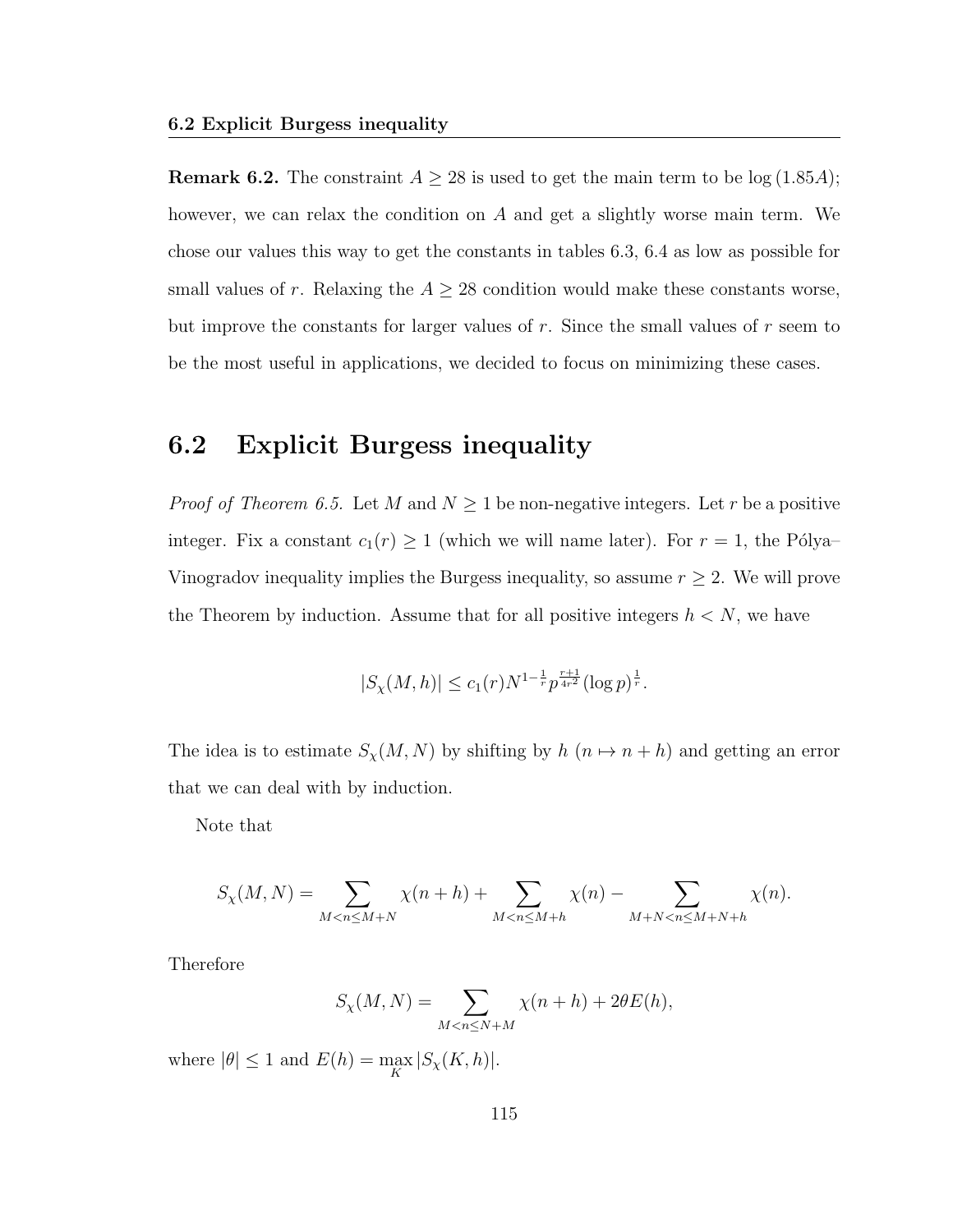**Remark 6.2.** The constraint $A \geq 28$ is used to get the main term to be $\log(1.85A)$; however, we can relax the condition on $A$ and get a slightly worse main term. We chose our values this way to get the constants in tables 6.3, 6.4 as low as possible for small values of $r$. Relaxing the $A \geq 28$ condition would make these constants worse, but improve the constants for larger values of $r$. Since the small values of $r$ seem to be the most useful in applications, we decided to focus on minimizing these cases.

## 6.2 Explicit Burgess inequality

*Proof of Theorem 6.5.* Let $M$ and $N \geq 1$ be non-negative integers. Let $r$ be a positive integer. Fix a constant $c_1(r) \geq 1$ (which we will name later). For $r = 1$, the Pólya–Vinogradov inequality implies the Burgess inequality, so assume $r \geq 2$. We will prove the Theorem by induction. Assume that for all positive integers $h < N$, we have

$$|S_\chi(M, h)| \leq c_1(r) N^{1-\frac{1}{r}} p^{\frac{r+1}{4r^2}} (\log p)^{\frac{1}{r}}.$$

The idea is to estimate $S_\chi(M, N)$ by shifting by $h$ ($n \mapsto n + h$) and getting an error that we can deal with by induction.

Note that

$$S_\chi(M, N) = \sum_{M < n \leq M+N} \chi(n + h) + \sum_{M < n \leq M+h} \chi(n) - \sum_{M+N < n \leq M+N+h} \chi(n).$$

Therefore

$$S_\chi(M, N) = \sum_{M < n \leq N+M} \chi(n + h) + 2\theta E(h),$$

where $|\theta| \leq 1$ and $E(h) = \max_K |S_\chi(K, h)|$.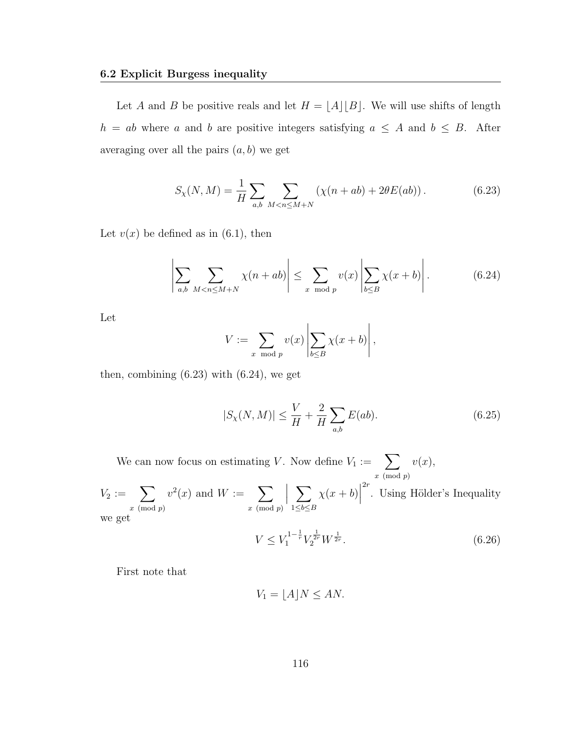**6.2 Explicit Burgess inequality**

Let $A$ and $B$ be positive reals and let $H = \lfloor A \rfloor \lfloor B \rfloor$. We will use shifts of length $h = ab$ where $a$ and $b$ are positive integers satisfying $a \leq A$ and $b \leq B$. After averaging over all the pairs $(a, b)$ we get

$$S_\chi(N, M) = \frac{1}{H} \sum_{a,b} \sum_{M<n\leq M+N} \left(\chi(n + ab) + 2\theta E(ab)\right). \tag{6.23}$$

Let $v(x)$ be defined as in (6.1), then

$$\left| \sum_{a,b} \sum_{M<n\leq M+N} \chi(n + ab) \right| \leq \sum_{x \mod p} v(x) \left| \sum_{b \leq B} \chi(x + b) \right|. \tag{6.24}$$

Let

$$V := \sum_{x \mod p} v(x) \left| \sum_{b \leq B} \chi(x + b) \right|,$$

then, combining (6.23) with (6.24), we get

$$|S_\chi(N, M)| \leq \frac{V}{H} + \frac{2}{H} \sum_{a,b} E(ab). \tag{6.25}$$

We can now focus on estimating $V$. Now define $V_1 := \sum_{x \pmod p} v(x)$, $V_2 := \sum_{x \pmod p} v^2(x)$ and $W := \sum_{x \pmod p} \Big| \sum_{1 \leq b \leq B} \chi(x + b) \Big|^{2r}$. Using Hölder's Inequality we get

$$V \leq V_1^{1-\frac{1}{r}} V_2^{\frac{1}{2r}} W^{\frac{1}{2r}}. \tag{6.26}$$

First note that

$$V_1 = \lfloor A \rfloor N \leq AN.$$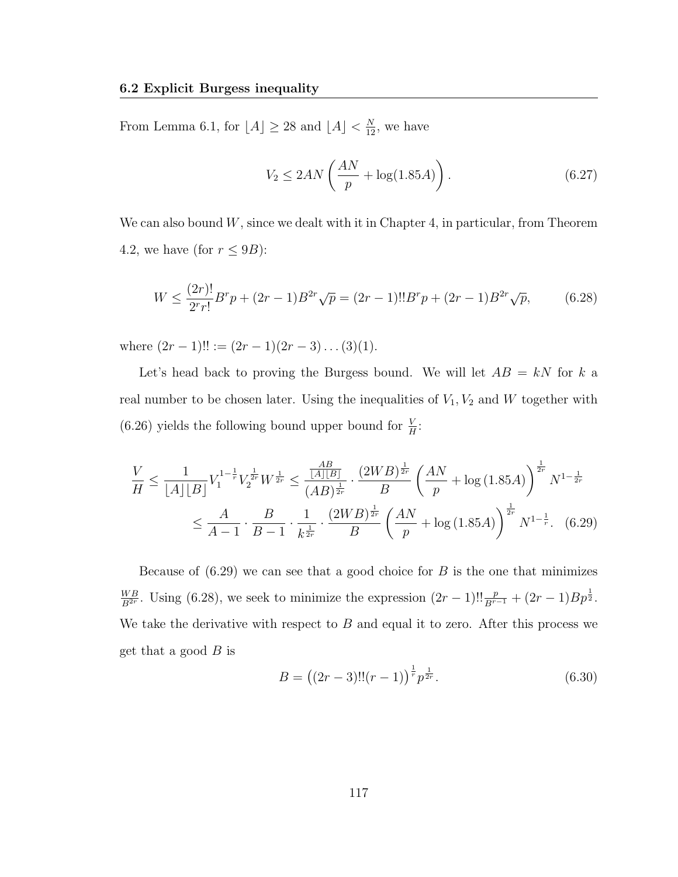### 6.2 Explicit Burgess inequality

From Lemma 6.1, for $\lfloor A \rfloor \geq 28$ and $\lfloor A \rfloor < \frac{N}{12}$, we have

$$V_2 \leq 2AN\left(\frac{AN}{p} + \log(1.85A)\right). \tag{6.27}$$

We can also bound $W$, since we dealt with it in Chapter 4, in particular, from Theorem 4.2, we have (for $r \leq 9B$):

$$W \leq \frac{(2r)!}{2^r r!}B^r p + (2r-1)B^{2r}\sqrt{p} = (2r-1)!!B^r p + (2r-1)B^{2r}\sqrt{p}, \tag{6.28}$$

where $(2r-1)!! := (2r-1)(2r-3)\ldots(3)(1)$.

Let's head back to proving the Burgess bound. We will let $AB = kN$ for $k$ a real number to be chosen later. Using the inequalities of $V_1, V_2$ and $W$ together with (6.26) yields the following bound upper bound for $\frac{V}{H}$:

$$\begin{aligned}\frac{V}{H} &\leq \frac{1}{\lfloor A \rfloor \lfloor B \rfloor}V_1^{1-\frac{1}{r}}V_2^{\frac{1}{2r}}W^{\frac{1}{2r}} \leq \frac{\frac{AB}{\lfloor A \rfloor \lfloor B \rfloor}}{(AB)^{\frac{1}{2r}}} \cdot \frac{(2WB)^{\frac{1}{2r}}}{B}\left(\frac{AN}{p} + \log(1.85A)\right)^{\frac{1}{2r}} N^{1-\frac{1}{2r}} \\ &\leq \frac{A}{A-1} \cdot \frac{B}{B-1} \cdot \frac{1}{k^{\frac{1}{2r}}} \cdot \frac{(2WB)^{\frac{1}{2r}}}{B}\left(\frac{AN}{p} + \log(1.85A)\right)^{\frac{1}{2r}} N^{1-\frac{1}{r}}. \quad (6.29)\end{aligned}$$

Because of (6.29) we can see that a good choice for $B$ is the one that minimizes $\frac{WB}{B^{2r}}$. Using (6.28), we seek to minimize the expression $(2r-1)!!\frac{p}{B^{r-1}} + (2r-1)Bp^{\frac{1}{2}}$. We take the derivative with respect to $B$ and equal it to zero. After this process we get that a good $B$ is

$$B = \left((2r-3)!!(r-1)\right)^{\frac{1}{r}} p^{\frac{1}{2r}}. \tag{6.30}$$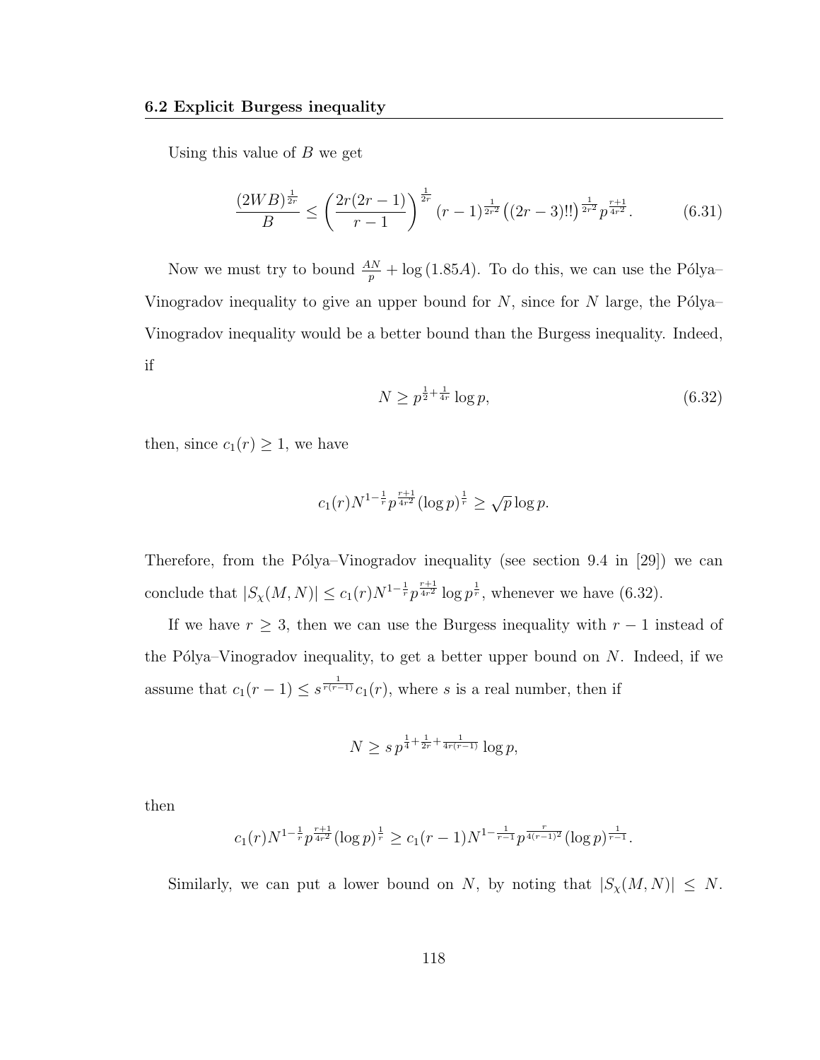Using this value of $B$ we get

$$\frac{(2WB)^{\frac{1}{2r}}}{B} \leq \left(\frac{2r(2r-1)}{r-1}\right)^{\frac{1}{2r}} (r-1)^{\frac{1}{2r^2}} \left((2r-3)!!\right)^{\frac{1}{2r^2}} p^{\frac{r+1}{4r^2}}. \tag{6.31}$$

Now we must try to bound $\frac{AN}{p} + \log(1.85A)$. To do this, we can use the Pólya–Vinogradov inequality to give an upper bound for $N$, since for $N$ large, the Pólya–Vinogradov inequality would be a better bound than the Burgess inequality. Indeed, if

$$N \geq p^{\frac{1}{2}+\frac{1}{4r}} \log p, \tag{6.32}$$

then, since $c_1(r) \geq 1$, we have

$$c_1(r) N^{1-\frac{1}{r}} p^{\frac{r+1}{4r^2}} (\log p)^{\frac{1}{r}} \geq \sqrt{p} \log p.$$

Therefore, from the Pólya–Vinogradov inequality (see section 9.4 in [29]) we can conclude that $|S_\chi(M,N)| \leq c_1(r) N^{1-\frac{1}{r}} p^{\frac{r+1}{4r^2}} \log p^{\frac{1}{r}}$, whenever we have (6.32).

If we have $r \geq 3$, then we can use the Burgess inequality with $r-1$ instead of the Pólya–Vinogradov inequality, to get a better upper bound on $N$. Indeed, if we assume that $c_1(r-1) \leq s^{\frac{1}{r(r-1)}} c_1(r)$, where $s$ is a real number, then if

$$N \geq s\, p^{\frac{1}{4}+\frac{1}{2r}+\frac{1}{4r(r-1)}} \log p,$$

then

$$c_1(r) N^{1-\frac{1}{r}} p^{\frac{r+1}{4r^2}} (\log p)^{\frac{1}{r}} \geq c_1(r-1) N^{1-\frac{1}{r-1}} p^{\frac{r}{4(r-1)^2}} (\log p)^{\frac{1}{r-1}}.$$

Similarly, we can put a lower bound on $N$, by noting that $|S_\chi(M,N)| \leq N$.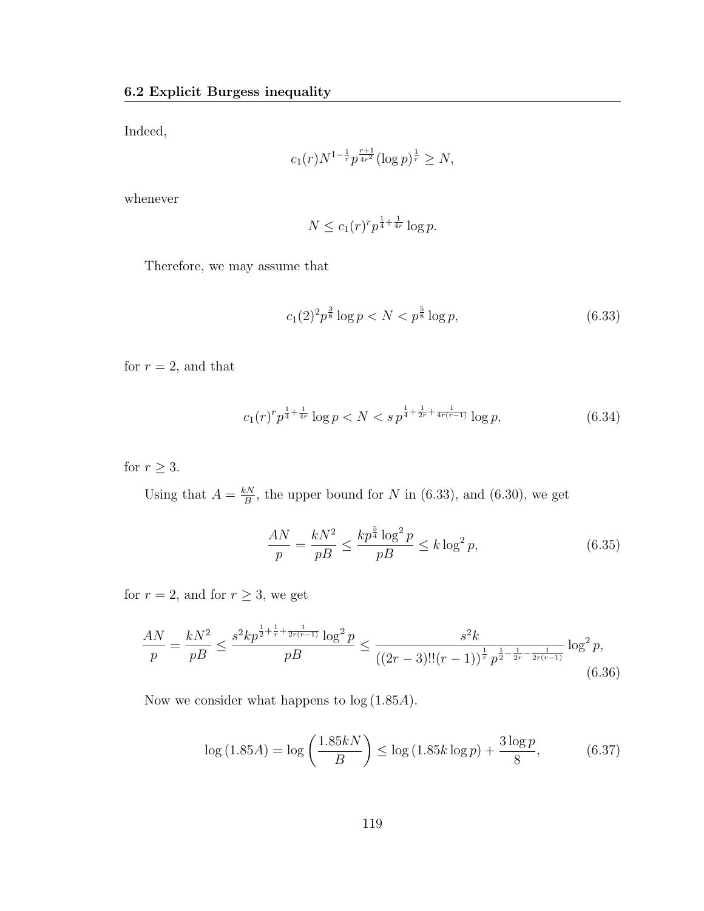Indeed,

$$c_1(r)N^{1-\frac{1}{r}}p^{\frac{r+1}{4r^2}}(\log p)^{\frac{1}{r}} \geq N,$$

whenever

$$N \leq c_1(r)^r p^{\frac{1}{4}+\frac{1}{4r}} \log p.$$

Therefore, we may assume that

$$c_1(2)^2 p^{\frac{3}{8}} \log p < N < p^{\frac{5}{8}} \log p, \tag{6.33}$$

for $r = 2$, and that

$$c_1(r)^r p^{\frac{1}{4}+\frac{1}{4r}} \log p < N < s\, p^{\frac{1}{4}+\frac{1}{2r}+\frac{1}{4r(r-1)}} \log p, \tag{6.34}$$

for $r \geq 3$.

Using that $A = \frac{kN}{B}$, the upper bound for $N$ in (6.33), and (6.30), we get

$$\frac{AN}{p} = \frac{kN^2}{pB} \leq \frac{kp^{\frac{5}{4}} \log^2 p}{pB} \leq k \log^2 p, \tag{6.35}$$

for $r = 2$, and for $r \geq 3$, we get

$$\frac{AN}{p} = \frac{kN^2}{pB} \leq \frac{s^2 kp^{\frac{1}{2}+\frac{1}{r}+\frac{1}{2r(r-1)}} \log^2 p}{pB} \leq \frac{s^2 k}{((2r-3)!!(r-1))^{\frac{1}{r}}\, p^{\frac{1}{2}-\frac{1}{2r}-\frac{1}{2r(r-1)}}} \log^2 p, \tag{6.36}$$

Now we consider what happens to $\log(1.85A)$.

$$\log(1.85A) = \log\left(\frac{1.85kN}{B}\right) \leq \log(1.85k \log p) + \frac{3 \log p}{8}, \tag{6.37}$$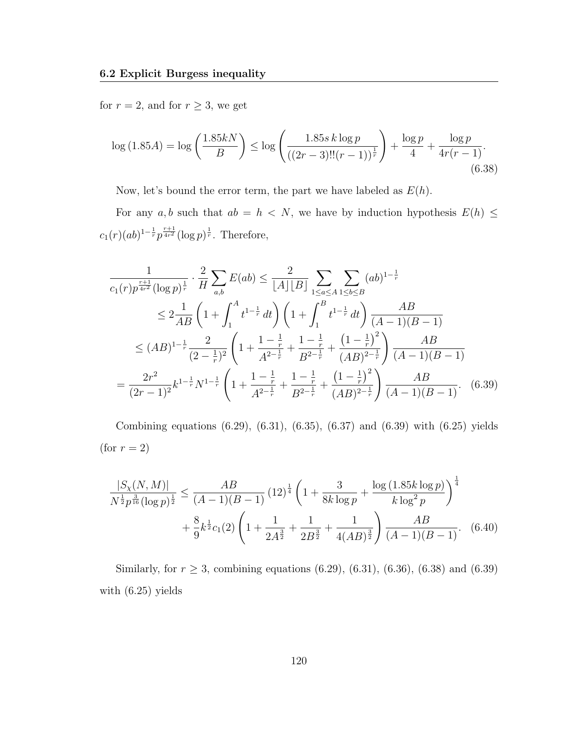for $r = 2$, and for $r \geq 3$, we get

$$\log(1.85A) = \log\left(\frac{1.85kN}{B}\right) \leq \log\left(\frac{1.85s\,k\log p}{((2r-3)!!(r-1))^{\frac{1}{r}}}\right) + \frac{\log p}{4} + \frac{\log p}{4r(r-1)}. \tag{6.38}$$

Now, let's bound the error term, the part we have labeled as $E(h)$.

For any $a, b$ such that $ab = h < N$, we have by induction hypothesis $E(h) \leq c_1(r)(ab)^{1-\frac{1}{r}} p^{\frac{r+1}{4r^2}} (\log p)^{\frac{1}{r}}$. Therefore,

$$\begin{aligned}
\frac{1}{c_1(r) p^{\frac{r+1}{4r^2}} (\log p)^{\frac{1}{r}}} \cdot \frac{2}{H} \sum_{a,b} E(ab) &\leq \frac{2}{\lfloor A \rfloor \lfloor B \rfloor} \sum_{1 \leq a \leq A} \sum_{1 \leq b \leq B} (ab)^{1-\frac{1}{r}} \\
&\leq 2\frac{1}{AB}\left(1 + \int_1^A t^{1-\frac{1}{r}}\,dt\right)\left(1 + \int_1^B t^{1-\frac{1}{r}}\,dt\right)\frac{AB}{(A-1)(B-1)} \\
&\leq (AB)^{1-\frac{1}{r}} \frac{2}{(2-\frac{1}{r})^2}\left(1 + \frac{1-\frac{1}{r}}{A^{2-\frac{1}{r}}} + \frac{1-\frac{1}{r}}{B^{2-\frac{1}{r}}} + \frac{\left(1-\frac{1}{r}\right)^2}{(AB)^{2-\frac{1}{r}}}\right)\frac{AB}{(A-1)(B-1)} \\
&= \frac{2r^2}{(2r-1)^2} k^{1-\frac{1}{r}} N^{1-\frac{1}{r}} \left(1 + \frac{1-\frac{1}{r}}{A^{2-\frac{1}{r}}} + \frac{1-\frac{1}{r}}{B^{2-\frac{1}{r}}} + \frac{\left(1-\frac{1}{r}\right)^2}{(AB)^{2-\frac{1}{r}}}\right)\frac{AB}{(A-1)(B-1)}.
\end{aligned} \tag{6.39}$$

Combining equations (6.29), (6.31), (6.35), (6.37) and (6.39) with (6.25) yields (for $r = 2$)

$$\begin{aligned}
\frac{|S_\chi(N,M)|}{N^{\frac{1}{2}} p^{\frac{3}{16}} (\log p)^{\frac{1}{2}}} &\leq \frac{AB}{(A-1)(B-1)} (12)^{\frac{1}{4}} \left(1 + \frac{3}{8k\log p} + \frac{\log(1.85k\log p)}{k\log^2 p}\right)^{\frac{1}{4}} \\
&\quad + \frac{8}{9} k^{\frac{1}{2}} c_1(2) \left(1 + \frac{1}{2A^{\frac{3}{2}}} + \frac{1}{2B^{\frac{3}{2}}} + \frac{1}{4(AB)^{\frac{3}{2}}}\right) \frac{AB}{(A-1)(B-1)}.
\end{aligned} \tag{6.40}$$

Similarly, for $r \geq 3$, combining equations (6.29), (6.31), (6.36), (6.38) and (6.39) with (6.25) yields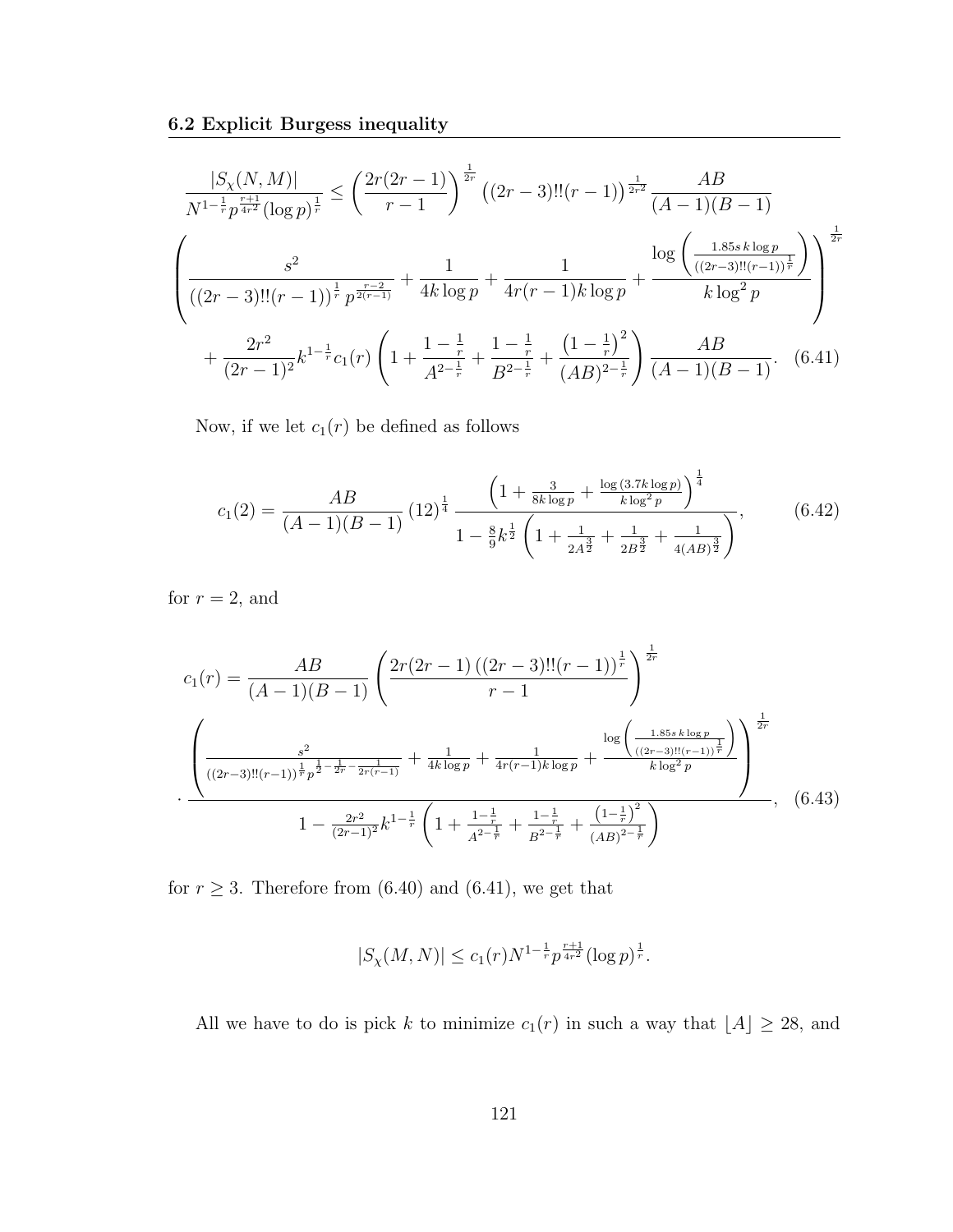$$\frac{|S_\chi(N,M)|}{N^{1-\frac{1}{r}}p^{\frac{r+1}{4r^2}}(\log p)^{\frac{1}{r}}} \leq \left(\frac{2r(2r-1)}{r-1}\right)^{\frac{1}{2r}} \left((2r-3)!!(r-1)\right)^{\frac{1}{2r^2}} \frac{AB}{(A-1)(B-1)}$$

$$\left(\frac{s^2}{((2r-3)!!(r-1))^{\frac{1}{r}}\, p^{\frac{r-2}{2(r-1)}}} + \frac{1}{4k\log p} + \frac{1}{4r(r-1)k\log p} + \frac{\log\left(\frac{1.85s\,k\log p}{((2r-3)!!(r-1))^{\frac{1}{r}}}\right)}{k\log^2 p}\right)^{\frac{1}{2r}}$$

$$+ \frac{2r^2}{(2r-1)^2}k^{1-\frac{1}{r}}c_1(r)\left(1 + \frac{1-\frac{1}{r}}{A^{2-\frac{1}{r}}} + \frac{1-\frac{1}{r}}{B^{2-\frac{1}{r}}} + \frac{\left(1-\frac{1}{r}\right)^2}{(AB)^{2-\frac{1}{r}}}\right)\frac{AB}{(A-1)(B-1)}. \quad (6.41)$$

Now, if we let $c_1(r)$ be defined as follows

$$c_1(2) = \frac{AB}{(A-1)(B-1)}\,(12)^{\frac{1}{4}}\,\frac{\left(1 + \frac{3}{8k\log p} + \frac{\log(3.7k\log p)}{k\log^2 p}\right)^{\frac{1}{4}}}{1 - \frac{8}{9}k^{\frac{1}{2}}\left(1 + \frac{1}{2A^{\frac{3}{2}}} + \frac{1}{2B^{\frac{3}{2}}} + \frac{1}{4(AB)^{\frac{3}{2}}}\right)}, \quad (6.42)$$

for $r = 2$, and

$$c_1(r) = \frac{AB}{(A-1)(B-1)}\left(\frac{2r(2r-1)\left((2r-3)!!(r-1)\right)^{\frac{1}{r}}}{r-1}\right)^{\frac{1}{2r}}$$

$$\cdot\frac{\left(\frac{s^2}{((2r-3)!!(r-1))^{\frac{1}{r}}p^{\frac{1}{2}-\frac{1}{2r}-\frac{1}{2r(r-1)}}} + \frac{1}{4k\log p} + \frac{1}{4r(r-1)k\log p} + \frac{\log\left(\frac{1.85s\,k\log p}{((2r-3)!!(r-1))^{\frac{1}{r}}}\right)}{k\log^2 p}\right)^{\frac{1}{2r}}}{1 - \frac{2r^2}{(2r-1)^2}k^{1-\frac{1}{r}}\left(1 + \frac{1-\frac{1}{r}}{A^{2-\frac{1}{r}}} + \frac{1-\frac{1}{r}}{B^{2-\frac{1}{r}}} + \frac{\left(1-\frac{1}{r}\right)^2}{(AB)^{2-\frac{1}{r}}}\right)}, \quad (6.43)$$

for $r \geq 3$. Therefore from (6.40) and (6.41), we get that

$$|S_\chi(M,N)| \leq c_1(r)N^{1-\frac{1}{r}}p^{\frac{r+1}{4r^2}}(\log p)^{\frac{1}{r}}.$$

All we have to do is pick $k$ to minimize $c_1(r)$ in such a way that $\lfloor A\rfloor \geq 28$, and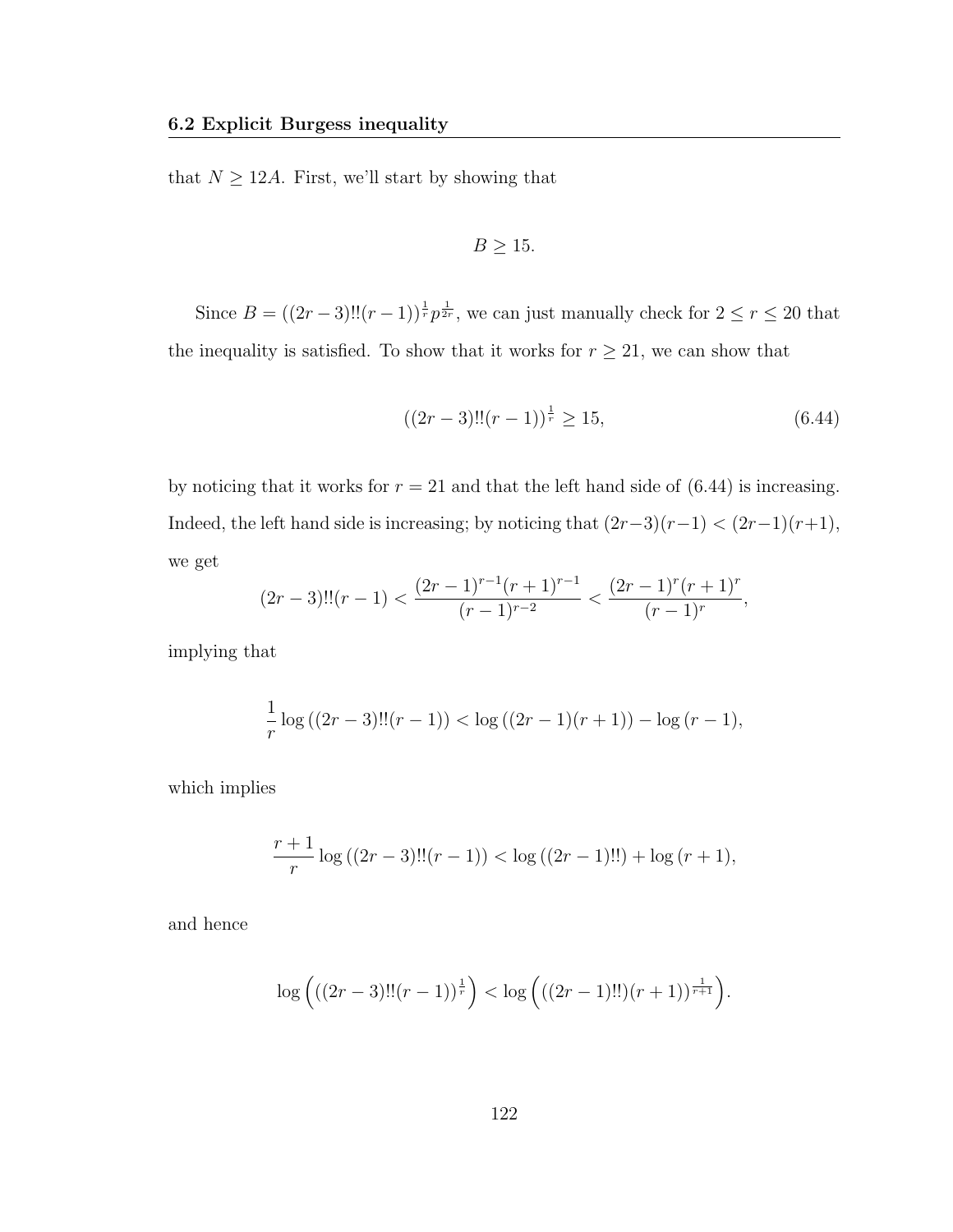that $N \geq 12A$. First, we'll start by showing that

$$B \geq 15.$$

Since $B = ((2r-3)!!(r-1))^{\frac{1}{r}} p^{\frac{1}{2r}}$, we can just manually check for $2 \leq r \leq 20$ that the inequality is satisfied. To show that it works for $r \geq 21$, we can show that

$$((2r-3)!!(r-1))^{\frac{1}{r}} \geq 15, \tag{6.44}$$

by noticing that it works for $r = 21$ and that the left hand side of (6.44) is increasing. Indeed, the left hand side is increasing; by noticing that $(2r-3)(r-1) < (2r-1)(r+1)$, we get

$$(2r-3)!!(r-1) < \frac{(2r-1)^{r-1}(r+1)^{r-1}}{(r-1)^{r-2}} < \frac{(2r-1)^r(r+1)^r}{(r-1)^r},$$

implying that

$$\frac{1}{r} \log\left((2r-3)!!(r-1)\right) < \log\left((2r-1)(r+1)\right) - \log\left(r-1\right),$$

which implies

$$\frac{r+1}{r} \log\left((2r-3)!!(r-1)\right) < \log\left((2r-1)!!\right) + \log\left(r+1\right),$$

and hence

$$\log\left(((2r-3)!!(r-1))^{\frac{1}{r}}\right) < \log\left(((2r-1)!!)(r+1))^{\frac{1}{r+1}}\right).$$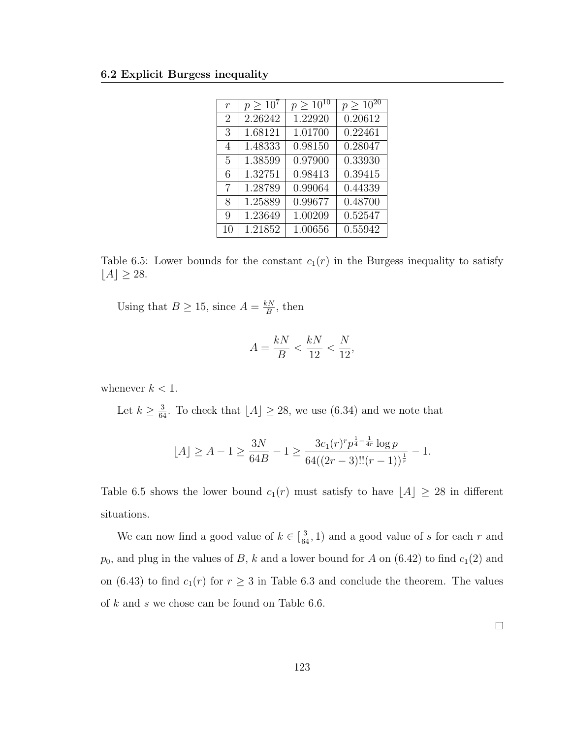| $r$ | $p \geq 10^7$ | $p \geq 10^{10}$ | $p \geq 10^{20}$ |
|---|---|---|---|
| 2 | 2.26242 | 1.22920 | 0.20612 |
| 3 | 1.68121 | 1.01700 | 0.22461 |
| 4 | 1.48333 | 0.98150 | 0.28047 |
| 5 | 1.38599 | 0.97900 | 0.33930 |
| 6 | 1.32751 | 0.98413 | 0.39415 |
| 7 | 1.28789 | 0.99064 | 0.44339 |
| 8 | 1.25889 | 0.99677 | 0.48700 |
| 9 | 1.23649 | 1.00209 | 0.52547 |
| 10 | 1.21852 | 1.00656 | 0.55942 |

Table 6.5: Lower bounds for the constant $c_1(r)$ in the Burgess inequality to satisfy $\lfloor A \rfloor \geq 28$.

Using that $B \geq 15$, since $A = \frac{kN}{B}$, then

$$A = \frac{kN}{B} < \frac{kN}{12} < \frac{N}{12},$$

whenever $k < 1$.

Let $k \geq \frac{3}{64}$. To check that $\lfloor A \rfloor \geq 28$, we use (6.34) and we note that

$$\lfloor A \rfloor \geq A - 1 \geq \frac{3N}{64B} - 1 \geq \frac{3c_1(r)^r p^{\frac{1}{4}-\frac{1}{4r}} \log p}{64((2r-3)!!(r-1))^{\frac{1}{r}}} - 1.$$

Table 6.5 shows the lower bound $c_1(r)$ must satisfy to have $\lfloor A \rfloor \geq 28$ in different situations.

We can now find a good value of $k \in [\frac{3}{64}, 1)$ and a good value of $s$ for each $r$ and $p_0$, and plug in the values of $B$, $k$ and a lower bound for $A$ on (6.42) to find $c_1(2)$ and on (6.43) to find $c_1(r)$ for $r \geq 3$ in Table 6.3 and conclude the theorem. The values of $k$ and $s$ we chose can be found on Table 6.6.

□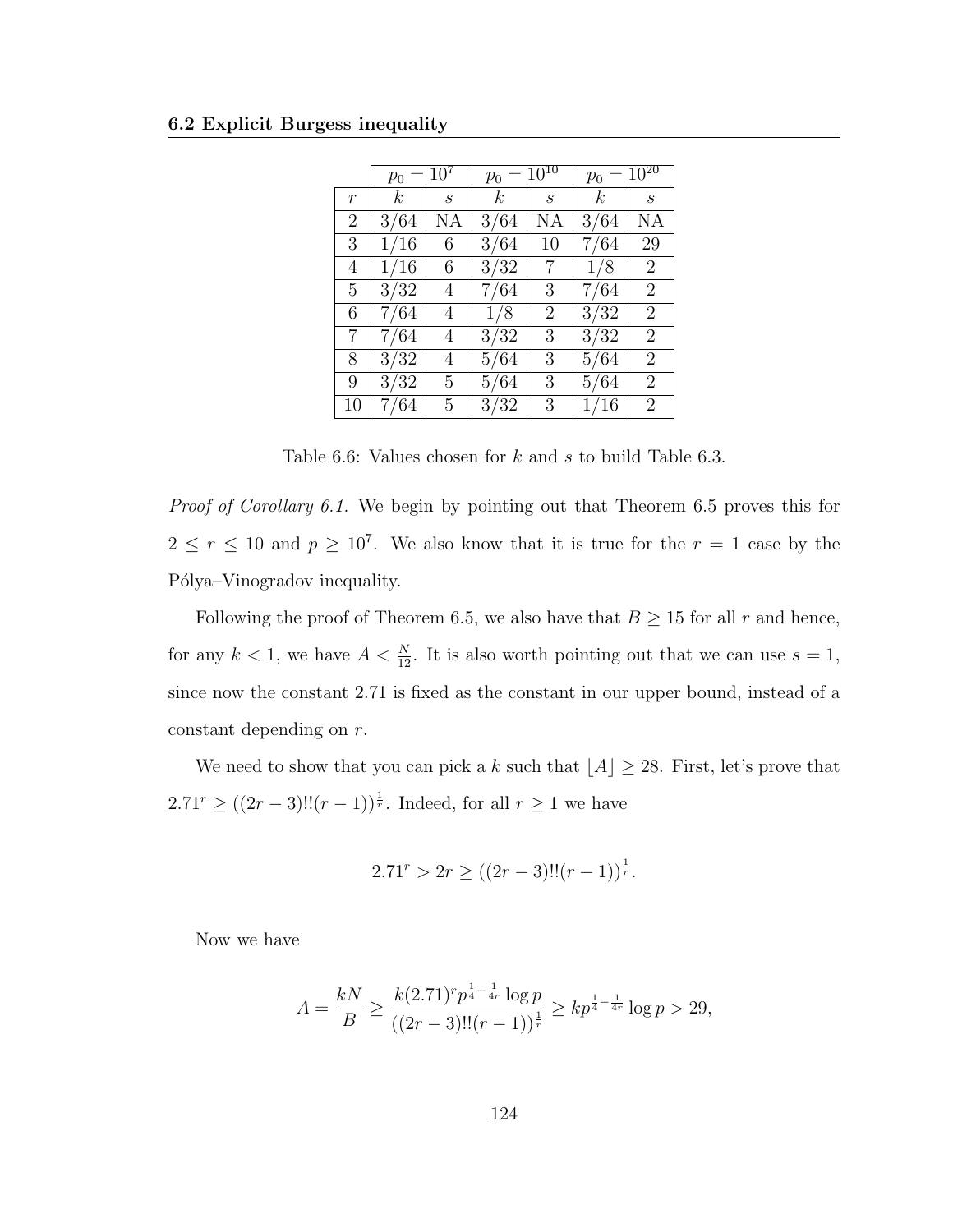| | $p_0 = 10^7$ | | $p_0 = 10^{10}$ | | $p_0 = 10^{20}$ | |
|---|---|---|---|---|---|---|
| $r$ | $k$ | $s$ | $k$ | $s$ | $k$ | $s$ |
| 2 | 3/64 | NA | 3/64 | NA | 3/64 | NA |
| 3 | 1/16 | 6 | 3/64 | 10 | 7/64 | 29 |
| 4 | 1/16 | 6 | 3/32 | 7 | 1/8 | 2 |
| 5 | 3/32 | 4 | 7/64 | 3 | 7/64 | 2 |
| 6 | 7/64 | 4 | 1/8 | 2 | 3/32 | 2 |
| 7 | 7/64 | 4 | 3/32 | 3 | 3/32 | 2 |
| 8 | 3/32 | 4 | 5/64 | 3 | 5/64 | 2 |
| 9 | 3/32 | 5 | 5/64 | 3 | 5/64 | 2 |
| 10 | 7/64 | 5 | 3/32 | 3 | 1/16 | 2 |

Table 6.6: Values chosen for $k$ and $s$ to build Table 6.3.

*Proof of Corollary 6.1.* We begin by pointing out that Theorem 6.5 proves this for $2 \leq r \leq 10$ and $p \geq 10^7$. We also know that it is true for the $r = 1$ case by the Pólya–Vinogradov inequality.

Following the proof of Theorem 6.5, we also have that $B \geq 15$ for all $r$ and hence, for any $k < 1$, we have $A < \frac{N}{12}$. It is also worth pointing out that we can use $s = 1$, since now the constant 2.71 is fixed as the constant in our upper bound, instead of a constant depending on $r$.

We need to show that you can pick a $k$ such that $\lfloor A \rfloor \geq 28$. First, let's prove that $2.71^r \geq ((2r-3)!!(r-1))^{\frac{1}{r}}$. Indeed, for all $r \geq 1$ we have

$$2.71^r > 2r \geq ((2r-3)!!(r-1))^{\frac{1}{r}}.$$

Now we have

$$A = \frac{kN}{B} \geq \frac{k(2.71)^r p^{\frac{1}{4}-\frac{1}{4r}} \log p}{((2r-3)!!(r-1))^{\frac{1}{r}}} \geq kp^{\frac{1}{4}-\frac{1}{4r}} \log p > 29,$$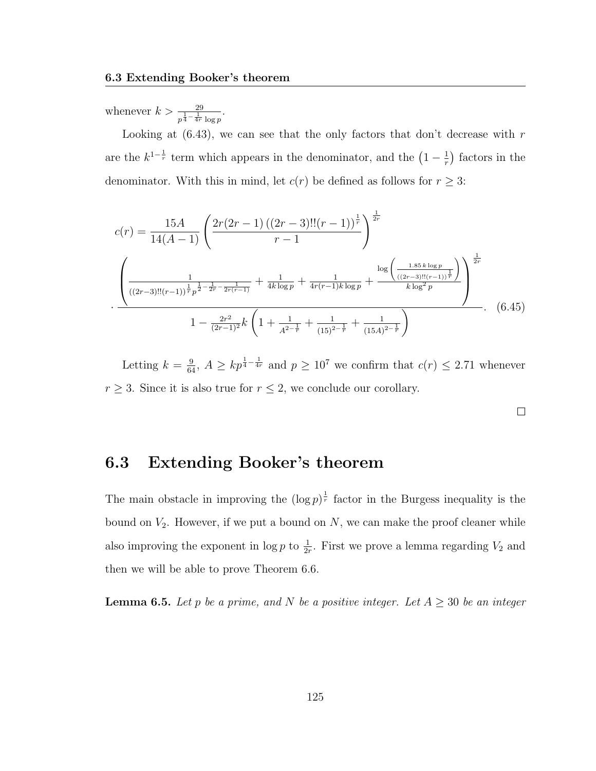whenever $k > \frac{29}{p^{\frac{1}{4}-\frac{1}{4r}} \log p}$.

Looking at (6.43), we can see that the only factors that don't decrease with $r$ are the $k^{1-\frac{1}{r}}$ term which appears in the denominator, and the $\left(1 - \frac{1}{r}\right)$ factors in the denominator. With this in mind, let $c(r)$ be defined as follows for $r \geq 3$:

$$c(r) = \frac{15A}{14(A-1)} \left( \frac{2r(2r-1)\left((2r-3)!!(r-1)\right)^{\frac{1}{r}}}{r-1} \right)^{\frac{1}{2r}}$$
$$\cdot \frac{\left( \frac{1}{((2r-3)!!(r-1))^{\frac{1}{r}} p^{\frac{1}{2}-\frac{1}{2r}-\frac{1}{2r(r-1)}}} + \frac{1}{4k\log p} + \frac{1}{4r(r-1)k\log p} + \frac{\log\left(\frac{1.85\,k\log p}{((2r-3)!!(r-1))^{\frac{1}{r}}}\right)}{k\log^2 p} \right)^{\frac{1}{2r}}}{1 - \frac{2r^2}{(2r-1)^2} k \left(1 + \frac{1}{A^{2-\frac{1}{r}}} + \frac{1}{(15)^{2-\frac{1}{r}}} + \frac{1}{(15A)^{2-\frac{1}{r}}}\right)}. \quad (6.45)$$

Letting $k = \frac{9}{64}$, $A \geq kp^{\frac{1}{4}-\frac{1}{4r}}$ and $p \geq 10^7$ we confirm that $c(r) \leq 2.71$ whenever $r \geq 3$. Since it is also true for $r \leq 2$, we conclude our corollary.

□

## 6.3 Extending Booker's theorem

The main obstacle in improving the $(\log p)^{\frac{1}{r}}$ factor in the Burgess inequality is the bound on $V_2$. However, if we put a bound on $N$, we can make the proof cleaner while also improving the exponent in $\log p$ to $\frac{1}{2r}$. First we prove a lemma regarding $V_2$ and then we will be able to prove Theorem 6.6.

**Lemma 6.5.** *Let $p$ be a prime, and $N$ be a positive integer. Let $A \geq 30$ be an integer*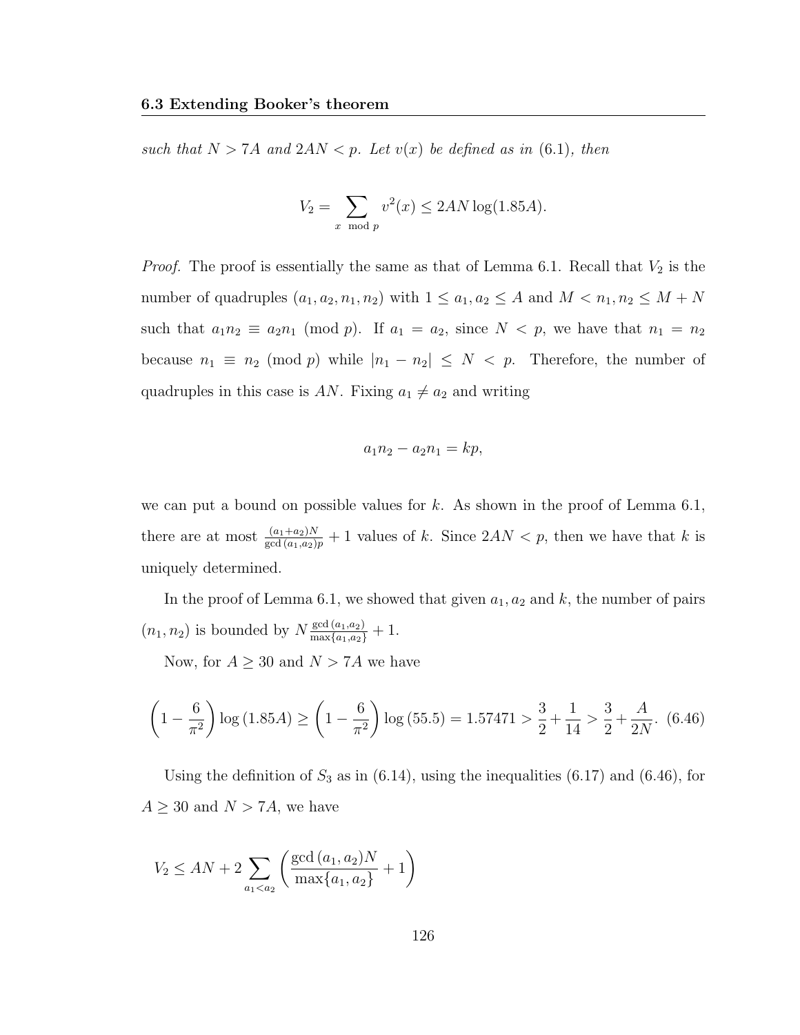*such that $N > 7A$ and $2AN < p$. Let $v(x)$ be defined as in (6.1), then*

$$V_2 = \sum_{x \mod p} v^2(x) \leq 2AN \log(1.85A).$$

*Proof.* The proof is essentially the same as that of Lemma 6.1. Recall that $V_2$ is the number of quadruples $(a_1, a_2, n_1, n_2)$ with $1 \leq a_1, a_2 \leq A$ and $M < n_1, n_2 \leq M + N$ such that $a_1 n_2 \equiv a_2 n_1 \pmod p$. If $a_1 = a_2$, since $N < p$, we have that $n_1 = n_2$ because $n_1 \equiv n_2 \pmod p$ while $|n_1 - n_2| \leq N < p$. Therefore, the number of quadruples in this case is $AN$. Fixing $a_1 \neq a_2$ and writing

$$a_1 n_2 - a_2 n_1 = kp,$$

we can put a bound on possible values for $k$. As shown in the proof of Lemma 6.1, there are at most $\frac{(a_1+a_2)N}{\gcd(a_1,a_2)p} + 1$ values of $k$. Since $2AN < p$, then we have that $k$ is uniquely determined.

In the proof of Lemma 6.1, we showed that given $a_1, a_2$ and $k$, the number of pairs $(n_1, n_2)$ is bounded by $N \frac{\gcd(a_1,a_2)}{\max\{a_1,a_2\}} + 1$.

Now, for $A \geq 30$ and $N > 7A$ we have

$$\left(1 - \frac{6}{\pi^2}\right) \log(1.85A) \geq \left(1 - \frac{6}{\pi^2}\right) \log(55.5) = 1.57471 > \frac{3}{2} + \frac{1}{14} > \frac{3}{2} + \frac{A}{2N}. \quad (6.46)$$

Using the definition of $S_3$ as in (6.14), using the inequalities (6.17) and (6.46), for $A \geq 30$ and $N > 7A$, we have

$$V_2 \leq AN + 2 \sum_{a_1 < a_2} \left( \frac{\gcd(a_1, a_2)N}{\max\{a_1, a_2\}} + 1 \right)$$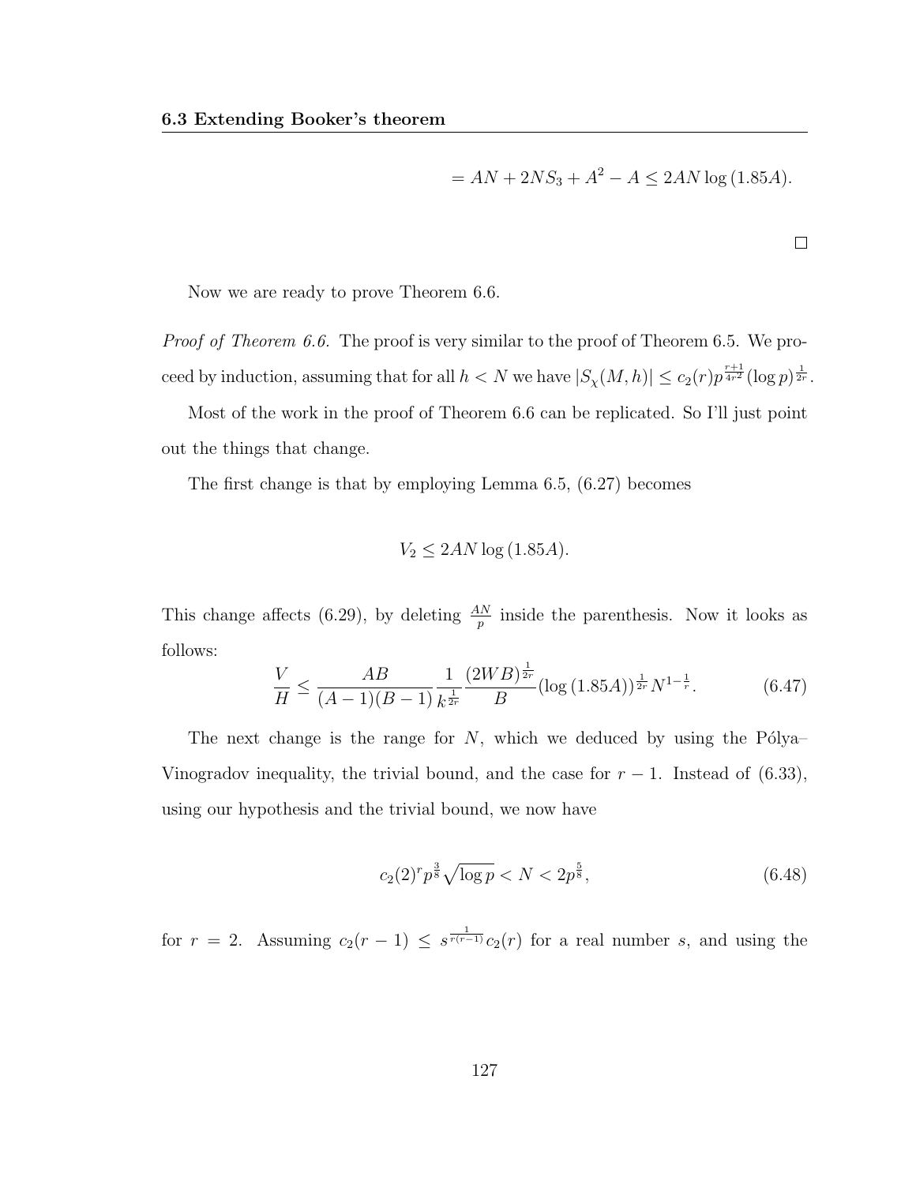$$= AN + 2NS_3 + A^2 - A \leq 2AN \log(1.85A).$$

□

Now we are ready to prove Theorem 6.6.

*Proof of Theorem 6.6.* The proof is very similar to the proof of Theorem 6.5. We proceed by induction, assuming that for all $h < N$ we have $|S_\chi(M, h)| \leq c_2(r) p^{\frac{r+1}{4r^2}} (\log p)^{\frac{1}{2r}}$.

Most of the work in the proof of Theorem 6.6 can be replicated. So I'll just point out the things that change.

The first change is that by employing Lemma 6.5, (6.27) becomes

$$V_2 \leq 2AN \log(1.85A).$$

This change affects (6.29), by deleting $\frac{AN}{p}$ inside the parenthesis. Now it looks as follows:

$$\frac{V}{H} \leq \frac{AB}{(A-1)(B-1)} \frac{1}{k^{\frac{1}{2r}}} \frac{(2WB)^{\frac{1}{2r}}}{B} (\log(1.85A))^{\frac{1}{2r}} N^{1-\frac{1}{r}}. \tag{6.47}$$

The next change is the range for $N$, which we deduced by using the Pólya–Vinogradov inequality, the trivial bound, and the case for $r-1$. Instead of (6.33), using our hypothesis and the trivial bound, we now have

$$c_2(2)^r p^{\frac{3}{8}} \sqrt{\log p} < N < 2p^{\frac{5}{8}}, \tag{6.48}$$

for $r = 2$. Assuming $c_2(r-1) \leq s^{\frac{1}{r(r-1)}} c_2(r)$ for a real number $s$, and using the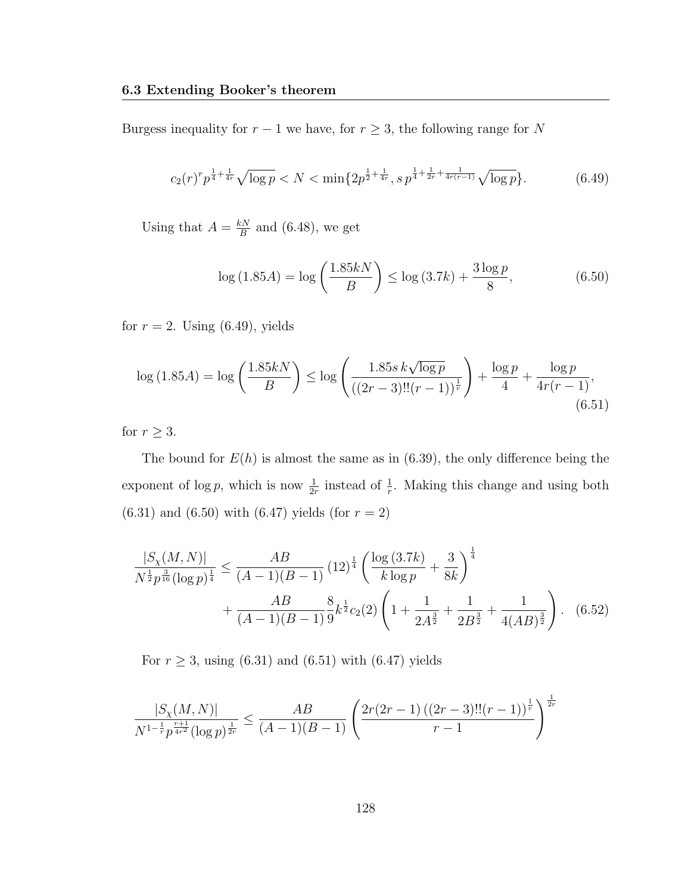Burgess inequality for $r-1$ we have, for $r \geq 3$, the following range for $N$

$$c_2(r)^r p^{\frac{1}{4}+\frac{1}{4r}} \sqrt{\log p} < N < \min\{2p^{\frac{1}{2}+\frac{1}{4r}}, s\, p^{\frac{1}{4}+\frac{1}{2r}+\frac{1}{4r(r-1)}} \sqrt{\log p}\}. \tag{6.49}$$

Using that $A = \frac{kN}{B}$ and (6.48), we get

$$\log(1.85A) = \log\left(\frac{1.85kN}{B}\right) \leq \log(3.7k) + \frac{3\log p}{8}, \tag{6.50}$$

for $r = 2$. Using (6.49), yields

$$\log(1.85A) = \log\left(\frac{1.85kN}{B}\right) \leq \log\left(\frac{1.85s\, k\sqrt{\log p}}{((2r-3)!!(r-1))^{\frac{1}{r}}}\right) + \frac{\log p}{4} + \frac{\log p}{4r(r-1)}, \tag{6.51}$$

for $r \geq 3$.

The bound for $E(h)$ is almost the same as in (6.39), the only difference being the exponent of $\log p$, which is now $\frac{1}{2r}$ instead of $\frac{1}{r}$. Making this change and using both (6.31) and (6.50) with (6.47) yields (for $r = 2$)

$$\begin{aligned}\frac{|S_\chi(M,N)|}{N^{\frac{1}{2}} p^{\frac{3}{16}} (\log p)^{\frac{1}{4}}} \leq{}& \frac{AB}{(A-1)(B-1)} (12)^{\frac{1}{4}} \left(\frac{\log(3.7k)}{k\log p} + \frac{3}{8k}\right)^{\frac{1}{4}} \\ &+ \frac{AB}{(A-1)(B-1)} \frac{8}{9} k^{\frac{1}{2}} c_2(2) \left(1 + \frac{1}{2A^{\frac{3}{2}}} + \frac{1}{2B^{\frac{3}{2}}} + \frac{1}{4(AB)^{\frac{3}{2}}}\right). \end{aligned} \tag{6.52}$$

For $r \geq 3$, using (6.31) and (6.51) with (6.47) yields

$$\frac{|S_\chi(M,N)|}{N^{1-\frac{1}{r}} p^{\frac{r+1}{4r^2}} (\log p)^{\frac{1}{2r}}} \leq \frac{AB}{(A-1)(B-1)} \left(\frac{2r(2r-1)\left((2r-3)!!(r-1)\right)^{\frac{1}{r}}}{r-1}\right)^{\frac{1}{2r}}$$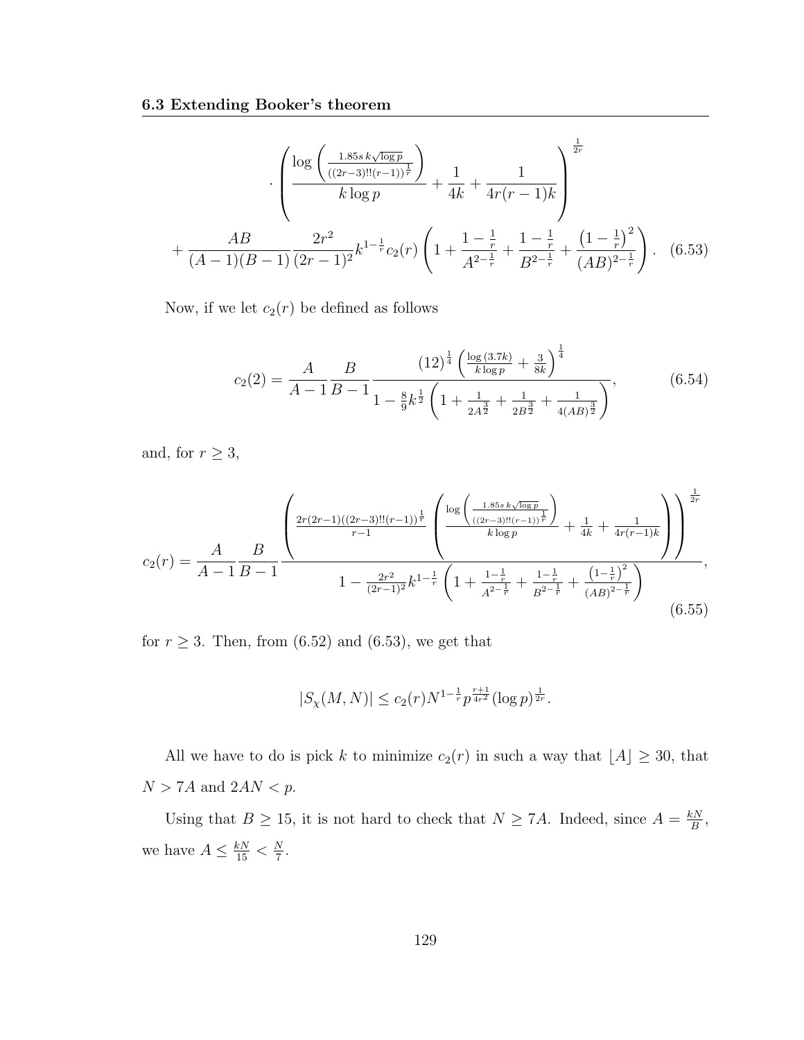$$
\cdot \left( \frac{\log\left( \frac{1.85s\, k\sqrt{\log p}}{((2r-3)!!(r-1))^{\frac{1}{r}}} \right)}{k \log p} + \frac{1}{4k} + \frac{1}{4r(r-1)k} \right)^{\frac{1}{2r}}
$$

$$
+ \frac{AB}{(A-1)(B-1)} \frac{2r^2}{(2r-1)^2} k^{1-\frac{1}{r}} c_2(r) \left( 1 + \frac{1-\frac{1}{r}}{A^{2-\frac{1}{r}}} + \frac{1-\frac{1}{r}}{B^{2-\frac{1}{r}}} + \frac{\left(1-\frac{1}{r}\right)^2}{(AB)^{2-\frac{1}{r}}} \right). \quad (6.53)
$$

Now, if we let $c_2(r)$ be defined as follows

$$
c_2(2) = \frac{A}{A-1} \frac{B}{B-1} \frac{(12)^{\frac{1}{4}} \left( \frac{\log(3.7k)}{k \log p} + \frac{3}{8k} \right)^{\frac{1}{4}}}{1 - \frac{8}{9} k^{\frac{1}{2}} \left( 1 + \frac{1}{2A^{\frac{3}{2}}} + \frac{1}{2B^{\frac{3}{2}}} + \frac{1}{4(AB)^{\frac{3}{2}}} \right)}, \quad (6.54)
$$

and, for $r \geq 3$,

$$
c_2(r) = \frac{A}{A-1} \frac{B}{B-1} \frac{\left( \frac{2r(2r-1)((2r-3)!!(r-1))^{\frac{1}{r}}}{r-1} \left( \frac{\log\left( \frac{1.85s\, k\sqrt{\log p}}{((2r-3)!!(r-1))^{\frac{1}{r}}} \right)}{k \log p} + \frac{1}{4k} + \frac{1}{4r(r-1)k} \right) \right)^{\frac{1}{2r}}}{1 - \frac{2r^2}{(2r-1)^2} k^{1-\frac{1}{r}} \left( 1 + \frac{1-\frac{1}{r}}{A^{2-\frac{1}{r}}} + \frac{1-\frac{1}{r}}{B^{2-\frac{1}{r}}} + \frac{\left(1-\frac{1}{r}\right)^2}{(AB)^{2-\frac{1}{r}}} \right)}, \quad (6.55)
$$

for $r \geq 3$. Then, from (6.52) and (6.53), we get that

$$
|S_\chi(M, N)| \leq c_2(r) N^{1-\frac{1}{r}} p^{\frac{r+1}{4r^2}} (\log p)^{\frac{1}{2r}}.
$$

All we have to do is pick $k$ to minimize $c_2(r)$ in such a way that $\lfloor A \rfloor \geq 30$, that $N > 7A$ and $2AN < p$.

Using that $B \geq 15$, it is not hard to check that $N \geq 7A$. Indeed, since $A = \frac{kN}{B}$, we have $A \leq \frac{kN}{15} < \frac{N}{7}$.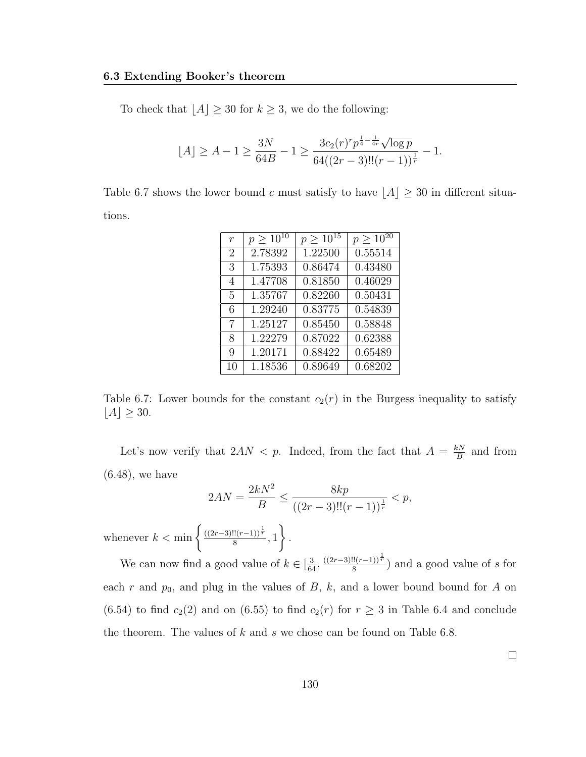To check that $\lfloor A \rfloor \geq 30$ for $k \geq 3$, we do the following:

$$\lfloor A \rfloor \geq A - 1 \geq \frac{3N}{64B} - 1 \geq \frac{3c_2(r)^r p^{\frac{1}{4}-\frac{1}{4r}}\sqrt{\log p}}{64((2r-3)!!(r-1))^{\frac{1}{r}}} - 1.$$

Table 6.7 shows the lower bound $c$ must satisfy to have $\lfloor A \rfloor \geq 30$ in different situations.

| $r$ | $p \geq 10^{10}$ | $p \geq 10^{15}$ | $p \geq 10^{20}$ |
|---|---|---|---|
| 2 | 2.78392 | 1.22500 | 0.55514 |
| 3 | 1.75393 | 0.86474 | 0.43480 |
| 4 | 1.47708 | 0.81850 | 0.46029 |
| 5 | 1.35767 | 0.82260 | 0.50431 |
| 6 | 1.29240 | 0.83775 | 0.54839 |
| 7 | 1.25127 | 0.85450 | 0.58848 |
| 8 | 1.22279 | 0.87022 | 0.62388 |
| 9 | 1.20171 | 0.88422 | 0.65489 |
| 10 | 1.18536 | 0.89649 | 0.68202 |

Table 6.7: Lower bounds for the constant $c_2(r)$ in the Burgess inequality to satisfy $\lfloor A \rfloor \geq 30$.

Let's now verify that $2AN < p$. Indeed, from the fact that $A = \frac{kN}{B}$ and from (6.48), we have

$$2AN = \frac{2kN^2}{B} \leq \frac{8kp}{((2r-3)!!(r-1))^{\frac{1}{r}}} < p,$$

whenever $k < \min\left\{ \frac{((2r-3)!!(r-1))^{\frac{1}{r}}}{8}, 1 \right\}$.

We can now find a good value of $k \in [\frac{3}{64}, \frac{((2r-3)!!(r-1))^{\frac{1}{r}}}{8})$ and a good value of $s$ for each $r$ and $p_0$, and plug in the values of $B$, $k$, and a lower bound bound for $A$ on (6.54) to find $c_2(2)$ and on (6.55) to find $c_2(r)$ for $r \geq 3$ in Table 6.4 and conclude the theorem. The values of $k$ and $s$ we chose can be found on Table 6.8.

□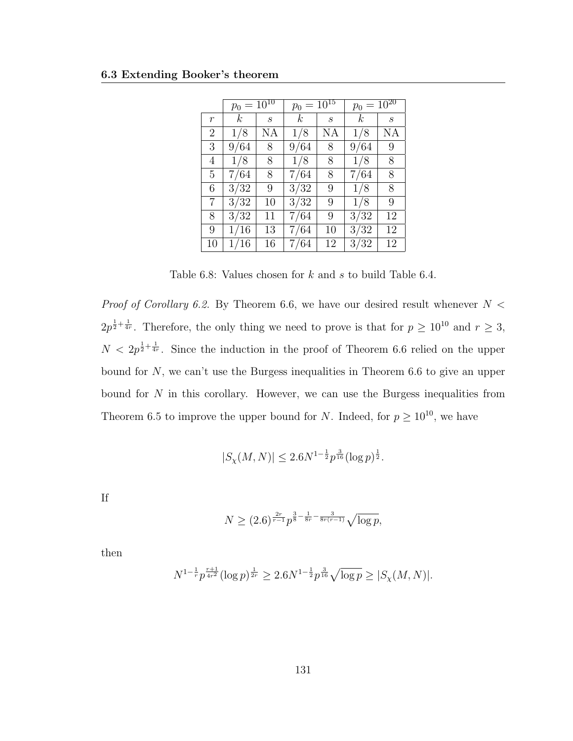| | $p_0 = 10^{10}$ | | $p_0 = 10^{15}$ | | $p_0 = 10^{20}$ | |
|---|---|---|---|---|---|---|
| $r$ | $k$ | $s$ | $k$ | $s$ | $k$ | $s$ |
| 2 | 1/8 | NA | 1/8 | NA | 1/8 | NA |
| 3 | 9/64 | 8 | 9/64 | 8 | 9/64 | 9 |
| 4 | 1/8 | 8 | 1/8 | 8 | 1/8 | 8 |
| 5 | 7/64 | 8 | 7/64 | 8 | 7/64 | 8 |
| 6 | 3/32 | 9 | 3/32 | 9 | 1/8 | 8 |
| 7 | 3/32 | 10 | 3/32 | 9 | 1/8 | 9 |
| 8 | 3/32 | 11 | 7/64 | 9 | 3/32 | 12 |
| 9 | 1/16 | 13 | 7/64 | 10 | 3/32 | 12 |
| 10 | 1/16 | 16 | 7/64 | 12 | 3/32 | 12 |

Table 6.8: Values chosen for $k$ and $s$ to build Table 6.4.

*Proof of Corollary 6.2.* By Theorem 6.6, we have our desired result whenever $N < 2p^{\frac{1}{2}+\frac{1}{4r}}$. Therefore, the only thing we need to prove is that for $p \geq 10^{10}$ and $r \geq 3$, $N < 2p^{\frac{1}{2}+\frac{1}{4r}}$. Since the induction in the proof of Theorem 6.6 relied on the upper bound for $N$, we can't use the Burgess inequalities in Theorem 6.6 to give an upper bound for $N$ in this corollary. However, we can use the Burgess inequalities from Theorem 6.5 to improve the upper bound for $N$. Indeed, for $p \geq 10^{10}$, we have

$$|S_\chi(M,N)| \leq 2.6N^{1-\frac{1}{2}}p^{\frac{3}{16}}(\log p)^{\frac{1}{2}}.$$

If

$$N \geq (2.6)^{\frac{2r}{r-1}}p^{\frac{3}{8}-\frac{1}{8r}-\frac{3}{8r(r-1)}}\sqrt{\log p},$$

then

$$N^{1-\frac{1}{r}}p^{\frac{r+1}{4r^2}}(\log p)^{\frac{1}{2r}} \geq 2.6N^{1-\frac{1}{2}}p^{\frac{3}{16}}\sqrt{\log p} \geq |S_\chi(M,N)|.$$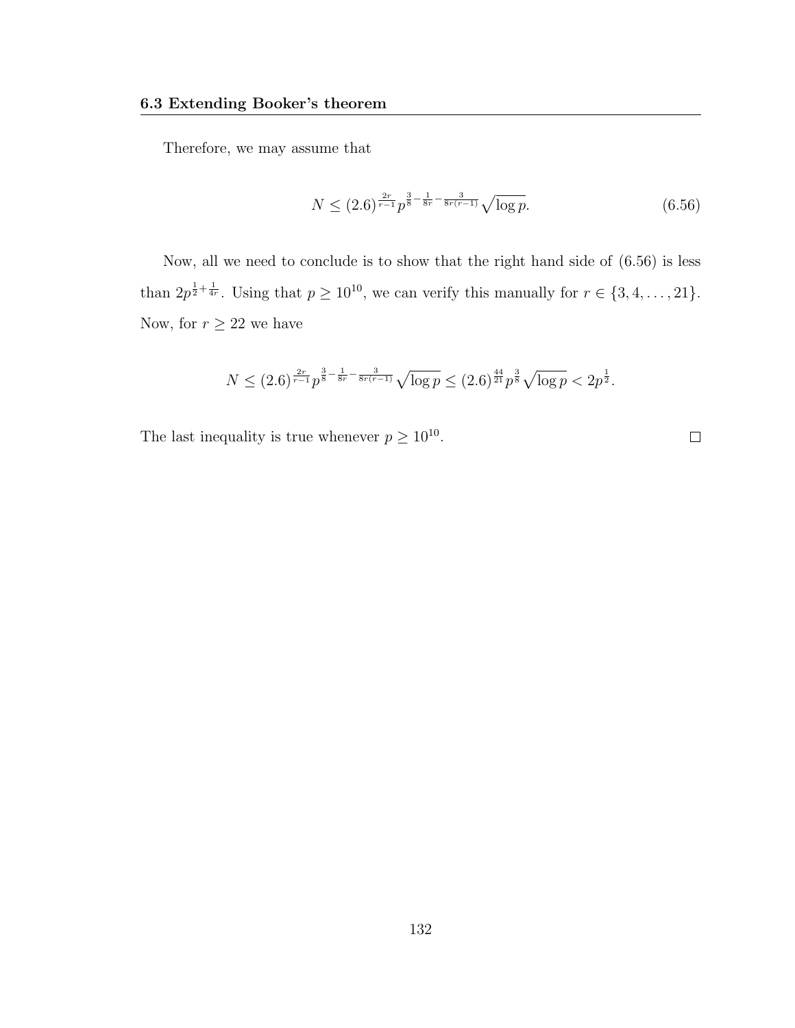Therefore, we may assume that

$$N \leq (2.6)^{\frac{2r}{r-1}} p^{\frac{3}{8} - \frac{1}{8r} - \frac{3}{8r(r-1)}} \sqrt{\log p}. \tag{6.56}$$

Now, all we need to conclude is to show that the right hand side of (6.56) is less than $2p^{\frac{1}{2}+\frac{1}{4r}}$. Using that $p \geq 10^{10}$, we can verify this manually for $r \in \{3, 4, \ldots, 21\}$. Now, for $r \geq 22$ we have

$$N \leq (2.6)^{\frac{2r}{r-1}} p^{\frac{3}{8} - \frac{1}{8r} - \frac{3}{8r(r-1)}} \sqrt{\log p} \leq (2.6)^{\frac{44}{21}} p^{\frac{3}{8}} \sqrt{\log p} < 2p^{\frac{1}{2}}.$$

The last inequality is true whenever $p \geq 10^{10}$. $\square$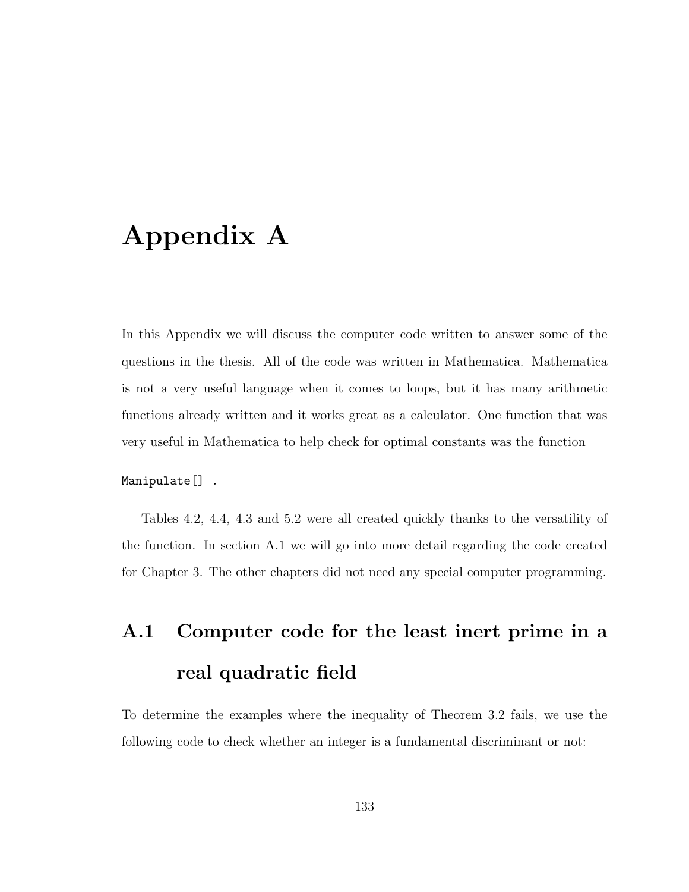# Appendix A

In this Appendix we will discuss the computer code written to answer some of the questions in the thesis. All of the code was written in Mathematica. Mathematica is not a very useful language when it comes to loops, but it has many arithmetic functions already written and it works great as a calculator. One function that was very useful in Mathematica to help check for optimal constants was the function

```
Manipulate[] .
```

Tables 4.2, 4.4, 4.3 and 5.2 were all created quickly thanks to the versatility of the function. In section A.1 we will go into more detail regarding the code created for Chapter 3. The other chapters did not need any special computer programming.

## A.1 Computer code for the least inert prime in a real quadratic field

To determine the examples where the inequality of Theorem 3.2 fails, we use the following code to check whether an integer is a fundamental discriminant or not: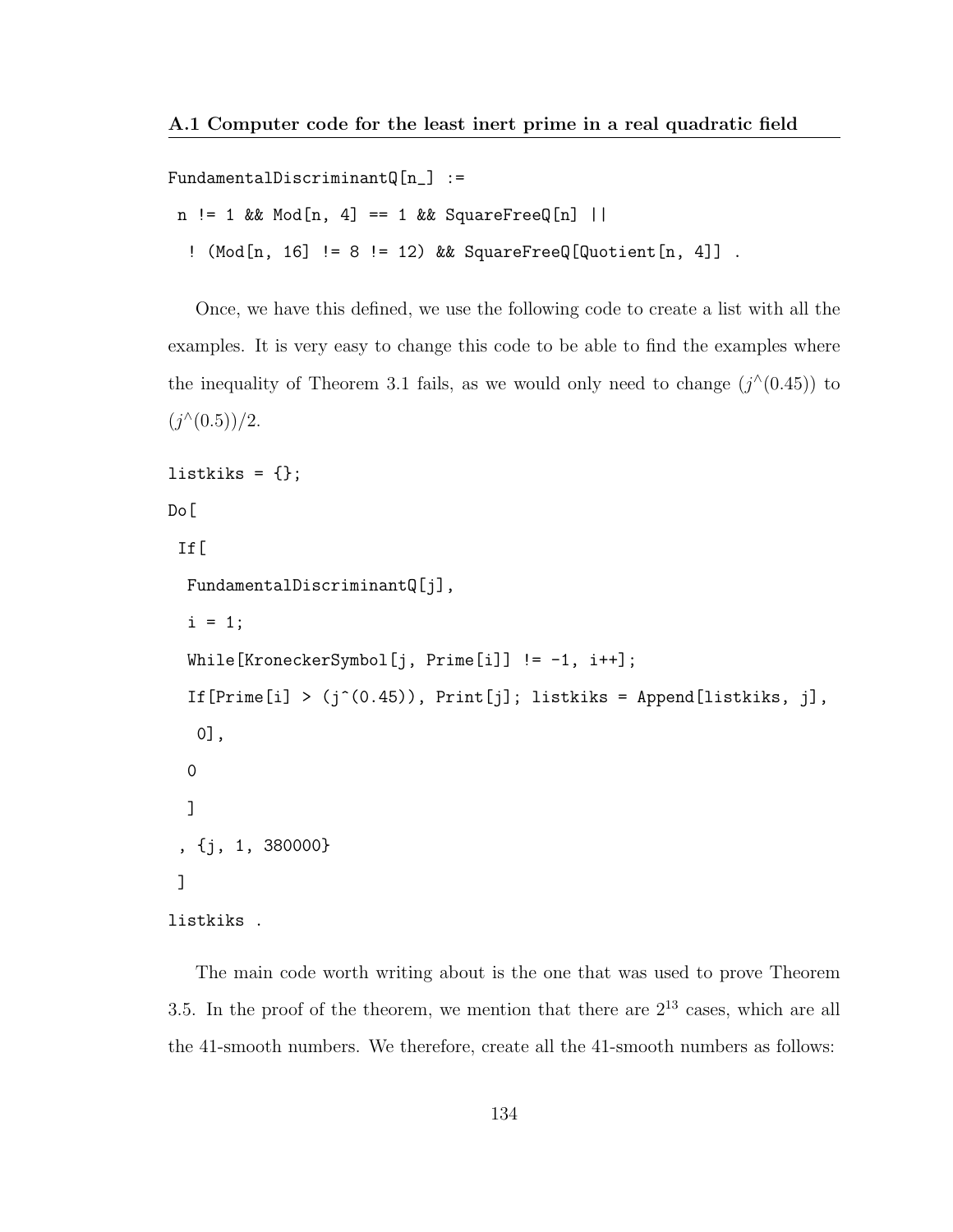### A.1 Computer code for the least inert prime in a real quadratic field

```
FundamentalDiscriminantQ[n_] :=
 n != 1 && Mod[n, 4] == 1 && SquareFreeQ[n] ||
  ! (Mod[n, 16] != 8 != 12) && SquareFreeQ[Quotient[n, 4]] .
```

Once, we have this defined, we use the following code to create a list with all the examples. It is very easy to change this code to be able to find the examples where the inequality of Theorem 3.1 fails, as we would only need to change $(j^\wedge(0.45))$ to $(j^\wedge(0.5))/2$.

```
listkiks = {};
Do[
 If[
  FundamentalDiscriminantQ[j],
  i = 1;
  While[KroneckerSymbol[j, Prime[i]] != -1, i++];
  If[Prime[i] > (j^(0.45)), Print[j]; listkiks = Append[listkiks, j],
   0],
  0
  ]
 , {j, 1, 380000}
 ]
listkiks .
```

The main code worth writing about is the one that was used to prove Theorem 3.5. In the proof of the theorem, we mention that there are $2^{13}$ cases, which are all the 41-smooth numbers. We therefore, create all the 41-smooth numbers as follows: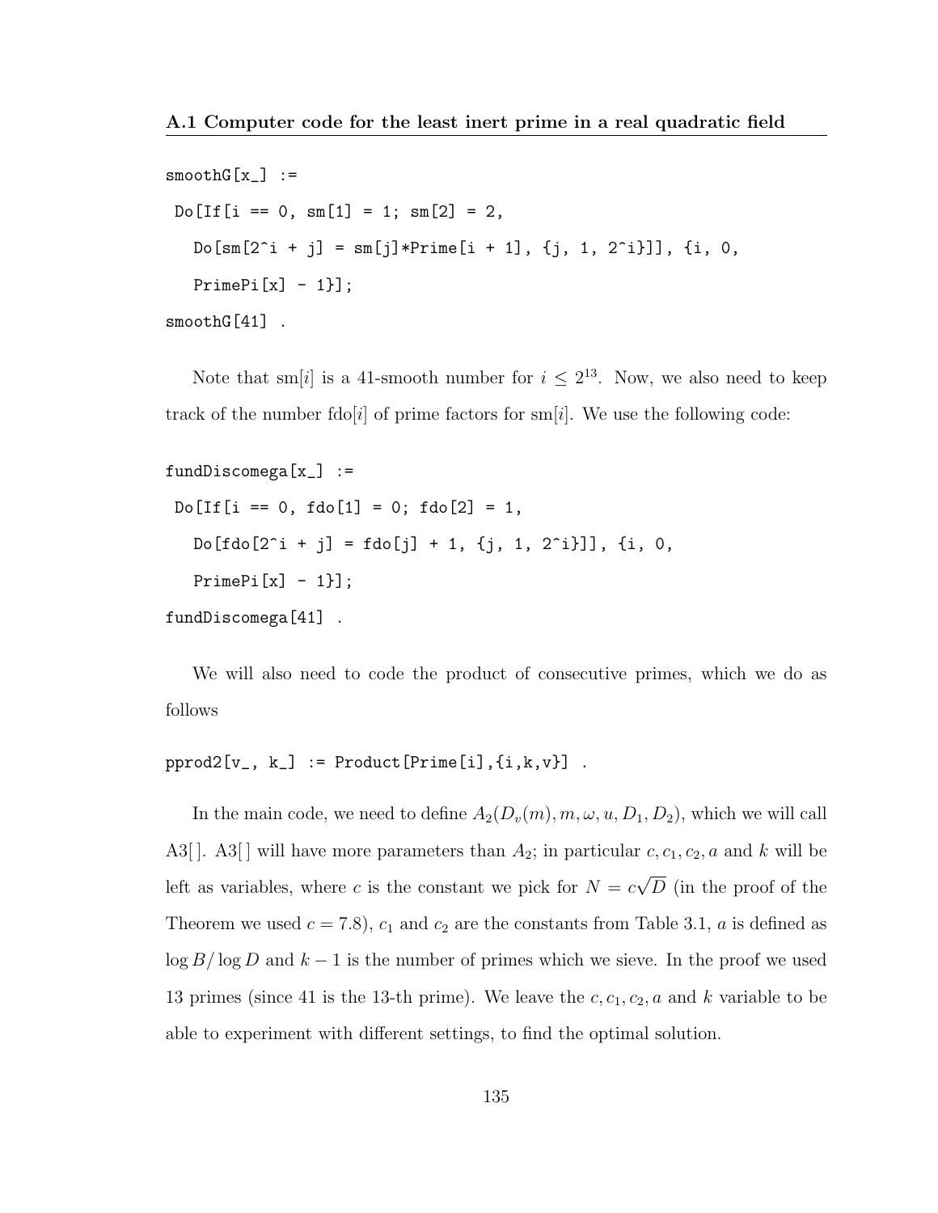### A.1 Computer code for the least inert prime in a real quadratic field

```
smoothG[x_] :=
 Do[If[i == 0, sm[1] = 1; sm[2] = 2,
   Do[sm[2^i + j] = sm[j]*Prime[i + 1], {j, 1, 2^i}]], {i, 0,
   PrimePi[x] - 1}];
smoothG[41] .
```

Note that sm[$i$] is a 41-smooth number for $i \leq 2^{13}$. Now, we also need to keep track of the number fdo[$i$] of prime factors for sm[$i$]. We use the following code:

```
fundDiscomega[x_] :=
 Do[If[i == 0, fdo[1] = 0; fdo[2] = 1,
   Do[fdo[2^i + j] = fdo[j] + 1, {j, 1, 2^i}]], {i, 0,
   PrimePi[x] - 1}];
fundDiscomega[41] .
```

We will also need to code the product of consecutive primes, which we do as follows

```
pprod2[v_, k_] := Product[Prime[i],{i,k,v}] .
```

In the main code, we need to define $A_2(D_v(m), m, \omega, u, D_1, D_2)$, which we will call A3[ ]. A3[ ] will have more parameters than $A_2$; in particular $c, c_1, c_2, a$ and $k$ will be left as variables, where $c$ is the constant we pick for $N = c\sqrt{D}$ (in the proof of the Theorem we used $c = 7.8$), $c_1$ and $c_2$ are the constants from Table 3.1, $a$ is defined as $\log B / \log D$ and $k - 1$ is the number of primes which we sieve. In the proof we used 13 primes (since 41 is the 13-th prime). We leave the $c, c_1, c_2, a$ and $k$ variable to be able to experiment with different settings, to find the optimal solution.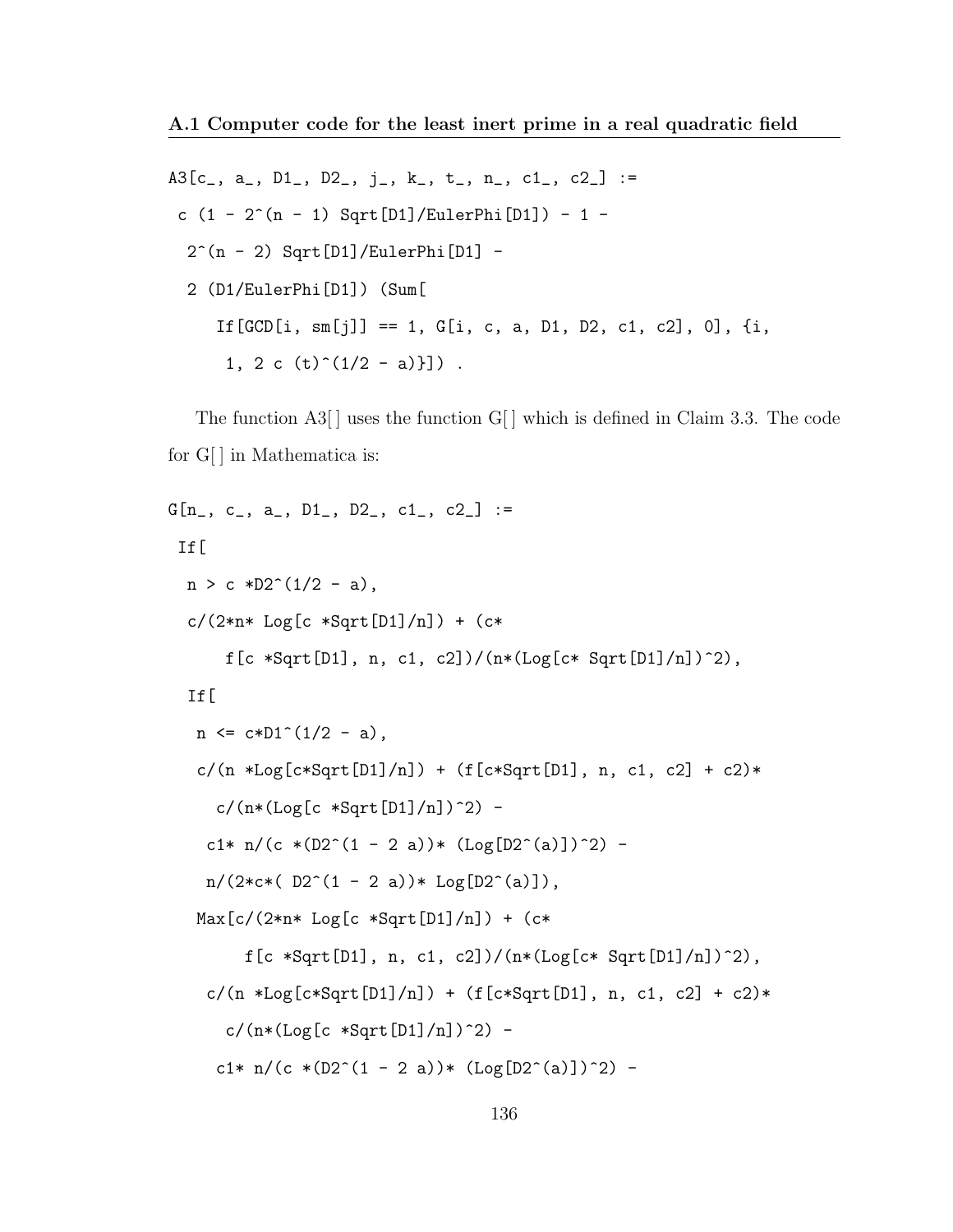### A.1 Computer code for the least inert prime in a real quadratic field

```
A3[c_, a_, D1_, D2_, j_, k_, t_, n_, c1_, c2_] :=
 c (1 - 2^(n - 1) Sqrt[D1]/EulerPhi[D1]) - 1 -
  2^(n - 2) Sqrt[D1]/EulerPhi[D1] -
  2 (D1/EulerPhi[D1]) (Sum[
     If[GCD[i, sm[j]] == 1, G[i, c, a, D1, D2, c1, c2], 0], {i,
      1, 2 c (t)^(1/2 - a)}]) .
```

The function A3[ ] uses the function G[ ] which is defined in Claim 3.3. The code for G[ ] in Mathematica is:

```
G[n_, c_, a_, D1_, D2_, c1_, c2_] :=
 If[
  n > c *D2^(1/2 - a),
  c/(2*n* Log[c *Sqrt[D1]/n]) + (c*
      f[c *Sqrt[D1], n, c1, c2])/(n*(Log[c* Sqrt[D1]/n])^2),
  If[
   n <= c*D1^(1/2 - a),
   c/(n *Log[c*Sqrt[D1]/n]) + (f[c*Sqrt[D1], n, c1, c2] + c2)*
     c/(n*(Log[c *Sqrt[D1]/n])^2) -
    c1* n/(c *(D2^(1 - 2 a))* (Log[D2^(a)])^2) -
    n/(2*c*( D2^(1 - 2 a))* Log[D2^(a)]),
   Max[c/(2*n* Log[c *Sqrt[D1]/n]) + (c*
        f[c *Sqrt[D1], n, c1, c2])/(n*(Log[c* Sqrt[D1]/n])^2),
    c/(n *Log[c*Sqrt[D1]/n]) + (f[c*Sqrt[D1], n, c1, c2] + c2)*
      c/(n*(Log[c *Sqrt[D1]/n])^2) -
     c1* n/(c *(D2^(1 - 2 a))* (Log[D2^(a)])^2) -
```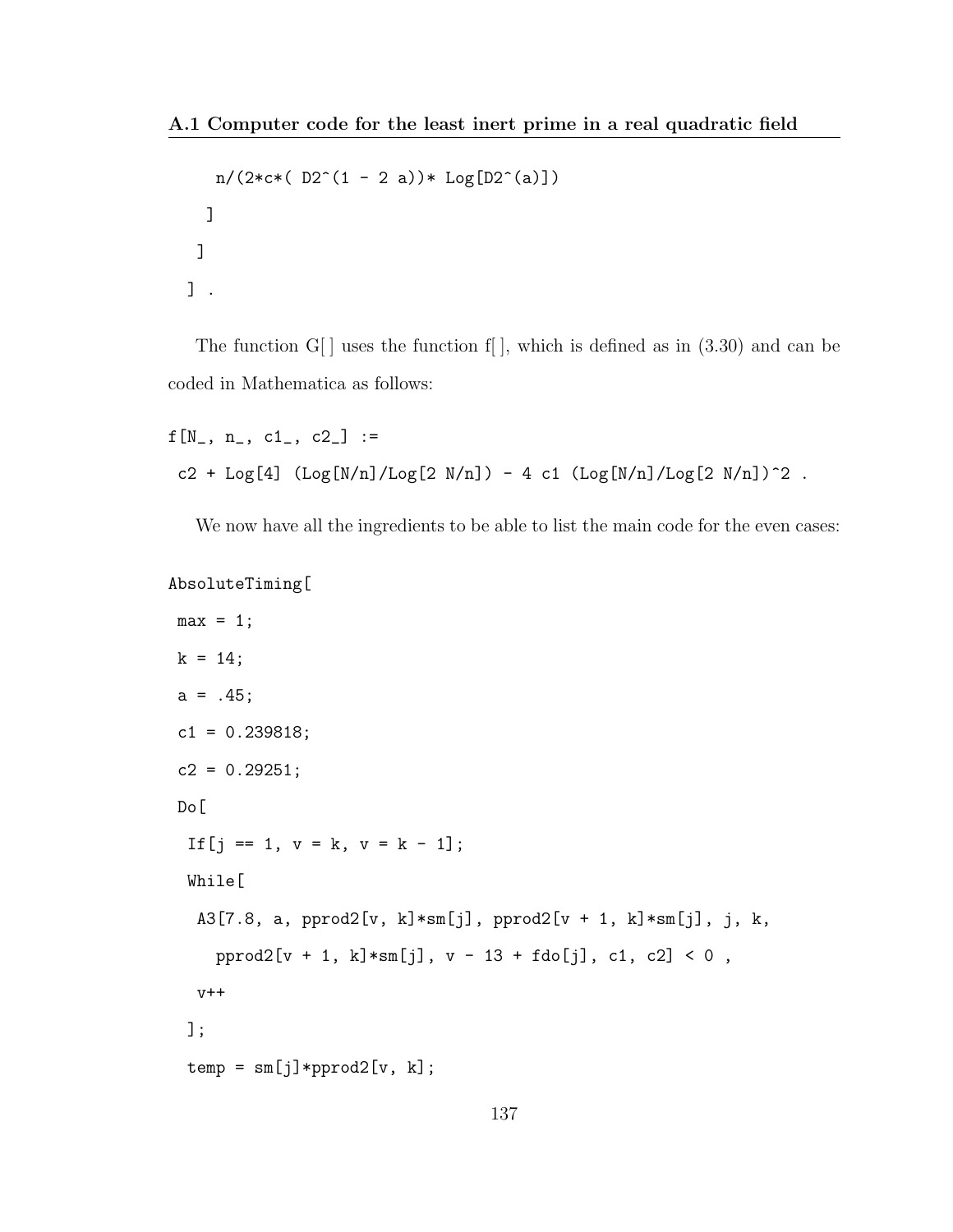**A.1 Computer code for the least inert prime in a real quadratic field**

```
    n/(2*c*( D2^(1 - 2 a))* Log[D2^(a)])
   ]
  ]
 ] .
```

The function G[ ] uses the function f[ ], which is defined as in (3.30) and can be coded in Mathematica as follows:

```
f[N_, n_, c1_, c2_] :=
 c2 + Log[4] (Log[N/n]/Log[2 N/n]) - 4 c1 (Log[N/n]/Log[2 N/n])^2 .
```

We now have all the ingredients to be able to list the main code for the even cases:

```
AbsoluteTiming[
 max = 1;
 k = 14;
 a = .45;
 c1 = 0.239818;
 c2 = 0.29251;
 Do[
  If[j == 1, v = k, v = k - 1];
  While[
   A3[7.8, a, pprod2[v, k]*sm[j], pprod2[v + 1, k]*sm[j], j, k,
     pprod2[v + 1, k]*sm[j], v - 13 + fdo[j], c1, c2] < 0 ,
   v++
  ];
  temp = sm[j]*pprod2[v, k];
```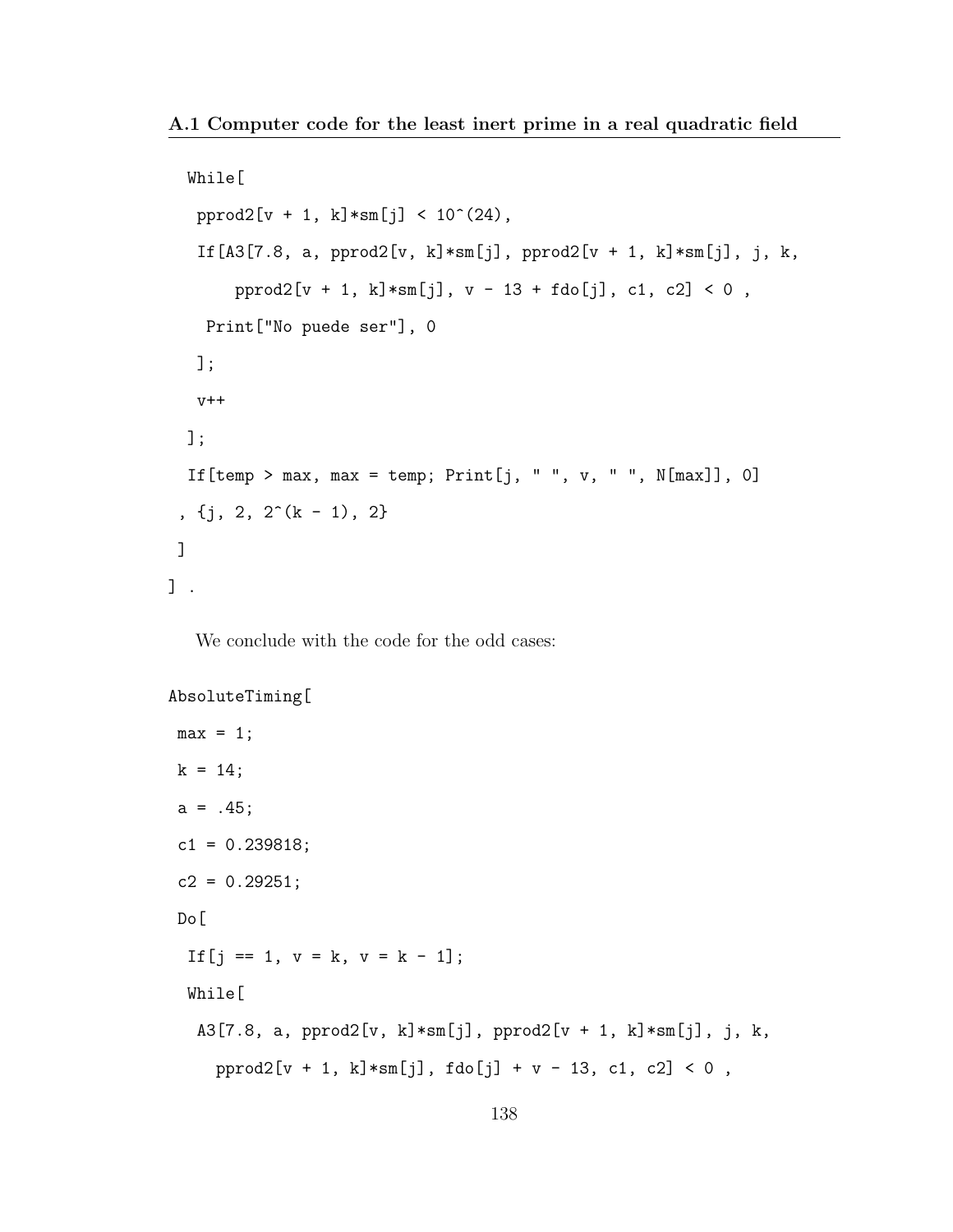### A.1 Computer code for the least inert prime in a real quadratic field

```
  While[
   pprod2[v + 1, k]*sm[j] < 10^(24),
   If[A3[7.8, a, pprod2[v, k]*sm[j], pprod2[v + 1, k]*sm[j], j, k,
       pprod2[v + 1, k]*sm[j], v - 13 + fdo[j], c1, c2] < 0 ,
    Print["No puede ser"], 0
   ];
   v++
  ];
  If[temp > max, max = temp; Print[j, " ", v, " ", N[max]], 0]
 , {j, 2, 2^(k - 1), 2}
 ]
] .
```

We conclude with the code for the odd cases:

```
AbsoluteTiming[
 max = 1;
 k = 14;
 a = .45;
 c1 = 0.239818;
 c2 = 0.29251;
 Do[
  If[j == 1, v = k, v = k - 1];
  While[
   A3[7.8, a, pprod2[v, k]*sm[j], pprod2[v + 1, k]*sm[j], j, k,
     pprod2[v + 1, k]*sm[j], fdo[j] + v - 13, c1, c2] < 0 ,
```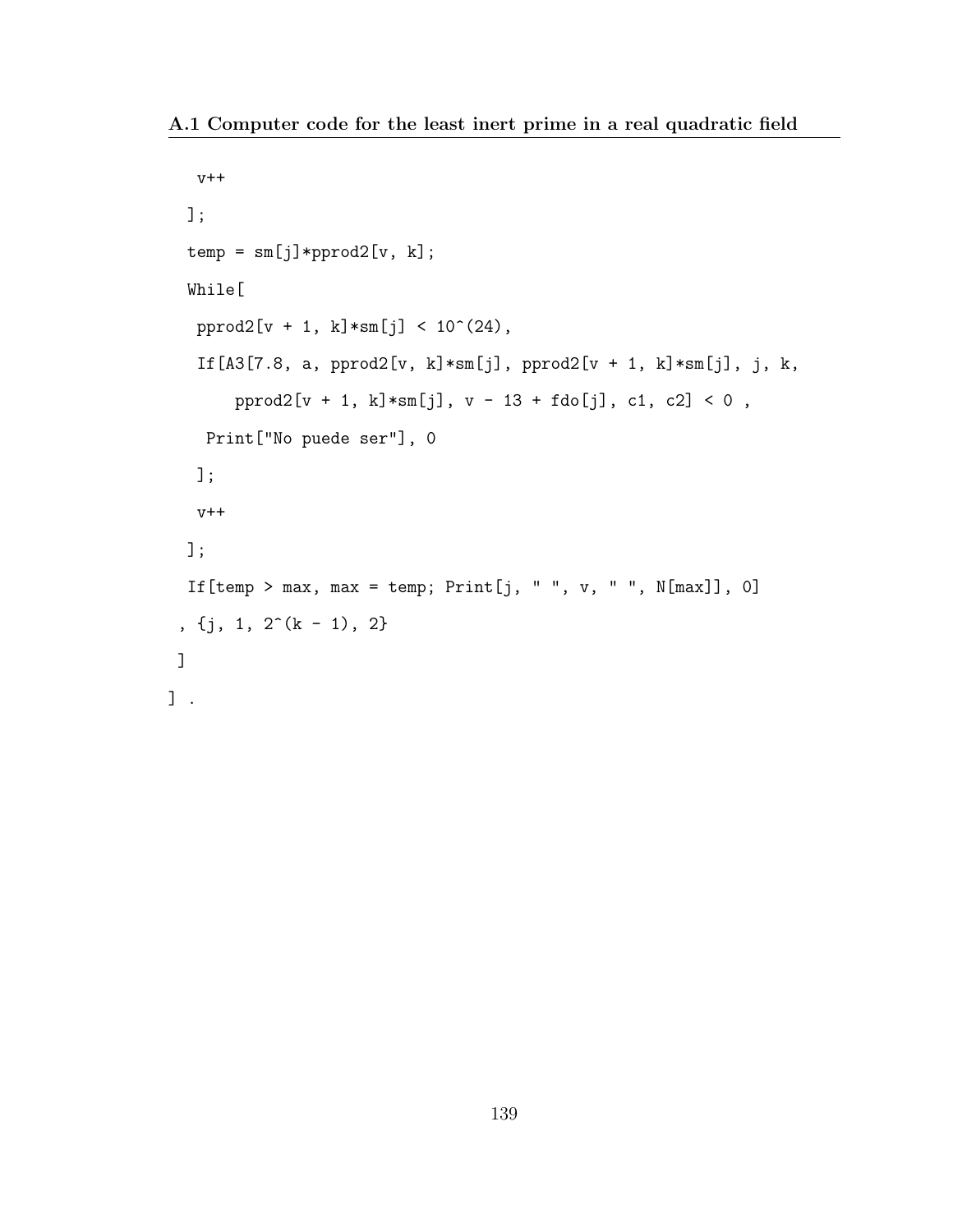```
   v++
  ];
  temp = sm[j]*pprod2[v, k];
  While[
   pprod2[v + 1, k]*sm[j] < 10^(24),
   If[A3[7.8, a, pprod2[v, k]*sm[j], pprod2[v + 1, k]*sm[j], j, k,
       pprod2[v + 1, k]*sm[j], v - 13 + fdo[j], c1, c2] < 0 ,
    Print["No puede ser"], 0
   ];
   v++
  ];
  If[temp > max, max = temp; Print[j, " ", v, " ", N[max]], 0]
 , {j, 1, 2^(k - 1), 2}
 ]
] .
```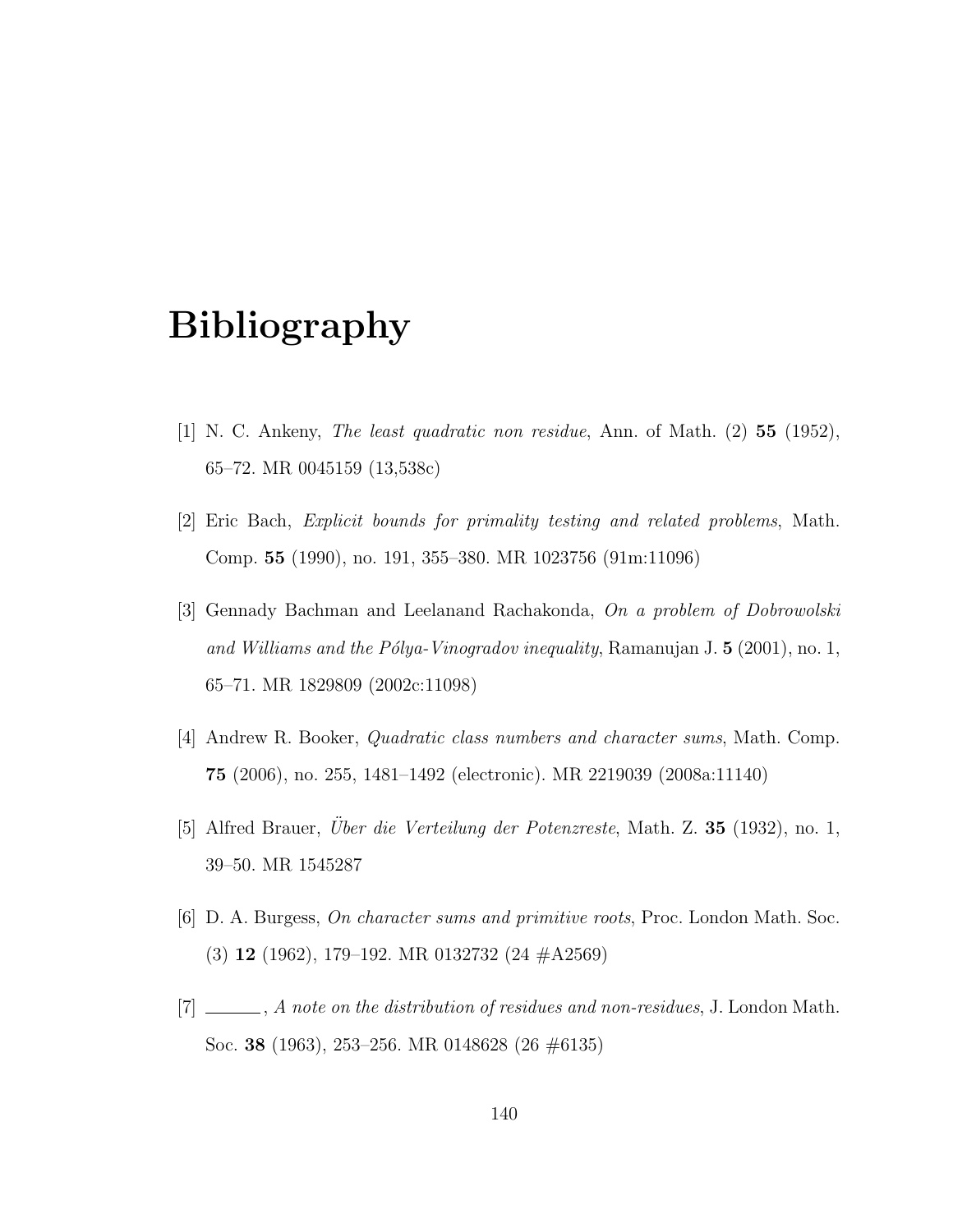# Bibliography

[1] N. C. Ankeny, *The least quadratic non residue*, Ann. of Math. (2) **55** (1952), 65–72. MR 0045159 (13,538c)

[2] Eric Bach, *Explicit bounds for primality testing and related problems*, Math. Comp. **55** (1990), no. 191, 355–380. MR 1023756 (91m:11096)

[3] Gennady Bachman and Leelanand Rachakonda, *On a problem of Dobrowolski and Williams and the Pólya-Vinogradov inequality*, Ramanujan J. **5** (2001), no. 1, 65–71. MR 1829809 (2002c:11098)

[4] Andrew R. Booker, *Quadratic class numbers and character sums*, Math. Comp. **75** (2006), no. 255, 1481–1492 (electronic). MR 2219039 (2008a:11140)

[5] Alfred Brauer, *Über die Verteilung der Potenzreste*, Math. Z. **35** (1932), no. 1, 39–50. MR 1545287

[6] D. A. Burgess, *On character sums and primitive roots*, Proc. London Math. Soc. (3) **12** (1962), 179–192. MR 0132732 (24 #A2569)

[7] ______, *A note on the distribution of residues and non-residues*, J. London Math. Soc. **38** (1963), 253–256. MR 0148628 (26 #6135)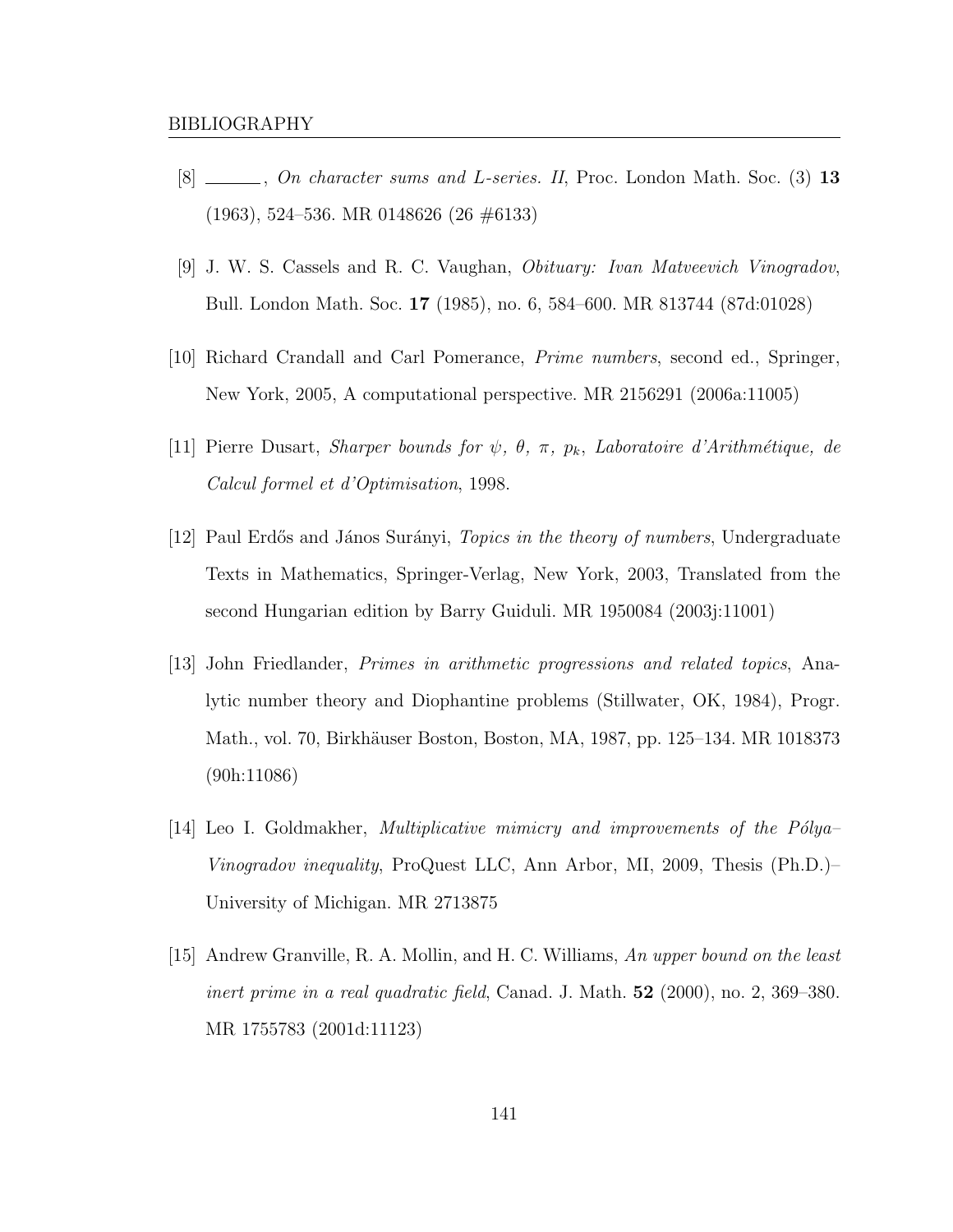[8] ______, *On character sums and L-series. II*, Proc. London Math. Soc. (3) **13** (1963), 524–536. MR 0148626 (26 #6133)

[9] J. W. S. Cassels and R. C. Vaughan, *Obituary: Ivan Matveevich Vinogradov*, Bull. London Math. Soc. **17** (1985), no. 6, 584–600. MR 813744 (87d:01028)

[10] Richard Crandall and Carl Pomerance, *Prime numbers*, second ed., Springer, New York, 2005, A computational perspective. MR 2156291 (2006a:11005)

[11] Pierre Dusart, *Sharper bounds for $\psi$, $\theta$, $\pi$, $p_k$, Laboratoire d'Arithmétique, de Calcul formel et d'Optimisation*, 1998.

[12] Paul Erdős and János Surányi, *Topics in the theory of numbers*, Undergraduate Texts in Mathematics, Springer-Verlag, New York, 2003, Translated from the second Hungarian edition by Barry Guiduli. MR 1950084 (2003j:11001)

[13] John Friedlander, *Primes in arithmetic progressions and related topics*, Analytic number theory and Diophantine problems (Stillwater, OK, 1984), Progr. Math., vol. 70, Birkhäuser Boston, Boston, MA, 1987, pp. 125–134. MR 1018373 (90h:11086)

[14] Leo I. Goldmakher, *Multiplicative mimicry and improvements of the Pólya–Vinogradov inequality*, ProQuest LLC, Ann Arbor, MI, 2009, Thesis (Ph.D.)–University of Michigan. MR 2713875

[15] Andrew Granville, R. A. Mollin, and H. C. Williams, *An upper bound on the least inert prime in a real quadratic field*, Canad. J. Math. **52** (2000), no. 2, 369–380. MR 1755783 (2001d:11123)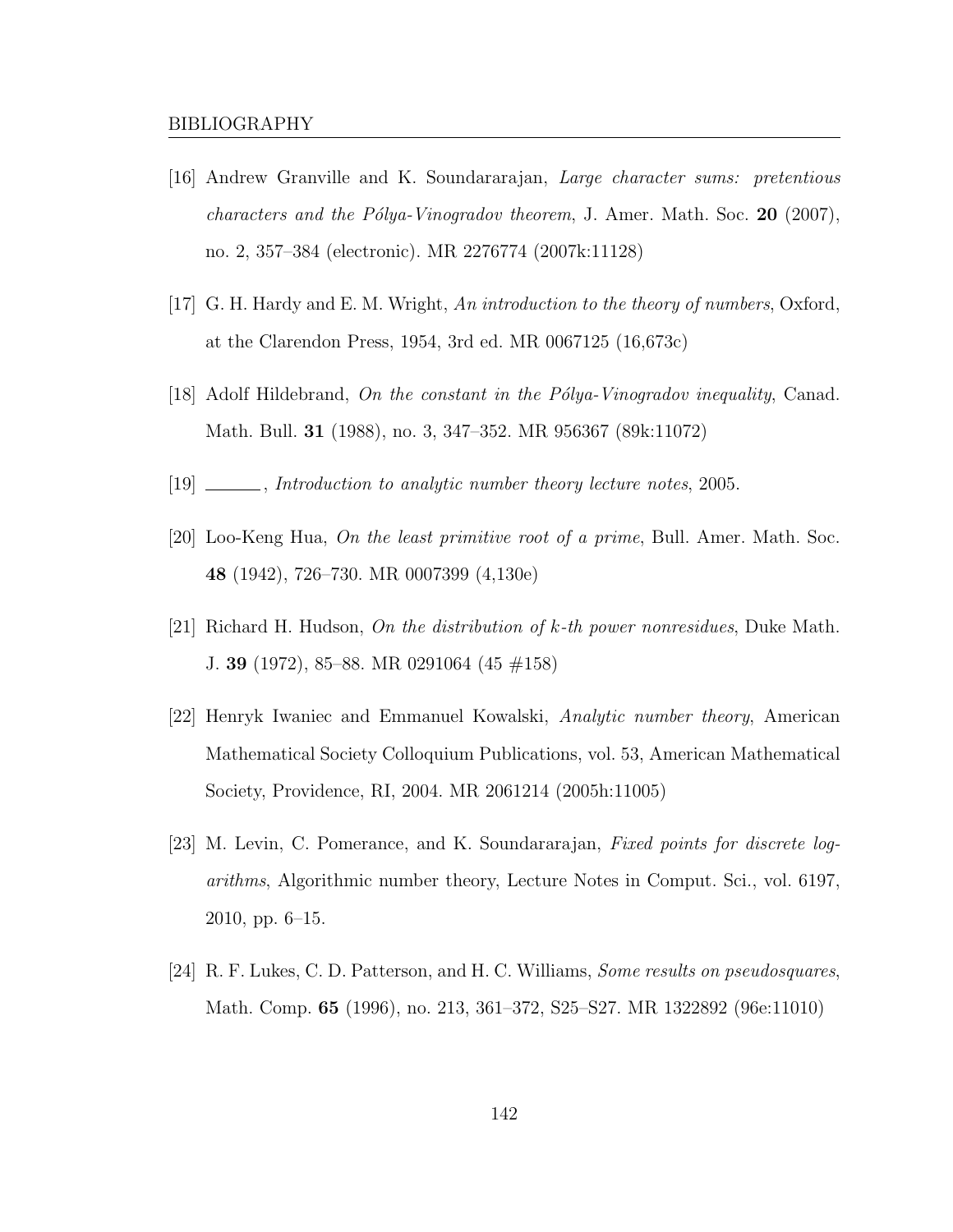[16] Andrew Granville and K. Soundararajan, *Large character sums: pretentious characters and the Pólya-Vinogradov theorem*, J. Amer. Math. Soc. **20** (2007), no. 2, 357–384 (electronic). MR 2276774 (2007k:11128)

[17] G. H. Hardy and E. M. Wright, *An introduction to the theory of numbers*, Oxford, at the Clarendon Press, 1954, 3rd ed. MR 0067125 (16,673c)

[18] Adolf Hildebrand, *On the constant in the Pólya-Vinogradov inequality*, Canad. Math. Bull. **31** (1988), no. 3, 347–352. MR 956367 (89k:11072)

[19] ______, *Introduction to analytic number theory lecture notes*, 2005.

[20] Loo-Keng Hua, *On the least primitive root of a prime*, Bull. Amer. Math. Soc. **48** (1942), 726–730. MR 0007399 (4,130e)

[21] Richard H. Hudson, *On the distribution of $k$-th power nonresidues*, Duke Math. J. **39** (1972), 85–88. MR 0291064 (45 #158)

[22] Henryk Iwaniec and Emmanuel Kowalski, *Analytic number theory*, American Mathematical Society Colloquium Publications, vol. 53, American Mathematical Society, Providence, RI, 2004. MR 2061214 (2005h:11005)

[23] M. Levin, C. Pomerance, and K. Soundararajan, *Fixed points for discrete logarithms*, Algorithmic number theory, Lecture Notes in Comput. Sci., vol. 6197, 2010, pp. 6–15.

[24] R. F. Lukes, C. D. Patterson, and H. C. Williams, *Some results on pseudosquares*, Math. Comp. **65** (1996), no. 213, 361–372, S25–S27. MR 1322892 (96e:11010)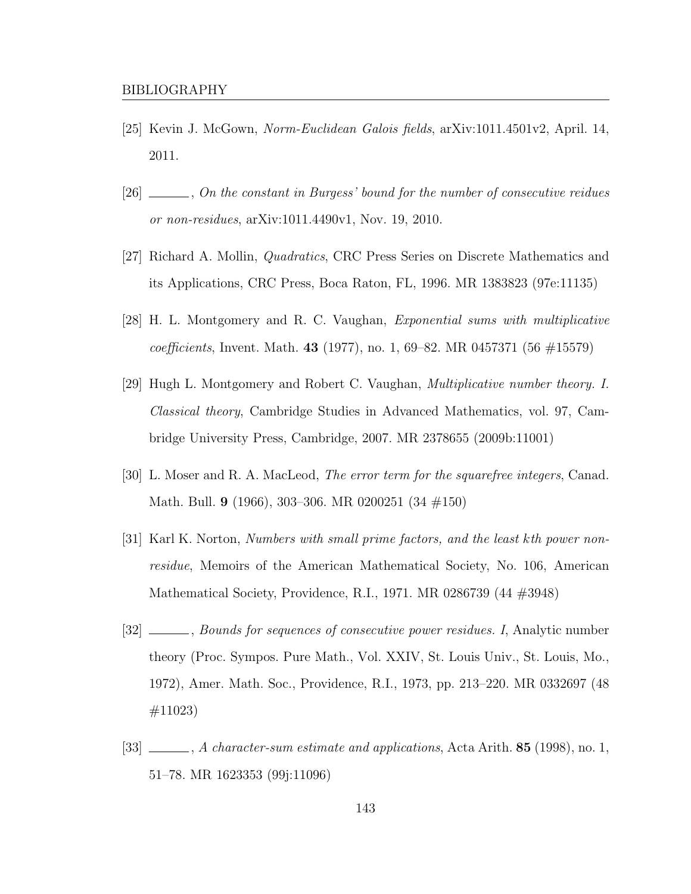[25] Kevin J. McGown, *Norm-Euclidean Galois fields*, arXiv:1011.4501v2, April. 14, 2011.

[26] ______, *On the constant in Burgess' bound for the number of consecutive reidues or non-residues*, arXiv:1011.4490v1, Nov. 19, 2010.

[27] Richard A. Mollin, *Quadratics*, CRC Press Series on Discrete Mathematics and its Applications, CRC Press, Boca Raton, FL, 1996. MR 1383823 (97e:11135)

[28] H. L. Montgomery and R. C. Vaughan, *Exponential sums with multiplicative coefficients*, Invent. Math. **43** (1977), no. 1, 69–82. MR 0457371 (56 #15579)

[29] Hugh L. Montgomery and Robert C. Vaughan, *Multiplicative number theory. I. Classical theory*, Cambridge Studies in Advanced Mathematics, vol. 97, Cambridge University Press, Cambridge, 2007. MR 2378655 (2009b:11001)

[30] L. Moser and R. A. MacLeod, *The error term for the squarefree integers*, Canad. Math. Bull. **9** (1966), 303–306. MR 0200251 (34 #150)

[31] Karl K. Norton, *Numbers with small prime factors, and the least kth power non-residue*, Memoirs of the American Mathematical Society, No. 106, American Mathematical Society, Providence, R.I., 1971. MR 0286739 (44 #3948)

[32] ______, *Bounds for sequences of consecutive power residues. I*, Analytic number theory (Proc. Sympos. Pure Math., Vol. XXIV, St. Louis Univ., St. Louis, Mo., 1972), Amer. Math. Soc., Providence, R.I., 1973, pp. 213–220. MR 0332697 (48 #11023)

[33] ______, *A character-sum estimate and applications*, Acta Arith. **85** (1998), no. 1, 51–78. MR 1623353 (99j:11096)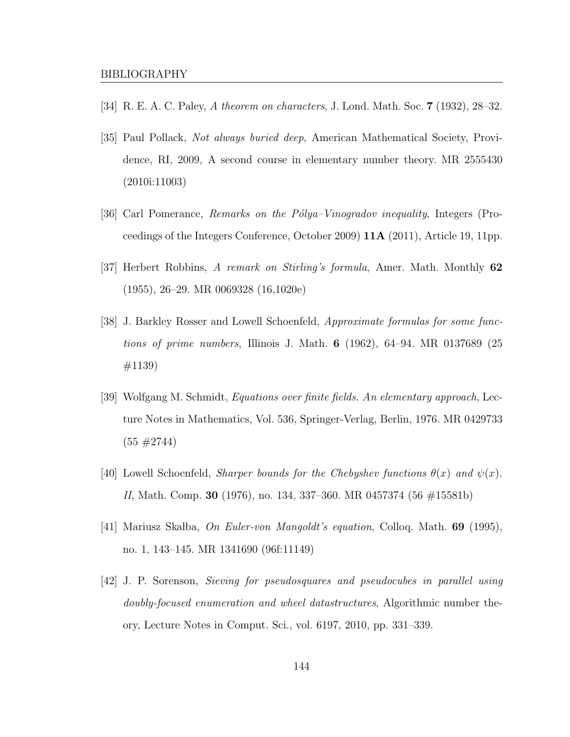[34] R. E. A. C. Paley, *A theorem on characters*, J. Lond. Math. Soc. **7** (1932), 28–32.

[35] Paul Pollack, *Not always buried deep*, American Mathematical Society, Providence, RI, 2009, A second course in elementary number theory. MR 2555430 (2010i:11003)

[36] Carl Pomerance, *Remarks on the Pólya–Vinogradov inequality*, Integers (Proceedings of the Integers Conference, October 2009) **11A** (2011), Article 19, 11pp.

[37] Herbert Robbins, *A remark on Stirling's formula*, Amer. Math. Monthly **62** (1955), 26–29. MR 0069328 (16,1020e)

[38] J. Barkley Rosser and Lowell Schoenfeld, *Approximate formulas for some functions of prime numbers*, Illinois J. Math. **6** (1962), 64–94. MR 0137689 (25 #1139)

[39] Wolfgang M. Schmidt, *Equations over finite fields. An elementary approach*, Lecture Notes in Mathematics, Vol. 536, Springer-Verlag, Berlin, 1976. MR 0429733 (55 #2744)

[40] Lowell Schoenfeld, *Sharper bounds for the Chebyshev functions $\theta(x)$ and $\psi(x)$. II*, Math. Comp. **30** (1976), no. 134, 337–360. MR 0457374 (56 #15581b)

[41] Mariusz Skałba, *On Euler-von Mangoldt's equation*, Colloq. Math. **69** (1995), no. 1, 143–145. MR 1341690 (96f:11149)

[42] J. P. Sorenson, *Sieving for pseudosquares and pseudocubes in parallel using doubly-focused enumeration and wheel datastructures*, Algorithmic number theory, Lecture Notes in Comput. Sci., vol. 6197, 2010, pp. 331–339.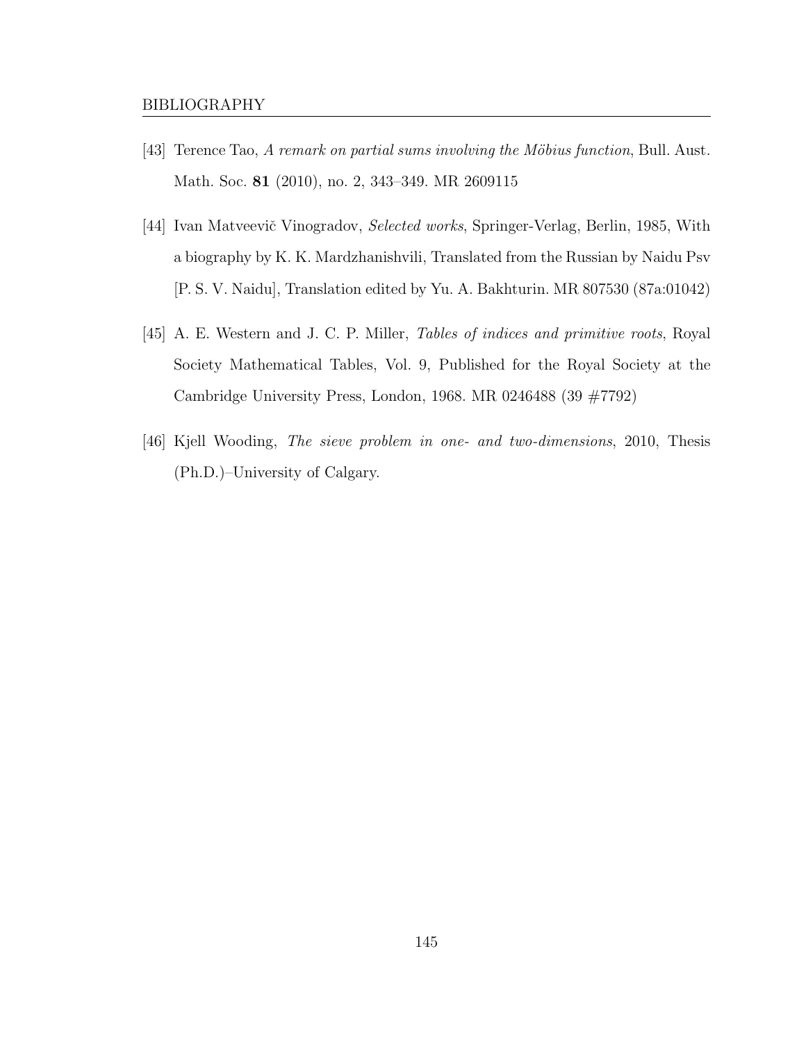[43] Terence Tao, *A remark on partial sums involving the Möbius function*, Bull. Aust. Math. Soc. **81** (2010), no. 2, 343–349. MR 2609115

[44] Ivan Matveevič Vinogradov, *Selected works*, Springer-Verlag, Berlin, 1985, With a biography by K. K. Mardzhanishvili, Translated from the Russian by Naidu Psv [P. S. V. Naidu], Translation edited by Yu. A. Bakhturin. MR 807530 (87a:01042)

[45] A. E. Western and J. C. P. Miller, *Tables of indices and primitive roots*, Royal Society Mathematical Tables, Vol. 9, Published for the Royal Society at the Cambridge University Press, London, 1968. MR 0246488 (39 #7792)

[46] Kjell Wooding, *The sieve problem in one- and two-dimensions*, 2010, Thesis (Ph.D.)–University of Calgary.